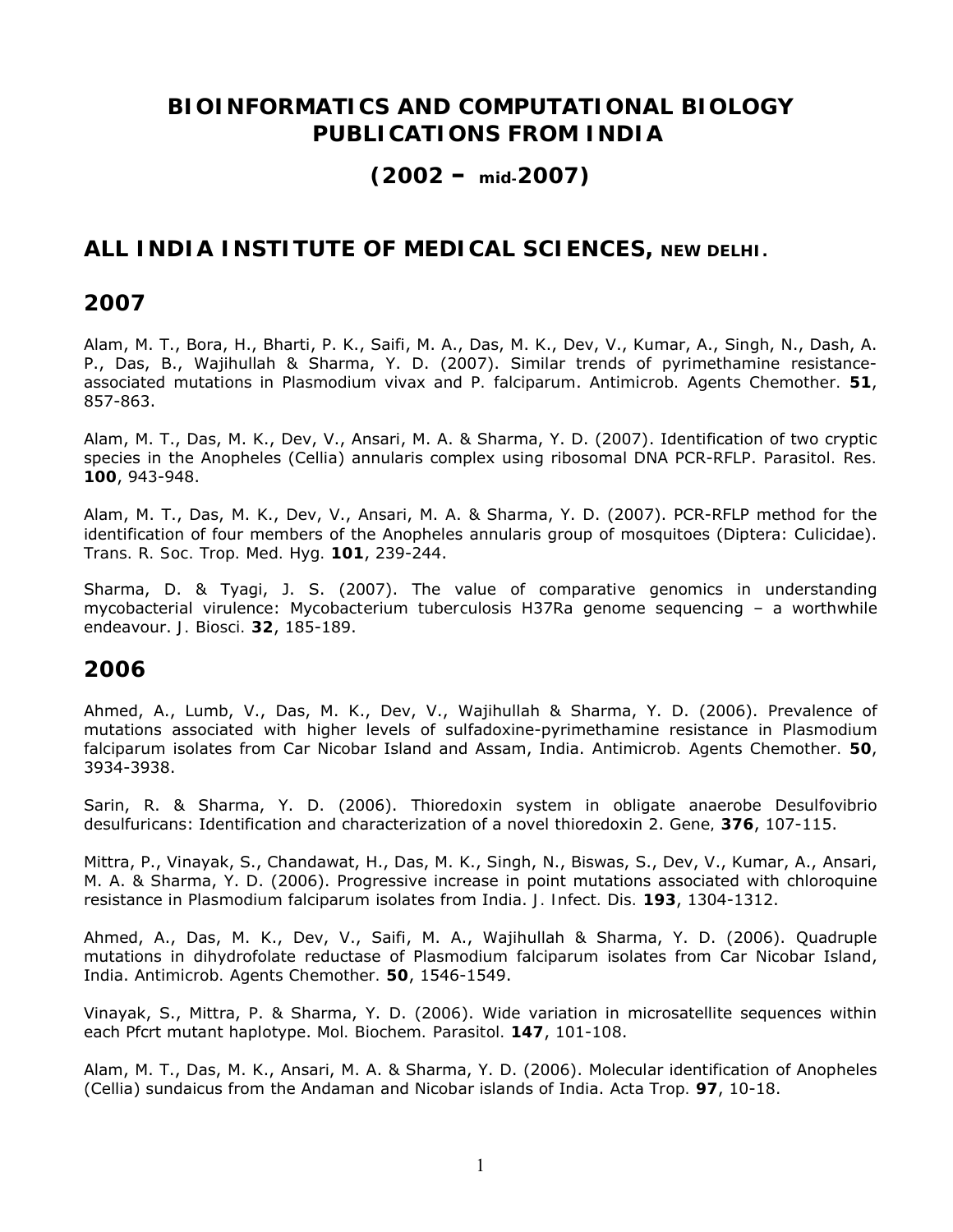# BIOINFORMATICS AND COMPUTATIONAL BIOLOGY PUBLICATIONS FROM INDIA

## (2002 – mid-2007)

## ALL INDIA INSTITUTE OF MEDICAL SCIENCES, NEW DELHI.

## 2007

Alam, M. T., Bora, H., Bharti, P. K., Saifi, M. A., Das, M. K., Dev, V., Kumar, A., Singh, N., Dash, A. P., Das, B., Wajihullah & Sharma, Y. D. (2007). Similar trends of pyrimethamine resistance-associated mutations in Plasmodium vivax and P. falciparum. Antimicrob. Agents Chemother. **51**, 857-863.

Alam, M. T., Das, M. K., Dev, V., Ansari, M. A. & Sharma, Y. D. (2007). Identification of two cryptic species in the Anopheles (Cellia) annularis complex using ribosomal DNA PCR-RFLP. Parasitol. Res. **100**, 943-948.

Alam, M. T., Das, M. K., Dev, V., Ansari, M. A. & Sharma, Y. D. (2007). PCR-RFLP method for the identification of four members of the Anopheles annularis group of mosquitoes (Diptera: Culicidae). Trans. R. Soc. Trop. Med. Hyg. **101**, 239-244.

Sharma, D. & Tyagi, J. S. (2007). The value of comparative genomics in understanding mycobacterial virulence: Mycobacterium tuberculosis H37Ra genome sequencing – a worthwhile endeavour. J. Biosci. **32**, 185-189.

## 2006

Ahmed, A., Lumb, V., Das, M. K., Dev, V., Wajihullah & Sharma, Y. D. (2006). Prevalence of mutations associated with higher levels of sulfadoxine-pyrimethamine resistance in Plasmodium falciparum isolates from Car Nicobar Island and Assam, India. Antimicrob. Agents Chemother. **50**, 3934-3938.

Sarin, R. & Sharma, Y. D. (2006). Thioredoxin system in obligate anaerobe Desulfovibrio desulfuricans: Identification and characterization of a novel thioredoxin 2. Gene, **376**, 107-115.

Mittra, P., Vinayak, S., Chandawat, H., Das, M. K., Singh, N., Biswas, S., Dev, V., Kumar, A., Ansari, M. A. & Sharma, Y. D. (2006). Progressive increase in point mutations associated with chloroquine resistance in Plasmodium falciparum isolates from India. J. Infect. Dis. **193**, 1304-1312.

Ahmed, A., Das, M. K., Dev, V., Saifi, M. A., Wajihullah & Sharma, Y. D. (2006). Quadruple mutations in dihydrofolate reductase of Plasmodium falciparum isolates from Car Nicobar Island, India. Antimicrob. Agents Chemother. **50**, 1546-1549.

Vinayak, S., Mittra, P. & Sharma, Y. D. (2006). Wide variation in microsatellite sequences within each Pfcrt mutant haplotype. Mol. Biochem. Parasitol. **147**, 101-108.

Alam, M. T., Das, M. K., Ansari, M. A. & Sharma, Y. D. (2006). Molecular identification of Anopheles (Cellia) sundaicus from the Andaman and Nicobar islands of India. Acta Trop. **97**, 10-18.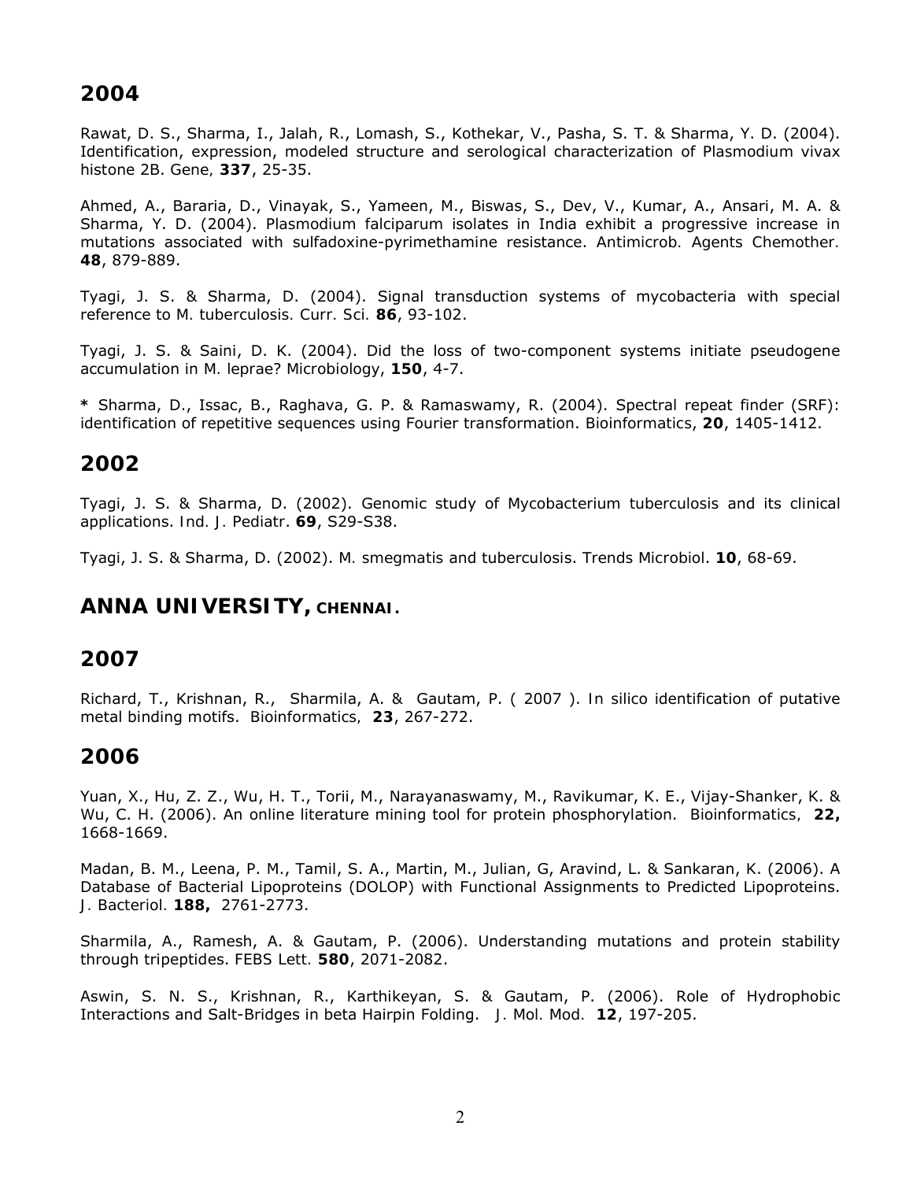## 2004

Rawat, D. S., Sharma, I., Jalah, R., Lomash, S., Kothekar, V., Pasha, S. T. & Sharma, Y. D. (2004). Identification, expression, modeled structure and serological characterization of Plasmodium vivax histone 2B. Gene, **337**, 25-35.

Ahmed, A., Bararia, D., Vinayak, S., Yameen, M., Biswas, S., Dev, V., Kumar, A., Ansari, M. A. & Sharma, Y. D. (2004). Plasmodium falciparum isolates in India exhibit a progressive increase in mutations associated with sulfadoxine-pyrimethamine resistance. Antimicrob. Agents Chemother. **48**, 879-889.

Tyagi, J. S. & Sharma, D. (2004). Signal transduction systems of mycobacteria with special reference to M. tuberculosis. Curr. Sci. **86**, 93-102.

Tyagi, J. S. & Saini, D. K. (2004). Did the loss of two-component systems initiate pseudogene accumulation in M. leprae? Microbiology, **150**, 4-7.

**\*** Sharma, D., Issac, B., Raghava, G. P. & Ramaswamy, R. (2004). Spectral repeat finder (SRF): identification of repetitive sequences using Fourier transformation. Bioinformatics, **20**, 1405-1412.

## 2002

Tyagi, J. S. & Sharma, D. (2002). Genomic study of Mycobacterium tuberculosis and its clinical applications. Ind. J. Pediatr. **69**, S29-S38.

Tyagi, J. S. & Sharma, D. (2002). M. smegmatis and tuberculosis. Trends Microbiol. **10**, 68-69.

# ANNA UNIVERSITY, CHENNAI.

## 2007

Richard, T., Krishnan, R., Sharmila, A. & Gautam, P. ( 2007 ). In silico identification of putative metal binding motifs. Bioinformatics, **23**, 267-272.

## 2006

Yuan, X., Hu, Z. Z., Wu, H. T., Torii, M., Narayanaswamy, M., Ravikumar, K. E., Vijay-Shanker, K. & Wu, C. H. (2006). An online literature mining tool for protein phosphorylation. Bioinformatics, **22,** 1668-1669.

Madan, B. M., Leena, P. M., Tamil, S. A., Martin, M., Julian, G, Aravind, L. & Sankaran, K. (2006). A Database of Bacterial Lipoproteins (DOLOP) with Functional Assignments to Predicted Lipoproteins. J. Bacteriol. **188,** 2761-2773.

Sharmila, A., Ramesh, A. & Gautam, P. (2006). Understanding mutations and protein stability through tripeptides. FEBS Lett. **580**, 2071-2082.

Aswin, S. N. S., Krishnan, R., Karthikeyan, S. & Gautam, P. (2006). Role of Hydrophobic Interactions and Salt-Bridges in beta Hairpin Folding. J. Mol. Mod. **12**, 197-205.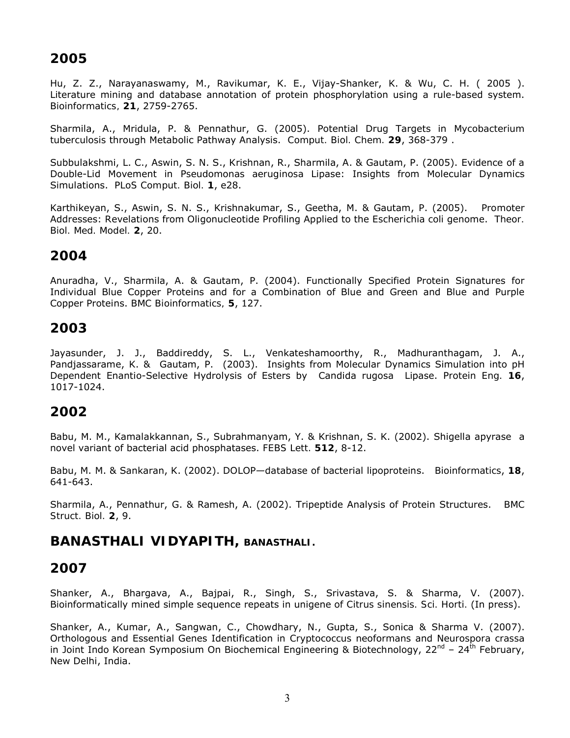## 2005

Hu, Z. Z., Narayanaswamy, M., Ravikumar, K. E., Vijay-Shanker, K. & Wu, C. H. ( 2005 ). Literature mining and database annotation of protein phosphorylation using a rule-based system. Bioinformatics, **21**, 2759-2765.

Sharmila, A., Mridula, P. & Pennathur, G. (2005). Potential Drug Targets in Mycobacterium tuberculosis through Metabolic Pathway Analysis. Comput. Biol. Chem. **29**, 368-379 .

Subbulakshmi, L. C., Aswin, S. N. S., Krishnan, R., Sharmila, A. & Gautam, P. (2005). Evidence of a Double-Lid Movement in Pseudomonas aeruginosa Lipase: Insights from Molecular Dynamics Simulations. PLoS Comput. Biol. **1**, e28.

Karthikeyan, S., Aswin, S. N. S., Krishnakumar, S., Geetha, M. & Gautam, P. (2005). Promoter Addresses: Revelations from Oligonucleotide Profiling Applied to the Escherichia coli genome. Theor. Biol. Med. Model. **2**, 20.

## 2004

Anuradha, V., Sharmila, A. & Gautam, P. (2004). Functionally Specified Protein Signatures for Individual Blue Copper Proteins and for a Combination of Blue and Green and Blue and Purple Copper Proteins. BMC Bioinformatics, **5**, 127.

## 2003

Jayasunder, J. J., Baddireddy, S. L., Venkateshamoorthy, R., Madhuranthagam, J. A., Pandjassarame, K. & Gautam, P. (2003). Insights from Molecular Dynamics Simulation into pH Dependent Enantio-Selective Hydrolysis of Esters by Candida rugosa Lipase. Protein Eng. **16**, 1017-1024.

## 2002

Babu, M. M., Kamalakkannan, S., Subrahmanyam, Y. & Krishnan, S. K. (2002). Shigella apyrase a novel variant of bacterial acid phosphatases. FEBS Lett. **512**, 8-12.

Babu, M. M. & Sankaran, K. (2002). DOLOP—database of bacterial lipoproteins. Bioinformatics, **18**, 641-643.

Sharmila, A., Pennathur, G. & Ramesh, A. (2002). Tripeptide Analysis of Protein Structures. BMC Struct. Biol. **2**, 9.

## BANASTHALI VIDYAPITH, BANASTHALI.

## 2007

Shanker, A., Bhargava, A., Bajpai, R., Singh, S., Srivastava, S. & Sharma, V. (2007). Bioinformatically mined simple sequence repeats in unigene of Citrus sinensis. Sci. Horti. (In press).

Shanker, A., Kumar, A., Sangwan, C., Chowdhary, N., Gupta, S., Sonica & Sharma V. (2007). Orthologous and Essential Genes Identification in Cryptococcus neoformans and Neurospora crassa in Joint Indo Korean Symposium On Biochemical Engineering & Biotechnology, 22nd – 24th February, New Delhi, India.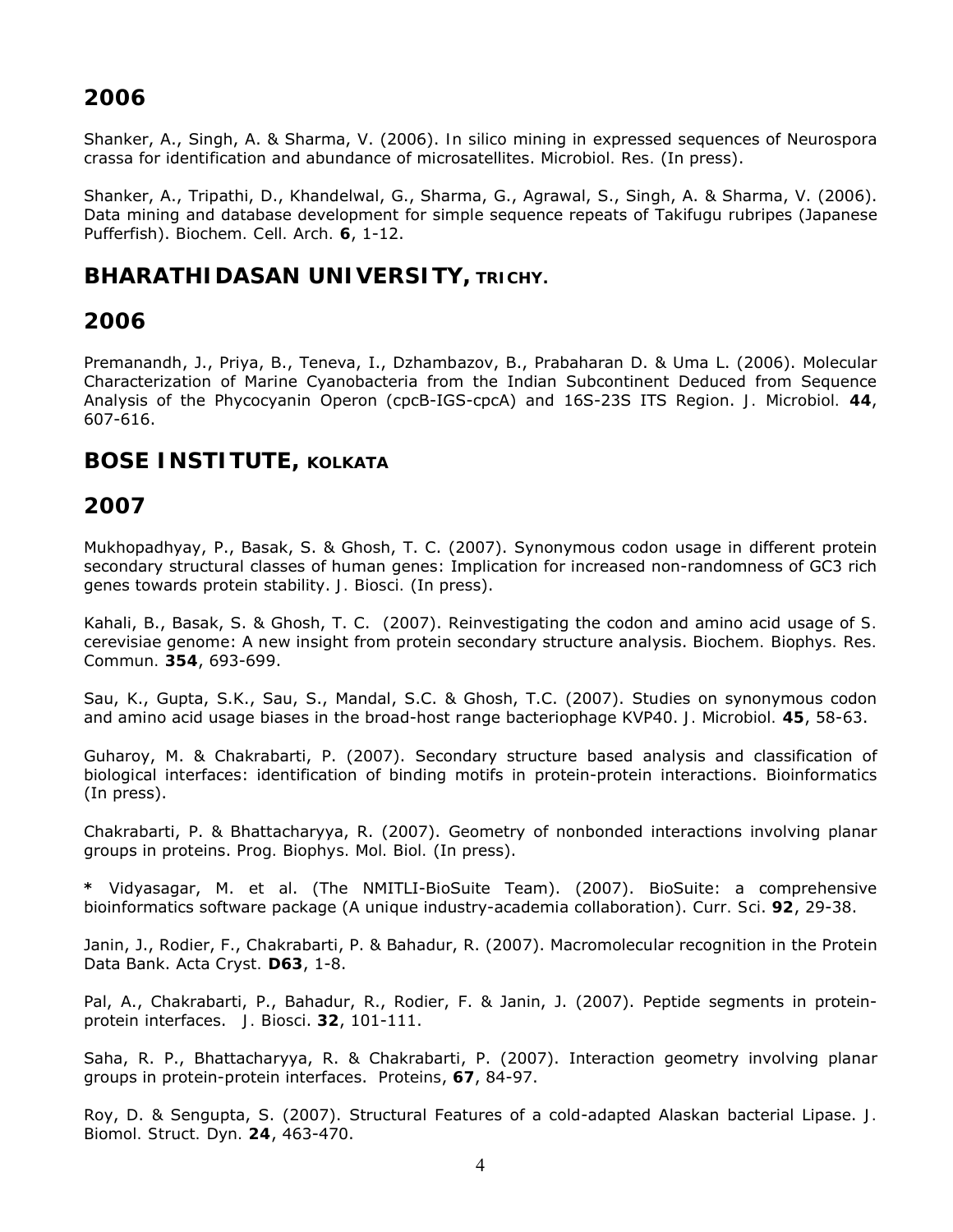## 2006

Shanker, A., Singh, A. & Sharma, V. (2006). *In silico* mining in expressed sequences of *Neurospora crassa* for identification and abundance of microsatellites. *Microbiol. Res.* (In press).

Shanker, A., Tripathi, D., Khandelwal, G., Sharma, G., Agrawal, S., Singh, A. & Sharma, V. (2006). Data mining and database development for simple sequence repeats of *Takifugu rubripes* (Japanese Pufferfish). *Biochem. Cell. Arch.* **6**, 1-12.

# BHARATHIDASAN UNIVERSITY, TRICHY.

## 2006

Premanandh, J., Priya, B., Teneva, I., Dzhambazov, B., Prabaharan D. & Uma L. (2006). Molecular Characterization of Marine Cyanobacteria from the Indian Subcontinent Deduced from Sequence Analysis of the Phycocyanin Operon (cpcB-IGS-cpcA) and 16S-23S ITS Region. *J. Microbiol.* **44**, 607-616.

# BOSE INSTITUTE, KOLKATA

## 2007

Mukhopadhyay, P., Basak, S. & Ghosh, T. C. (2007). Synonymous codon usage in different protein secondary structural classes of human genes: Implication for increased non-randomness of GC3 rich genes towards protein stability. *J. Biosci.* (In press).

Kahali, B., Basak, S. & Ghosh, T. C. (2007). Reinvestigating the codon and amino acid usage of *S. cerevisiae* genome: A new insight from protein secondary structure analysis. *Biochem. Biophys. Res. Commun.* **354**, 693-699.

Sau, K., Gupta, S.K., Sau, S., Mandal, S.C. & Ghosh, T.C. (2007). Studies on synonymous codon and amino acid usage biases in the broad-host range bacteriophage KVP40. *J. Microbiol.* **45**, 58-63.

Guharoy, M. & Chakrabarti, P. (2007). Secondary structure based analysis and classification of biological interfaces: identification of binding motifs in protein-protein interactions. *Bioinformatics* (In press).

Chakrabarti, P. & Bhattacharyya, R. (2007). Geometry of nonbonded interactions involving planar groups in proteins. *Prog. Biophys. Mol. Biol.* (In press).

**\*** Vidyasagar, M. et al. (The NMITLI-BioSuite Team). (2007). BioSuite: a comprehensive bioinformatics software package (A unique industry-academia collaboration). *Curr. Sci.* **92**, 29-38.

Janin, J., Rodier, F., Chakrabarti, P. & Bahadur, R. (2007). Macromolecular recognition in the Protein Data Bank. *Acta Cryst.* **D63**, 1-8.

Pal, A., Chakrabarti, P., Bahadur, R., Rodier, F. & Janin, J. (2007). Peptide segments in protein-protein interfaces. *J. Biosci.* **32**, 101-111.

Saha, R. P., Bhattacharyya, R. & Chakrabarti, P. (2007). Interaction geometry involving planar groups in protein-protein interfaces. *Proteins*, **67**, 84-97.

Roy, D. & Sengupta, S. (2007). Structural Features of a cold-adapted Alaskan bacterial Lipase. *J. Biomol. Struct. Dyn.* **24**, 463-470.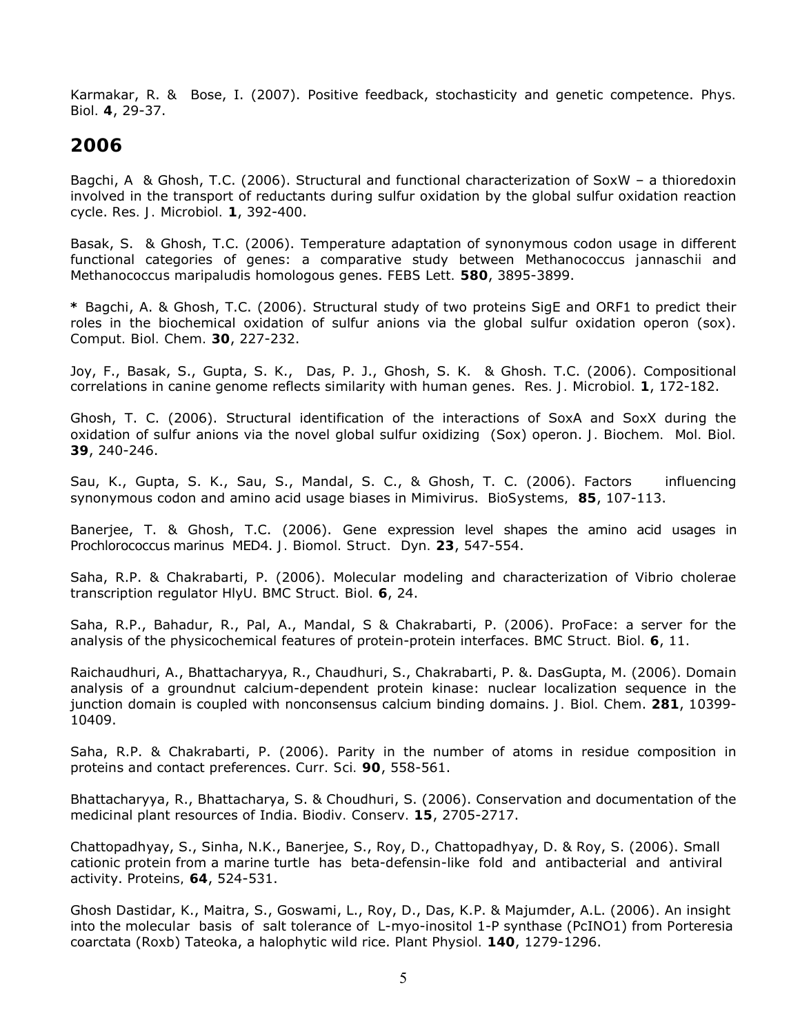Karmakar, R. & Bose, I. (2007). Positive feedback, stochasticity and genetic competence. Phys. Biol. **4**, 29-37.

## 2006

Bagchi, A & Ghosh, T.C. (2006). Structural and functional characterization of SoxW – a thioredoxin involved in the transport of reductants during sulfur oxidation by the global sulfur oxidation reaction cycle. Res. J. Microbiol. **1**, 392-400.

Basak, S. & Ghosh, T.C. (2006). Temperature adaptation of synonymous codon usage in different functional categories of genes: a comparative study between Methanococcus jannaschii and Methanococcus maripaludis homologous genes. FEBS Lett. **580**, 3895-3899.

**\*** Bagchi, A. & Ghosh, T.C. (2006). Structural study of two proteins SigE and ORF1 to predict their roles in the biochemical oxidation of sulfur anions via the global sulfur oxidation operon (sox). Comput. Biol. Chem. **30**, 227-232.

Joy, F., Basak, S., Gupta, S. K., Das, P. J., Ghosh, S. K. & Ghosh. T.C. (2006). Compositional correlations in canine genome reflects similarity with human genes. Res. J. Microbiol. **1**, 172-182.

Ghosh, T. C. (2006). Structural identification of the interactions of SoxA and SoxX during the oxidation of sulfur anions via the novel global sulfur oxidizing (Sox) operon. J. Biochem. Mol. Biol. **39**, 240-246.

Sau, K., Gupta, S. K., Sau, S., Mandal, S. C., & Ghosh, T. C. (2006). Factors influencing synonymous codon and amino acid usage biases in Mimivirus. BioSystems, **85**, 107-113.

Banerjee, T. & Ghosh, T.C. (2006). Gene expression level shapes the amino acid usages in Prochlorococcus marinus MED4. J. Biomol. Struct. Dyn. **23**, 547-554.

Saha, R.P. & Chakrabarti, P. (2006). Molecular modeling and characterization of Vibrio cholerae transcription regulator HlyU. BMC Struct. Biol. **6**, 24.

Saha, R.P., Bahadur, R., Pal, A., Mandal, S & Chakrabarti, P. (2006). ProFace: a server for the analysis of the physicochemical features of protein-protein interfaces. BMC Struct. Biol. **6**, 11.

Raichaudhuri, A., Bhattacharyya, R., Chaudhuri, S., Chakrabarti, P. &. DasGupta, M. (2006). Domain analysis of a groundnut calcium-dependent protein kinase: nuclear localization sequence in the junction domain is coupled with nonconsensus calcium binding domains. J. Biol. Chem. **281**, 10399-10409.

Saha, R.P. & Chakrabarti, P. (2006). Parity in the number of atoms in residue composition in proteins and contact preferences. Curr. Sci. **90**, 558-561.

Bhattacharyya, R., Bhattacharya, S. & Choudhuri, S. (2006). Conservation and documentation of the medicinal plant resources of India. Biodiv. Conserv. **15**, 2705-2717.

Chattopadhyay, S., Sinha, N.K., Banerjee, S., Roy, D., Chattopadhyay, D. & Roy, S. (2006). Small cationic protein from a marine turtle has beta-defensin-like fold and antibacterial and antiviral activity. Proteins, **64**, 524-531.

Ghosh Dastidar, K., Maitra, S., Goswami, L., Roy, D., Das, K.P. & Majumder, A.L. (2006). An insight into the molecular basis of salt tolerance of L-myo-inositol 1-P synthase (PcINO1) from Porteresia coarctata (Roxb) Tateoka, a halophytic wild rice. Plant Physiol. **140**, 1279-1296.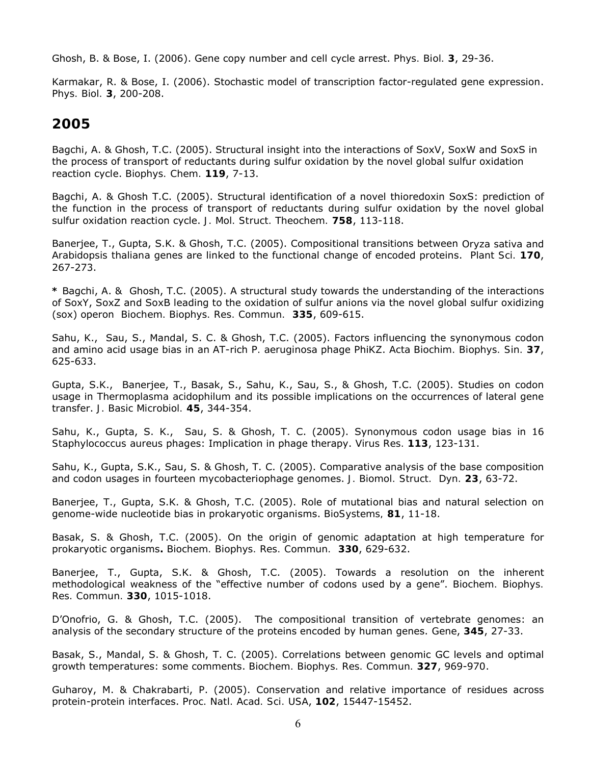Ghosh, B. & Bose, I. (2006). Gene copy number and cell cycle arrest. Phys. Biol. **3**, 29-36.

Karmakar, R. & Bose, I. (2006). Stochastic model of transcription factor-regulated gene expression. Phys. Biol. **3**, 200-208.

## 2005

Bagchi, A. & Ghosh, T.C. (2005). Structural insight into the interactions of SoxV, SoxW and SoxS in the process of transport of reductants during sulfur oxidation by the novel global sulfur oxidation reaction cycle. Biophys. Chem. **119**, 7-13.

Bagchi, A. & Ghosh T.C. (2005). Structural identification of a novel thioredoxin SoxS: prediction of the function in the process of transport of reductants during sulfur oxidation by the novel global sulfur oxidation reaction cycle. J. Mol. Struct. Theochem. **758**, 113-118.

Banerjee, T., Gupta, S.K. & Ghosh, T.C. (2005). Compositional transitions between Oryza sativa and Arabidopsis thaliana genes are linked to the functional change of encoded proteins. Plant Sci. **170**, 267-273.

**\*** Bagchi, A. & Ghosh, T.C. (2005). A structural study towards the understanding of the interactions of SoxY, SoxZ and SoxB leading to the oxidation of sulfur anions via the novel global sulfur oxidizing (sox) operon Biochem. Biophys. Res. Commun. **335**, 609-615.

Sahu, K., Sau, S., Mandal, S. C. & Ghosh, T.C. (2005). Factors influencing the synonymous codon and amino acid usage bias in an AT-rich P. aeruginosa phage PhiKZ. Acta Biochim. Biophys. Sin. **37**, 625-633.

Gupta, S.K., Banerjee, T., Basak, S., Sahu, K., Sau, S., & Ghosh, T.C. (2005). Studies on codon usage in Thermoplasma acidophilum and its possible implications on the occurrences of lateral gene transfer. J. Basic Microbiol. **45**, 344-354.

Sahu, K., Gupta, S. K., Sau, S. & Ghosh, T. C. (2005). Synonymous codon usage bias in 16 Staphylococcus aureus phages: Implication in phage therapy. Virus Res. **113**, 123-131.

Sahu, K., Gupta, S.K., Sau, S. & Ghosh, T. C. (2005). Comparative analysis of the base composition and codon usages in fourteen mycobacteriophage genomes. J. Biomol. Struct. Dyn. **23**, 63-72.

Banerjee, T., Gupta, S.K. & Ghosh, T.C. (2005). Role of mutational bias and natural selection on genome-wide nucleotide bias in prokaryotic organisms. BioSystems, **81**, 11-18.

Basak, S. & Ghosh, T.C. (2005). On the origin of genomic adaptation at high temperature for prokaryotic organisms**.** Biochem. Biophys. Res. Commun. **330**, 629-632.

Banerjee, T., Gupta, S.K. & Ghosh, T.C. (2005). Towards a resolution on the inherent methodological weakness of the "effective number of codons used by a gene". Biochem. Biophys. Res. Commun. **330**, 1015-1018.

D'Onofrio, G. & Ghosh, T.C. (2005). The compositional transition of vertebrate genomes: an analysis of the secondary structure of the proteins encoded by human genes. Gene, **345**, 27-33.

Basak, S., Mandal, S. & Ghosh, T. C. (2005). Correlations between genomic GC levels and optimal growth temperatures: some comments. Biochem. Biophys. Res. Commun. **327**, 969-970.

Guharoy, M. & Chakrabarti, P. (2005). Conservation and relative importance of residues across protein-protein interfaces. Proc. Natl. Acad. Sci. USA, **102**, 15447-15452.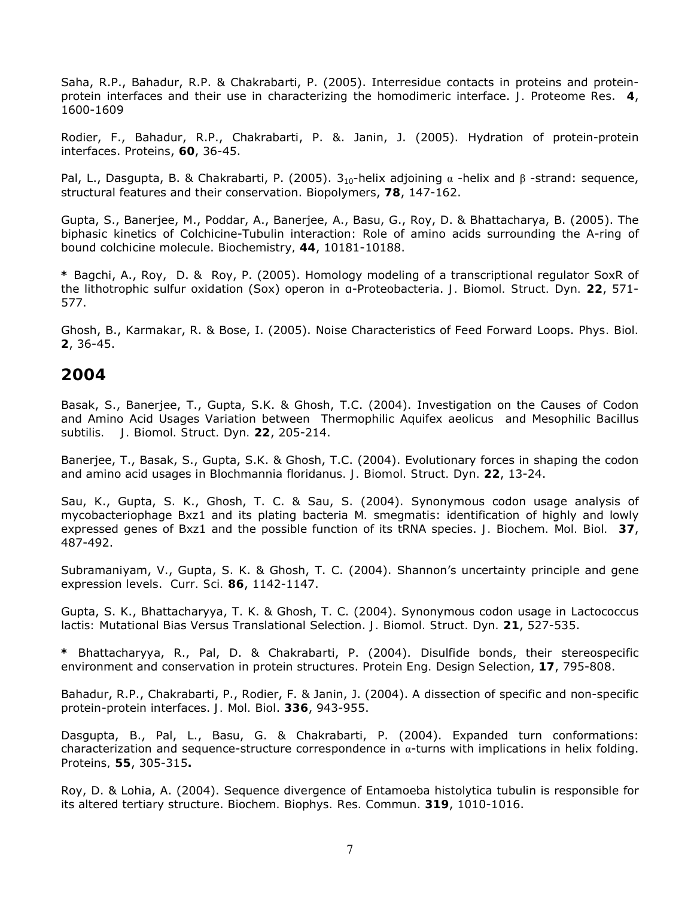Saha, R.P., Bahadur, R.P. & Chakrabarti, P. (2005). Interresidue contacts in proteins and protein-protein interfaces and their use in characterizing the homodimeric interface. J. Proteome Res. **4**, 1600-1609

Rodier, F., Bahadur, R.P., Chakrabarti, P. &. Janin, J. (2005). Hydration of protein-protein interfaces. Proteins, **60**, 36-45.

Pal, L., Dasgupta, B. & Chakrabarti, P. (2005). $3_{10}$-helix adjoining $\alpha$ -helix and $\beta$ -strand: sequence, structural features and their conservation. Biopolymers, **78**, 147-162.

Gupta, S., Banerjee, M., Poddar, A., Banerjee, A., Basu, G., Roy, D. & Bhattacharya, B. (2005). The biphasic kinetics of Colchicine-Tubulin interaction: Role of amino acids surrounding the A-ring of bound colchicine molecule. Biochemistry, **44**, 10181-10188.

* Bagchi, A., Roy, D. & Roy, P. (2005). Homology modeling of a transcriptional regulator SoxR of the lithotrophic sulfur oxidation (Sox) operon in α-Proteobacteria. J. Biomol. Struct. Dyn. **22**, 571-577.

Ghosh, B., Karmakar, R. & Bose, I. (2005). Noise Characteristics of Feed Forward Loops. Phys. Biol. **2**, 36-45.

## 2004

Basak, S., Banerjee, T., Gupta, S.K. & Ghosh, T.C. (2004). Investigation on the Causes of Codon and Amino Acid Usages Variation between Thermophilic Aquifex aeolicus and Mesophilic Bacillus subtilis. J. Biomol. Struct. Dyn. **22**, 205-214.

Banerjee, T., Basak, S., Gupta, S.K. & Ghosh, T.C. (2004). Evolutionary forces in shaping the codon and amino acid usages in Blochmannia floridanus. J. Biomol. Struct. Dyn. **22**, 13-24.

Sau, K., Gupta, S. K., Ghosh, T. C. & Sau, S. (2004). Synonymous codon usage analysis of mycobacteriophage Bxz1 and its plating bacteria M. smegmatis: identification of highly and lowly expressed genes of Bxz1 and the possible function of its tRNA species. J. Biochem. Mol. Biol. **37**, 487-492.

Subramaniyam, V., Gupta, S. K. & Ghosh, T. C. (2004). Shannon's uncertainty principle and gene expression levels. Curr. Sci. **86**, 1142-1147.

Gupta, S. K., Bhattacharyya, T. K. & Ghosh, T. C. (2004). Synonymous codon usage in Lactococcus lactis: Mutational Bias Versus Translational Selection. J. Biomol. Struct. Dyn. **21**, 527-535.

* Bhattacharyya, R., Pal, D. & Chakrabarti, P. (2004). Disulfide bonds, their stereospecific environment and conservation in protein structures. Protein Eng. Design Selection, **17**, 795-808.

Bahadur, R.P., Chakrabarti, P., Rodier, F. & Janin, J. (2004). A dissection of specific and non-specific protein-protein interfaces. J. Mol. Biol. **336**, 943-955.

Dasgupta, B., Pal, L., Basu, G. & Chakrabarti, P. (2004). Expanded turn conformations: characterization and sequence-structure correspondence in $\alpha$-turns with implications in helix folding. Proteins, **55**, 305-315**.**

Roy, D. & Lohia, A. (2004). Sequence divergence of Entamoeba histolytica tubulin is responsible for its altered tertiary structure. Biochem. Biophys. Res. Commun. **319**, 1010-1016.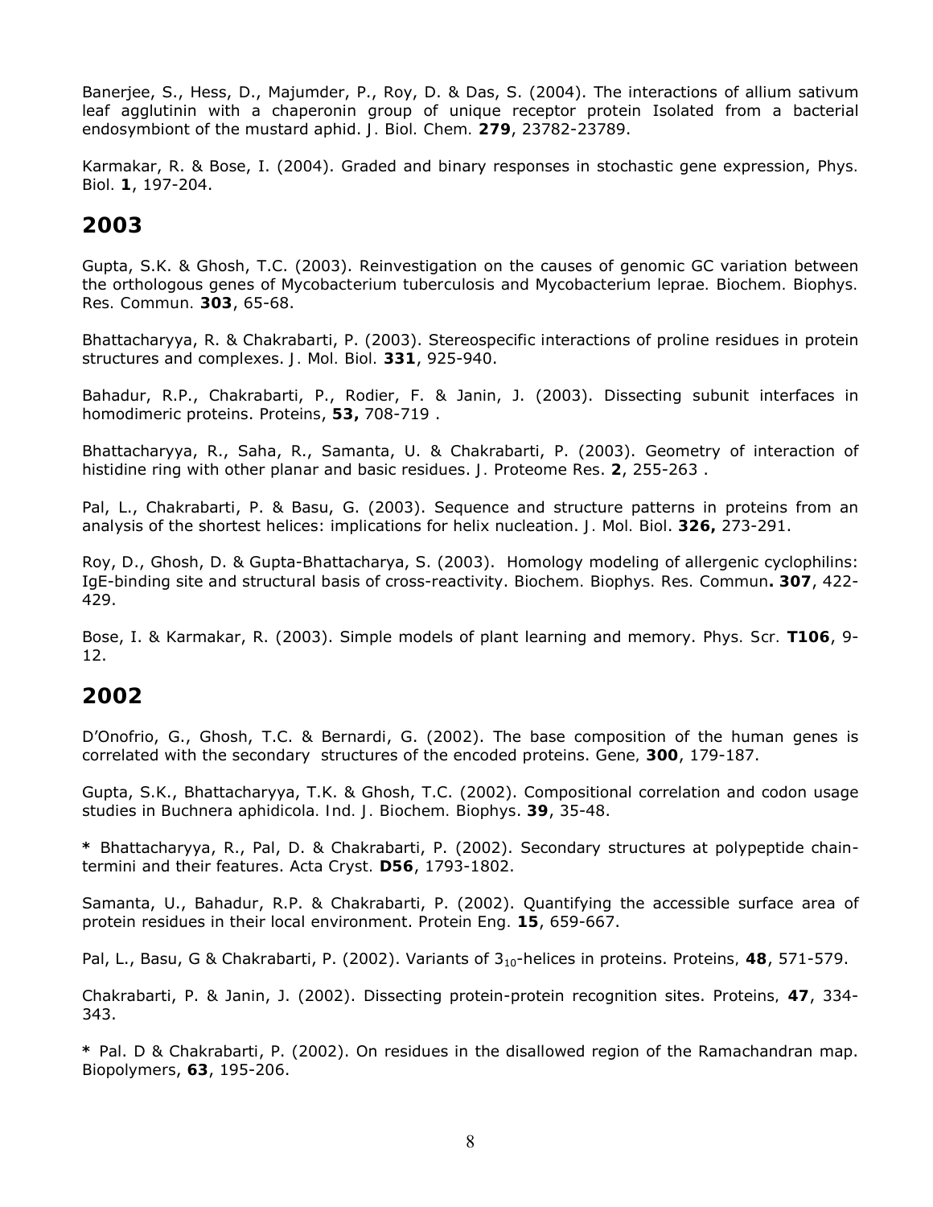Banerjee, S., Hess, D., Majumder, P., Roy, D. & Das, S. (2004). The interactions of allium sativum leaf agglutinin with a chaperonin group of unique receptor protein Isolated from a bacterial endosymbiont of the mustard aphid. J. Biol. Chem. **279**, 23782-23789.

Karmakar, R. & Bose, I. (2004). Graded and binary responses in stochastic gene expression, Phys. Biol. **1**, 197-204.

## 2003

Gupta, S.K. & Ghosh, T.C. (2003). Reinvestigation on the causes of genomic GC variation between the orthologous genes of Mycobacterium tuberculosis and Mycobacterium leprae. Biochem. Biophys. Res. Commun. **303**, 65-68.

Bhattacharyya, R. & Chakrabarti, P. (2003). Stereospecific interactions of proline residues in protein structures and complexes. J. Mol. Biol. **331**, 925-940.

Bahadur, R.P., Chakrabarti, P., Rodier, F. & Janin, J. (2003). Dissecting subunit interfaces in homodimeric proteins. Proteins, **53,** 708-719 .

Bhattacharyya, R., Saha, R., Samanta, U. & Chakrabarti, P. (2003). Geometry of interaction of histidine ring with other planar and basic residues. J. Proteome Res. **2**, 255-263 .

Pal, L., Chakrabarti, P. & Basu, G. (2003). Sequence and structure patterns in proteins from an analysis of the shortest helices: implications for helix nucleation. J. Mol. Biol. **326,** 273-291.

Roy, D., Ghosh, D. & Gupta-Bhattacharya, S. (2003). Homology modeling of allergenic cyclophilins: IgE-binding site and structural basis of cross-reactivity. Biochem. Biophys. Res. Commun**. 307**, 422-429.

Bose, I. & Karmakar, R. (2003). Simple models of plant learning and memory. Phys. Scr. **T106**, 9-12.

## 2002

D'Onofrio, G., Ghosh, T.C. & Bernardi, G. (2002). The base composition of the human genes is correlated with the secondary structures of the encoded proteins. Gene, **300**, 179-187.

Gupta, S.K., Bhattacharyya, T.K. & Ghosh, T.C. (2002). Compositional correlation and codon usage studies in Buchnera aphidicola. Ind. J. Biochem. Biophys. **39**, 35-48.

**\*** Bhattacharyya, R., Pal, D. & Chakrabarti, P. (2002). Secondary structures at polypeptide chain-termini and their features. Acta Cryst. **D56**, 1793-1802.

Samanta, U., Bahadur, R.P. & Chakrabarti, P. (2002). Quantifying the accessible surface area of protein residues in their local environment. Protein Eng. **15**, 659-667.

Pal, L., Basu, G & Chakrabarti, P. (2002). Variants of $3_{10}$-helices in proteins. Proteins, **48**, 571-579.

Chakrabarti, P. & Janin, J. (2002). Dissecting protein-protein recognition sites. Proteins, **47**, 334-343.

**\*** Pal. D & Chakrabarti, P. (2002). On residues in the disallowed region of the Ramachandran map. Biopolymers, **63**, 195-206.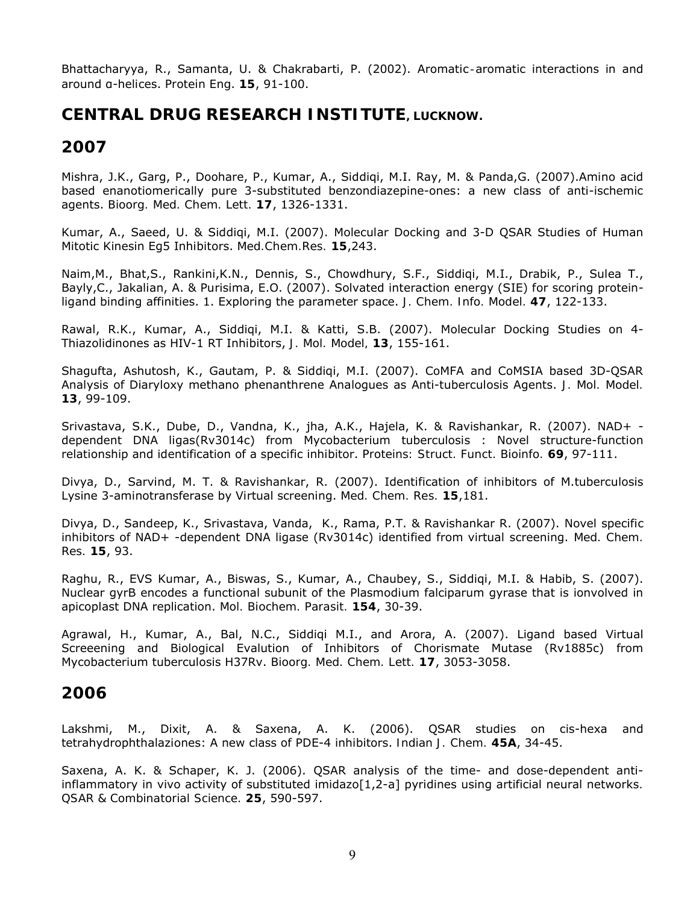Bhattacharyya, R., Samanta, U. & Chakrabarti, P. (2002). Aromatic-aromatic interactions in and around α-helices. Protein Eng. **15**, 91-100.

## CENTRAL DRUG RESEARCH INSTITUTE, LUCKNOW.

## 2007

Mishra, J.K., Garg, P., Doohare, P., Kumar, A., Siddiqi, M.I. Ray, M. & Panda,G. (2007).Amino acid based enanotiomerically pure 3-substituted benzondiazepine-ones: a new class of anti-ischemic agents. Bioorg. Med. Chem. Lett. **17**, 1326-1331.

Kumar, A., Saeed, U. & Siddiqi, M.I. (2007). Molecular Docking and 3-D QSAR Studies of Human Mitotic Kinesin Eg5 Inhibitors. Med.Chem.Res. **15**,243.

Naim,M., Bhat,S., Rankini,K.N., Dennis, S., Chowdhury, S.F., Siddiqi, M.I., Drabik, P., Sulea T., Bayly,C., Jakalian, A. & Purisima, E.O. (2007). Solvated interaction energy (SIE) for scoring protein-ligand binding affinities. 1. Exploring the parameter space. J. Chem. Info. Model. **47**, 122-133.

Rawal, R.K., Kumar, A., Siddiqi, M.I. & Katti, S.B. (2007). Molecular Docking Studies on 4-Thiazolidinones as HIV-1 RT Inhibitors, J. Mol. Model, **13**, 155-161.

Shagufta, Ashutosh, K., Gautam, P. & Siddiqi, M.I. (2007). CoMFA and CoMSIA based 3D-QSAR Analysis of Diaryloxy methano phenanthrene Analogues as Anti-tuberculosis Agents. J. Mol. Model. **13**, 99-109.

Srivastava, S.K., Dube, D., Vandna, K., jha, A.K., Hajela, K. & Ravishankar, R. (2007). NAD+ -dependent DNA ligas(Rv3014c) from Mycobacterium tuberculosis : Novel structure-function relationship and identification of a specific inhibitor. Proteins: Struct. Funct. Bioinfo. **69**, 97-111.

Divya, D., Sarvind, M. T. & Ravishankar, R. (2007). Identification of inhibitors of M.tuberculosis Lysine 3-aminotransferase by Virtual screening. Med. Chem. Res. **15**,181.

Divya, D., Sandeep, K., Srivastava, Vanda, K., Rama, P.T. & Ravishankar R. (2007). Novel specific inhibitors of NAD+ -dependent DNA ligase (Rv3014c) identified from virtual screening. Med. Chem. Res. **15**, 93.

Raghu, R., EVS Kumar, A., Biswas, S., Kumar, A., Chaubey, S., Siddiqi, M.I. & Habib, S. (2007). Nuclear gyrB encodes a functional subunit of the Plasmodium falciparum gyrase that is ionvolved in apicoplast DNA replication. Mol. Biochem. Parasit. **154**, 30-39.

Agrawal, H., Kumar, A., Bal, N.C., Siddiqi M.I., and Arora, A. (2007). Ligand based Virtual Screeening and Biological Evalution of Inhibitors of Chorismate Mutase (Rv1885c) from Mycobacterium tuberculosis H37Rv. Bioorg. Med. Chem. Lett. **17**, 3053-3058.

## 2006

Lakshmi, M., Dixit, A. & Saxena, A. K. (2006). QSAR studies on cis-hexa and tetrahydrophthalaziones: A new class of PDE-4 inhibitors. Indian J. Chem. **45A**, 34-45.

Saxena, A. K. & Schaper, K. J. (2006). QSAR analysis of the time- and dose-dependent anti-inflammatory in vivo activity of substituted imidazo[1,2-a] pyridines using artificial neural networks. QSAR & Combinatorial Science. **25**, 590-597.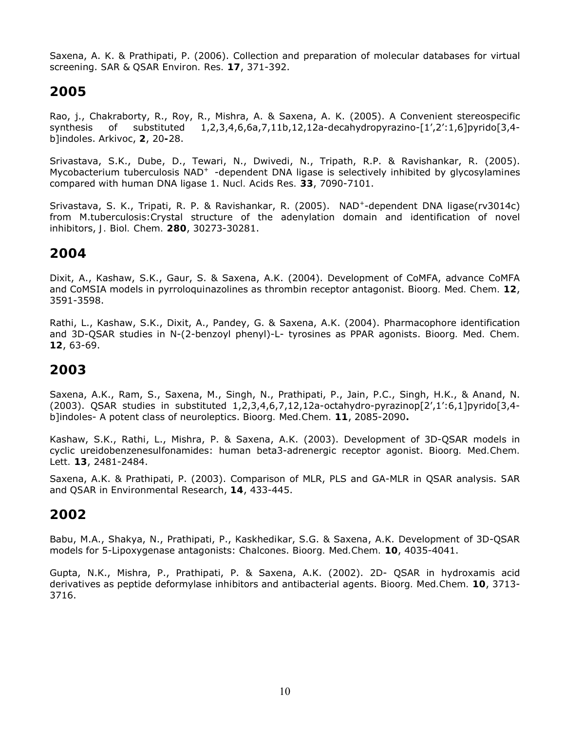Saxena, A. K. & Prathipati, P. (2006). Collection and preparation of molecular databases for virtual screening. SAR & QSAR Environ. Res. **17**, 371-392.

## 2005

Rao, j., Chakraborty, R., Roy, R., Mishra, A. & Saxena, A. K. (2005). A Convenient stereospecific synthesis of substituted 1,2,3,4,6,6a,7,11b,12,12a-decahydropyrazino-[1',2':1,6]pyrido[3,4-b]indoles. Arkivoc, **2**, 20**-**28.

Srivastava, S.K., Dube, D., Tewari, N., Dwivedi, N., Tripath, R.P. & Ravishankar, R. (2005). Mycobacterium tuberculosis $NAD^{+}$ -dependent DNA ligase is selectively inhibited by glycosylamines compared with human DNA ligase 1. Nucl. Acids Res. **33**, 7090-7101.

Srivastava, S. K., Tripati, R. P. & Ravishankar, R. (2005). $NAD^{+}$-dependent DNA ligase(rv3014c) from M.tuberculosis:Crystal structure of the adenylation domain and identification of novel inhibitors, J. Biol. Chem. **280**, 30273-30281.

## 2004

Dixit, A., Kashaw, S.K., Gaur, S. & Saxena, A.K. (2004). Development of CoMFA, advance CoMFA and CoMSIA models in pyrroloquinazolines as thrombin receptor antagonist. Bioorg. Med. Chem. **12**, 3591-3598.

Rathi, L., Kashaw, S.K., Dixit, A., Pandey, G. & Saxena, A.K. (2004). Pharmacophore identification and 3D-QSAR studies in N-(2-benzoyl phenyl)-L- tyrosines as PPAR agonists. Bioorg. Med. Chem. **12**, 63-69.

## 2003

Saxena, A.K., Ram, S., Saxena, M., Singh, N., Prathipati, P., Jain, P.C., Singh, H.K., & Anand, N. (2003). QSAR studies in substituted 1,2,3,4,6,7,12,12a-octahydro-pyrazinop[2',1':6,1]pyrido[3,4-b]indoles- A potent class of neuroleptics. Bioorg. Med.Chem. **11**, 2085-2090**.**

Kashaw, S.K., Rathi, L., Mishra, P. & Saxena, A.K. (2003). Development of 3D-QSAR models in cyclic ureidobenzenesulfonamides: human beta3-adrenergic receptor agonist. Bioorg. Med.Chem. Lett. **13**, 2481-2484.

Saxena, A.K. & Prathipati, P. (2003). Comparison of MLR, PLS and GA-MLR in QSAR analysis. SAR and QSAR in Environmental Research, **14**, 433-445.

## 2002

Babu, M.A., Shakya, N., Prathipati, P., Kaskhedikar, S.G. & Saxena, A.K. Development of 3D-QSAR models for 5-Lipoxygenase antagonists: Chalcones. Bioorg. Med.Chem. **10**, 4035-4041.

Gupta, N.K., Mishra, P., Prathipati, P. & Saxena, A.K. (2002). 2D- QSAR in hydroxamis acid derivatives as peptide deformylase inhibitors and antibacterial agents. Bioorg. Med.Chem. **10**, 3713-3716.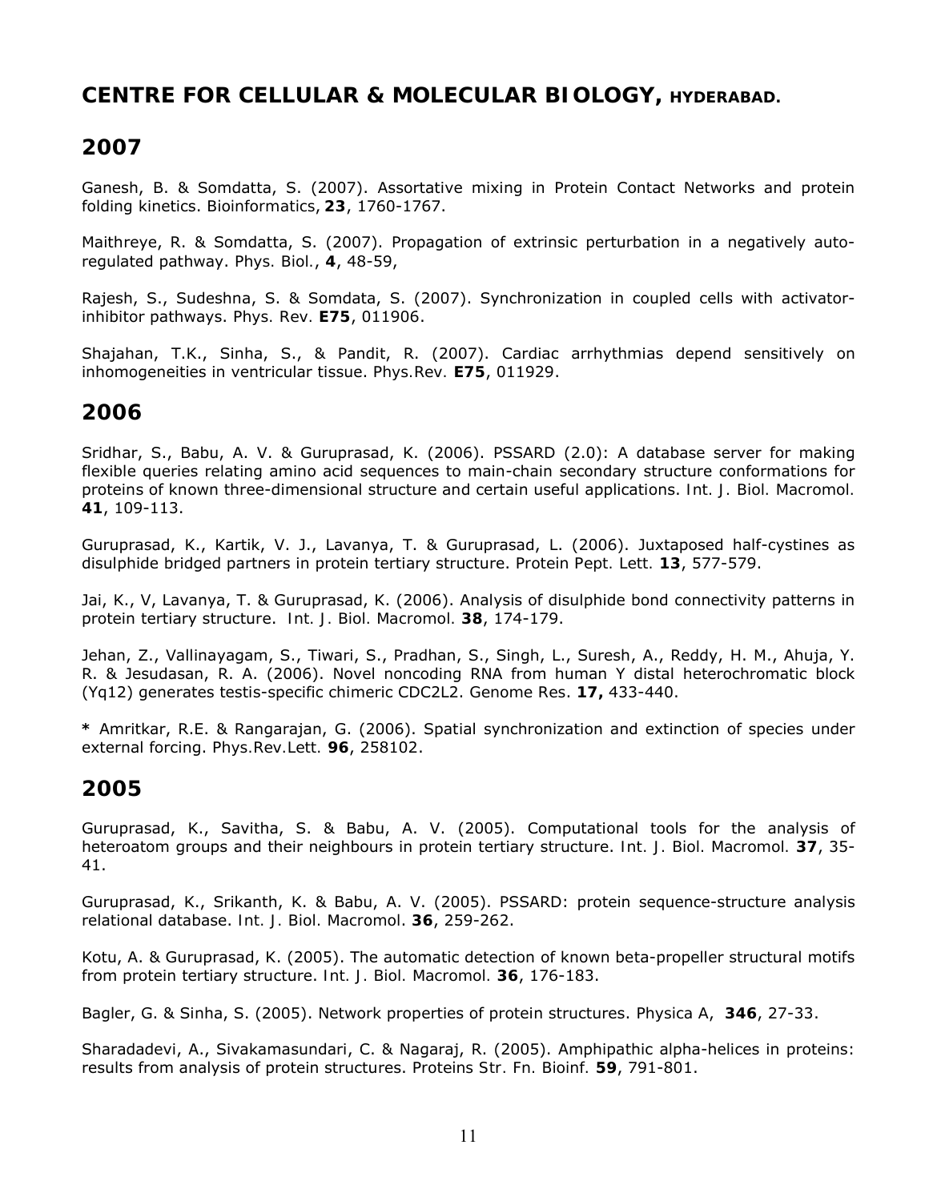# CENTRE FOR CELLULAR & MOLECULAR BIOLOGY, HYDERABAD.

## 2007

Ganesh, B. & Somdatta, S. (2007). Assortative mixing in Protein Contact Networks and protein folding kinetics. Bioinformatics, **23**, 1760-1767.

Maithreye, R. & Somdatta, S. (2007). Propagation of extrinsic perturbation in a negatively auto-regulated pathway. Phys. Biol., **4**, 48-59,

Rajesh, S., Sudeshna, S. & Somdata, S. (2007). Synchronization in coupled cells with activator-inhibitor pathways. Phys. Rev. **E75**, 011906.

Shajahan, T.K., Sinha, S., & Pandit, R. (2007). Cardiac arrhythmias depend sensitively on inhomogeneities in ventricular tissue. Phys.Rev. **E75**, 011929.

## 2006

Sridhar, S., Babu, A. V. & Guruprasad, K. (2006). PSSARD (2.0): A database server for making flexible queries relating amino acid sequences to main-chain secondary structure conformations for proteins of known three-dimensional structure and certain useful applications. Int. J. Biol. Macromol. **41**, 109-113.

Guruprasad, K., Kartik, V. J., Lavanya, T. & Guruprasad, L. (2006). Juxtaposed half-cystines as disulphide bridged partners in protein tertiary structure. Protein Pept. Lett. **13**, 577-579.

Jai, K., V, Lavanya, T. & Guruprasad, K. (2006). Analysis of disulphide bond connectivity patterns in protein tertiary structure. Int. J. Biol. Macromol. **38**, 174-179.

Jehan, Z., Vallinayagam, S., Tiwari, S., Pradhan, S., Singh, L., Suresh, A., Reddy, H. M., Ahuja, Y. R. & Jesudasan, R. A. (2006). Novel noncoding RNA from human Y distal heterochromatic block (Yq12) generates testis-specific chimeric CDC2L2. Genome Res. **17,** 433-440.

**\*** Amritkar, R.E. & Rangarajan, G. (2006). Spatial synchronization and extinction of species under external forcing. Phys.Rev.Lett. **96**, 258102.

## 2005

Guruprasad, K., Savitha, S. & Babu, A. V. (2005). Computational tools for the analysis of heteroatom groups and their neighbours in protein tertiary structure. Int. J. Biol. Macromol. **37**, 35-41.

Guruprasad, K., Srikanth, K. & Babu, A. V. (2005). PSSARD: protein sequence-structure analysis relational database. Int. J. Biol. Macromol. **36**, 259-262.

Kotu, A. & Guruprasad, K. (2005). The automatic detection of known beta-propeller structural motifs from protein tertiary structure. Int. J. Biol. Macromol. **36**, 176-183.

Bagler, G. & Sinha, S. (2005). Network properties of protein structures. Physica A, **346**, 27-33.

Sharadadevi, A., Sivakamasundari, C. & Nagaraj, R. (2005). Amphipathic alpha-helices in proteins: results from analysis of protein structures. Proteins Str. Fn. Bioinf. **59**, 791-801.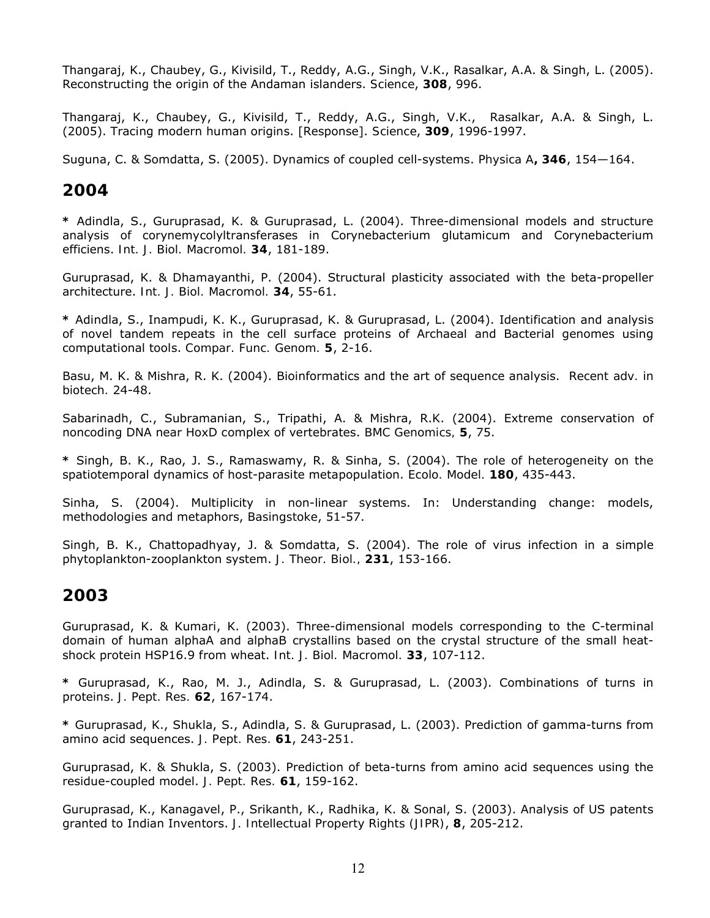Thangaraj, K., Chaubey, G., Kivisild, T., Reddy, A.G., Singh, V.K., Rasalkar, A.A. & Singh, L. (2005). Reconstructing the origin of the Andaman islanders. Science, **308**, 996.

Thangaraj, K., Chaubey, G., Kivisild, T., Reddy, A.G., Singh, V.K., Rasalkar, A.A. & Singh, L. (2005). Tracing modern human origins. [Response]. Science, **309**, 1996-1997.

Suguna, C. & Somdatta, S. (2005). Dynamics of coupled cell-systems. Physica A**, 346**, 154—164.

## 2004

* Adindla, S., Guruprasad, K. & Guruprasad, L. (2004). Three-dimensional models and structure analysis of corynemycolyltransferases in Corynebacterium glutamicum and Corynebacterium efficiens. Int. J. Biol. Macromol. **34**, 181-189.

Guruprasad, K. & Dhamayanthi, P. (2004). Structural plasticity associated with the beta-propeller architecture. Int. J. Biol. Macromol. **34**, 55-61.

* Adindla, S., Inampudi, K. K., Guruprasad, K. & Guruprasad, L. (2004). Identification and analysis of novel tandem repeats in the cell surface proteins of Archaeal and Bacterial genomes using computational tools. Compar. Func. Genom. **5**, 2-16.

Basu, M. K. & Mishra, R. K. (2004). Bioinformatics and the art of sequence analysis. Recent adv. in biotech. 24-48.

Sabarinadh, C., Subramanian, S., Tripathi, A. & Mishra, R.K. (2004). Extreme conservation of noncoding DNA near HoxD complex of vertebrates. BMC Genomics, **5**, 75.

* Singh, B. K., Rao, J. S., Ramaswamy, R. & Sinha, S. (2004). The role of heterogeneity on the spatiotemporal dynamics of host-parasite metapopulation. Ecolo. Model. **180**, 435-443.

Sinha, S. (2004). Multiplicity in non-linear systems. In: Understanding change: models, methodologies and metaphors, Basingstoke, 51-57.

Singh, B. K., Chattopadhyay, J. & Somdatta, S. (2004). The role of virus infection in a simple phytoplankton-zooplankton system. J. Theor. Biol., **231**, 153-166.

## 2003

Guruprasad, K. & Kumari, K. (2003). Three-dimensional models corresponding to the C-terminal domain of human alphaA and alphaB crystallins based on the crystal structure of the small heat-shock protein HSP16.9 from wheat. Int. J. Biol. Macromol. **33**, 107-112.

* Guruprasad, K., Rao, M. J., Adindla, S. & Guruprasad, L. (2003). Combinations of turns in proteins. J. Pept. Res. **62**, 167-174.

* Guruprasad, K., Shukla, S., Adindla, S. & Guruprasad, L. (2003). Prediction of gamma-turns from amino acid sequences. J. Pept. Res. **61**, 243-251.

Guruprasad, K. & Shukla, S. (2003). Prediction of beta-turns from amino acid sequences using the residue-coupled model. J. Pept. Res. **61**, 159-162.

Guruprasad, K., Kanagavel, P., Srikanth, K., Radhika, K. & Sonal, S. (2003). Analysis of US patents granted to Indian Inventors. J. Intellectual Property Rights (JIPR), **8**, 205-212.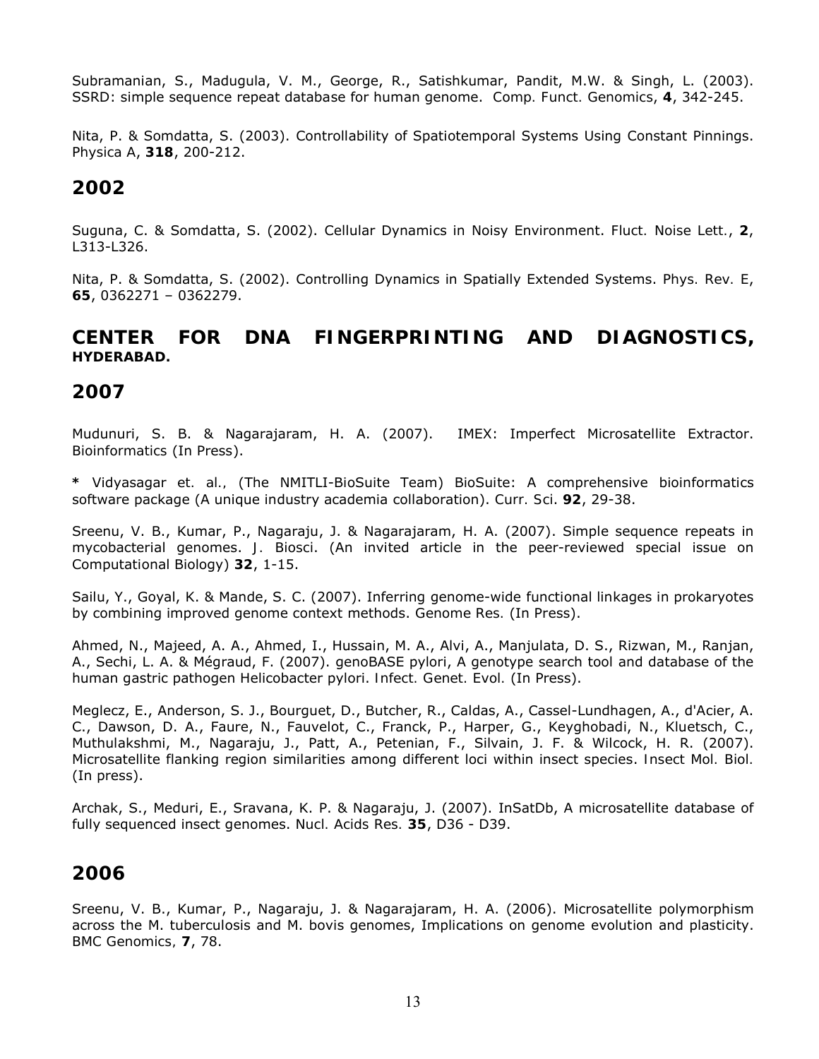Subramanian, S., Madugula, V. M., George, R., Satishkumar, Pandit, M.W. & Singh, L. (2003). SSRD: simple sequence repeat database for human genome. Comp. Funct. Genomics, **4**, 342-245.

Nita, P. & Somdatta, S. (2003). Controllability of Spatiotemporal Systems Using Constant Pinnings. Physica A, **318**, 200-212.

## 2002

Suguna, C. & Somdatta, S. (2002). Cellular Dynamics in Noisy Environment. Fluct. Noise Lett., **2**, L313-L326.

Nita, P. & Somdatta, S. (2002). Controlling Dynamics in Spatially Extended Systems. Phys. Rev. E, **65**, 0362271 – 0362279.

# CENTER FOR DNA FINGERPRINTING AND DIAGNOSTICS, HYDERABAD.

## 2007

Mudunuri, S. B. & Nagarajaram, H. A. (2007). IMEX: Imperfect Microsatellite Extractor. Bioinformatics (In Press).

**\*** Vidyasagar et. al., (The NMITLI-BioSuite Team) BioSuite: A comprehensive bioinformatics software package (A unique industry academia collaboration). Curr. Sci. **92**, 29-38.

Sreenu, V. B., Kumar, P., Nagaraju, J. & Nagarajaram, H. A. (2007). Simple sequence repeats in mycobacterial genomes. J. Biosci. (An invited article in the peer-reviewed special issue on Computational Biology) **32**, 1-15.

Sailu, Y., Goyal, K. & Mande, S. C. (2007). Inferring genome-wide functional linkages in prokaryotes by combining improved genome context methods. Genome Res. (In Press).

Ahmed, N., Majeed, A. A., Ahmed, I., Hussain, M. A., Alvi, A., Manjulata, D. S., Rizwan, M., Ranjan, A., Sechi, L. A. & Mégraud, F. (2007). genoBASE pylori, A genotype search tool and database of the human gastric pathogen Helicobacter pylori. Infect. Genet. Evol. (In Press).

Meglecz, E., Anderson, S. J., Bourguet, D., Butcher, R., Caldas, A., Cassel-Lundhagen, A., d'Acier, A. C., Dawson, D. A., Faure, N., Fauvelot, C., Franck, P., Harper, G., Keyghobadi, N., Kluetsch, C., Muthulakshmi, M., Nagaraju, J., Patt, A., Petenian, F., Silvain, J. F. & Wilcock, H. R. (2007). Microsatellite flanking region similarities among different loci within insect species. Insect Mol. Biol. (In press).

Archak, S., Meduri, E., Sravana, K. P. & Nagaraju, J. (2007). InSatDb, A microsatellite database of fully sequenced insect genomes. Nucl. Acids Res. **35**, D36 - D39.

## 2006

Sreenu, V. B., Kumar, P., Nagaraju, J. & Nagarajaram, H. A. (2006). Microsatellite polymorphism across the M. tuberculosis and M. bovis genomes, Implications on genome evolution and plasticity. BMC Genomics, **7**, 78.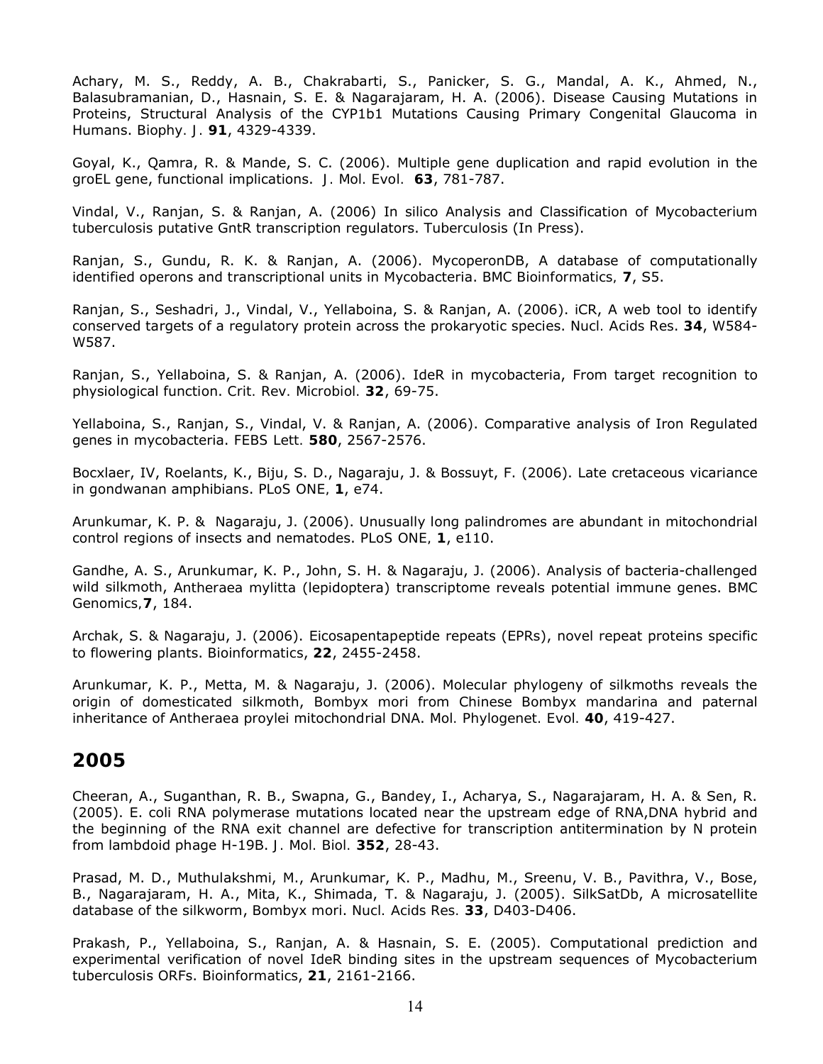Achary, M. S., Reddy, A. B., Chakrabarti, S., Panicker, S. G., Mandal, A. K., Ahmed, N., Balasubramanian, D., Hasnain, S. E. & Nagarajaram, H. A. (2006). Disease Causing Mutations in Proteins, Structural Analysis of the CYP1b1 Mutations Causing Primary Congenital Glaucoma in Humans. Biophy. J. **91**, 4329-4339.

Goyal, K., Qamra, R. & Mande, S. C. (2006). Multiple gene duplication and rapid evolution in the groEL gene, functional implications. J. Mol. Evol. **63**, 781-787.

Vindal, V., Ranjan, S. & Ranjan, A. (2006) In silico Analysis and Classification of Mycobacterium tuberculosis putative GntR transcription regulators. Tuberculosis (In Press).

Ranjan, S., Gundu, R. K. & Ranjan, A. (2006). MycoperonDB, A database of computationally identified operons and transcriptional units in Mycobacteria. BMC Bioinformatics, **7**, S5.

Ranjan, S., Seshadri, J., Vindal, V., Yellaboina, S. & Ranjan, A. (2006). iCR, A web tool to identify conserved targets of a regulatory protein across the prokaryotic species. Nucl. Acids Res. **34**, W584-W587.

Ranjan, S., Yellaboina, S. & Ranjan, A. (2006). IdeR in mycobacteria, From target recognition to physiological function. Crit. Rev. Microbiol. **32**, 69-75.

Yellaboina, S., Ranjan, S., Vindal, V. & Ranjan, A. (2006). Comparative analysis of Iron Regulated genes in mycobacteria. FEBS Lett. **580**, 2567-2576.

Bocxlaer, IV, Roelants, K., Biju, S. D., Nagaraju, J. & Bossuyt, F. (2006). Late cretaceous vicariance in gondwanan amphibians. PLoS ONE, **1**, e74.

Arunkumar, K. P. & Nagaraju, J. (2006). Unusually long palindromes are abundant in mitochondrial control regions of insects and nematodes. PLoS ONE, **1**, e110.

Gandhe, A. S., Arunkumar, K. P., John, S. H. & Nagaraju, J. (2006). Analysis of bacteria-challenged wild silkmoth, Antheraea mylitta (lepidoptera) transcriptome reveals potential immune genes. BMC Genomics,**7**, 184.

Archak, S. & Nagaraju, J. (2006). Eicosapentapeptide repeats (EPRs), novel repeat proteins specific to flowering plants. Bioinformatics, **22**, 2455-2458.

Arunkumar, K. P., Metta, M. & Nagaraju, J. (2006). Molecular phylogeny of silkmoths reveals the origin of domesticated silkmoth, Bombyx mori from Chinese Bombyx mandarina and paternal inheritance of Antheraea proylei mitochondrial DNA. Mol. Phylogenet. Evol. **40**, 419-427.

## 2005

Cheeran, A., Suganthan, R. B., Swapna, G., Bandey, I., Acharya, S., Nagarajaram, H. A. & Sen, R. (2005). E. coli RNA polymerase mutations located near the upstream edge of RNA,DNA hybrid and the beginning of the RNA exit channel are defective for transcription antitermination by N protein from lambdoid phage H-19B. J. Mol. Biol. **352**, 28-43.

Prasad, M. D., Muthulakshmi, M., Arunkumar, K. P., Madhu, M., Sreenu, V. B., Pavithra, V., Bose, B., Nagarajaram, H. A., Mita, K., Shimada, T. & Nagaraju, J. (2005). SilkSatDb, A microsatellite database of the silkworm, Bombyx mori. Nucl. Acids Res. **33**, D403-D406.

Prakash, P., Yellaboina, S., Ranjan, A. & Hasnain, S. E. (2005). Computational prediction and experimental verification of novel IdeR binding sites in the upstream sequences of Mycobacterium tuberculosis ORFs. Bioinformatics, **21**, 2161-2166.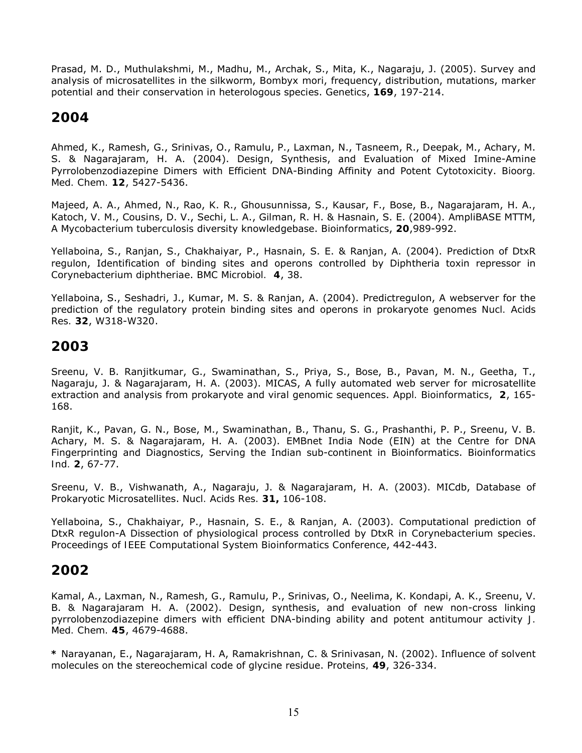Prasad, M. D., Muthulakshmi, M., Madhu, M., Archak, S., Mita, K., Nagaraju, J. (2005). Survey and analysis of microsatellites in the silkworm, Bombyx mori, frequency, distribution, mutations, marker potential and their conservation in heterologous species. Genetics, **169**, 197-214.

## 2004

Ahmed, K., Ramesh, G., Srinivas, O., Ramulu, P., Laxman, N., Tasneem, R., Deepak, M., Achary, M. S. & Nagarajaram, H. A. (2004). Design, Synthesis, and Evaluation of Mixed Imine-Amine Pyrrolobenzodiazepine Dimers with Efficient DNA-Binding Affinity and Potent Cytotoxicity. Bioorg. Med. Chem. **12**, 5427-5436.

Majeed, A. A., Ahmed, N., Rao, K. R., Ghousunnissa, S., Kausar, F., Bose, B., Nagarajaram, H. A., Katoch, V. M., Cousins, D. V., Sechi, L. A., Gilman, R. H. & Hasnain, S. E. (2004). AmpliBASE MTTM, A Mycobacterium tuberculosis diversity knowledgebase. Bioinformatics, **20**,989-992.

Yellaboina, S., Ranjan, S., Chakhaiyar, P., Hasnain, S. E. & Ranjan, A. (2004). Prediction of DtxR regulon, Identification of binding sites and operons controlled by Diphtheria toxin repressor in Corynebacterium diphtheriae. BMC Microbiol. **4**, 38.

Yellaboina, S., Seshadri, J., Kumar, M. S. & Ranjan, A. (2004). Predictregulon, A webserver for the prediction of the regulatory protein binding sites and operons in prokaryote genomes Nucl. Acids Res. **32**, W318-W320.

## 2003

Sreenu, V. B. Ranjitkumar, G., Swaminathan, S., Priya, S., Bose, B., Pavan, M. N., Geetha, T., Nagaraju, J. & Nagarajaram, H. A. (2003). MICAS, A fully automated web server for microsatellite extraction and analysis from prokaryote and viral genomic sequences. Appl. Bioinformatics, **2**, 165-168.

Ranjit, K., Pavan, G. N., Bose, M., Swaminathan, B., Thanu, S. G., Prashanthi, P. P., Sreenu, V. B. Achary, M. S. & Nagarajaram, H. A. (2003). EMBnet India Node (EIN) at the Centre for DNA Fingerprinting and Diagnostics, Serving the Indian sub-continent in Bioinformatics. Bioinformatics Ind. **2**, 67-77.

Sreenu, V. B., Vishwanath, A., Nagaraju, J. & Nagarajaram, H. A. (2003). MICdb, Database of Prokaryotic Microsatellites. Nucl. Acids Res. **31,** 106-108.

Yellaboina, S., Chakhaiyar, P., Hasnain, S. E., & Ranjan, A. (2003). Computational prediction of DtxR regulon-A Dissection of physiological process controlled by DtxR in Corynebacterium species. Proceedings of IEEE Computational System Bioinformatics Conference, 442-443.

## 2002

Kamal, A., Laxman, N., Ramesh, G., Ramulu, P., Srinivas, O., Neelima, K. Kondapi, A. K., Sreenu, V. B. & Nagarajaram H. A. (2002). Design, synthesis, and evaluation of new non-cross linking pyrrolobenzodiazepine dimers with efficient DNA-binding ability and potent antitumour activity J. Med. Chem. **45**, 4679-4688.

**\*** Narayanan, E., Nagarajaram, H. A, Ramakrishnan, C. & Srinivasan, N. (2002). Influence of solvent molecules on the stereochemical code of glycine residue. Proteins, **49**, 326-334.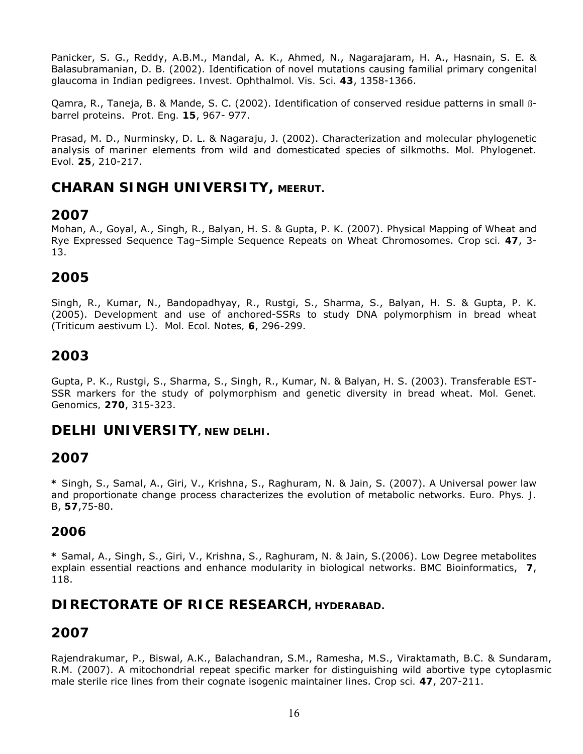Panicker, S. G., Reddy, A.B.M., Mandal, A. K., Ahmed, N., Nagarajaram, H. A., Hasnain, S. E. & Balasubramanian, D. B. (2002). Identification of novel mutations causing familial primary congenital glaucoma in Indian pedigrees. Invest. Ophthalmol. Vis. Sci. **43**, 1358-1366.

Qamra, R., Taneja, B. & Mande, S. C. (2002). Identification of conserved residue patterns in small ß-barrel proteins. Prot. Eng. **15**, 967- 977.

Prasad, M. D., Nurminsky, D. L. & Nagaraju, J. (2002). Characterization and molecular phylogenetic analysis of mariner elements from wild and domesticated species of silkmoths. Mol. Phylogenet. Evol. **25**, 210-217.

## CHARAN SINGH UNIVERSITY, MEERUT.

## 2007

Mohan, A., Goyal, A., Singh, R., Balyan, H. S. & Gupta, P. K. (2007). Physical Mapping of Wheat and Rye Expressed Sequence Tag–Simple Sequence Repeats on Wheat Chromosomes. Crop sci. **47**, 3-13.

## 2005

Singh, R., Kumar, N., Bandopadhyay, R., Rustgi, S., Sharma, S., Balyan, H. S. & Gupta, P. K. (2005). Development and use of anchored-SSRs to study DNA polymorphism in bread wheat (Triticum aestivum L). Mol. Ecol. Notes, **6**, 296-299.

## 2003

Gupta, P. K., Rustgi, S., Sharma, S., Singh, R., Kumar, N. & Balyan, H. S. (2003). Transferable EST-SSR markers for the study of polymorphism and genetic diversity in bread wheat. Mol. Genet. Genomics, **270**, 315-323.

## DELHI UNIVERSITY, NEW DELHI.

## 2007

**\*** Singh, S., Samal, A., Giri, V., Krishna, S., Raghuram, N. & Jain, S. (2007). A Universal power law and proportionate change process characterizes the evolution of metabolic networks. Euro. Phys. J. B, **57**,75-80.

### 2006

**\*** Samal, A., Singh, S., Giri, V., Krishna, S., Raghuram, N. & Jain, S.(2006). Low Degree metabolites explain essential reactions and enhance modularity in biological networks. BMC Bioinformatics, **7**, 118.

## DIRECTORATE OF RICE RESEARCH, HYDERABAD.

## 2007

Rajendrakumar, P., Biswal, A.K., Balachandran, S.M., Ramesha, M.S., Viraktamath, B.C. & Sundaram, R.M. (2007). A mitochondrial repeat specific marker for distinguishing wild abortive type cytoplasmic male sterile rice lines from their cognate isogenic maintainer lines. Crop sci. **47**, 207-211.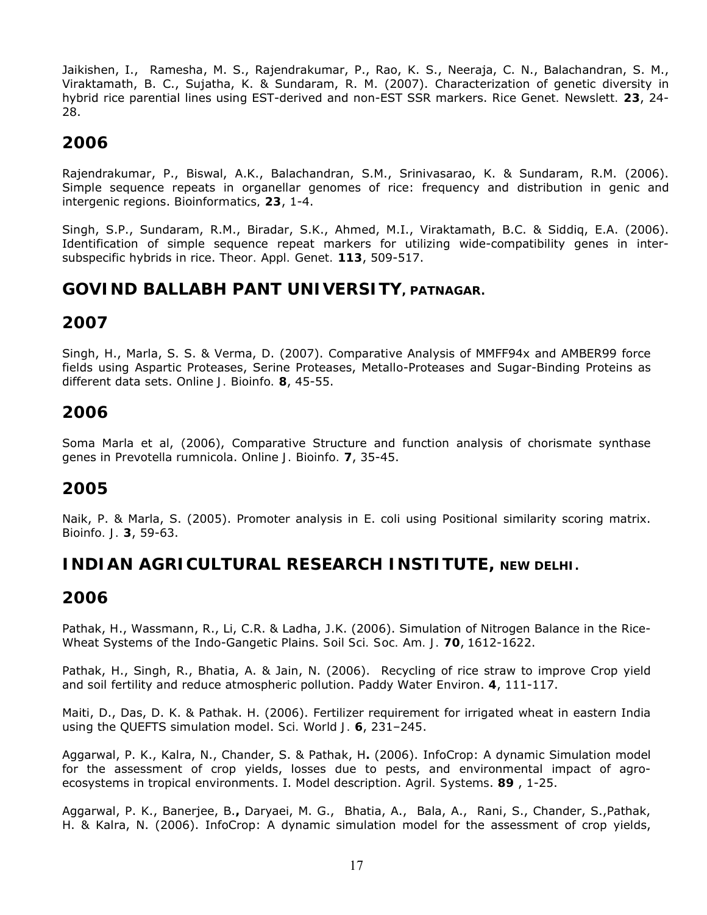Jaikishen, I., Ramesha, M. S., Rajendrakumar, P., Rao, K. S., Neeraja, C. N., Balachandran, S. M., Viraktamath, B. C., Sujatha, K. & Sundaram, R. M. (2007). Characterization of genetic diversity in hybrid rice parental lines using EST-derived and non-EST SSR markers. Rice Genet. Newslett. **23**, 24-28.

## 2006

Rajendrakumar, P., Biswal, A.K., Balachandran, S.M., Srinivasarao, K. & Sundaram, R.M. (2006). Simple sequence repeats in organellar genomes of rice: frequency and distribution in genic and intergenic regions. Bioinformatics, **23**, 1-4.

Singh, S.P., Sundaram, R.M., Biradar, S.K., Ahmed, M.I., Viraktamath, B.C. & Siddiq, E.A. (2006). Identification of simple sequence repeat markers for utilizing wide-compatibility genes in inter-subspecific hybrids in rice. Theor. Appl. Genet. **113**, 509-517.

# GOVIND BALLABH PANT UNIVERSITY, PATNAGAR.

## 2007

Singh, H., Marla, S. S. & Verma, D. (2007). Comparative Analysis of MMFF94x and AMBER99 force fields using Aspartic Proteases, Serine Proteases, Metallo-Proteases and Sugar-Binding Proteins as different data sets. Online J. Bioinfo. **8**, 45-55.

## 2006

Soma Marla et al, (2006), Comparative Structure and function analysis of chorismate synthase genes in Prevotella rumnicola. Online J. Bioinfo. **7**, 35-45.

## 2005

Naik, P. & Marla, S. (2005). Promoter analysis in E. coli using Positional similarity scoring matrix. Bioinfo. J. **3**, 59-63.

# INDIAN AGRICULTURAL RESEARCH INSTITUTE, NEW DELHI.

## 2006

Pathak, H., Wassmann, R., Li, C.R. & Ladha, J.K. (2006). Simulation of Nitrogen Balance in the Rice-Wheat Systems of the Indo-Gangetic Plains. Soil Sci. Soc. Am. J. **70**, 1612-1622.

Pathak, H., Singh, R., Bhatia, A. & Jain, N. (2006). Recycling of rice straw to improve Crop yield and soil fertility and reduce atmospheric pollution. Paddy Water Environ. **4**, 111-117.

Maiti, D., Das, D. K. & Pathak. H. (2006). Fertilizer requirement for irrigated wheat in eastern India using the QUEFTS simulation model. Sci. World J. **6**, 231–245.

Aggarwal, P. K., Kalra, N., Chander, S. & Pathak, H**.** (2006). InfoCrop: A dynamic Simulation model for the assessment of crop yields, losses due to pests, and environmental impact of agro-ecosystems in tropical environments. I. Model description. Agril. Systems. **89** , 1-25.

Aggarwal, P. K., Banerjee, B**.,** Daryaei, M. G., Bhatia, A., Bala, A., Rani, S., Chander, S.,Pathak, H. & Kalra, N. (2006). InfoCrop: A dynamic simulation model for the assessment of crop yields,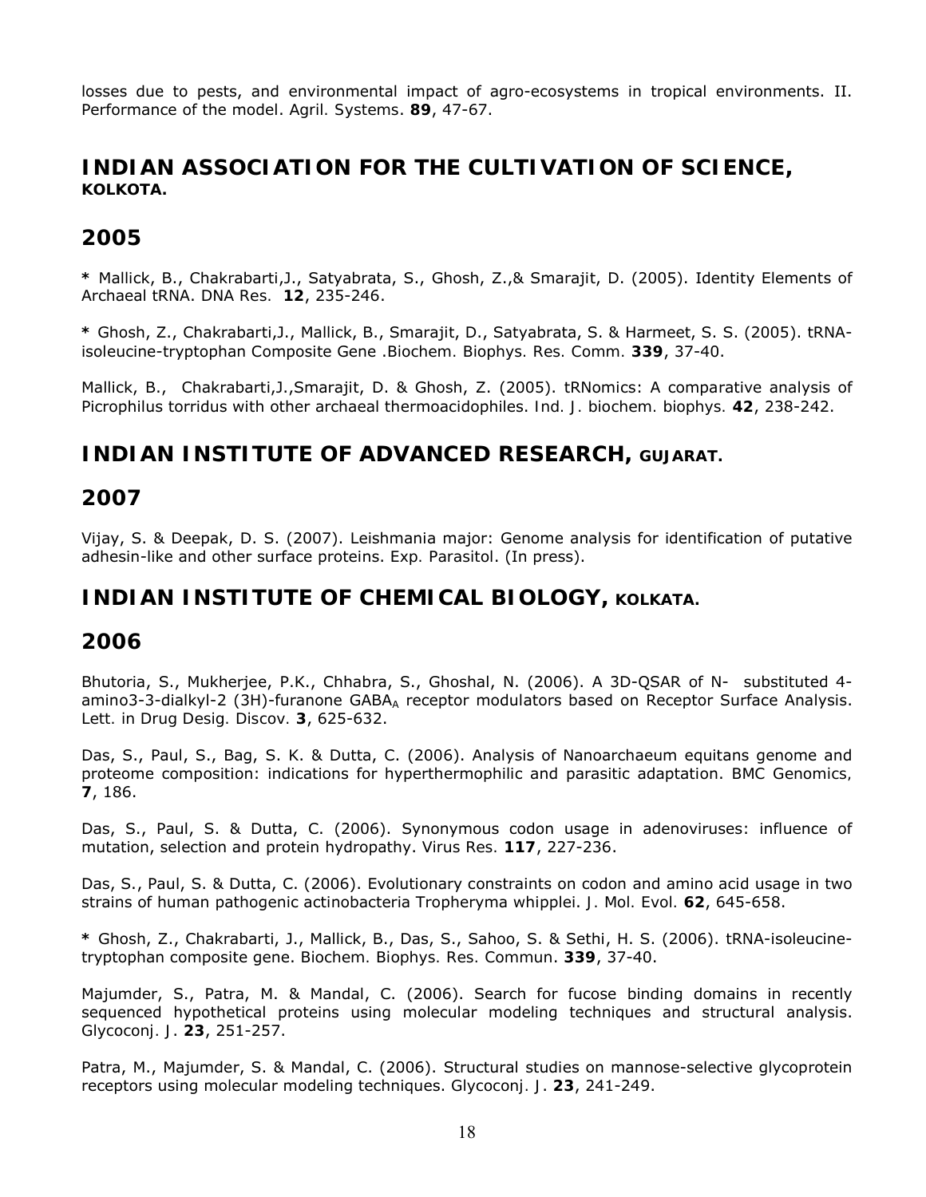losses due to pests, and environmental impact of agro-ecosystems in tropical environments. II. Performance of the model. Agril. Systems. **89**, 47-67.

## INDIAN ASSOCIATION FOR THE CULTIVATION OF SCIENCE, KOLKOTA.

## 2005

**\*** Mallick, B., Chakrabarti,J., Satyabrata, S., Ghosh, Z.,& Smarajit, D. (2005). Identity Elements of Archaeal tRNA. DNA Res. **12**, 235-246.

**\*** Ghosh, Z., Chakrabarti,J., Mallick, B., Smarajit, D., Satyabrata, S. & Harmeet, S. S. (2005). tRNA-isoleucine-tryptophan Composite Gene .Biochem. Biophys. Res. Comm. **339**, 37-40.

Mallick, B., Chakrabarti,J.,Smarajit, D. & Ghosh, Z. (2005). tRNomics: A comparative analysis of Picrophilus torridus with other archaeal thermoacidophiles. Ind. J. biochem. biophys. **42**, 238-242.

## INDIAN INSTITUTE OF ADVANCED RESEARCH, GUJARAT.

## 2007

Vijay, S. & Deepak, D. S. (2007). Leishmania major: Genome analysis for identification of putative adhesin-like and other surface proteins. Exp. Parasitol. (In press).

## INDIAN INSTITUTE OF CHEMICAL BIOLOGY, KOLKATA.

## 2006

Bhutoria, S., Mukherjee, P.K., Chhabra, S., Ghoshal, N. (2006). A 3D-QSAR of N- substituted 4-amino3-3-dialkyl-2 (3H)-furanone $GABA_A$ receptor modulators based on Receptor Surface Analysis. Lett. in Drug Desig. Discov. **3**, 625-632.

Das, S., Paul, S., Bag, S. K. & Dutta, C. (2006). Analysis of Nanoarchaeum equitans genome and proteome composition: indications for hyperthermophilic and parasitic adaptation. BMC Genomics, **7**, 186.

Das, S., Paul, S. & Dutta, C. (2006). Synonymous codon usage in adenoviruses: influence of mutation, selection and protein hydropathy. Virus Res. **117**, 227-236.

Das, S., Paul, S. & Dutta, C. (2006). Evolutionary constraints on codon and amino acid usage in two strains of human pathogenic actinobacteria Tropheryma whipplei. J. Mol. Evol. **62**, 645-658.

**\*** Ghosh, Z., Chakrabarti, J., Mallick, B., Das, S., Sahoo, S. & Sethi, H. S. (2006). tRNA-isoleucine-tryptophan composite gene. Biochem. Biophys. Res. Commun. **339**, 37-40.

Majumder, S., Patra, M. & Mandal, C. (2006). Search for fucose binding domains in recently sequenced hypothetical proteins using molecular modeling techniques and structural analysis. Glycoconj. J. **23**, 251-257.

Patra, M., Majumder, S. & Mandal, C. (2006). Structural studies on mannose-selective glycoprotein receptors using molecular modeling techniques. Glycoconj. J. **23**, 241-249.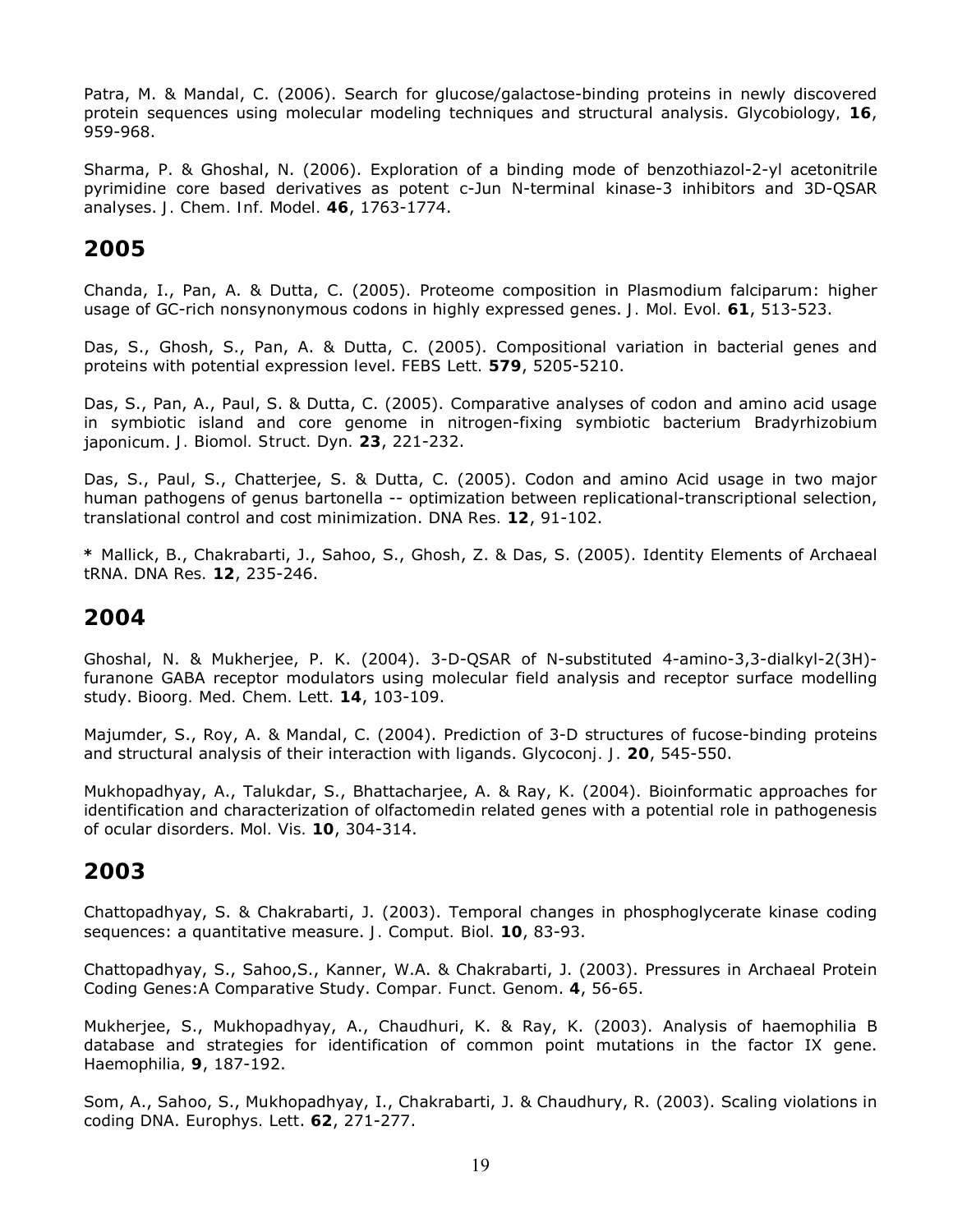Patra, M. & Mandal, C. (2006). Search for glucose/galactose-binding proteins in newly discovered protein sequences using molecular modeling techniques and structural analysis. Glycobiology, **16**, 959-968.

Sharma, P. & Ghoshal, N. (2006). Exploration of a binding mode of benzothiazol-2-yl acetonitrile pyrimidine core based derivatives as potent c-Jun N-terminal kinase-3 inhibitors and 3D-QSAR analyses. J. Chem. Inf. Model. **46**, 1763-1774.

## 2005

Chanda, I., Pan, A. & Dutta, C. (2005). Proteome composition in Plasmodium falciparum: higher usage of GC-rich nonsynonymous codons in highly expressed genes. J. Mol. Evol. **61**, 513-523.

Das, S., Ghosh, S., Pan, A. & Dutta, C. (2005). Compositional variation in bacterial genes and proteins with potential expression level. FEBS Lett. **579**, 5205-5210.

Das, S., Pan, A., Paul, S. & Dutta, C. (2005). Comparative analyses of codon and amino acid usage in symbiotic island and core genome in nitrogen-fixing symbiotic bacterium Bradyrhizobium japonicum. J. Biomol. Struct. Dyn. **23**, 221-232.

Das, S., Paul, S., Chatterjee, S. & Dutta, C. (2005). Codon and amino Acid usage in two major human pathogens of genus bartonella -- optimization between replicational-transcriptional selection, translational control and cost minimization. DNA Res. **12**, 91-102.

**\*** Mallick, B., Chakrabarti, J., Sahoo, S., Ghosh, Z. & Das, S. (2005). Identity Elements of Archaeal tRNA. DNA Res. **12**, 235-246.

## 2004

Ghoshal, N. & Mukherjee, P. K. (2004). 3-D-QSAR of N-substituted 4-amino-3,3-dialkyl-2(3H)-furanone GABA receptor modulators using molecular field analysis and receptor surface modelling study. Bioorg. Med. Chem. Lett. **14**, 103-109.

Majumder, S., Roy, A. & Mandal, C. (2004). Prediction of 3-D structures of fucose-binding proteins and structural analysis of their interaction with ligands. Glycoconj. J. **20**, 545-550.

Mukhopadhyay, A., Talukdar, S., Bhattacharjee, A. & Ray, K. (2004). Bioinformatic approaches for identification and characterization of olfactomedin related genes with a potential role in pathogenesis of ocular disorders. Mol. Vis. **10**, 304-314.

## 2003

Chattopadhyay, S. & Chakrabarti, J. (2003). Temporal changes in phosphoglycerate kinase coding sequences: a quantitative measure. J. Comput. Biol. **10**, 83-93.

Chattopadhyay, S., Sahoo,S., Kanner, W.A. & Chakrabarti, J. (2003). Pressures in Archaeal Protein Coding Genes:A Comparative Study. Compar. Funct. Genom. **4**, 56-65.

Mukherjee, S., Mukhopadhyay, A., Chaudhuri, K. & Ray, K. (2003). Analysis of haemophilia B database and strategies for identification of common point mutations in the factor IX gene. Haemophilia, **9**, 187-192.

Som, A., Sahoo, S., Mukhopadhyay, I., Chakrabarti, J. & Chaudhury, R. (2003). Scaling violations in coding DNA. Europhys. Lett. **62**, 271-277.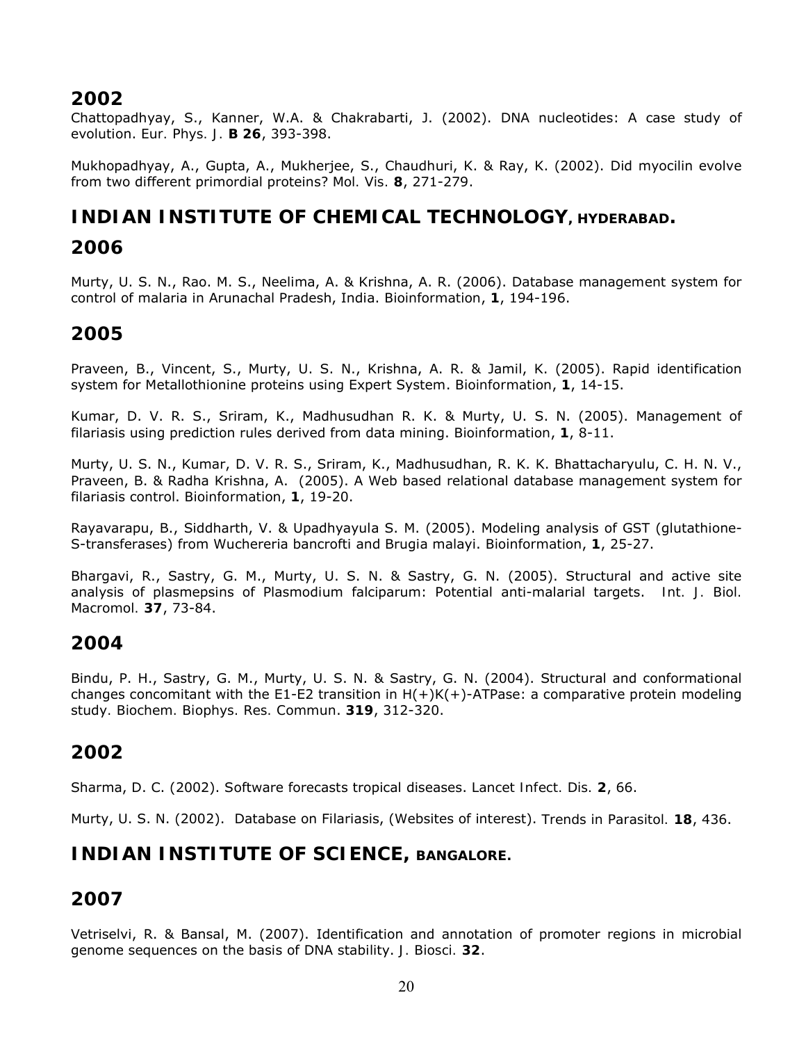## 2002

Chattopadhyay, S., Kanner, W.A. & Chakrabarti, J. (2002). DNA nucleotides: A case study of evolution. Eur. Phys. J. **B 26**, 393-398.

Mukhopadhyay, A., Gupta, A., Mukherjee, S., Chaudhuri, K. & Ray, K. (2002). Did myocilin evolve from two different primordial proteins? Mol. Vis. **8**, 271-279.

# INDIAN INSTITUTE OF CHEMICAL TECHNOLOGY, HYDERABAD.

## 2006

Murty, U. S. N., Rao. M. S., Neelima, A. & Krishna, A. R. (2006). Database management system for control of malaria in Arunachal Pradesh, India. Bioinformation, **1**, 194-196.

## 2005

Praveen, B., Vincent, S., Murty, U. S. N., Krishna, A. R. & Jamil, K. (2005). Rapid identification system for Metallothionine proteins using Expert System. Bioinformation, **1**, 14-15.

Kumar, D. V. R. S., Sriram, K., Madhusudhan R. K. & Murty, U. S. N. (2005). Management of filariasis using prediction rules derived from data mining. Bioinformation, **1**, 8-11.

Murty, U. S. N., Kumar, D. V. R. S., Sriram, K., Madhusudhan, R. K. K. Bhattacharyulu, C. H. N. V., Praveen, B. & Radha Krishna, A. (2005). A Web based relational database management system for filariasis control. Bioinformation, **1**, 19-20.

Rayavarapu, B., Siddharth, V. & Upadhyayula S. M. (2005). Modeling analysis of GST (glutathione-S-transferases) from Wuchereria bancrofti and Brugia malayi. Bioinformation, **1**, 25-27.

Bhargavi, R., Sastry, G. M., Murty, U. S. N. & Sastry, G. N. (2005). Structural and active site analysis of plasmepsins of Plasmodium falciparum: Potential anti-malarial targets. Int. J. Biol. Macromol. **37**, 73-84.

## 2004

Bindu, P. H., Sastry, G. M., Murty, U. S. N. & Sastry, G. N. (2004). Structural and conformational changes concomitant with the E1-E2 transition in H(+)K(+)-ATPase: a comparative protein modeling study. Biochem. Biophys. Res. Commun. **319**, 312-320.

## 2002

Sharma, D. C. (2002). Software forecasts tropical diseases. Lancet Infect. Dis. **2**, 66.

Murty, U. S. N. (2002). Database on Filariasis, (Websites of interest). Trends in Parasitol. **18**, 436.

# INDIAN INSTITUTE OF SCIENCE, BANGALORE.

## 2007

Vetriselvi, R. & Bansal, M. (2007). Identification and annotation of promoter regions in microbial genome sequences on the basis of DNA stability. J. Biosci. **32**.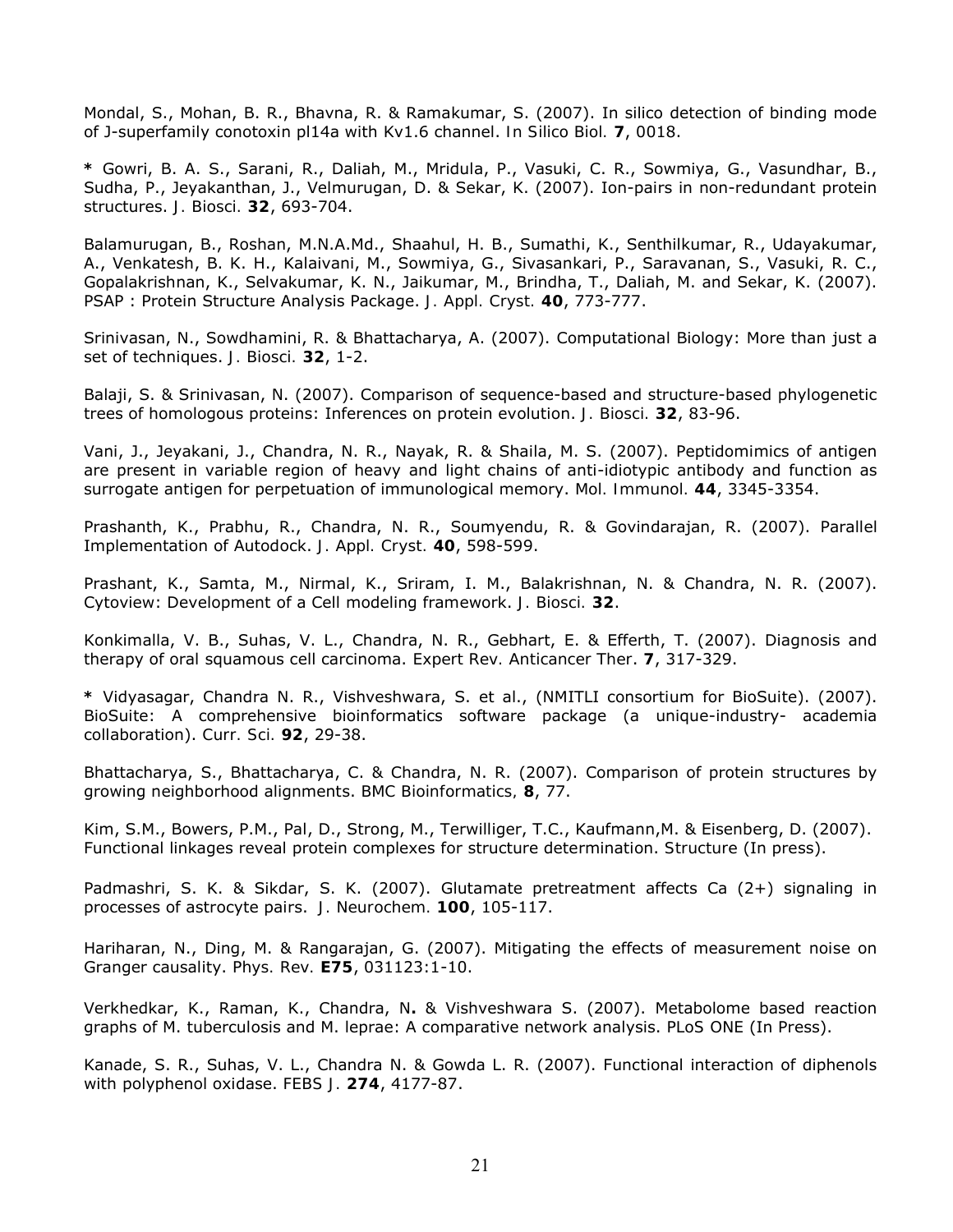Mondal, S., Mohan, B. R., Bhavna, R. & Ramakumar, S. (2007). In silico detection of binding mode of J-superfamily conotoxin pl14a with Kv1.6 channel. In Silico Biol. **7**, 0018.

* Gowri, B. A. S., Sarani, R., Daliah, M., Mridula, P., Vasuki, C. R., Sowmiya, G., Vasundhar, B., Sudha, P., Jeyakanthan, J., Velmurugan, D. & Sekar, K. (2007). Ion-pairs in non-redundant protein structures. J. Biosci. **32**, 693-704.

Balamurugan, B., Roshan, M.N.A.Md., Shaahul, H. B., Sumathi, K., Senthilkumar, R., Udayakumar, A., Venkatesh, B. K. H., Kalaivani, M., Sowmiya, G., Sivasankari, P., Saravanan, S., Vasuki, R. C., Gopalakrishnan, K., Selvakumar, K. N., Jaikumar, M., Brindha, T., Daliah, M. and Sekar, K. (2007). PSAP : Protein Structure Analysis Package. J. Appl. Cryst. **40**, 773-777.

Srinivasan, N., Sowdhamini, R. & Bhattacharya, A. (2007). Computational Biology: More than just a set of techniques. J. Biosci. **32**, 1-2.

Balaji, S. & Srinivasan, N. (2007). Comparison of sequence-based and structure-based phylogenetic trees of homologous proteins: Inferences on protein evolution. J. Biosci. **32**, 83-96.

Vani, J., Jeyakani, J., Chandra, N. R., Nayak, R. & Shaila, M. S. (2007). Peptidomimics of antigen are present in variable region of heavy and light chains of anti-idiotypic antibody and function as surrogate antigen for perpetuation of immunological memory. Mol. Immunol. **44**, 3345-3354.

Prashanth, K., Prabhu, R., Chandra, N. R., Soumyendu, R. & Govindarajan, R. (2007). Parallel Implementation of Autodock. J. Appl. Cryst. **40**, 598-599.

Prashant, K., Samta, M., Nirmal, K., Sriram, I. M., Balakrishnan, N. & Chandra, N. R. (2007). Cytoview: Development of a Cell modeling framework. J. Biosci. **32**.

Konkimalla, V. B., Suhas, V. L., Chandra, N. R., Gebhart, E. & Efferth, T. (2007). Diagnosis and therapy of oral squamous cell carcinoma. Expert Rev. Anticancer Ther. **7**, 317-329.

* Vidyasagar, Chandra N. R., Vishveshwara, S. et al., (NMITLI consortium for BioSuite). (2007). BioSuite: A comprehensive bioinformatics software package (a unique-industry- academia collaboration). Curr. Sci. **92**, 29-38.

Bhattacharya, S., Bhattacharya, C. & Chandra, N. R. (2007). Comparison of protein structures by growing neighborhood alignments. BMC Bioinformatics, **8**, 77.

Kim, S.M., Bowers, P.M., Pal, D., Strong, M., Terwilliger, T.C., Kaufmann,M. & Eisenberg, D. (2007). Functional linkages reveal protein complexes for structure determination. Structure (In press).

Padmashri, S. K. & Sikdar, S. K. (2007). Glutamate pretreatment affects Ca (2+) signaling in processes of astrocyte pairs. J. Neurochem. **100**, 105-117.

Hariharan, N., Ding, M. & Rangarajan, G. (2007). Mitigating the effects of measurement noise on Granger causality. Phys. Rev. **E75**, 031123:1-10.

Verkhedkar, K., Raman, K., Chandra, N**.** & Vishveshwara S. (2007). Metabolome based reaction graphs of M. tuberculosis and M. leprae: A comparative network analysis. PLoS ONE (In Press).

Kanade, S. R., Suhas, V. L., Chandra N. & Gowda L. R. (2007). Functional interaction of diphenols with polyphenol oxidase. FEBS J. **274**, 4177-87.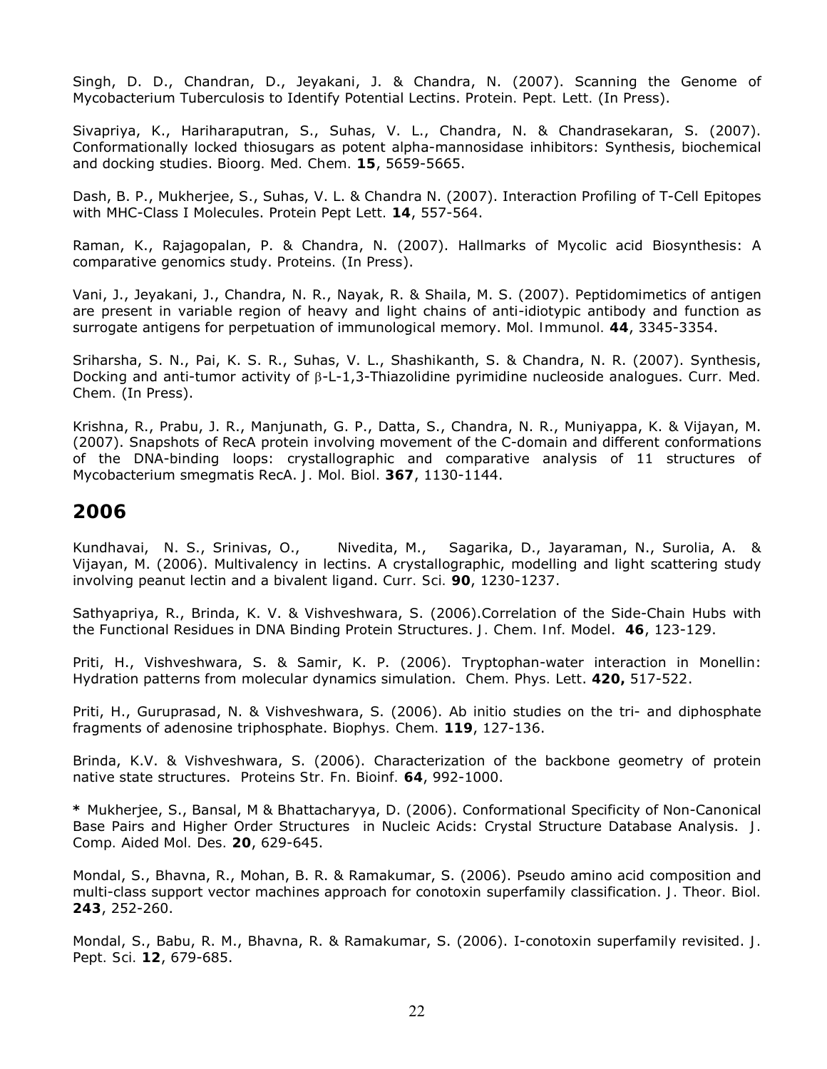Singh, D. D., Chandran, D., Jeyakani, J. & Chandra, N. (2007). Scanning the Genome of Mycobacterium Tuberculosis to Identify Potential Lectins. Protein. Pept. Lett. (In Press).

Sivapriya, K., Hariharaputran, S., Suhas, V. L., Chandra, N. & Chandrasekaran, S. (2007). Conformationally locked thiosugars as potent alpha-mannosidase inhibitors: Synthesis, biochemical and docking studies. Bioorg. Med. Chem. **15**, 5659-5665.

Dash, B. P., Mukherjee, S., Suhas, V. L. & Chandra N. (2007). Interaction Profiling of T-Cell Epitopes with MHC-Class I Molecules. Protein Pept Lett. **14**, 557-564.

Raman, K., Rajagopalan, P. & Chandra, N. (2007). Hallmarks of Mycolic acid Biosynthesis: A comparative genomics study. Proteins. (In Press).

Vani, J., Jeyakani, J., Chandra, N. R., Nayak, R. & Shaila, M. S. (2007). Peptidomimetics of antigen are present in variable region of heavy and light chains of anti-idiotypic antibody and function as surrogate antigens for perpetuation of immunological memory. Mol. Immunol. **44**, 3345-3354.

Sriharsha, S. N., Pai, K. S. R., Suhas, V. L., Shashikanth, S. & Chandra, N. R. (2007). Synthesis, Docking and anti-tumor activity of $\beta$-L-1,3-Thiazolidine pyrimidine nucleoside analogues. Curr. Med. Chem. (In Press).

Krishna, R., Prabu, J. R., Manjunath, G. P., Datta, S., Chandra, N. R., Muniyappa, K. & Vijayan, M. (2007). Snapshots of RecA protein involving movement of the C-domain and different conformations of the DNA-binding loops: crystallographic and comparative analysis of 11 structures of Mycobacterium smegmatis RecA. J. Mol. Biol. **367**, 1130-1144.

## 2006

Kundhavai, N. S., Srinivas, O., Nivedita, M., Sagarika, D., Jayaraman, N., Surolia, A. & Vijayan, M. (2006). Multivalency in lectins. A crystallographic, modelling and light scattering study involving peanut lectin and a bivalent ligand. Curr. Sci. **90**, 1230-1237.

Sathyapriya, R., Brinda, K. V. & Vishveshwara, S. (2006).Correlation of the Side-Chain Hubs with the Functional Residues in DNA Binding Protein Structures. J. Chem. Inf. Model. **46**, 123-129.

Priti, H., Vishveshwara, S. & Samir, K. P. (2006). Tryptophan-water interaction in Monellin: Hydration patterns from molecular dynamics simulation. Chem. Phys. Lett. **420,** 517-522.

Priti, H., Guruprasad, N. & Vishveshwara, S. (2006). Ab initio studies on the tri- and diphosphate fragments of adenosine triphosphate. Biophys. Chem. **119**, 127-136.

Brinda, K.V. & Vishveshwara, S. (2006). Characterization of the backbone geometry of protein native state structures. Proteins Str. Fn. Bioinf. **64**, 992-1000.

**\*** Mukherjee, S., Bansal, M & Bhattacharyya, D. (2006). Conformational Specificity of Non-Canonical Base Pairs and Higher Order Structures in Nucleic Acids: Crystal Structure Database Analysis. J. Comp. Aided Mol. Des. **20**, 629-645.

Mondal, S., Bhavna, R., Mohan, B. R. & Ramakumar, S. (2006). Pseudo amino acid composition and multi-class support vector machines approach for conotoxin superfamily classification. J. Theor. Biol. **243**, 252-260.

Mondal, S., Babu, R. M., Bhavna, R. & Ramakumar, S. (2006). I-conotoxin superfamily revisited. J. Pept. Sci. **12**, 679-685.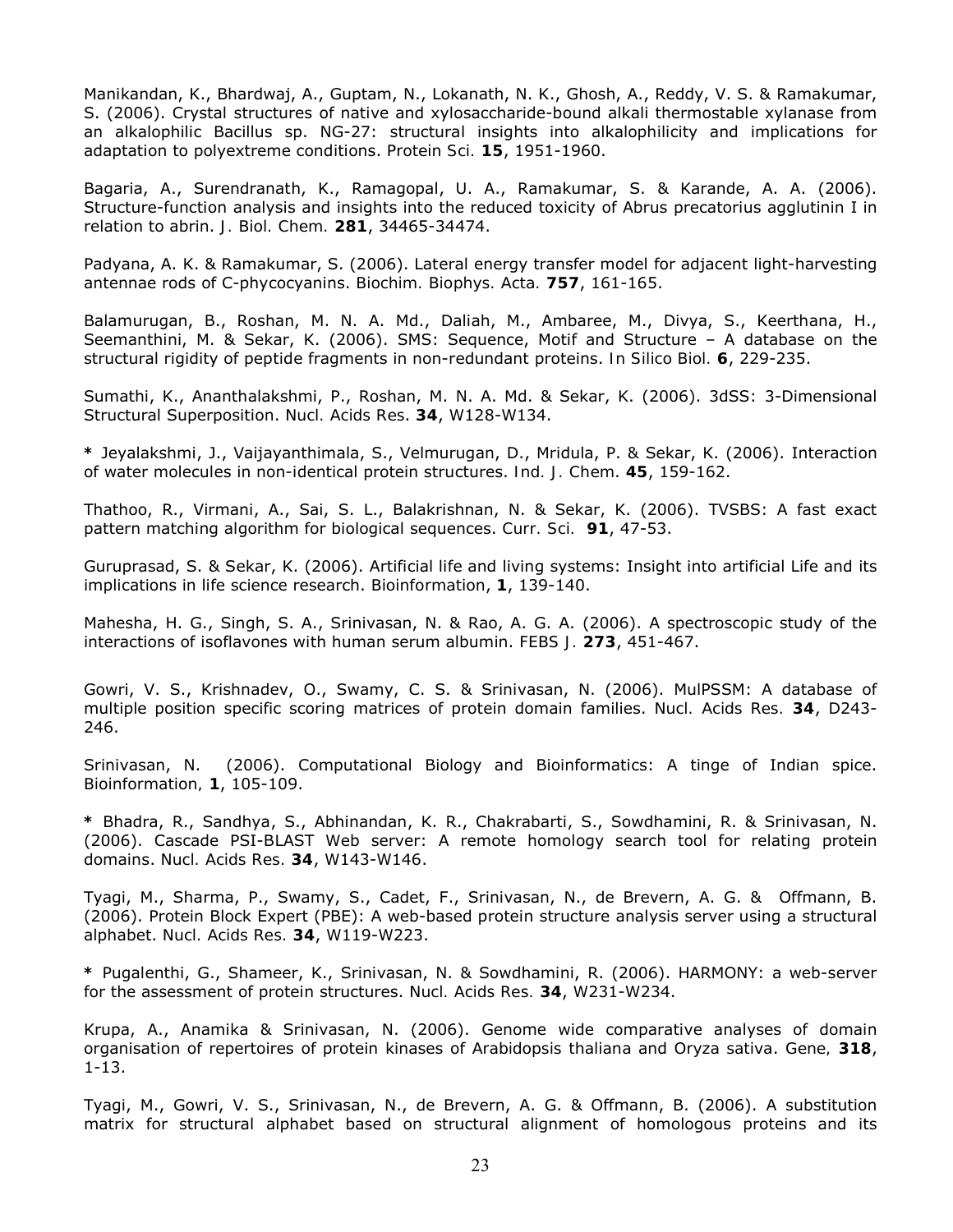Manikandan, K., Bhardwaj, A., Guptam, N., Lokanath, N. K., Ghosh, A., Reddy, V. S. & Ramakumar, S. (2006). Crystal structures of native and xylosaccharide-bound alkali thermostable xylanase from an alkalophilic Bacillus sp. NG-27: structural insights into alkalophilicity and implications for adaptation to polyextreme conditions. Protein Sci. **15**, 1951-1960.

Bagaria, A., Surendranath, K., Ramagopal, U. A., Ramakumar, S. & Karande, A. A. (2006). Structure-function analysis and insights into the reduced toxicity of Abrus precatorius agglutinin I in relation to abrin. J. Biol. Chem. **281**, 34465-34474.

Padyana, A. K. & Ramakumar, S. (2006). Lateral energy transfer model for adjacent light-harvesting antennae rods of C-phycocyanins. Biochim. Biophys. Acta. **757**, 161-165.

Balamurugan, B., Roshan, M. N. A. Md., Daliah, M., Ambaree, M., Divya, S., Keerthana, H., Seemanthini, M. & Sekar, K. (2006). SMS: Sequence, Motif and Structure – A database on the structural rigidity of peptide fragments in non-redundant proteins. In Silico Biol. **6**, 229-235.

Sumathi, K., Ananthalakshmi, P., Roshan, M. N. A. Md. & Sekar, K. (2006). 3dSS: 3-Dimensional Structural Superposition. Nucl. Acids Res. **34**, W128-W134.

**\*** Jeyalakshmi, J., Vaijayanthimala, S., Velmurugan, D., Mridula, P. & Sekar, K. (2006). Interaction of water molecules in non-identical protein structures. Ind. J. Chem. **45**, 159-162.

Thathoo, R., Virmani, A., Sai, S. L., Balakrishnan, N. & Sekar, K. (2006). TVSBS: A fast exact pattern matching algorithm for biological sequences. Curr. Sci. **91**, 47-53.

Guruprasad, S. & Sekar, K. (2006). Artificial life and living systems: Insight into artificial Life and its implications in life science research. Bioinformation, **1**, 139-140.

Mahesha, H. G., Singh, S. A., Srinivasan, N. & Rao, A. G. A. (2006). A spectroscopic study of the interactions of isoflavones with human serum albumin. FEBS J. **273**, 451-467.

Gowri, V. S., Krishnadev, O., Swamy, C. S. & Srinivasan, N. (2006). MulPSSM: A database of multiple position specific scoring matrices of protein domain families. Nucl. Acids Res. **34**, D243-246.

Srinivasan, N. (2006). Computational Biology and Bioinformatics: A tinge of Indian spice. Bioinformation, **1**, 105-109.

**\*** Bhadra, R., Sandhya, S., Abhinandan, K. R., Chakrabarti, S., Sowdhamini, R. & Srinivasan, N. (2006). Cascade PSI-BLAST Web server: A remote homology search tool for relating protein domains. Nucl. Acids Res. **34**, W143-W146.

Tyagi, M., Sharma, P., Swamy, S., Cadet, F., Srinivasan, N., de Brevern, A. G. & Offmann, B. (2006). Protein Block Expert (PBE): A web-based protein structure analysis server using a structural alphabet. Nucl. Acids Res. **34**, W119-W223.

**\*** Pugalenthi, G., Shameer, K., Srinivasan, N. & Sowdhamini, R. (2006). HARMONY: a web-server for the assessment of protein structures. Nucl. Acids Res. **34**, W231-W234.

Krupa, A., Anamika & Srinivasan, N. (2006). Genome wide comparative analyses of domain organisation of repertoires of protein kinases of Arabidopsis thaliana and Oryza sativa. Gene, **318**, 1-13.

Tyagi, M., Gowri, V. S., Srinivasan, N., de Brevern, A. G. & Offmann, B. (2006). A substitution matrix for structural alphabet based on structural alignment of homologous proteins and its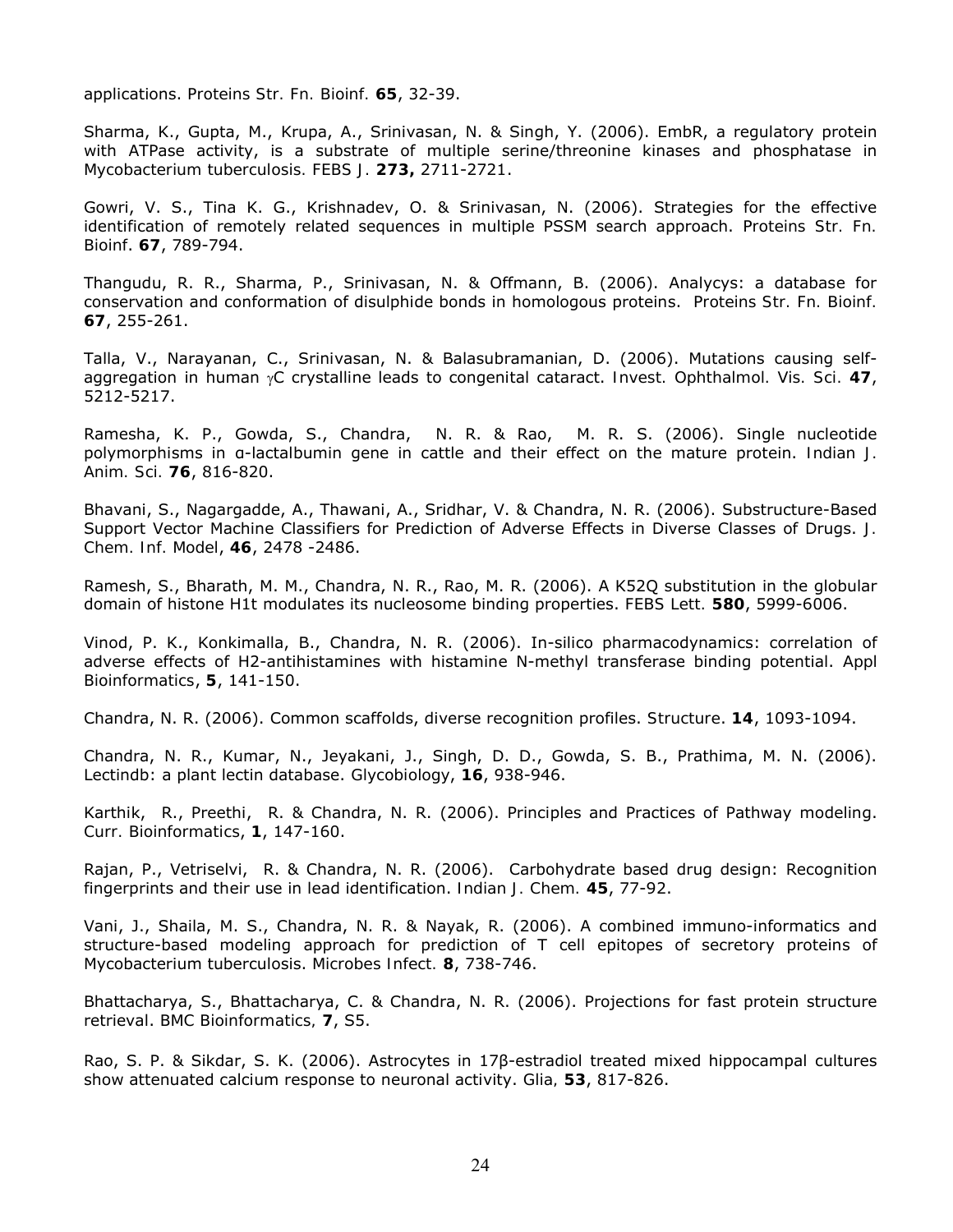applications. Proteins Str. Fn. Bioinf. **65**, 32-39.

Sharma, K., Gupta, M., Krupa, A., Srinivasan, N. & Singh, Y. (2006). EmbR, a regulatory protein with ATPase activity, is a substrate of multiple serine/threonine kinases and phosphatase in Mycobacterium tuberculosis. FEBS J. **273,** 2711-2721.

Gowri, V. S., Tina K. G., Krishnadev, O. & Srinivasan, N. (2006). Strategies for the effective identification of remotely related sequences in multiple PSSM search approach. Proteins Str. Fn. Bioinf. **67**, 789-794.

Thangudu, R. R., Sharma, P., Srinivasan, N. & Offmann, B. (2006). Analycys: a database for conservation and conformation of disulphide bonds in homologous proteins. Proteins Str. Fn. Bioinf. **67**, 255-261.

Talla, V., Narayanan, C., Srinivasan, N. & Balasubramanian, D. (2006). Mutations causing self-aggregation in human $\gamma$C crystalline leads to congenital cataract. Invest. Ophthalmol. Vis. Sci. **47**, 5212-5217.

Ramesha, K. P., Gowda, S., Chandra, N. R. & Rao, M. R. S. (2006). Single nucleotide polymorphisms in α-lactalbumin gene in cattle and their effect on the mature protein. Indian J. Anim. Sci. **76**, 816-820.

Bhavani, S., Nagargadde, A., Thawani, A., Sridhar, V. & Chandra, N. R. (2006). Substructure-Based Support Vector Machine Classifiers for Prediction of Adverse Effects in Diverse Classes of Drugs. J. Chem. Inf. Model, **46**, 2478 -2486.

Ramesh, S., Bharath, M. M., Chandra, N. R., Rao, M. R. (2006). A K52Q substitution in the globular domain of histone H1t modulates its nucleosome binding properties. FEBS Lett. **580**, 5999-6006.

Vinod, P. K., Konkimalla, B., Chandra, N. R. (2006). In-silico pharmacodynamics: correlation of adverse effects of H2-antihistamines with histamine N-methyl transferase binding potential. Appl Bioinformatics, **5**, 141-150.

Chandra, N. R. (2006). Common scaffolds, diverse recognition profiles. Structure. **14**, 1093-1094.

Chandra, N. R., Kumar, N., Jeyakani, J., Singh, D. D., Gowda, S. B., Prathima, M. N. (2006). Lectindb: a plant lectin database. Glycobiology, **16**, 938-946.

Karthik, R., Preethi, R. & Chandra, N. R. (2006). Principles and Practices of Pathway modeling. Curr. Bioinformatics, **1**, 147-160.

Rajan, P., Vetriselvi, R. & Chandra, N. R. (2006). Carbohydrate based drug design: Recognition fingerprints and their use in lead identification. Indian J. Chem. **45**, 77-92.

Vani, J., Shaila, M. S., Chandra, N. R. & Nayak, R. (2006). A combined immuno-informatics and structure-based modeling approach for prediction of T cell epitopes of secretory proteins of Mycobacterium tuberculosis. Microbes Infect. **8**, 738-746.

Bhattacharya, S., Bhattacharya, C. & Chandra, N. R. (2006). Projections for fast protein structure retrieval. BMC Bioinformatics, **7**, S5.

Rao, S. P. & Sikdar, S. K. (2006). Astrocytes in 17β-estradiol treated mixed hippocampal cultures show attenuated calcium response to neuronal activity. Glia, **53**, 817-826.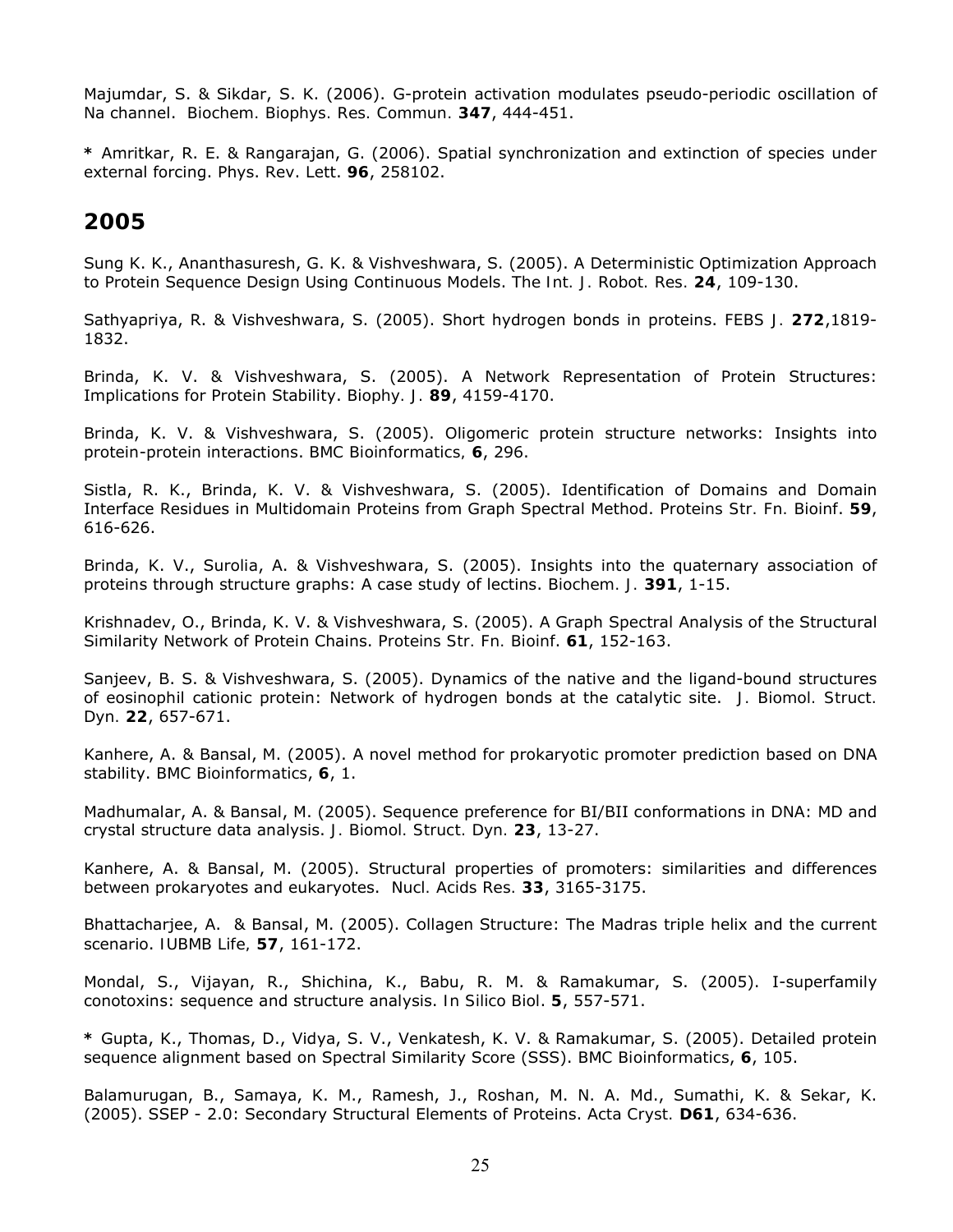Majumdar, S. & Sikdar, S. K. (2006). G-protein activation modulates pseudo-periodic oscillation of Na channel. Biochem. Biophys. Res. Commun. **347**, 444-451.

**\*** Amritkar, R. E. & Rangarajan, G. (2006). Spatial synchronization and extinction of species under external forcing. Phys. Rev. Lett. **96**, 258102.

## 2005

Sung K. K., Ananthasuresh, G. K. & Vishveshwara, S. (2005). A Deterministic Optimization Approach to Protein Sequence Design Using Continuous Models. The Int. J. Robot. Res. **24**, 109-130.

Sathyapriya, R. & Vishveshwara, S. (2005). Short hydrogen bonds in proteins. FEBS J. **272**,1819-1832.

Brinda, K. V. & Vishveshwara, S. (2005). A Network Representation of Protein Structures: Implications for Protein Stability. Biophy. J. **89**, 4159-4170.

Brinda, K. V. & Vishveshwara, S. (2005). Oligomeric protein structure networks: Insights into protein-protein interactions. BMC Bioinformatics, **6**, 296.

Sistla, R. K., Brinda, K. V. & Vishveshwara, S. (2005). Identification of Domains and Domain Interface Residues in Multidomain Proteins from Graph Spectral Method. Proteins Str. Fn. Bioinf. **59**, 616-626.

Brinda, K. V., Surolia, A. & Vishveshwara, S. (2005). Insights into the quaternary association of proteins through structure graphs: A case study of lectins. Biochem. J. **391**, 1-15.

Krishnadev, O., Brinda, K. V. & Vishveshwara, S. (2005). A Graph Spectral Analysis of the Structural Similarity Network of Protein Chains. Proteins Str. Fn. Bioinf. **61**, 152-163.

Sanjeev, B. S. & Vishveshwara, S. (2005). Dynamics of the native and the ligand-bound structures of eosinophil cationic protein: Network of hydrogen bonds at the catalytic site. J. Biomol. Struct. Dyn. **22**, 657-671.

Kanhere, A. & Bansal, M. (2005). A novel method for prokaryotic promoter prediction based on DNA stability. BMC Bioinformatics, **6**, 1.

Madhumalar, A. & Bansal, M. (2005). Sequence preference for BI/BII conformations in DNA: MD and crystal structure data analysis. J. Biomol. Struct. Dyn. **23**, 13-27.

Kanhere, A. & Bansal, M. (2005). Structural properties of promoters: similarities and differences between prokaryotes and eukaryotes. Nucl. Acids Res. **33**, 3165-3175.

Bhattacharjee, A. & Bansal, M. (2005). Collagen Structure: The Madras triple helix and the current scenario. IUBMB Life, **57**, 161-172.

Mondal, S., Vijayan, R., Shichina, K., Babu, R. M. & Ramakumar, S. (2005). I-superfamily conotoxins: sequence and structure analysis. In Silico Biol. **5**, 557-571.

**\*** Gupta, K., Thomas, D., Vidya, S. V., Venkatesh, K. V. & Ramakumar, S. (2005). Detailed protein sequence alignment based on Spectral Similarity Score (SSS). BMC Bioinformatics, **6**, 105.

Balamurugan, B., Samaya, K. M., Ramesh, J., Roshan, M. N. A. Md., Sumathi, K. & Sekar, K. (2005). SSEP - 2.0: Secondary Structural Elements of Proteins. Acta Cryst. **D61**, 634-636.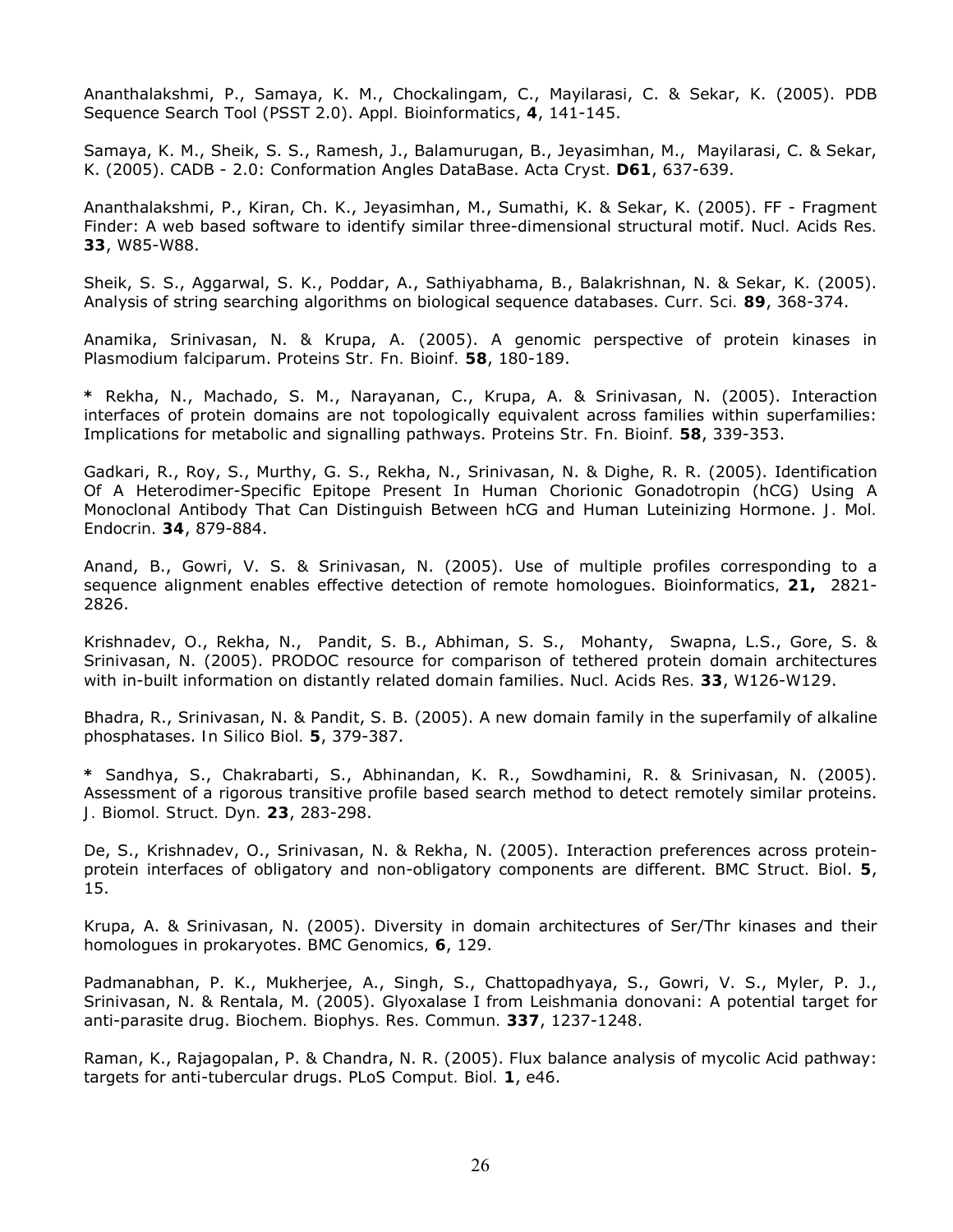Ananthalakshmi, P., Samaya, K. M., Chockalingam, C., Mayilarasi, C. & Sekar, K. (2005). PDB Sequence Search Tool (PSST 2.0). Appl. Bioinformatics, **4**, 141-145.

Samaya, K. M., Sheik, S. S., Ramesh, J., Balamurugan, B., Jeyasimhan, M., Mayilarasi, C. & Sekar, K. (2005). CADB - 2.0: Conformation Angles DataBase. Acta Cryst. **D61**, 637-639.

Ananthalakshmi, P., Kiran, Ch. K., Jeyasimhan, M., Sumathi, K. & Sekar, K. (2005). FF - Fragment Finder: A web based software to identify similar three-dimensional structural motif. Nucl. Acids Res. **33**, W85-W88.

Sheik, S. S., Aggarwal, S. K., Poddar, A., Sathiyabhama, B., Balakrishnan, N. & Sekar, K. (2005). Analysis of string searching algorithms on biological sequence databases. Curr. Sci. **89**, 368-374.

Anamika, Srinivasan, N. & Krupa, A. (2005). A genomic perspective of protein kinases in Plasmodium falciparum. Proteins Str. Fn. Bioinf. **58**, 180-189.

**\*** Rekha, N., Machado, S. M., Narayanan, C., Krupa, A. & Srinivasan, N. (2005). Interaction interfaces of protein domains are not topologically equivalent across families within superfamilies: Implications for metabolic and signalling pathways. Proteins Str. Fn. Bioinf. **58**, 339-353.

Gadkari, R., Roy, S., Murthy, G. S., Rekha, N., Srinivasan, N. & Dighe, R. R. (2005). Identification Of A Heterodimer-Specific Epitope Present In Human Chorionic Gonadotropin (hCG) Using A Monoclonal Antibody That Can Distinguish Between hCG and Human Luteinizing Hormone. J. Mol. Endocrin. **34**, 879-884.

Anand, B., Gowri, V. S. & Srinivasan, N. (2005). Use of multiple profiles corresponding to a sequence alignment enables effective detection of remote homologues. Bioinformatics, **21,** 2821-2826.

Krishnadev, O., Rekha, N., Pandit, S. B., Abhiman, S. S., Mohanty, Swapna, L.S., Gore, S. & Srinivasan, N. (2005). PRODOC resource for comparison of tethered protein domain architectures with in-built information on distantly related domain families. Nucl. Acids Res. **33**, W126-W129.

Bhadra, R., Srinivasan, N. & Pandit, S. B. (2005). A new domain family in the superfamily of alkaline phosphatases. In Silico Biol. **5**, 379-387.

**\*** Sandhya, S., Chakrabarti, S., Abhinandan, K. R., Sowdhamini, R. & Srinivasan, N. (2005). Assessment of a rigorous transitive profile based search method to detect remotely similar proteins. J. Biomol. Struct. Dyn. **23**, 283-298.

De, S., Krishnadev, O., Srinivasan, N. & Rekha, N. (2005). Interaction preferences across protein-protein interfaces of obligatory and non-obligatory components are different. BMC Struct. Biol. **5**, 15.

Krupa, A. & Srinivasan, N. (2005). Diversity in domain architectures of Ser/Thr kinases and their homologues in prokaryotes. BMC Genomics, **6**, 129.

Padmanabhan, P. K., Mukherjee, A., Singh, S., Chattopadhyaya, S., Gowri, V. S., Myler, P. J., Srinivasan, N. & Rentala, M. (2005). Glyoxalase I from Leishmania donovani: A potential target for anti-parasite drug. Biochem. Biophys. Res. Commun. **337**, 1237-1248.

Raman, K., Rajagopalan, P. & Chandra, N. R. (2005). Flux balance analysis of mycolic Acid pathway: targets for anti-tubercular drugs. PLoS Comput. Biol. **1**, e46.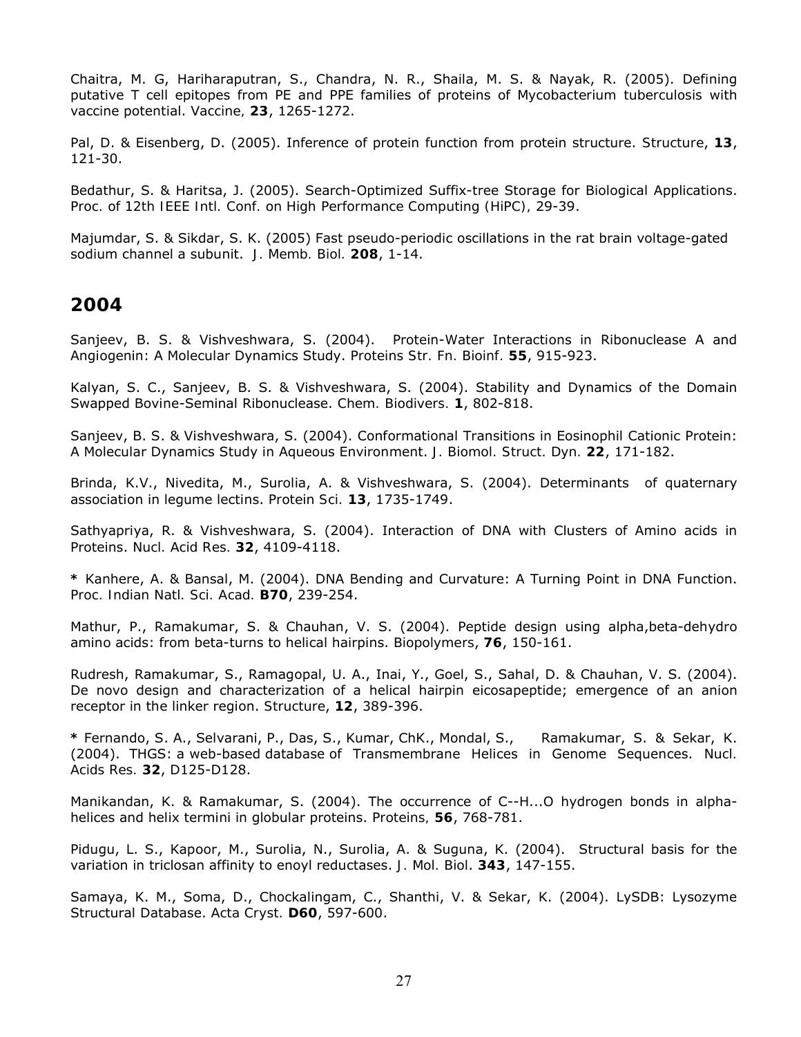Chaitra, M. G, Hariharaputran, S., Chandra, N. R., Shaila, M. S. & Nayak, R. (2005). Defining putative T cell epitopes from PE and PPE families of proteins of Mycobacterium tuberculosis with vaccine potential. Vaccine, **23**, 1265-1272.

Pal, D. & Eisenberg, D. (2005). Inference of protein function from protein structure. Structure, **13**, 121-30.

Bedathur, S. & Haritsa, J. (2005). Search-Optimized Suffix-tree Storage for Biological Applications. Proc. of 12th IEEE Intl. Conf. on High Performance Computing (HiPC), 29-39.

Majumdar, S. & Sikdar, S. K. (2005) Fast pseudo-periodic oscillations in the rat brain voltage-gated sodium channel a subunit. J. Memb. Biol. **208**, 1-14.

## 2004

Sanjeev, B. S. & Vishveshwara, S. (2004). Protein-Water Interactions in Ribonuclease A and Angiogenin: A Molecular Dynamics Study. Proteins Str. Fn. Bioinf. **55**, 915-923.

Kalyan, S. C., Sanjeev, B. S. & Vishveshwara, S. (2004). Stability and Dynamics of the Domain Swapped Bovine-Seminal Ribonuclease. Chem. Biodivers. **1**, 802-818.

Sanjeev, B. S. & Vishveshwara, S. (2004). Conformational Transitions in Eosinophil Cationic Protein: A Molecular Dynamics Study in Aqueous Environment. J. Biomol. Struct. Dyn. **22**, 171-182.

Brinda, K.V., Nivedita, M., Surolia, A. & Vishveshwara, S. (2004). Determinants of quaternary association in legume lectins. Protein Sci. **13**, 1735-1749.

Sathyapriya, R. & Vishveshwara, S. (2004). Interaction of DNA with Clusters of Amino acids in Proteins. Nucl. Acid Res. **32**, 4109-4118.

**\*** Kanhere, A. & Bansal, M. (2004). DNA Bending and Curvature: A Turning Point in DNA Function. Proc. Indian Natl. Sci. Acad. **B70**, 239-254.

Mathur, P., Ramakumar, S. & Chauhan, V. S. (2004). Peptide design using alpha,beta-dehydro amino acids: from beta-turns to helical hairpins. Biopolymers, **76**, 150-161.

Rudresh, Ramakumar, S., Ramagopal, U. A., Inai, Y., Goel, S., Sahal, D. & Chauhan, V. S. (2004). De novo design and characterization of a helical hairpin eicosapeptide; emergence of an anion receptor in the linker region. Structure, **12**, 389-396.

**\*** Fernando, S. A., Selvarani, P., Das, S., Kumar, ChK., Mondal, S., Ramakumar, S. & Sekar, K. (2004). THGS: a web-based database of Transmembrane Helices in Genome Sequences. Nucl. Acids Res. **32**, D125-D128.

Manikandan, K. & Ramakumar, S. (2004). The occurrence of C--H...O hydrogen bonds in alpha-helices and helix termini in globular proteins. Proteins, **56**, 768-781.

Pidugu, L. S., Kapoor, M., Surolia, N., Surolia, A. & Suguna, K. (2004). Structural basis for the variation in triclosan affinity to enoyl reductases. J. Mol. Biol. **343**, 147-155.

Samaya, K. M., Soma, D., Chockalingam, C., Shanthi, V. & Sekar, K. (2004). LySDB: Lysozyme Structural Database. Acta Cryst. **D60**, 597-600.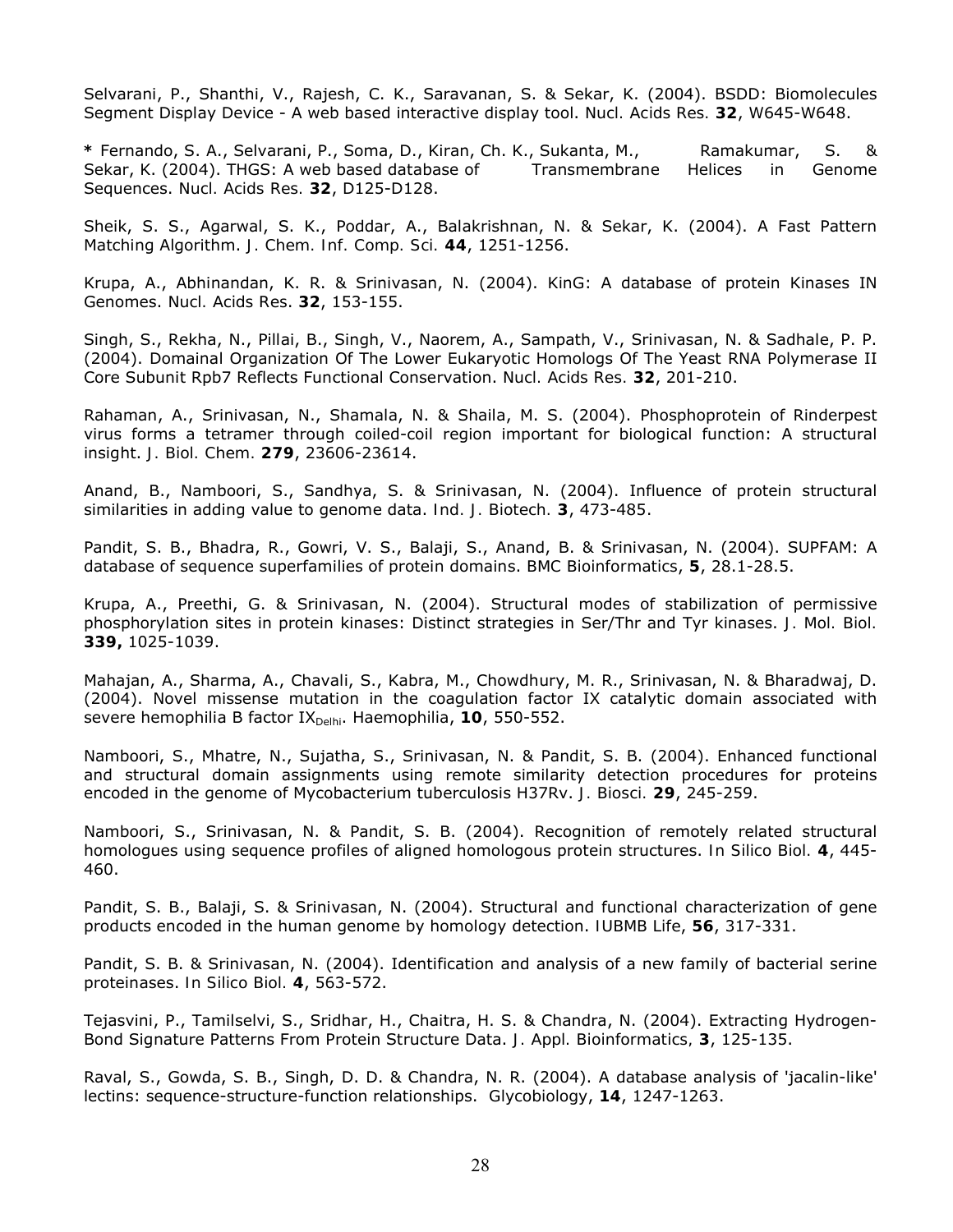Selvarani, P., Shanthi, V., Rajesh, C. K., Saravanan, S. & Sekar, K. (2004). BSDD: Biomolecules Segment Display Device - A web based interactive display tool. Nucl. Acids Res. **32**, W645-W648.

**\*** Fernando, S. A., Selvarani, P., Soma, D., Kiran, Ch. K., Sukanta, M., Ramakumar, S. & Sekar, K. (2004). THGS: A web based database of Transmembrane Helices in Genome Sequences. Nucl. Acids Res. **32**, D125-D128.

Sheik, S. S., Agarwal, S. K., Poddar, A., Balakrishnan, N. & Sekar, K. (2004). A Fast Pattern Matching Algorithm. J. Chem. Inf. Comp. Sci. **44**, 1251-1256.

Krupa, A., Abhinandan, K. R. & Srinivasan, N. (2004). KinG: A database of protein Kinases IN Genomes. Nucl. Acids Res. **32**, 153-155.

Singh, S., Rekha, N., Pillai, B., Singh, V., Naorem, A., Sampath, V., Srinivasan, N. & Sadhale, P. P. (2004). Domainal Organization Of The Lower Eukaryotic Homologs Of The Yeast RNA Polymerase II Core Subunit Rpb7 Reflects Functional Conservation. Nucl. Acids Res. **32**, 201-210.

Rahaman, A., Srinivasan, N., Shamala, N. & Shaila, M. S. (2004). Phosphoprotein of Rinderpest virus forms a tetramer through coiled-coil region important for biological function: A structural insight. J. Biol. Chem. **279**, 23606-23614.

Anand, B., Namboori, S., Sandhya, S. & Srinivasan, N. (2004). Influence of protein structural similarities in adding value to genome data. Ind. J. Biotech. **3**, 473-485.

Pandit, S. B., Bhadra, R., Gowri, V. S., Balaji, S., Anand, B. & Srinivasan, N. (2004). SUPFAM: A database of sequence superfamilies of protein domains. BMC Bioinformatics, **5**, 28.1-28.5.

Krupa, A., Preethi, G. & Srinivasan, N. (2004). Structural modes of stabilization of permissive phosphorylation sites in protein kinases: Distinct strategies in Ser/Thr and Tyr kinases. J. Mol. Biol. **339,** 1025-1039.

Mahajan, A., Sharma, A., Chavali, S., Kabra, M., Chowdhury, M. R., Srinivasan, N. & Bharadwaj, D. (2004). Novel missense mutation in the coagulation factor IX catalytic domain associated with severe hemophilia B factor $IX_{Delhi}$. Haemophilia, **10**, 550-552.

Namboori, S., Mhatre, N., Sujatha, S., Srinivasan, N. & Pandit, S. B. (2004). Enhanced functional and structural domain assignments using remote similarity detection procedures for proteins encoded in the genome of Mycobacterium tuberculosis H37Rv. J. Biosci. **29**, 245-259.

Namboori, S., Srinivasan, N. & Pandit, S. B. (2004). Recognition of remotely related structural homologues using sequence profiles of aligned homologous protein structures. In Silico Biol. **4**, 445-460.

Pandit, S. B., Balaji, S. & Srinivasan, N. (2004). Structural and functional characterization of gene products encoded in the human genome by homology detection. IUBMB Life, **56**, 317-331.

Pandit, S. B. & Srinivasan, N. (2004). Identification and analysis of a new family of bacterial serine proteinases. In Silico Biol. **4**, 563-572.

Tejasvini, P., Tamilselvi, S., Sridhar, H., Chaitra, H. S. & Chandra, N. (2004). Extracting Hydrogen-Bond Signature Patterns From Protein Structure Data. J. Appl. Bioinformatics, **3**, 125-135.

Raval, S., Gowda, S. B., Singh, D. D. & Chandra, N. R. (2004). A database analysis of 'jacalin-like' lectins: sequence-structure-function relationships. Glycobiology, **14**, 1247-1263.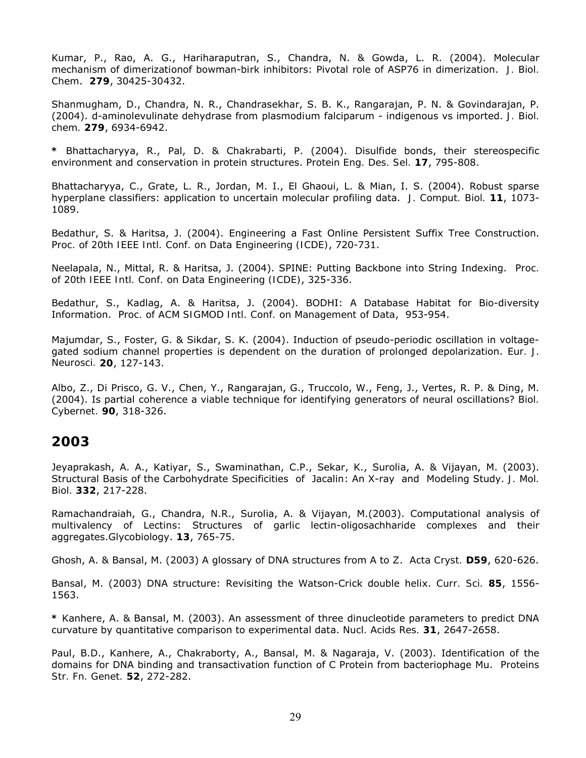Kumar, P., Rao, A. G., Hariharaputran, S., Chandra, N. & Gowda, L. R. (2004). Molecular mechanism of dimerizationof bowman-birk inhibitors: Pivotal role of ASP76 in dimerization. J. Biol. Chem. **279**, 30425-30432.

Shanmugham, D., Chandra, N. R., Chandrasekhar, S. B. K., Rangarajan, P. N. & Govindarajan, P. (2004). d-aminolevulinate dehydrase from plasmodium falciparum - indigenous vs imported. J. Biol. chem. **279**, 6934-6942.

**\*** Bhattacharyya, R., Pal, D. & Chakrabarti, P. (2004). Disulfide bonds, their stereospecific environment and conservation in protein structures. Protein Eng. Des. Sel. **17**, 795-808.

Bhattacharyya, C., Grate, L. R., Jordan, M. I., El Ghaoui, L. & Mian, I. S. (2004). Robust sparse hyperplane classifiers: application to uncertain molecular profiling data. J. Comput. Biol. **11**, 1073-1089.

Bedathur, S. & Haritsa, J. (2004). Engineering a Fast Online Persistent Suffix Tree Construction. Proc. of 20th IEEE Intl. Conf. on Data Engineering (ICDE), 720-731.

Neelapala, N., Mittal, R. & Haritsa, J. (2004). SPINE: Putting Backbone into String Indexing. Proc. of 20th IEEE Intl. Conf. on Data Engineering (ICDE), 325-336.

Bedathur, S., Kadlag, A. & Haritsa, J. (2004). BODHI: A Database Habitat for Bio-diversity Information. Proc. of ACM SIGMOD Intl. Conf. on Management of Data, 953-954.

Majumdar, S., Foster, G. & Sikdar, S. K. (2004). Induction of pseudo-periodic oscillation in voltage-gated sodium channel properties is dependent on the duration of prolonged depolarization. Eur. J. Neurosci. **20**, 127-143.

Albo, Z., Di Prisco, G. V., Chen, Y., Rangarajan, G., Truccolo, W., Feng, J., Vertes, R. P. & Ding, M. (2004). Is partial coherence a viable technique for identifying generators of neural oscillations? Biol. Cybernet. **90**, 318-326.

## 2003

Jeyaprakash, A. A., Katiyar, S., Swaminathan, C.P., Sekar, K., Surolia, A. & Vijayan, M. (2003). Structural Basis of the Carbohydrate Specificities of Jacalin: An X-ray and Modeling Study. J. Mol. Biol. **332**, 217-228.

Ramachandraiah, G., Chandra, N.R., Surolia, A. & Vijayan, M.(2003). Computational analysis of multivalency of Lectins: Structures of garlic lectin-oligosachharide complexes and their aggregates.Glycobiology. **13**, 765-75.

Ghosh, A. & Bansal, M. (2003) A glossary of DNA structures from A to Z. Acta Cryst. **D59**, 620-626.

Bansal, M. (2003) DNA structure: Revisiting the Watson-Crick double helix. Curr. Sci. **85**, 1556-1563.

**\*** Kanhere, A. & Bansal, M. (2003). An assessment of three dinucleotide parameters to predict DNA curvature by quantitative comparison to experimental data. Nucl. Acids Res. **31**, 2647-2658.

Paul, B.D., Kanhere, A., Chakraborty, A., Bansal, M. & Nagaraja, V. (2003). Identification of the domains for DNA binding and transactivation function of C Protein from bacteriophage Mu. Proteins Str. Fn. Genet. **52**, 272-282.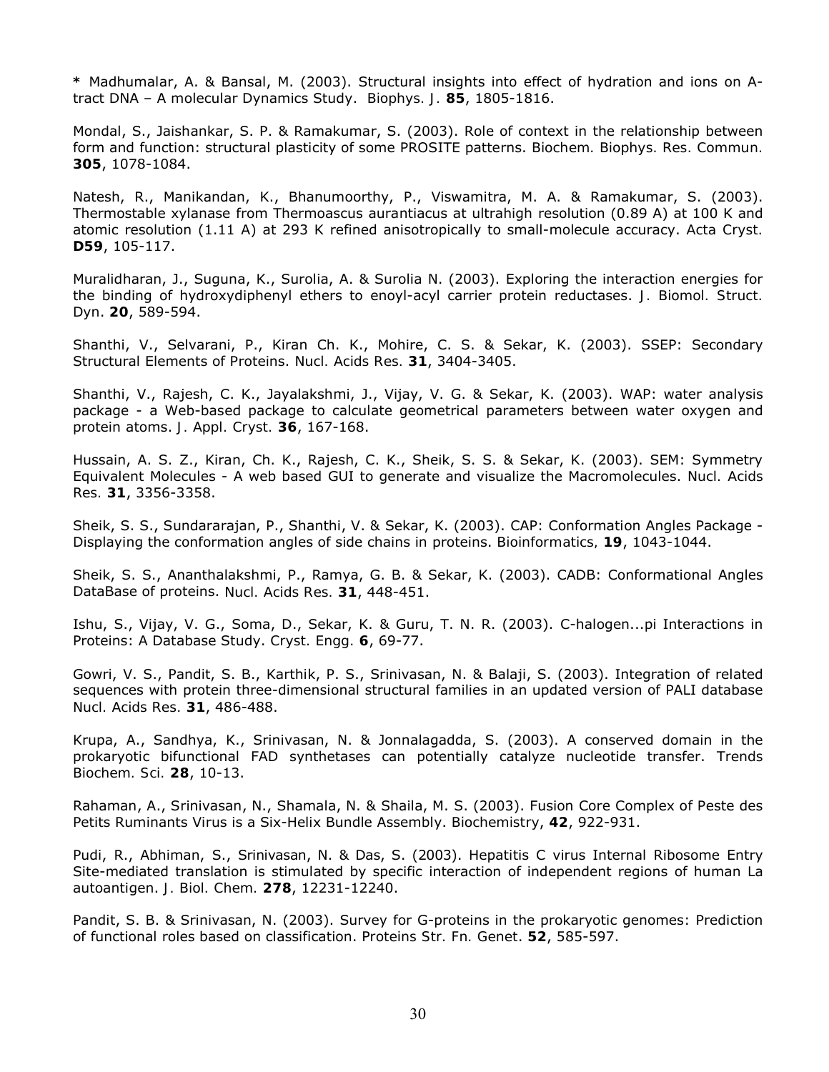* Madhumalar, A. & Bansal, M. (2003). Structural insights into effect of hydration and ions on A-tract DNA – A molecular Dynamics Study. Biophys. J. **85**, 1805-1816.

Mondal, S., Jaishankar, S. P. & Ramakumar, S. (2003). Role of context in the relationship between form and function: structural plasticity of some PROSITE patterns. Biochem. Biophys. Res. Commun. **305**, 1078-1084.

Natesh, R., Manikandan, K., Bhanumoorthy, P., Viswamitra, M. A. & Ramakumar, S. (2003). Thermostable xylanase from Thermoascus aurantiacus at ultrahigh resolution (0.89 A) at 100 K and atomic resolution (1.11 A) at 293 K refined anisotropically to small-molecule accuracy. Acta Cryst. **D59**, 105-117.

Muralidharan, J., Suguna, K., Surolia, A. & Surolia N. (2003). Exploring the interaction energies for the binding of hydroxydiphenyl ethers to enoyl-acyl carrier protein reductases. J. Biomol. Struct. Dyn. **20**, 589-594.

Shanthi, V., Selvarani, P., Kiran Ch. K., Mohire, C. S. & Sekar, K. (2003). SSEP: Secondary Structural Elements of Proteins. Nucl. Acids Res. **31**, 3404-3405.

Shanthi, V., Rajesh, C. K., Jayalakshmi, J., Vijay, V. G. & Sekar, K. (2003). WAP: water analysis package - a Web-based package to calculate geometrical parameters between water oxygen and protein atoms. J. Appl. Cryst. **36**, 167-168.

Hussain, A. S. Z., Kiran, Ch. K., Rajesh, C. K., Sheik, S. S. & Sekar, K. (2003). SEM: Symmetry Equivalent Molecules - A web based GUI to generate and visualize the Macromolecules. Nucl. Acids Res. **31**, 3356-3358.

Sheik, S. S., Sundararajan, P., Shanthi, V. & Sekar, K. (2003). CAP: Conformation Angles Package - Displaying the conformation angles of side chains in proteins. Bioinformatics, **19**, 1043-1044.

Sheik, S. S., Ananthalakshmi, P., Ramya, G. B. & Sekar, K. (2003). CADB: Conformational Angles DataBase of proteins. Nucl. Acids Res. **31**, 448-451.

Ishu, S., Vijay, V. G., Soma, D., Sekar, K. & Guru, T. N. R. (2003). C-halogen...pi Interactions in Proteins: A Database Study. Cryst. Engg. **6**, 69-77.

Gowri, V. S., Pandit, S. B., Karthik, P. S., Srinivasan, N. & Balaji, S. (2003). Integration of related sequences with protein three-dimensional structural families in an updated version of PALI database Nucl. Acids Res. **31**, 486-488.

Krupa, A., Sandhya, K., Srinivasan, N. & Jonnalagadda, S. (2003). A conserved domain in the prokaryotic bifunctional FAD synthetases can potentially catalyze nucleotide transfer. Trends Biochem. Sci. **28**, 10-13.

Rahaman, A., Srinivasan, N., Shamala, N. & Shaila, M. S. (2003). Fusion Core Complex of Peste des Petits Ruminants Virus is a Six-Helix Bundle Assembly. Biochemistry, **42**, 922-931.

Pudi, R., Abhiman, S., Srinivasan, N. & Das, S. (2003). Hepatitis C virus Internal Ribosome Entry Site-mediated translation is stimulated by specific interaction of independent regions of human La autoantigen. J. Biol. Chem. **278**, 12231-12240.

Pandit, S. B. & Srinivasan, N. (2003). Survey for G-proteins in the prokaryotic genomes: Prediction of functional roles based on classification. Proteins Str. Fn. Genet. **52**, 585-597.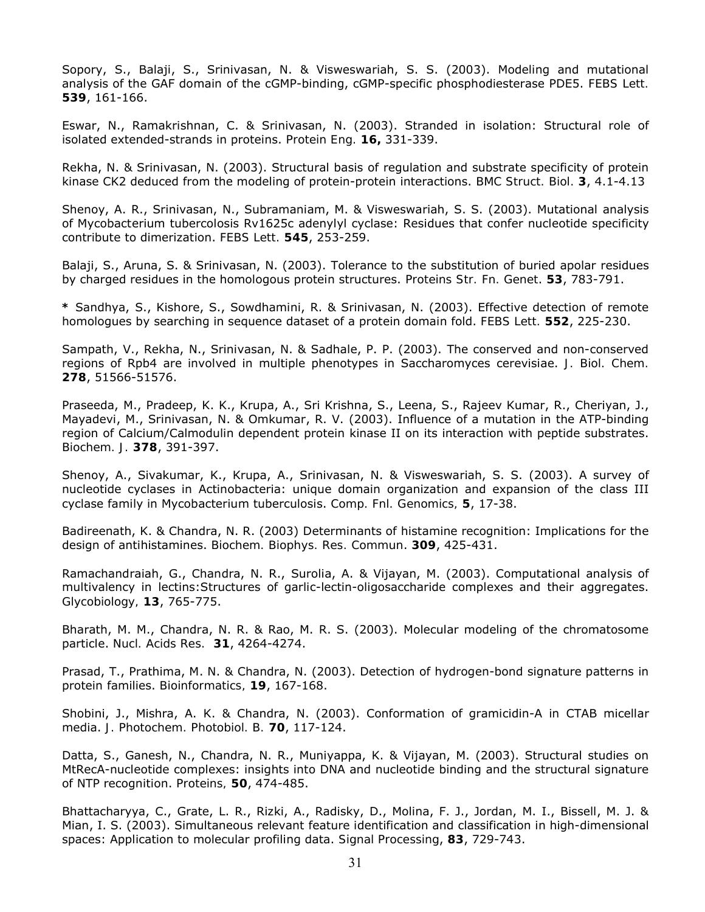Sopory, S., Balaji, S., Srinivasan, N. & Visweswariah, S. S. (2003). Modeling and mutational analysis of the GAF domain of the cGMP-binding, cGMP-specific phosphodiesterase PDE5. FEBS Lett. **539**, 161-166.

Eswar, N., Ramakrishnan, C. & Srinivasan, N. (2003). Stranded in isolation: Structural role of isolated extended-strands in proteins. Protein Eng. **16,** 331-339.

Rekha, N. & Srinivasan, N. (2003). Structural basis of regulation and substrate specificity of protein kinase CK2 deduced from the modeling of protein-protein interactions. BMC Struct. Biol. **3**, 4.1-4.13

Shenoy, A. R., Srinivasan, N., Subramaniam, M. & Visweswariah, S. S. (2003). Mutational analysis of Mycobacterium tubercolosis Rv1625c adenylyl cyclase: Residues that confer nucleotide specificity contribute to dimerization. FEBS Lett. **545**, 253-259.

Balaji, S., Aruna, S. & Srinivasan, N. (2003). Tolerance to the substitution of buried apolar residues by charged residues in the homologous protein structures. Proteins Str. Fn. Genet. **53**, 783-791.

**\*** Sandhya, S., Kishore, S., Sowdhamini, R. & Srinivasan, N. (2003). Effective detection of remote homologues by searching in sequence dataset of a protein domain fold. FEBS Lett. **552**, 225-230.

Sampath, V., Rekha, N., Srinivasan, N. & Sadhale, P. P. (2003). The conserved and non-conserved regions of Rpb4 are involved in multiple phenotypes in Saccharomyces cerevisiae. J. Biol. Chem. **278**, 51566-51576.

Praseeda, M., Pradeep, K. K., Krupa, A., Sri Krishna, S., Leena, S., Rajeev Kumar, R., Cheriyan, J., Mayadevi, M., Srinivasan, N. & Omkumar, R. V. (2003). Influence of a mutation in the ATP-binding region of Calcium/Calmodulin dependent protein kinase II on its interaction with peptide substrates. Biochem. J. **378**, 391-397.

Shenoy, A., Sivakumar, K., Krupa, A., Srinivasan, N. & Visweswariah, S. S. (2003). A survey of nucleotide cyclases in Actinobacteria: unique domain organization and expansion of the class III cyclase family in Mycobacterium tuberculosis. Comp. Fnl. Genomics, **5**, 17-38.

Badireenath, K. & Chandra, N. R. (2003) Determinants of histamine recognition: Implications for the design of antihistamines. Biochem. Biophys. Res. Commun. **309**, 425-431.

Ramachandraiah, G., Chandra, N. R., Surolia, A. & Vijayan, M. (2003). Computational analysis of multivalency in lectins:Structures of garlic-lectin-oligosaccharide complexes and their aggregates. Glycobiology, **13**, 765-775.

Bharath, M. M., Chandra, N. R. & Rao, M. R. S. (2003). Molecular modeling of the chromatosome particle. Nucl. Acids Res. **31**, 4264-4274.

Prasad, T., Prathima, M. N. & Chandra, N. (2003). Detection of hydrogen-bond signature patterns in protein families. Bioinformatics, **19**, 167-168.

Shobini, J., Mishra, A. K. & Chandra, N. (2003). Conformation of gramicidin-A in CTAB micellar media. J. Photochem. Photobiol. B. **70**, 117-124.

Datta, S., Ganesh, N., Chandra, N. R., Muniyappa, K. & Vijayan, M. (2003). Structural studies on MtRecA-nucleotide complexes: insights into DNA and nucleotide binding and the structural signature of NTP recognition. Proteins, **50**, 474-485.

Bhattacharyya, C., Grate, L. R., Rizki, A., Radisky, D., Molina, F. J., Jordan, M. I., Bissell, M. J. & Mian, I. S. (2003). Simultaneous relevant feature identification and classification in high-dimensional spaces: Application to molecular profiling data. Signal Processing, **83**, 729-743.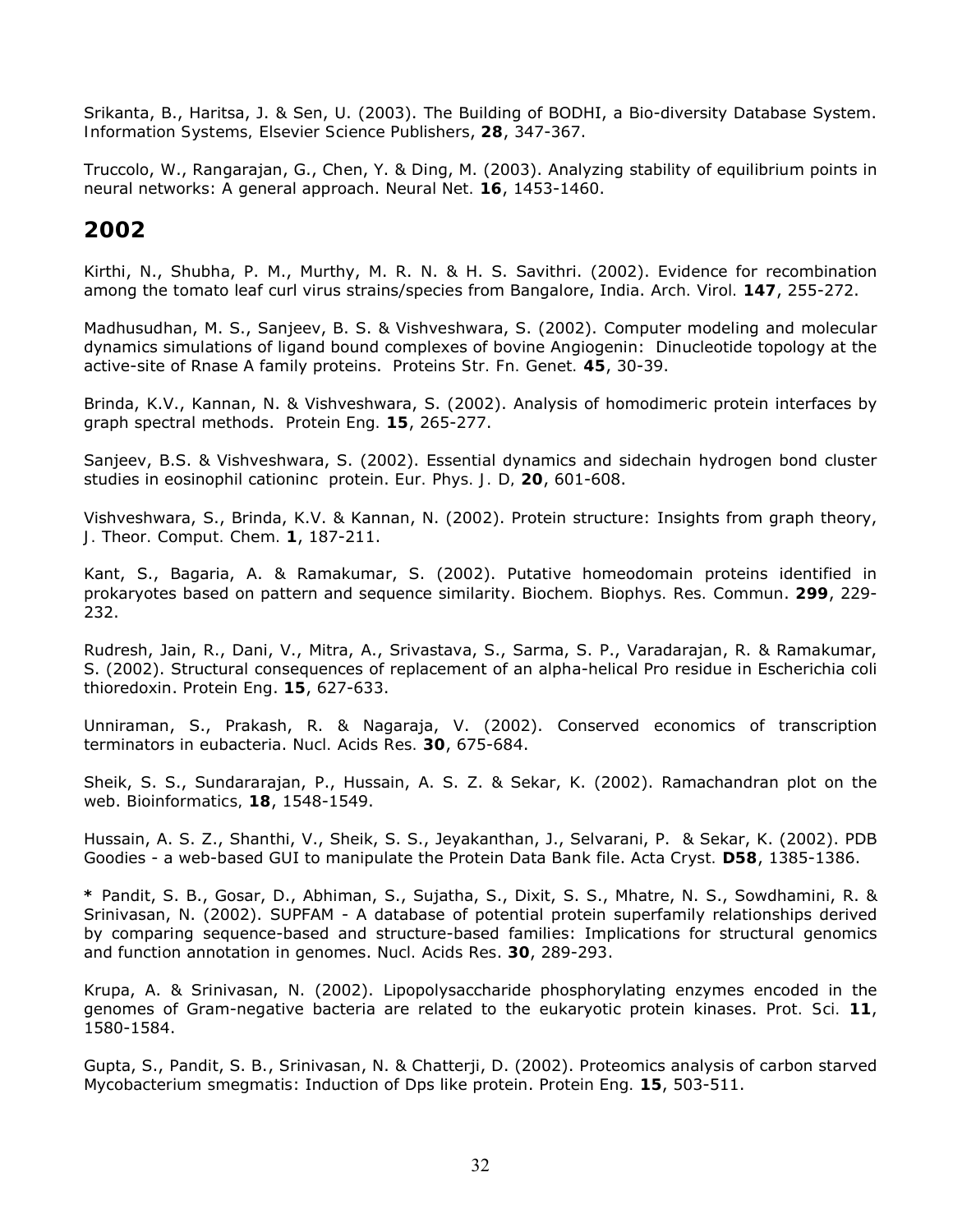Srikanta, B., Haritsa, J. & Sen, U. (2003). The Building of BODHI, a Bio-diversity Database System. Information Systems, Elsevier Science Publishers, **28**, 347-367.

Truccolo, W., Rangarajan, G., Chen, Y. & Ding, M. (2003). Analyzing stability of equilibrium points in neural networks: A general approach. Neural Net. **16**, 1453-1460.

## 2002

Kirthi, N., Shubha, P. M., Murthy, M. R. N. & H. S. Savithri. (2002). Evidence for recombination among the tomato leaf curl virus strains/species from Bangalore, India. Arch. Virol. **147**, 255-272.

Madhusudhan, M. S., Sanjeev, B. S. & Vishveshwara, S. (2002). Computer modeling and molecular dynamics simulations of ligand bound complexes of bovine Angiogenin: Dinucleotide topology at the active-site of Rnase A family proteins. Proteins Str. Fn. Genet. **45**, 30-39.

Brinda, K.V., Kannan, N. & Vishveshwara, S. (2002). Analysis of homodimeric protein interfaces by graph spectral methods. Protein Eng. **15**, 265-277.

Sanjeev, B.S. & Vishveshwara, S. (2002). Essential dynamics and sidechain hydrogen bond cluster studies in eosinophil cationinc protein. Eur. Phys. J. D, **20**, 601-608.

Vishveshwara, S., Brinda, K.V. & Kannan, N. (2002). Protein structure: Insights from graph theory, J. Theor. Comput. Chem. **1**, 187-211.

Kant, S., Bagaria, A. & Ramakumar, S. (2002). Putative homeodomain proteins identified in prokaryotes based on pattern and sequence similarity. Biochem. Biophys. Res. Commun. **299**, 229-232.

Rudresh, Jain, R., Dani, V., Mitra, A., Srivastava, S., Sarma, S. P., Varadarajan, R. & Ramakumar, S. (2002). Structural consequences of replacement of an alpha-helical Pro residue in Escherichia coli thioredoxin. Protein Eng. **15**, 627-633.

Unniraman, S., Prakash, R. & Nagaraja, V. (2002). Conserved economics of transcription terminators in eubacteria. Nucl. Acids Res. **30**, 675-684.

Sheik, S. S., Sundararajan, P., Hussain, A. S. Z. & Sekar, K. (2002). Ramachandran plot on the web. Bioinformatics, **18**, 1548-1549.

Hussain, A. S. Z., Shanthi, V., Sheik, S. S., Jeyakanthan, J., Selvarani, P. & Sekar, K. (2002). PDB Goodies - a web-based GUI to manipulate the Protein Data Bank file. Acta Cryst. **D58**, 1385-1386.

**\*** Pandit, S. B., Gosar, D., Abhiman, S., Sujatha, S., Dixit, S. S., Mhatre, N. S., Sowdhamini, R. & Srinivasan, N. (2002). SUPFAM - A database of potential protein superfamily relationships derived by comparing sequence-based and structure-based families: Implications for structural genomics and function annotation in genomes. Nucl. Acids Res. **30**, 289-293.

Krupa, A. & Srinivasan, N. (2002). Lipopolysaccharide phosphorylating enzymes encoded in the genomes of Gram-negative bacteria are related to the eukaryotic protein kinases. Prot. Sci. **11**, 1580-1584.

Gupta, S., Pandit, S. B., Srinivasan, N. & Chatterji, D. (2002). Proteomics analysis of carbon starved Mycobacterium smegmatis: Induction of Dps like protein. Protein Eng. **15**, 503-511.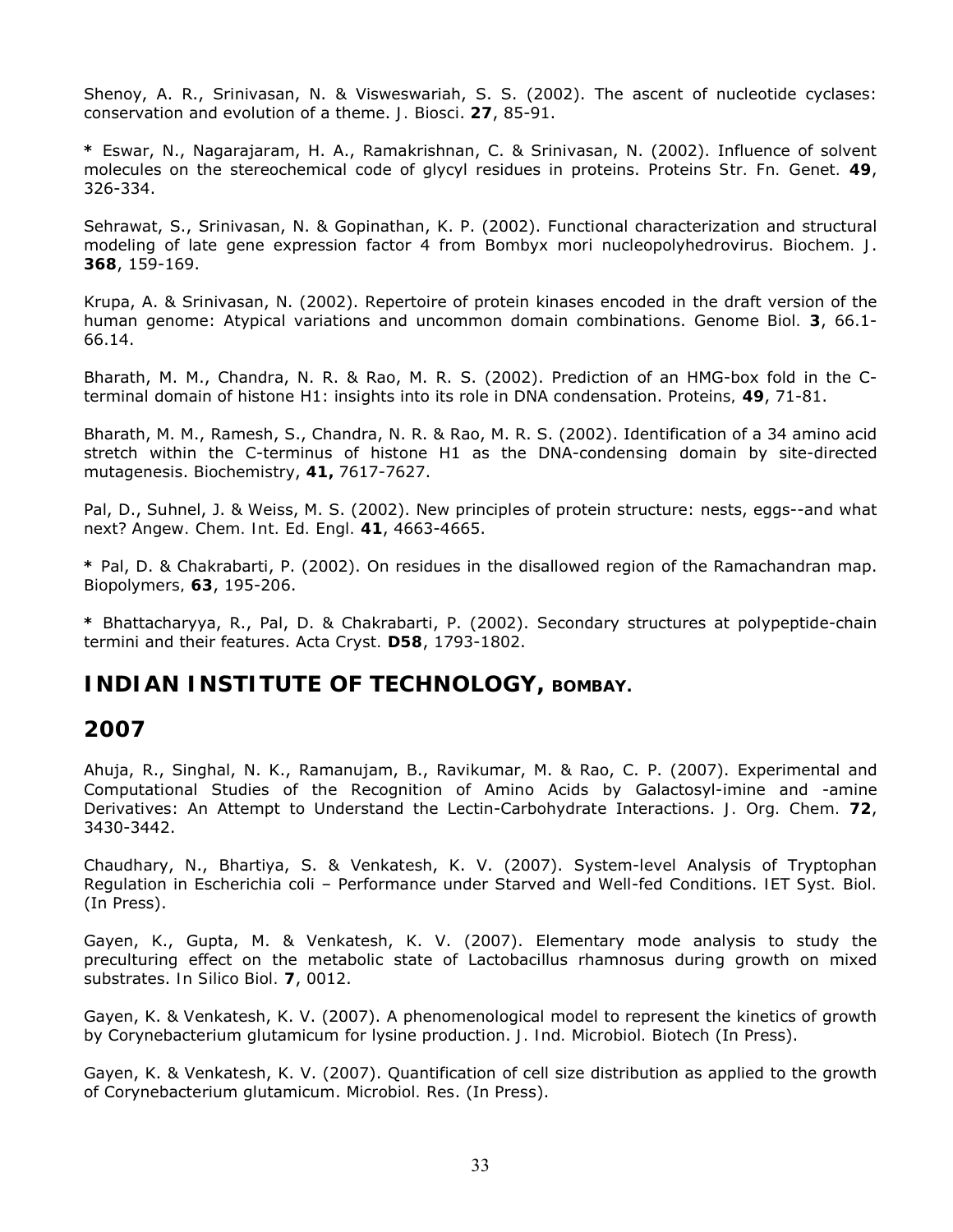Shenoy, A. R., Srinivasan, N. & Visweswariah, S. S. (2002). The ascent of nucleotide cyclases: conservation and evolution of a theme. *J. Biosci.* **27**, 85-91.

**\*** Eswar, N., Nagarajaram, H. A., Ramakrishnan, C. & Srinivasan, N. (2002). Influence of solvent molecules on the stereochemical code of glycyl residues in proteins. *Proteins Str. Fn. Genet.* **49**, 326-334.

Sehrawat, S., Srinivasan, N. & Gopinathan, K. P. (2002). Functional characterization and structural modeling of late gene expression factor 4 from Bombyx mori nucleopolyhedrovirus. *Biochem. J.* **368**, 159-169.

Krupa, A. & Srinivasan, N. (2002). Repertoire of protein kinases encoded in the draft version of the human genome: Atypical variations and uncommon domain combinations. *Genome Biol.* **3**, 66.1-66.14.

Bharath, M. M., Chandra, N. R. & Rao, M. R. S. (2002). Prediction of an HMG-box fold in the C-terminal domain of histone H1: insights into its role in DNA condensation. *Proteins*, **49**, 71-81.

Bharath, M. M., Ramesh, S., Chandra, N. R. & Rao, M. R. S. (2002). Identification of a 34 amino acid stretch within the C-terminus of histone H1 as the DNA-condensing domain by site-directed mutagenesis. *Biochemistry*, **41,** 7617-7627.

Pal, D., Suhnel, J. & Weiss, M. S. (2002). New principles of protein structure: nests, eggs--and what next? *Angew. Chem. Int. Ed. Engl.* **41**, 4663-4665.

**\*** Pal, D. & Chakrabarti, P. (2002). On residues in the disallowed region of the Ramachandran map. *Biopolymers*, **63**, 195-206.

**\*** Bhattacharyya, R., Pal, D. & Chakrabarti, P. (2002). Secondary structures at polypeptide-chain termini and their features. *Acta Cryst.* **D58**, 1793-1802.

## INDIAN INSTITUTE OF TECHNOLOGY, BOMBAY.

## 2007

Ahuja, R., Singhal, N. K., Ramanujam, B., Ravikumar, M. & Rao, C. P. (2007). Experimental and Computational Studies of the Recognition of Amino Acids by Galactosyl-imine and -amine Derivatives: An Attempt to Understand the Lectin-Carbohydrate Interactions. *J. Org. Chem.* **72**, 3430-3442.

Chaudhary, N., Bhartiya, S. & Venkatesh, K. V. (2007). System-level Analysis of Tryptophan Regulation in Escherichia coli – Performance under Starved and Well-fed Conditions. *IET Syst. Biol.* (In Press).

Gayen, K., Gupta, M. & Venkatesh, K. V. (2007). Elementary mode analysis to study the preculturing effect on the metabolic state of Lactobacillus rhamnosus during growth on mixed substrates. *In Silico Biol.* **7**, 0012.

Gayen, K. & Venkatesh, K. V. (2007). A phenomenological model to represent the kinetics of growth by Corynebacterium glutamicum for lysine production. *J. Ind. Microbiol. Biotech* (In Press).

Gayen, K. & Venkatesh, K. V. (2007). Quantification of cell size distribution as applied to the growth of Corynebacterium glutamicum. *Microbiol. Res.* (In Press).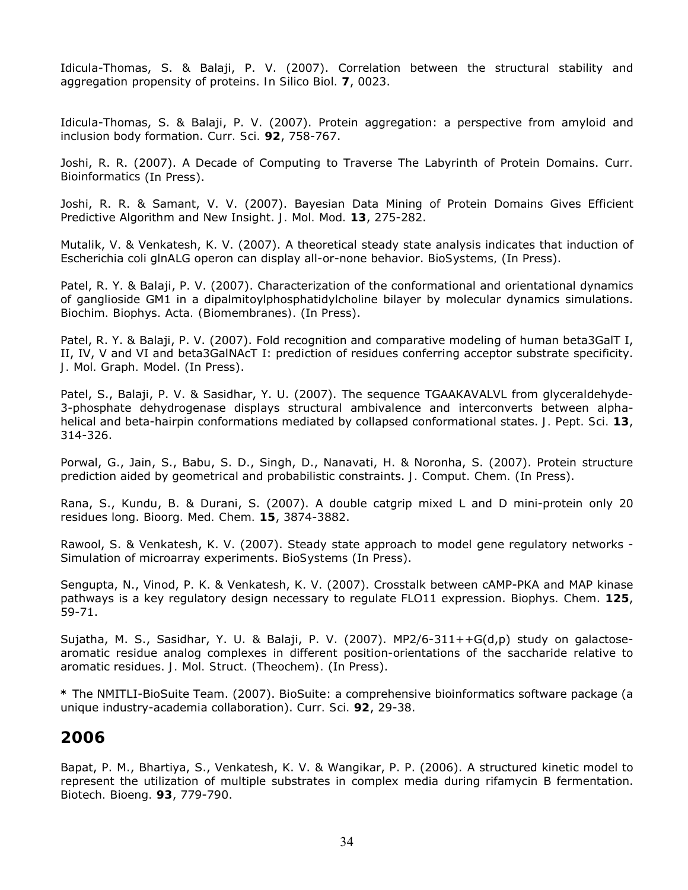Idicula-Thomas, S. & Balaji, P. V. (2007). Correlation between the structural stability and aggregation propensity of proteins. In Silico Biol. **7**, 0023.

Idicula-Thomas, S. & Balaji, P. V. (2007). Protein aggregation: a perspective from amyloid and inclusion body formation. Curr. Sci. **92**, 758-767.

Joshi, R. R. (2007). A Decade of Computing to Traverse The Labyrinth of Protein Domains. Curr. Bioinformatics (In Press).

Joshi, R. R. & Samant, V. V. (2007). Bayesian Data Mining of Protein Domains Gives Efficient Predictive Algorithm and New Insight. J. Mol. Mod. **13**, 275-282.

Mutalik, V. & Venkatesh, K. V. (2007). A theoretical steady state analysis indicates that induction of Escherichia coli glnALG operon can display all-or-none behavior. BioSystems, (In Press).

Patel, R. Y. & Balaji, P. V. (2007). Characterization of the conformational and orientational dynamics of ganglioside GM1 in a dipalmitoylphosphatidylcholine bilayer by molecular dynamics simulations. Biochim. Biophys. Acta. (Biomembranes). (In Press).

Patel, R. Y. & Balaji, P. V. (2007). Fold recognition and comparative modeling of human beta3GalT I, II, IV, V and VI and beta3GalNAcT I: prediction of residues conferring acceptor substrate specificity. J. Mol. Graph. Model. (In Press).

Patel, S., Balaji, P. V. & Sasidhar, Y. U. (2007). The sequence TGAAKAVALVL from glyceraldehyde-3-phosphate dehydrogenase displays structural ambivalence and interconverts between alpha-helical and beta-hairpin conformations mediated by collapsed conformational states. J. Pept. Sci. **13**, 314-326.

Porwal, G., Jain, S., Babu, S. D., Singh, D., Nanavati, H. & Noronha, S. (2007). Protein structure prediction aided by geometrical and probabilistic constraints. J. Comput. Chem. (In Press).

Rana, S., Kundu, B. & Durani, S. (2007). A double catgrip mixed L and D mini-protein only 20 residues long. Bioorg. Med. Chem. **15**, 3874-3882.

Rawool, S. & Venkatesh, K. V. (2007). Steady state approach to model gene regulatory networks - Simulation of microarray experiments. BioSystems (In Press).

Sengupta, N., Vinod, P. K. & Venkatesh, K. V. (2007). Crosstalk between cAMP-PKA and MAP kinase pathways is a key regulatory design necessary to regulate FLO11 expression. Biophys. Chem. **125**, 59-71.

Sujatha, M. S., Sasidhar, Y. U. & Balaji, P. V. (2007). MP2/6-311++G(d,p) study on galactose-aromatic residue analog complexes in different position-orientations of the saccharide relative to aromatic residues. J. Mol. Struct. (Theochem). (In Press).

**\*** The NMITLI-BioSuite Team. (2007). BioSuite: a comprehensive bioinformatics software package (a unique industry-academia collaboration). Curr. Sci. **92**, 29-38.

## 2006

Bapat, P. M., Bhartiya, S., Venkatesh, K. V. & Wangikar, P. P. (2006). A structured kinetic model to represent the utilization of multiple substrates in complex media during rifamycin B fermentation. Biotech. Bioeng. **93**, 779-790.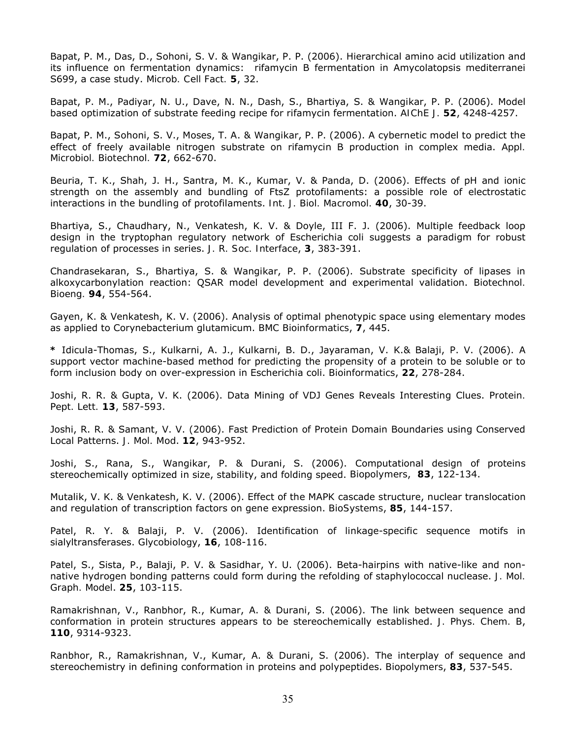Bapat, P. M., Das, D., Sohoni, S. V. & Wangikar, P. P. (2006). Hierarchical amino acid utilization and its influence on fermentation dynamics: rifamycin B fermentation in Amycolatopsis mediterranei S699, a case study. *Microb. Cell Fact.* **5**, 32.

Bapat, P. M., Padiyar, N. U., Dave, N. N., Dash, S., Bhartiya, S. & Wangikar, P. P. (2006). Model based optimization of substrate feeding recipe for rifamycin fermentation. *AIChE J.* **52**, 4248-4257.

Bapat, P. M., Sohoni, S. V., Moses, T. A. & Wangikar, P. P. (2006). A cybernetic model to predict the effect of freely available nitrogen substrate on rifamycin B production in complex media. *Appl. Microbiol. Biotechnol.* **72**, 662-670.

Beuria, T. K., Shah, J. H., Santra, M. K., Kumar, V. & Panda, D. (2006). Effects of pH and ionic strength on the assembly and bundling of FtsZ protofilaments: a possible role of electrostatic interactions in the bundling of protofilaments. *Int. J. Biol. Macromol.* **40**, 30-39.

Bhartiya, S., Chaudhary, N., Venkatesh, K. V. & Doyle, III F. J. (2006). Multiple feedback loop design in the tryptophan regulatory network of Escherichia coli suggests a paradigm for robust regulation of processes in series. *J. R. Soc. Interface*, **3**, 383-391.

Chandrasekaran, S., Bhartiya, S. & Wangikar, P. P. (2006). Substrate specificity of lipases in alkoxycarbonylation reaction: QSAR model development and experimental validation. *Biotechnol. Bioeng.* **94**, 554-564.

Gayen, K. & Venkatesh, K. V. (2006). Analysis of optimal phenotypic space using elementary modes as applied to Corynebacterium glutamicum. *BMC Bioinformatics*, **7**, 445.

**\*** Idicula-Thomas, S., Kulkarni, A. J., Kulkarni, B. D., Jayaraman, V. K.& Balaji, P. V. (2006). A support vector machine-based method for predicting the propensity of a protein to be soluble or to form inclusion body on over-expression in Escherichia coli. *Bioinformatics*, **22**, 278-284.

Joshi, R. R. & Gupta, V. K. (2006). Data Mining of VDJ Genes Reveals Interesting Clues. *Protein. Pept. Lett.* **13**, 587-593.

Joshi, R. R. & Samant, V. V. (2006). Fast Prediction of Protein Domain Boundaries using Conserved Local Patterns. *J. Mol. Mod.* **12**, 943-952.

Joshi, S., Rana, S., Wangikar, P. & Durani, S. (2006). Computational design of proteins stereochemically optimized in size, stability, and folding speed. *Biopolymers*, **83**, 122-134.

Mutalik, V. K. & Venkatesh, K. V. (2006). Effect of the MAPK cascade structure, nuclear translocation and regulation of transcription factors on gene expression. *BioSystems*, **85**, 144-157.

Patel, R. Y. & Balaji, P. V. (2006). Identification of linkage-specific sequence motifs in sialyltransferases. *Glycobiology*, **16**, 108-116.

Patel, S., Sista, P., Balaji, P. V. & Sasidhar, Y. U. (2006). Beta-hairpins with native-like and non-native hydrogen bonding patterns could form during the refolding of staphylococcal nuclease. *J. Mol. Graph. Model.* **25**, 103-115.

Ramakrishnan, V., Ranbhor, R., Kumar, A. & Durani, S. (2006). The link between sequence and conformation in protein structures appears to be stereochemically established. *J. Phys. Chem. B*, **110**, 9314-9323.

Ranbhor, R., Ramakrishnan, V., Kumar, A. & Durani, S. (2006). The interplay of sequence and stereochemistry in defining conformation in proteins and polypeptides. *Biopolymers*, **83**, 537-545.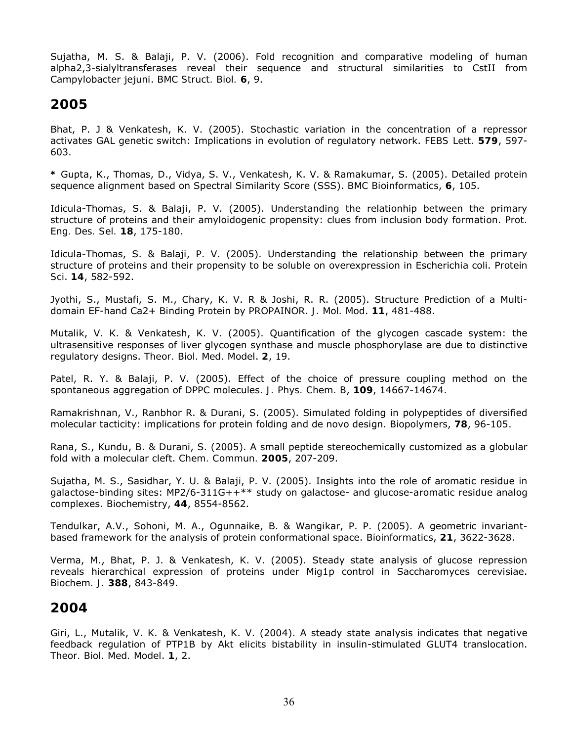Sujatha, M. S. & Balaji, P. V. (2006). Fold recognition and comparative modeling of human alpha2,3-sialyltransferases reveal their sequence and structural similarities to CstII from Campylobacter jejuni. BMC Struct. Biol. **6**, 9.

## 2005

Bhat, P. J & Venkatesh, K. V. (2005). Stochastic variation in the concentration of a repressor activates GAL genetic switch: Implications in evolution of regulatory network. FEBS Lett. **579**, 597-603.

**\*** Gupta, K., Thomas, D., Vidya, S. V., Venkatesh, K. V. & Ramakumar, S. (2005). Detailed protein sequence alignment based on Spectral Similarity Score (SSS). BMC Bioinformatics, **6**, 105.

Idicula-Thomas, S. & Balaji, P. V. (2005). Understanding the relationhip between the primary structure of proteins and their amyloidogenic propensity: clues from inclusion body formation. Prot. Eng. Des. Sel. **18**, 175-180.

Idicula-Thomas, S. & Balaji, P. V. (2005). Understanding the relationship between the primary structure of proteins and their propensity to be soluble on overexpression in Escherichia coli. Protein Sci. **14**, 582-592.

Jyothi, S., Mustafi, S. M., Chary, K. V. R & Joshi, R. R. (2005). Structure Prediction of a Multi-domain EF-hand Ca2+ Binding Protein by PROPAINOR. J. Mol. Mod. **11**, 481-488.

Mutalik, V. K. & Venkatesh, K. V. (2005). Quantification of the glycogen cascade system: the ultrasensitive responses of liver glycogen synthase and muscle phosphorylase are due to distinctive regulatory designs. Theor. Biol. Med. Model. **2**, 19.

Patel, R. Y. & Balaji, P. V. (2005). Effect of the choice of pressure coupling method on the spontaneous aggregation of DPPC molecules. J. Phys. Chem. B, **109**, 14667-14674.

Ramakrishnan, V., Ranbhor R. & Durani, S. (2005). Simulated folding in polypeptides of diversified molecular tacticity: implications for protein folding and de novo design. Biopolymers, **78**, 96-105.

Rana, S., Kundu, B. & Durani, S. (2005). A small peptide stereochemically customized as a globular fold with a molecular cleft. Chem. Commun. **2005**, 207-209.

Sujatha, M. S., Sasidhar, Y. U. & Balaji, P. V. (2005). Insights into the role of aromatic residue in galactose-binding sites: MP2/6-311G++** study on galactose- and glucose-aromatic residue analog complexes. Biochemistry, **44**, 8554-8562.

Tendulkar, A.V., Sohoni, M. A., Ogunnaike, B. & Wangikar, P. P. (2005). A geometric invariant-based framework for the analysis of protein conformational space. Bioinformatics, **21**, 3622-3628.

Verma, M., Bhat, P. J. & Venkatesh, K. V. (2005). Steady state analysis of glucose repression reveals hierarchical expression of proteins under Mig1p control in Saccharomyces cerevisiae. Biochem. J. **388**, 843-849.

## 2004

Giri, L., Mutalik, V. K. & Venkatesh, K. V. (2004). A steady state analysis indicates that negative feedback regulation of PTP1B by Akt elicits bistability in insulin-stimulated GLUT4 translocation. Theor. Biol. Med. Model. **1**, 2.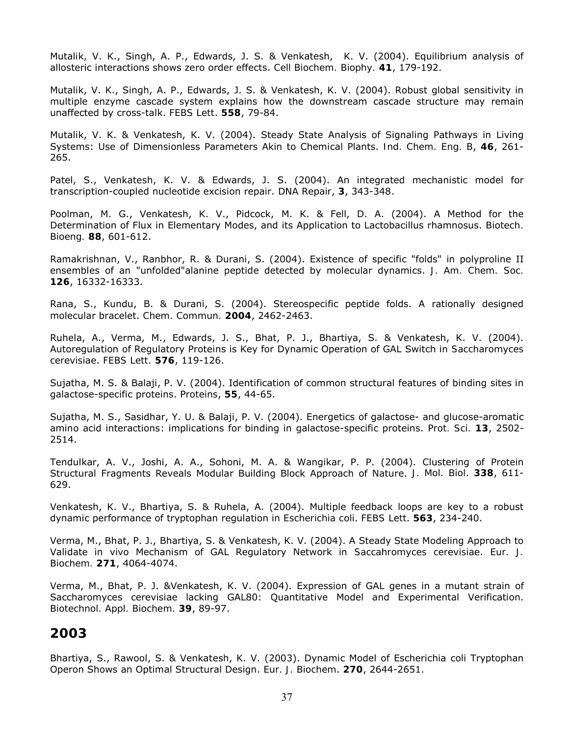Mutalik, V. K., Singh, A. P., Edwards, J. S. & Venkatesh, K. V. (2004). Equilibrium analysis of allosteric interactions shows zero order effects. Cell Biochem. Biophy. **41**, 179-192.

Mutalik, V. K., Singh, A. P., Edwards, J. S. & Venkatesh, K. V. (2004). Robust global sensitivity in multiple enzyme cascade system explains how the downstream cascade structure may remain unaffected by cross-talk. FEBS Lett. **558**, 79-84.

Mutalik, V. K. & Venkatesh, K. V. (2004). Steady State Analysis of Signaling Pathways in Living Systems: Use of Dimensionless Parameters Akin to Chemical Plants. Ind. Chem. Eng. B, **46**, 261-265.

Patel, S., Venkatesh, K. V. & Edwards, J. S. (2004). An integrated mechanistic model for transcription-coupled nucleotide excision repair. DNA Repair, **3**, 343-348.

Poolman, M. G., Venkatesh, K. V., Pidcock, M. K. & Fell, D. A. (2004). A Method for the Determination of Flux in Elementary Modes, and its Application to Lactobacillus rhamnosus. Biotech. Bioeng. **88**, 601-612.

Ramakrishnan, V., Ranbhor, R. & Durani, S. (2004). Existence of specific "folds" in polyproline II ensembles of an "unfolded"alanine peptide detected by molecular dynamics. J. Am. Chem. Soc. **126**, 16332-16333.

Rana, S., Kundu, B. & Durani, S. (2004). Stereospecific peptide folds. A rationally designed molecular bracelet. Chem. Commun. **2004**, 2462-2463.

Ruhela, A., Verma, M., Edwards, J. S., Bhat, P. J., Bhartiya, S. & Venkatesh, K. V. (2004). Autoregulation of Regulatory Proteins is Key for Dynamic Operation of GAL Switch in Saccharomyces cerevisiae. FEBS Lett. **576**, 119-126.

Sujatha, M. S. & Balaji, P. V. (2004). Identification of common structural features of binding sites in galactose-specific proteins. Proteins, **55**, 44-65.

Sujatha, M. S., Sasidhar, Y. U. & Balaji, P. V. (2004). Energetics of galactose- and glucose-aromatic amino acid interactions: implications for binding in galactose-specific proteins. Prot. Sci. **13**, 2502-2514.

Tendulkar, A. V., Joshi, A. A., Sohoni, M. A. & Wangikar, P. P. (2004). Clustering of Protein Structural Fragments Reveals Modular Building Block Approach of Nature. J. Mol. Biol. **338**, 611-629.

Venkatesh, K. V., Bhartiya, S. & Ruhela, A. (2004). Multiple feedback loops are key to a robust dynamic performance of tryptophan regulation in Escherichia coli. FEBS Lett. **563**, 234-240.

Verma, M., Bhat, P. J., Bhartiya, S. & Venkatesh, K. V. (2004). A Steady State Modeling Approach to Validate in vivo Mechanism of GAL Regulatory Network in Saccahromyces cerevisiae. Eur. J. Biochem. **271**, 4064-4074.

Verma, M., Bhat, P. J. &Venkatesh, K. V. (2004). Expression of GAL genes in a mutant strain of Saccharomyces cerevisiae lacking GAL80: Quantitative Model and Experimental Verification. Biotechnol. Appl. Biochem. **39**, 89-97.

## 2003

Bhartiya, S., Rawool, S. & Venkatesh, K. V. (2003). Dynamic Model of Escherichia coli Tryptophan Operon Shows an Optimal Structural Design. Eur. J. Biochem. **270**, 2644-2651.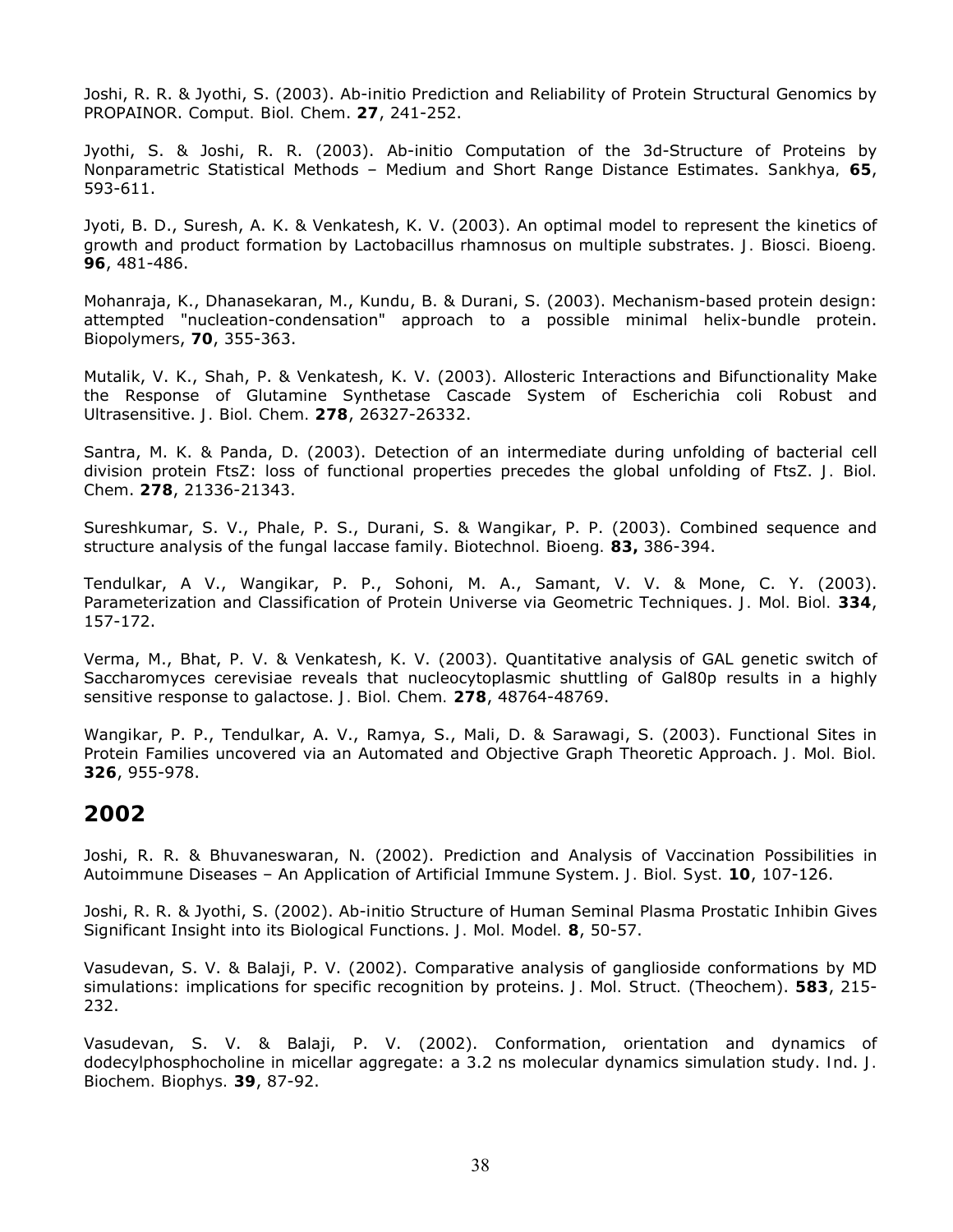Joshi, R. R. & Jyothi, S. (2003). Ab-initio Prediction and Reliability of Protein Structural Genomics by PROPAINOR. Comput. Biol. Chem. **27**, 241-252.

Jyothi, S. & Joshi, R. R. (2003). Ab-initio Computation of the 3d-Structure of Proteins by Nonparametric Statistical Methods – Medium and Short Range Distance Estimates. Sankhya, **65**, 593-611.

Jyoti, B. D., Suresh, A. K. & Venkatesh, K. V. (2003). An optimal model to represent the kinetics of growth and product formation by Lactobacillus rhamnosus on multiple substrates. J. Biosci. Bioeng. **96**, 481-486.

Mohanraja, K., Dhanasekaran, M., Kundu, B. & Durani, S. (2003). Mechanism-based protein design: attempted "nucleation-condensation" approach to a possible minimal helix-bundle protein. Biopolymers, **70**, 355-363.

Mutalik, V. K., Shah, P. & Venkatesh, K. V. (2003). Allosteric Interactions and Bifunctionality Make the Response of Glutamine Synthetase Cascade System of Escherichia coli Robust and Ultrasensitive. J. Biol. Chem. **278**, 26327-26332.

Santra, M. K. & Panda, D. (2003). Detection of an intermediate during unfolding of bacterial cell division protein FtsZ: loss of functional properties precedes the global unfolding of FtsZ. J. Biol. Chem. **278**, 21336-21343.

Sureshkumar, S. V., Phale, P. S., Durani, S. & Wangikar, P. P. (2003). Combined sequence and structure analysis of the fungal laccase family. Biotechnol. Bioeng. **83,** 386-394.

Tendulkar, A V., Wangikar, P. P., Sohoni, M. A., Samant, V. V. & Mone, C. Y. (2003). Parameterization and Classification of Protein Universe via Geometric Techniques. J. Mol. Biol. **334**, 157-172.

Verma, M., Bhat, P. V. & Venkatesh, K. V. (2003). Quantitative analysis of GAL genetic switch of Saccharomyces cerevisiae reveals that nucleocytoplasmic shuttling of Gal80p results in a highly sensitive response to galactose. J. Biol. Chem. **278**, 48764-48769.

Wangikar, P. P., Tendulkar, A. V., Ramya, S., Mali, D. & Sarawagi, S. (2003). Functional Sites in Protein Families uncovered via an Automated and Objective Graph Theoretic Approach. J. Mol. Biol. **326**, 955-978.

## 2002

Joshi, R. R. & Bhuvaneswaran, N. (2002). Prediction and Analysis of Vaccination Possibilities in Autoimmune Diseases – An Application of Artificial Immune System. J. Biol. Syst. **10**, 107-126.

Joshi, R. R. & Jyothi, S. (2002). Ab-initio Structure of Human Seminal Plasma Prostatic Inhibin Gives Significant Insight into its Biological Functions. J. Mol. Model. **8**, 50-57.

Vasudevan, S. V. & Balaji, P. V. (2002). Comparative analysis of ganglioside conformations by MD simulations: implications for specific recognition by proteins. J. Mol. Struct. (Theochem). **583**, 215-232.

Vasudevan, S. V. & Balaji, P. V. (2002). Conformation, orientation and dynamics of dodecylphosphocholine in micellar aggregate: a 3.2 ns molecular dynamics simulation study. Ind. J. Biochem. Biophys. **39**, 87-92.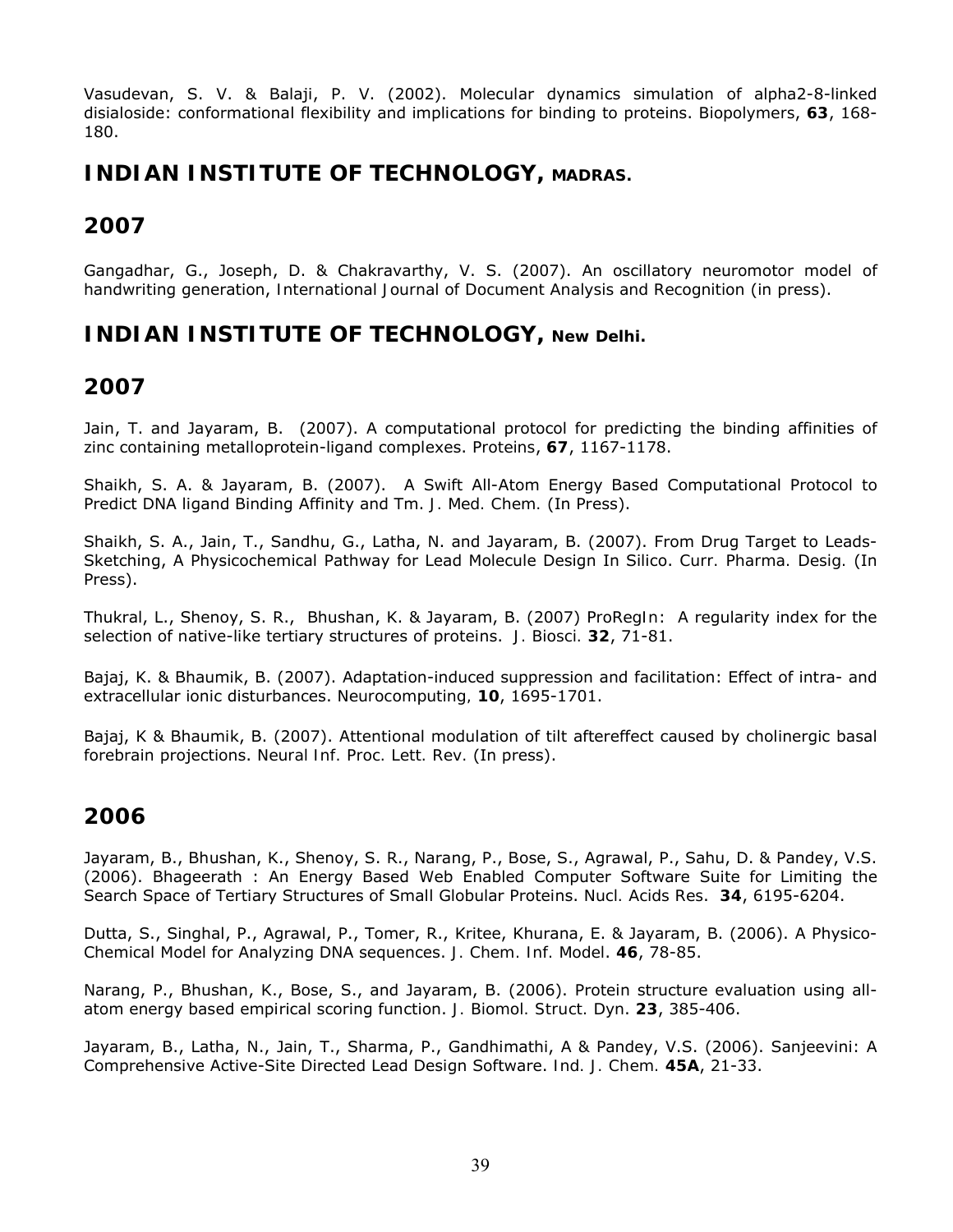Vasudevan, S. V. & Balaji, P. V. (2002). Molecular dynamics simulation of alpha2-8-linked disialoside: conformational flexibility and implications for binding to proteins. Biopolymers, **63**, 168-180.

## INDIAN INSTITUTE OF TECHNOLOGY, MADRAS.

## 2007

Gangadhar, G., Joseph, D. & Chakravarthy, V. S. (2007). An oscillatory neuromotor model of handwriting generation, International Journal of Document Analysis and Recognition (in press).

## INDIAN INSTITUTE OF TECHNOLOGY, New Delhi.

## 2007

Jain, T. and Jayaram, B. (2007). A computational protocol for predicting the binding affinities of zinc containing metalloprotein-ligand complexes. Proteins, **67**, 1167-1178.

Shaikh, S. A. & Jayaram, B. (2007). A Swift All-Atom Energy Based Computational Protocol to Predict DNA ligand Binding Affinity and Tm. J. Med. Chem. (In Press).

Shaikh, S. A., Jain, T., Sandhu, G., Latha, N. and Jayaram, B. (2007). From Drug Target to Leads-Sketching, A Physicochemical Pathway for Lead Molecule Design In Silico. Curr. Pharma. Desig. (In Press).

Thukral, L., Shenoy, S. R., Bhushan, K. & Jayaram, B. (2007) ProRegIn: A regularity index for the selection of native-like tertiary structures of proteins. J. Biosci. **32**, 71-81.

Bajaj, K. & Bhaumik, B. (2007). Adaptation-induced suppression and facilitation: Effect of intra- and extracellular ionic disturbances. Neurocomputing, **10**, 1695-1701.

Bajaj, K & Bhaumik, B. (2007). Attentional modulation of tilt aftereffect caused by cholinergic basal forebrain projections. Neural Inf. Proc. Lett. Rev. (In press).

## 2006

Jayaram, B., Bhushan, K., Shenoy, S. R., Narang, P., Bose, S., Agrawal, P., Sahu, D. & Pandey, V.S. (2006). Bhageerath : An Energy Based Web Enabled Computer Software Suite for Limiting the Search Space of Tertiary Structures of Small Globular Proteins. Nucl. Acids Res. **34**, 6195-6204.

Dutta, S., Singhal, P., Agrawal, P., Tomer, R., Kritee, Khurana, E. & Jayaram, B. (2006). A Physico-Chemical Model for Analyzing DNA sequences. J. Chem. Inf. Model. **46**, 78-85.

Narang, P., Bhushan, K., Bose, S., and Jayaram, B. (2006). Protein structure evaluation using all-atom energy based empirical scoring function. J. Biomol. Struct. Dyn. **23**, 385-406.

Jayaram, B., Latha, N., Jain, T., Sharma, P., Gandhimathi, A & Pandey, V.S. (2006). Sanjeevini: A Comprehensive Active-Site Directed Lead Design Software. Ind. J. Chem. **45A**, 21-33.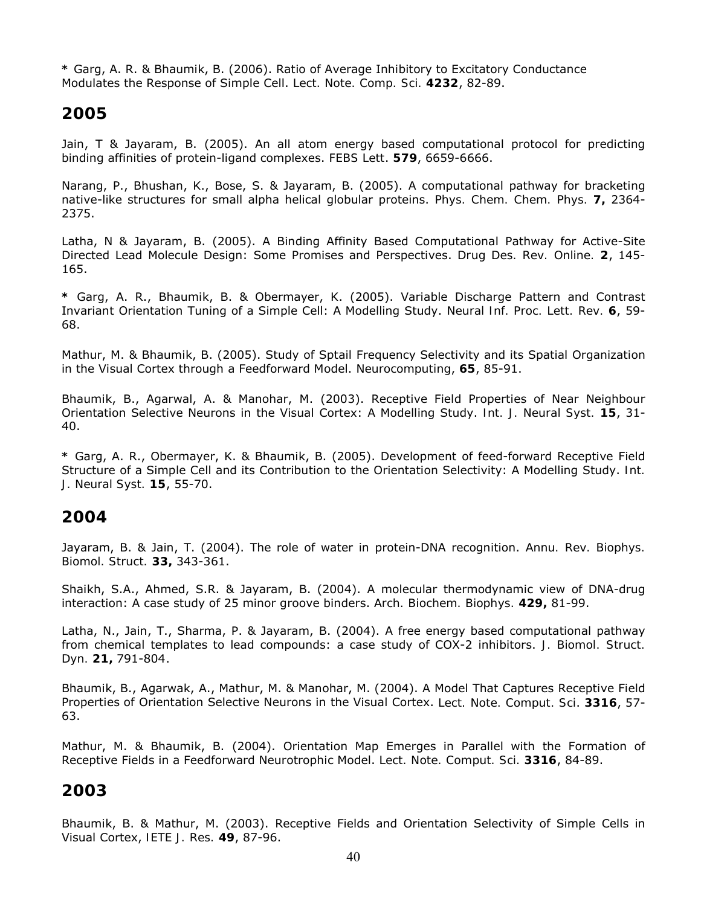* Garg, A. R. & Bhaumik, B. (2006). Ratio of Average Inhibitory to Excitatory Conductance Modulates the Response of Simple Cell. Lect. Note. Comp. Sci. **4232**, 82-89.

## 2005

Jain, T & Jayaram, B. (2005). An all atom energy based computational protocol for predicting binding affinities of protein-ligand complexes. FEBS Lett. **579**, 6659-6666.

Narang, P., Bhushan, K., Bose, S. & Jayaram, B. (2005). A computational pathway for bracketing native-like structures for small alpha helical globular proteins. Phys. Chem. Chem. Phys. **7,** 2364-2375.

Latha, N & Jayaram, B. (2005). A Binding Affinity Based Computational Pathway for Active-Site Directed Lead Molecule Design: Some Promises and Perspectives. Drug Des. Rev. Online. **2**, 145-165.

* Garg, A. R., Bhaumik, B. & Obermayer, K. (2005). Variable Discharge Pattern and Contrast Invariant Orientation Tuning of a Simple Cell: A Modelling Study. Neural Inf. Proc. Lett. Rev. **6**, 59-68.

Mathur, M. & Bhaumik, B. (2005). Study of Sptail Frequency Selectivity and its Spatial Organization in the Visual Cortex through a Feedforward Model. Neurocomputing, **65**, 85-91.

Bhaumik, B., Agarwal, A. & Manohar, M. (2003). Receptive Field Properties of Near Neighbour Orientation Selective Neurons in the Visual Cortex: A Modelling Study. Int. J. Neural Syst. **15**, 31-40.

* Garg, A. R., Obermayer, K. & Bhaumik, B. (2005). Development of feed-forward Receptive Field Structure of a Simple Cell and its Contribution to the Orientation Selectivity: A Modelling Study. Int. J. Neural Syst. **15**, 55-70.

## 2004

Jayaram, B. & Jain, T. (2004). The role of water in protein-DNA recognition. Annu. Rev. Biophys. Biomol. Struct. **33,** 343-361.

Shaikh, S.A., Ahmed, S.R. & Jayaram, B. (2004). A molecular thermodynamic view of DNA-drug interaction: A case study of 25 minor groove binders. Arch. Biochem. Biophys. **429,** 81-99.

Latha, N., Jain, T., Sharma, P. & Jayaram, B. (2004). A free energy based computational pathway from chemical templates to lead compounds: a case study of COX-2 inhibitors. J. Biomol. Struct. Dyn. **21,** 791-804.

Bhaumik, B., Agarwak, A., Mathur, M. & Manohar, M. (2004). A Model That Captures Receptive Field Properties of Orientation Selective Neurons in the Visual Cortex. Lect. Note. Comput. Sci. **3316**, 57-63.

Mathur, M. & Bhaumik, B. (2004). Orientation Map Emerges in Parallel with the Formation of Receptive Fields in a Feedforward Neurotrophic Model. Lect. Note. Comput. Sci. **3316**, 84-89.

## 2003

Bhaumik, B. & Mathur, M. (2003). Receptive Fields and Orientation Selectivity of Simple Cells in Visual Cortex, IETE J. Res. **49**, 87-96.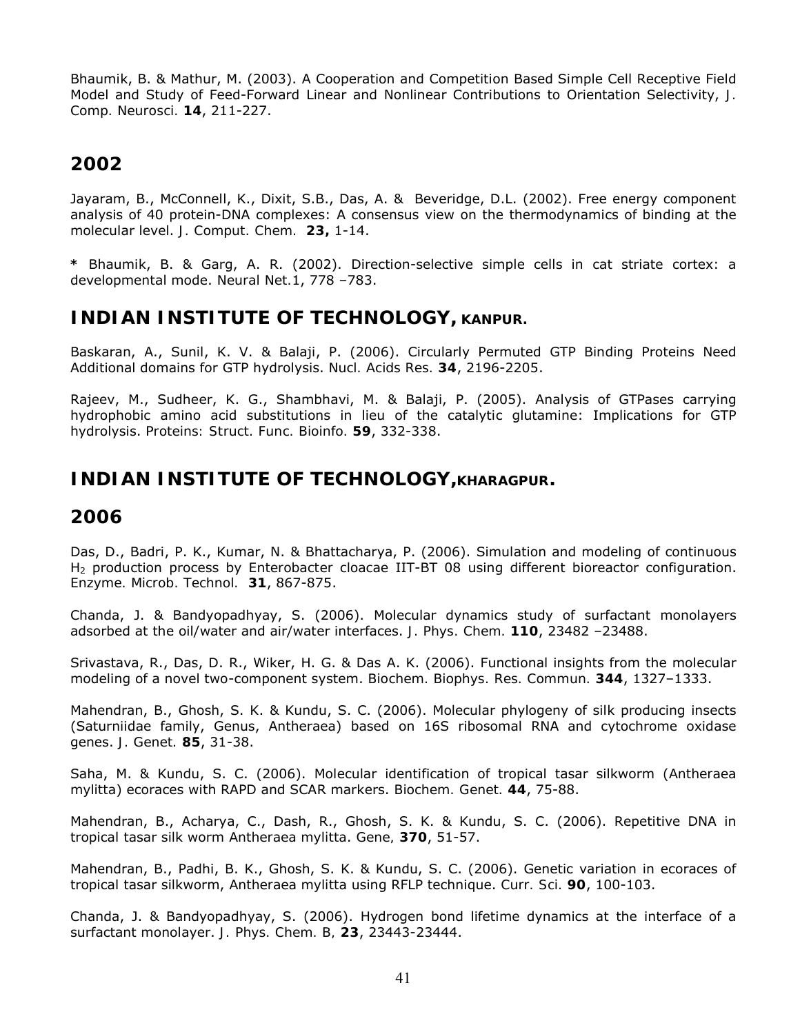Bhaumik, B. & Mathur, M. (2003). A Cooperation and Competition Based Simple Cell Receptive Field Model and Study of Feed-Forward Linear and Nonlinear Contributions to Orientation Selectivity, J. Comp. Neurosci. **14**, 211-227.

## 2002

Jayaram, B., McConnell, K., Dixit, S.B., Das, A. & Beveridge, D.L. (2002). Free energy component analysis of 40 protein-DNA complexes: A consensus view on the thermodynamics of binding at the molecular level. J. Comput. Chem. **23,** 1-14.

**\*** Bhaumik, B. & Garg, A. R. (2002). Direction-selective simple cells in cat striate cortex: a developmental mode. Neural Net.1, 778 –783.

## INDIAN INSTITUTE OF TECHNOLOGY, KANPUR.

Baskaran, A., Sunil, K. V. & Balaji, P. (2006). Circularly Permuted GTP Binding Proteins Need Additional domains for GTP hydrolysis. Nucl. Acids Res. **34**, 2196-2205.

Rajeev, M., Sudheer, K. G., Shambhavi, M. & Balaji, P. (2005). Analysis of GTPases carrying hydrophobic amino acid substitutions in lieu of the catalytic glutamine: Implications for GTP hydrolysis. Proteins: Struct. Func. Bioinfo. **59**, 332-338.

## INDIAN INSTITUTE OF TECHNOLOGY, KHARAGPUR.

## 2006

Das, D., Badri, P. K., Kumar, N. & Bhattacharya, P. (2006). Simulation and modeling of continuous $H_2$ production process by Enterobacter cloacae IIT-BT 08 using different bioreactor configuration. Enzyme. Microb. Technol. **31**, 867-875.

Chanda, J. & Bandyopadhyay, S. (2006). Molecular dynamics study of surfactant monolayers adsorbed at the oil/water and air/water interfaces. J. Phys. Chem. **110**, 23482 –23488.

Srivastava, R., Das, D. R., Wiker, H. G. & Das A. K. (2006). Functional insights from the molecular modeling of a novel two-component system. Biochem. Biophys. Res. Commun. **344**, 1327–1333.

Mahendran, B., Ghosh, S. K. & Kundu, S. C. (2006). Molecular phylogeny of silk producing insects (Saturniidae family, Genus, Antheraea) based on 16S ribosomal RNA and cytochrome oxidase genes. J. Genet. **85**, 31-38.

Saha, M. & Kundu, S. C. (2006). Molecular identification of tropical tasar silkworm (Antheraea mylitta) ecoraces with RAPD and SCAR markers. Biochem. Genet. **44**, 75-88.

Mahendran, B., Acharya, C., Dash, R., Ghosh, S. K. & Kundu, S. C. (2006). Repetitive DNA in tropical tasar silk worm Antheraea mylitta. Gene, **370**, 51-57.

Mahendran, B., Padhi, B. K., Ghosh, S. K. & Kundu, S. C. (2006). Genetic variation in ecoraces of tropical tasar silkworm, Antheraea mylitta using RFLP technique. Curr. Sci. **90**, 100-103.

Chanda, J. & Bandyopadhyay, S. (2006). Hydrogen bond lifetime dynamics at the interface of a surfactant monolayer. J. Phys. Chem. B, **23**, 23443-23444.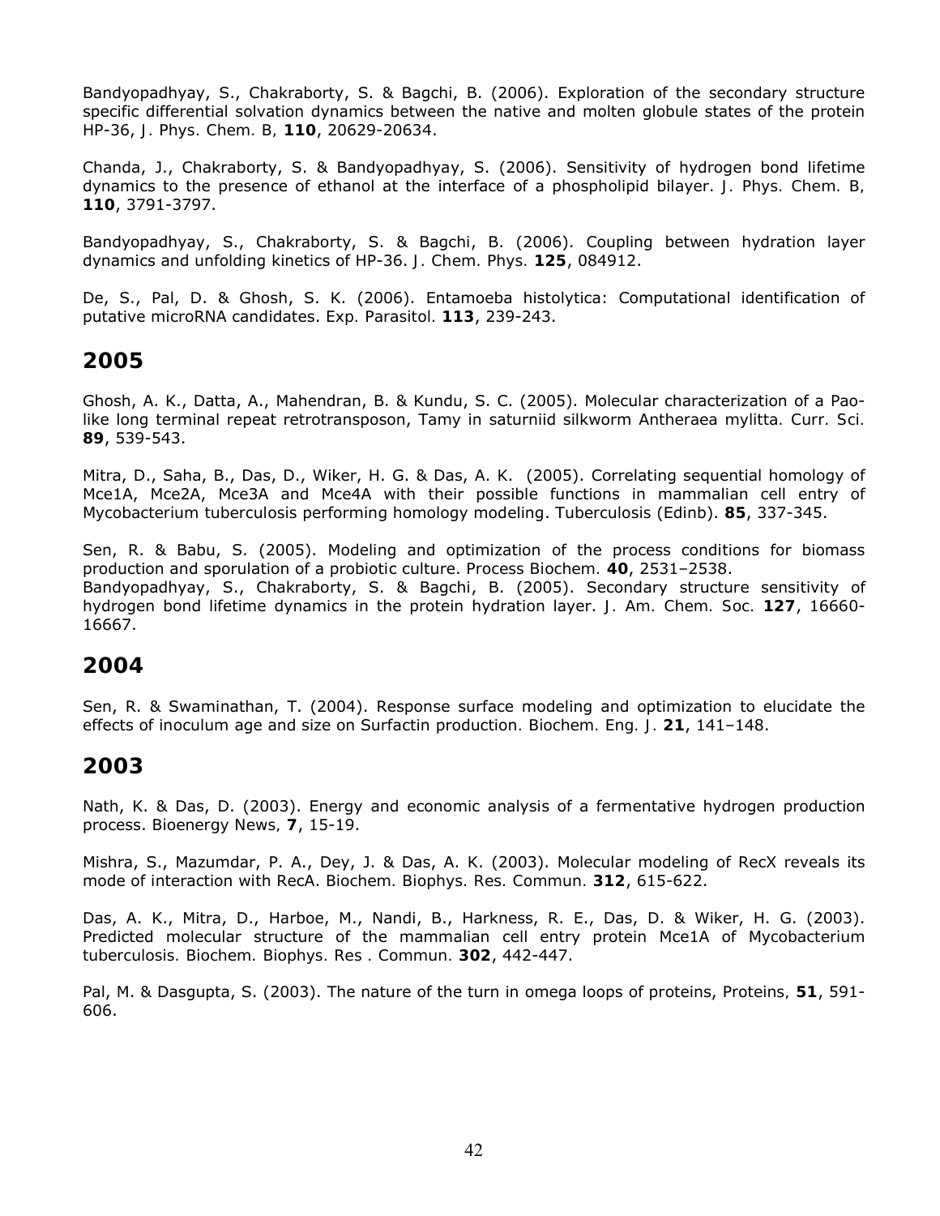Bandyopadhyay, S., Chakraborty, S. & Bagchi, B. (2006). Exploration of the secondary structure specific differential solvation dynamics between the native and molten globule states of the protein HP-36, J. Phys. Chem. B, **110**, 20629-20634.

Chanda, J., Chakraborty, S. & Bandyopadhyay, S. (2006). Sensitivity of hydrogen bond lifetime dynamics to the presence of ethanol at the interface of a phospholipid bilayer. J. Phys. Chem. B, **110**, 3791-3797.

Bandyopadhyay, S., Chakraborty, S. & Bagchi, B. (2006). Coupling between hydration layer dynamics and unfolding kinetics of HP-36. J. Chem. Phys. **125**, 084912.

De, S., Pal, D. & Ghosh, S. K. (2006). Entamoeba histolytica: Computational identification of putative microRNA candidates. Exp. Parasitol. **113**, 239-243.

## 2005

Ghosh, A. K., Datta, A., Mahendran, B. & Kundu, S. C. (2005). Molecular characterization of a Pao-like long terminal repeat retrotransposon, Tamy in saturniid silkworm Antheraea mylitta. Curr. Sci. **89**, 539-543.

Mitra, D., Saha, B., Das, D., Wiker, H. G. & Das, A. K. (2005). Correlating sequential homology of Mce1A, Mce2A, Mce3A and Mce4A with their possible functions in mammalian cell entry of Mycobacterium tuberculosis performing homology modeling. Tuberculosis (Edinb). **85**, 337-345.

Sen, R. & Babu, S. (2005). Modeling and optimization of the process conditions for biomass production and sporulation of a probiotic culture. Process Biochem. **40**, 2531–2538.

Bandyopadhyay, S., Chakraborty, S. & Bagchi, B. (2005). Secondary structure sensitivity of hydrogen bond lifetime dynamics in the protein hydration layer. J. Am. Chem. Soc. **127**, 16660-16667.

## 2004

Sen, R. & Swaminathan, T. (2004). Response surface modeling and optimization to elucidate the effects of inoculum age and size on Surfactin production. Biochem. Eng. J. **21**, 141–148.

## 2003

Nath, K. & Das, D. (2003). Energy and economic analysis of a fermentative hydrogen production process. Bioenergy News, **7**, 15-19.

Mishra, S., Mazumdar, P. A., Dey, J. & Das, A. K. (2003). Molecular modeling of RecX reveals its mode of interaction with RecA. Biochem. Biophys. Res. Commun. **312**, 615-622.

Das, A. K., Mitra, D., Harboe, M., Nandi, B., Harkness, R. E., Das, D. & Wiker, H. G. (2003). Predicted molecular structure of the mammalian cell entry protein Mce1A of Mycobacterium tuberculosis. Biochem. Biophys. Res . Commun. **302**, 442-447.

Pal, M. & Dasgupta, S. (2003). The nature of the turn in omega loops of proteins, Proteins, **51**, 591-606.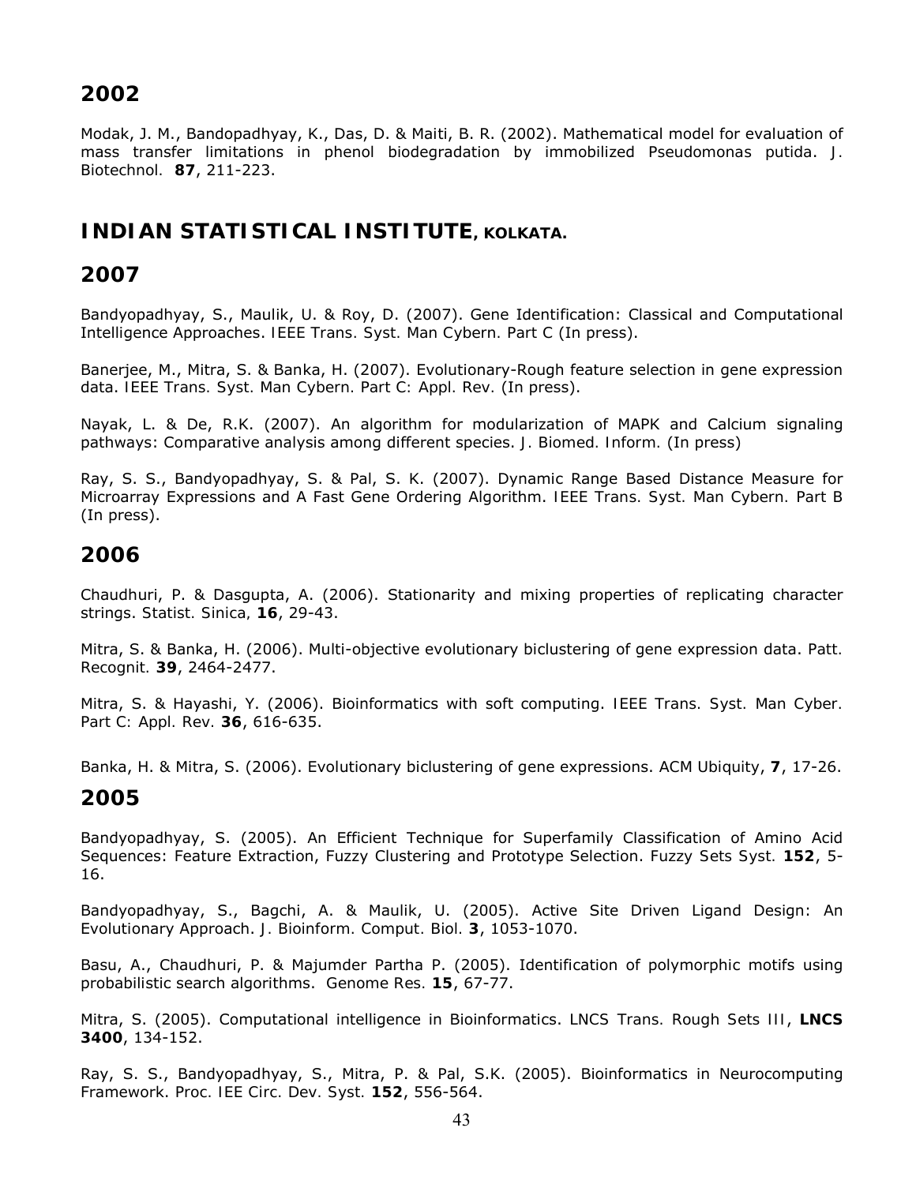## 2002

Modak, J. M., Bandopadhyay, K., Das, D. & Maiti, B. R. (2002). Mathematical model for evaluation of mass transfer limitations in phenol biodegradation by immobilized Pseudomonas putida. *J. Biotechnol.* **87**, 211-223.

# INDIAN STATISTICAL INSTITUTE, KOLKATA.

## 2007

Bandyopadhyay, S., Maulik, U. & Roy, D. (2007). Gene Identification: Classical and Computational Intelligence Approaches. *IEEE Trans. Syst. Man Cybern. Part C* (In press).

Banerjee, M., Mitra, S. & Banka, H. (2007). Evolutionary-Rough feature selection in gene expression data. *IEEE Trans. Syst. Man Cybern. Part C: Appl. Rev.* (In press).

Nayak, L. & De, R.K. (2007). An algorithm for modularization of MAPK and Calcium signaling pathways: Comparative analysis among different species. *J. Biomed. Inform.* (In press)

Ray, S. S., Bandyopadhyay, S. & Pal, S. K. (2007). Dynamic Range Based Distance Measure for Microarray Expressions and A Fast Gene Ordering Algorithm. *IEEE Trans. Syst. Man Cybern. Part B* (In press).

## 2006

Chaudhuri, P. & Dasgupta, A. (2006). Stationarity and mixing properties of replicating character strings. *Statist. Sinica*, **16**, 29-43.

Mitra, S. & Banka, H. (2006). Multi-objective evolutionary biclustering of gene expression data. *Patt. Recognit.* **39**, 2464-2477.

Mitra, S. & Hayashi, Y. (2006). Bioinformatics with soft computing. *IEEE Trans. Syst. Man Cyber. Part C: Appl. Rev.* **36**, 616-635.

Banka, H. & Mitra, S. (2006). Evolutionary biclustering of gene expressions. *ACM Ubiquity*, **7**, 17-26.

## 2005

Bandyopadhyay, S. (2005). An Efficient Technique for Superfamily Classification of Amino Acid Sequences: Feature Extraction, Fuzzy Clustering and Prototype Selection. *Fuzzy Sets Syst.* **152**, 5-16.

Bandyopadhyay, S., Bagchi, A. & Maulik, U. (2005). Active Site Driven Ligand Design: An Evolutionary Approach. *J. Bioinform. Comput. Biol.* **3**, 1053-1070.

Basu, A., Chaudhuri, P. & Majumder Partha P. (2005). Identification of polymorphic motifs using probabilistic search algorithms. *Genome Res.* **15**, 67-77.

Mitra, S. (2005). Computational intelligence in Bioinformatics. *LNCS Trans. Rough Sets III*, **LNCS 3400**, 134-152.

Ray, S. S., Bandyopadhyay, S., Mitra, P. & Pal, S.K. (2005). Bioinformatics in Neurocomputing Framework. *Proc. IEE Circ. Dev. Syst.* **152**, 556-564.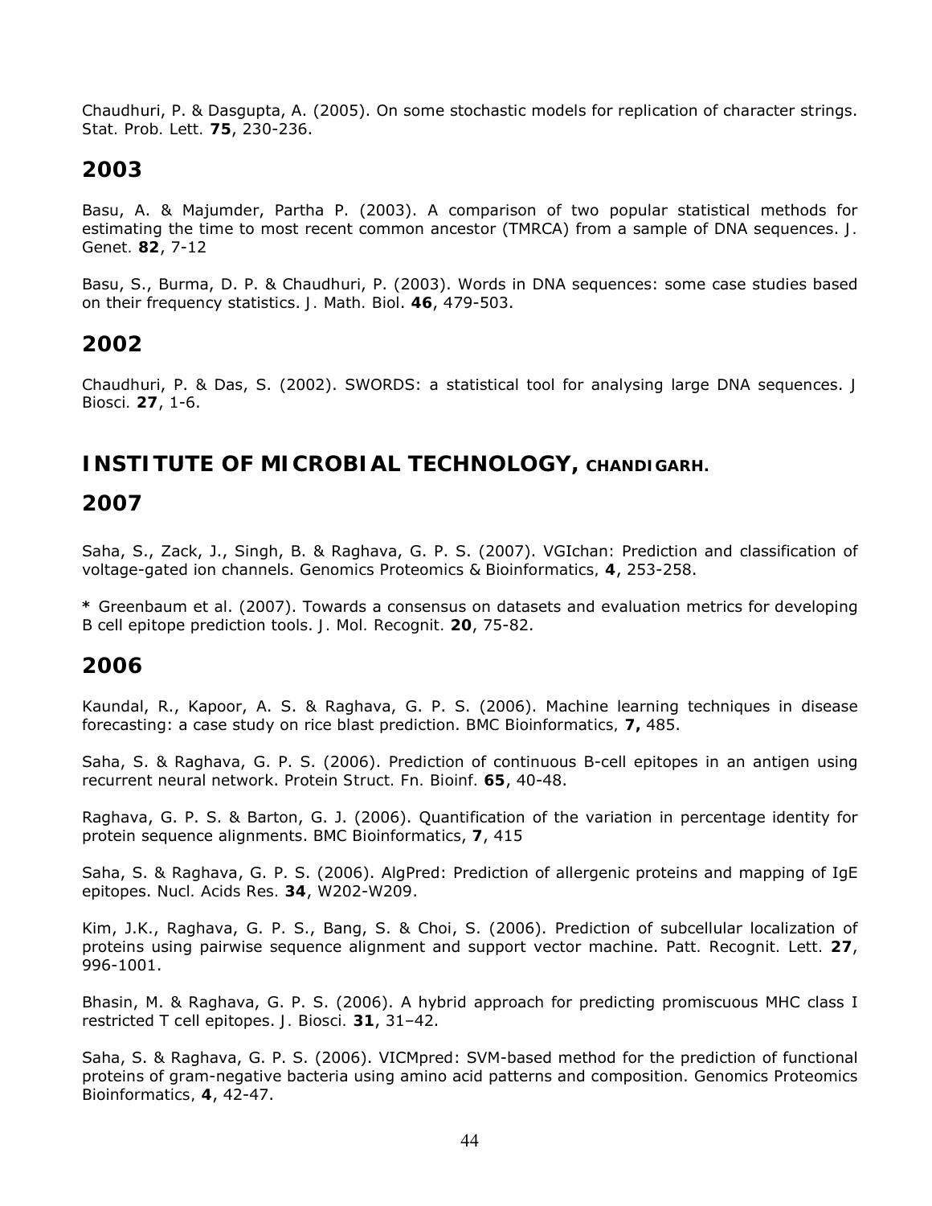Chaudhuri, P. & Dasgupta, A. (2005). On some stochastic models for replication of character strings. *Stat. Prob. Lett.* **75**, 230-236.

## 2003

Basu, A. & Majumder, Partha P. (2003). A comparison of two popular statistical methods for estimating the time to most recent common ancestor (TMRCA) from a sample of DNA sequences. *J. Genet.* **82**, 7-12

Basu, S., Burma, D. P. & Chaudhuri, P. (2003). Words in DNA sequences: some case studies based on their frequency statistics. *J. Math. Biol.* **46**, 479-503.

## 2002

Chaudhuri, P. & Das, S. (2002). SWORDS: a statistical tool for analysing large DNA sequences. *J Biosci.* **27**, 1-6.

# INSTITUTE OF MICROBIAL TECHNOLOGY, CHANDIGARH.

## 2007

Saha, S., Zack, J., Singh, B. & Raghava, G. P. S. (2007). VGIchan: Prediction and classification of voltage-gated ion channels. Genomics Proteomics & Bioinformatics, **4**, 253-258.

**\*** Greenbaum et al. (2007). Towards a consensus on datasets and evaluation metrics for developing B cell epitope prediction tools. *J. Mol. Recognit.* **20**, 75-82.

## 2006

Kaundal, R., Kapoor, A. S. & Raghava, G. P. S. (2006). Machine learning techniques in disease forecasting: a case study on rice blast prediction. BMC Bioinformatics, **7,** 485.

Saha, S. & Raghava, G. P. S. (2006). Prediction of continuous B-cell epitopes in an antigen using recurrent neural network. *Protein Struct. Fn. Bioinf.* **65**, 40-48.

Raghava, G. P. S. & Barton, G. J. (2006). Quantification of the variation in percentage identity for protein sequence alignments. BMC Bioinformatics, **7**, 415

Saha, S. & Raghava, G. P. S. (2006). AlgPred: Prediction of allergenic proteins and mapping of IgE epitopes. *Nucl. Acids Res.* **34**, W202-W209.

Kim, J.K., Raghava, G. P. S., Bang, S. & Choi, S. (2006). Prediction of subcellular localization of proteins using pairwise sequence alignment and support vector machine. *Patt. Recognit. Lett.* **27**, 996-1001.

Bhasin, M. & Raghava, G. P. S. (2006). A hybrid approach for predicting promiscuous MHC class I restricted T cell epitopes. *J. Biosci.* **31**, 31–42.

Saha, S. & Raghava, G. P. S. (2006). VICMpred: SVM-based method for the prediction of functional proteins of gram-negative bacteria using amino acid patterns and composition. Genomics Proteomics Bioinformatics, **4**, 42-47.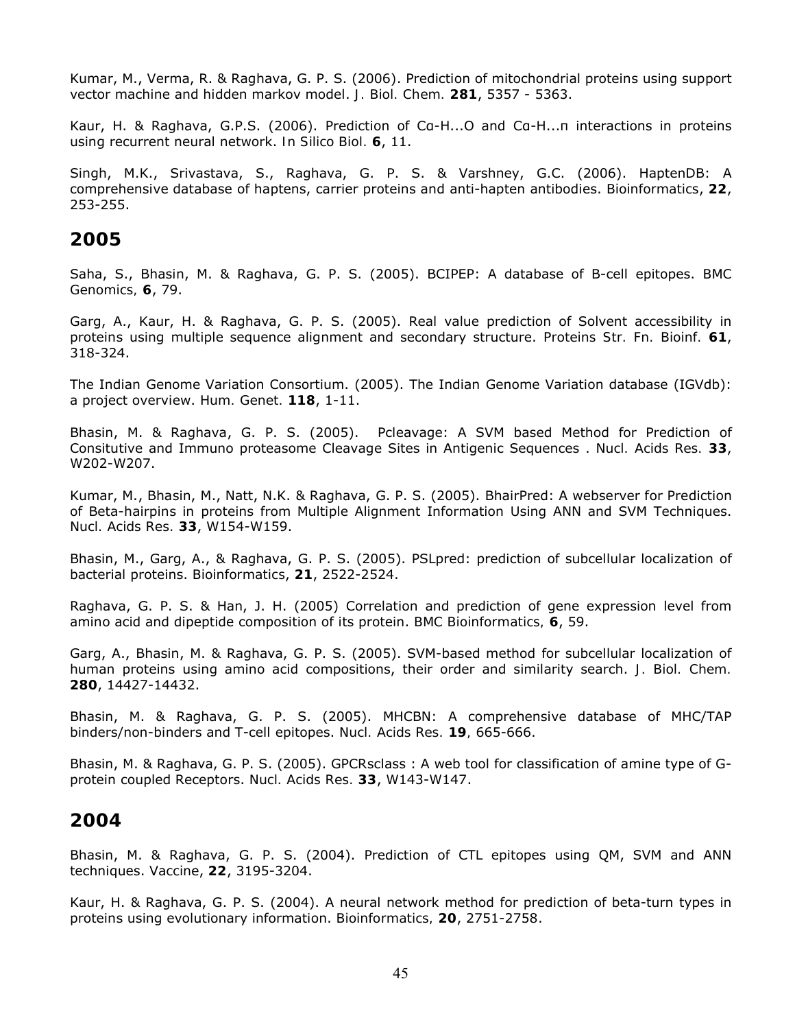Kumar, M., Verma, R. & Raghava, G. P. S. (2006). Prediction of mitochondrial proteins using support vector machine and hidden markov model. *J. Biol. Chem.* **281**, 5357 - 5363.

Kaur, H. & Raghava, G.P.S. (2006). Prediction of Cα-H...O and Cα-H...π interactions in proteins using recurrent neural network. *In Silico Biol.* **6**, 11.

Singh, M.K., Srivastava, S., Raghava, G. P. S. & Varshney, G.C. (2006). HaptenDB: A comprehensive database of haptens, carrier proteins and anti-hapten antibodies. Bioinformatics, **22**, 253-255.

## 2005

Saha, S., Bhasin, M. & Raghava, G. P. S. (2005). BCIPEP: A database of B-cell epitopes. BMC Genomics, **6**, 79.

Garg, A., Kaur, H. & Raghava, G. P. S. (2005). Real value prediction of Solvent accessibility in proteins using multiple sequence alignment and secondary structure. Proteins Str. Fn. Bioinf. **61**, 318-324.

The Indian Genome Variation Consortium. (2005). The Indian Genome Variation database (IGVdb): a project overview. Hum. Genet. **118**, 1-11.

Bhasin, M. & Raghava, G. P. S. (2005). Pcleavage: A SVM based Method for Prediction of Consitutive and Immuno proteasome Cleavage Sites in Antigenic Sequences . Nucl. Acids Res. **33**, W202-W207.

Kumar, M., Bhasin, M., Natt, N.K. & Raghava, G. P. S. (2005). BhairPred: A webserver for Prediction of Beta-hairpins in proteins from Multiple Alignment Information Using ANN and SVM Techniques. Nucl. Acids Res. **33**, W154-W159.

Bhasin, M., Garg, A., & Raghava, G. P. S. (2005). PSLpred: prediction of subcellular localization of bacterial proteins. Bioinformatics, **21**, 2522-2524.

Raghava, G. P. S. & Han, J. H. (2005) Correlation and prediction of gene expression level from amino acid and dipeptide composition of its protein. BMC Bioinformatics, **6**, 59.

Garg, A., Bhasin, M. & Raghava, G. P. S. (2005). SVM-based method for subcellular localization of human proteins using amino acid compositions, their order and similarity search. *J. Biol. Chem.* **280**, 14427-14432.

Bhasin, M. & Raghava, G. P. S. (2005). MHCBN: A comprehensive database of MHC/TAP binders/non-binders and T-cell epitopes. Nucl. Acids Res. **19**, 665-666.

Bhasin, M. & Raghava, G. P. S. (2005). GPCRsclass : A web tool for classification of amine type of G-protein coupled Receptors. Nucl. Acids Res. **33**, W143-W147.

## 2004

Bhasin, M. & Raghava, G. P. S. (2004). Prediction of CTL epitopes using QM, SVM and ANN techniques. Vaccine, **22**, 3195-3204.

Kaur, H. & Raghava, G. P. S. (2004). A neural network method for prediction of beta-turn types in proteins using evolutionary information. Bioinformatics, **20**, 2751-2758.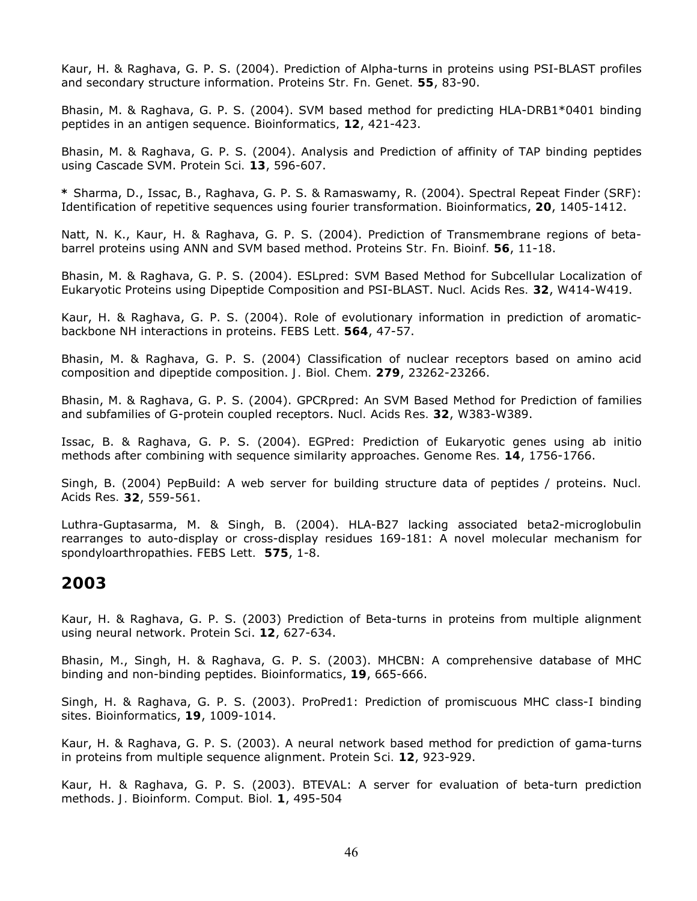Kaur, H. & Raghava, G. P. S. (2004). Prediction of Alpha-turns in proteins using PSI-BLAST profiles and secondary structure information. Proteins Str. Fn. Genet. **55**, 83-90.

Bhasin, M. & Raghava, G. P. S. (2004). SVM based method for predicting HLA-DRB1*0401 binding peptides in an antigen sequence. Bioinformatics, **12**, 421-423.

Bhasin, M. & Raghava, G. P. S. (2004). Analysis and Prediction of affinity of TAP binding peptides using Cascade SVM. Protein Sci. **13**, 596-607.

**\*** Sharma, D., Issac, B., Raghava, G. P. S. & Ramaswamy, R. (2004). Spectral Repeat Finder (SRF): Identification of repetitive sequences using fourier transformation. Bioinformatics, **20**, 1405-1412.

Natt, N. K., Kaur, H. & Raghava, G. P. S. (2004). Prediction of Transmembrane regions of beta-barrel proteins using ANN and SVM based method. Proteins Str. Fn. Bioinf. **56**, 11-18.

Bhasin, M. & Raghava, G. P. S. (2004). ESLpred: SVM Based Method for Subcellular Localization of Eukaryotic Proteins using Dipeptide Composition and PSI-BLAST. Nucl. Acids Res. **32**, W414-W419.

Kaur, H. & Raghava, G. P. S. (2004). Role of evolutionary information in prediction of aromatic-backbone NH interactions in proteins. FEBS Lett. **564**, 47-57.

Bhasin, M. & Raghava, G. P. S. (2004) Classification of nuclear receptors based on amino acid composition and dipeptide composition. J. Biol. Chem. **279**, 23262-23266.

Bhasin, M. & Raghava, G. P. S. (2004). GPCRpred: An SVM Based Method for Prediction of families and subfamilies of G-protein coupled receptors. Nucl. Acids Res. **32**, W383-W389.

Issac, B. & Raghava, G. P. S. (2004). EGPred: Prediction of Eukaryotic genes using ab initio methods after combining with sequence similarity approaches. Genome Res. **14**, 1756-1766.

Singh, B. (2004) PepBuild: A web server for building structure data of peptides / proteins. Nucl. Acids Res. **32**, 559-561.

Luthra-Guptasarma, M. & Singh, B. (2004). HLA-B27 lacking associated beta2-microglobulin rearranges to auto-display or cross-display residues 169-181: A novel molecular mechanism for spondyloarthropathies. FEBS Lett. **575**, 1-8.

## 2003

Kaur, H. & Raghava, G. P. S. (2003) Prediction of Beta-turns in proteins from multiple alignment using neural network. Protein Sci. **12**, 627-634.

Bhasin, M., Singh, H. & Raghava, G. P. S. (2003). MHCBN: A comprehensive database of MHC binding and non-binding peptides. Bioinformatics, **19**, 665-666.

Singh, H. & Raghava, G. P. S. (2003). ProPred1: Prediction of promiscuous MHC class-I binding sites. Bioinformatics, **19**, 1009-1014.

Kaur, H. & Raghava, G. P. S. (2003). A neural network based method for prediction of gama-turns in proteins from multiple sequence alignment. Protein Sci. **12**, 923-929.

Kaur, H. & Raghava, G. P. S. (2003). BTEVAL: A server for evaluation of beta-turn prediction methods. J. Bioinform. Comput. Biol. **1**, 495-504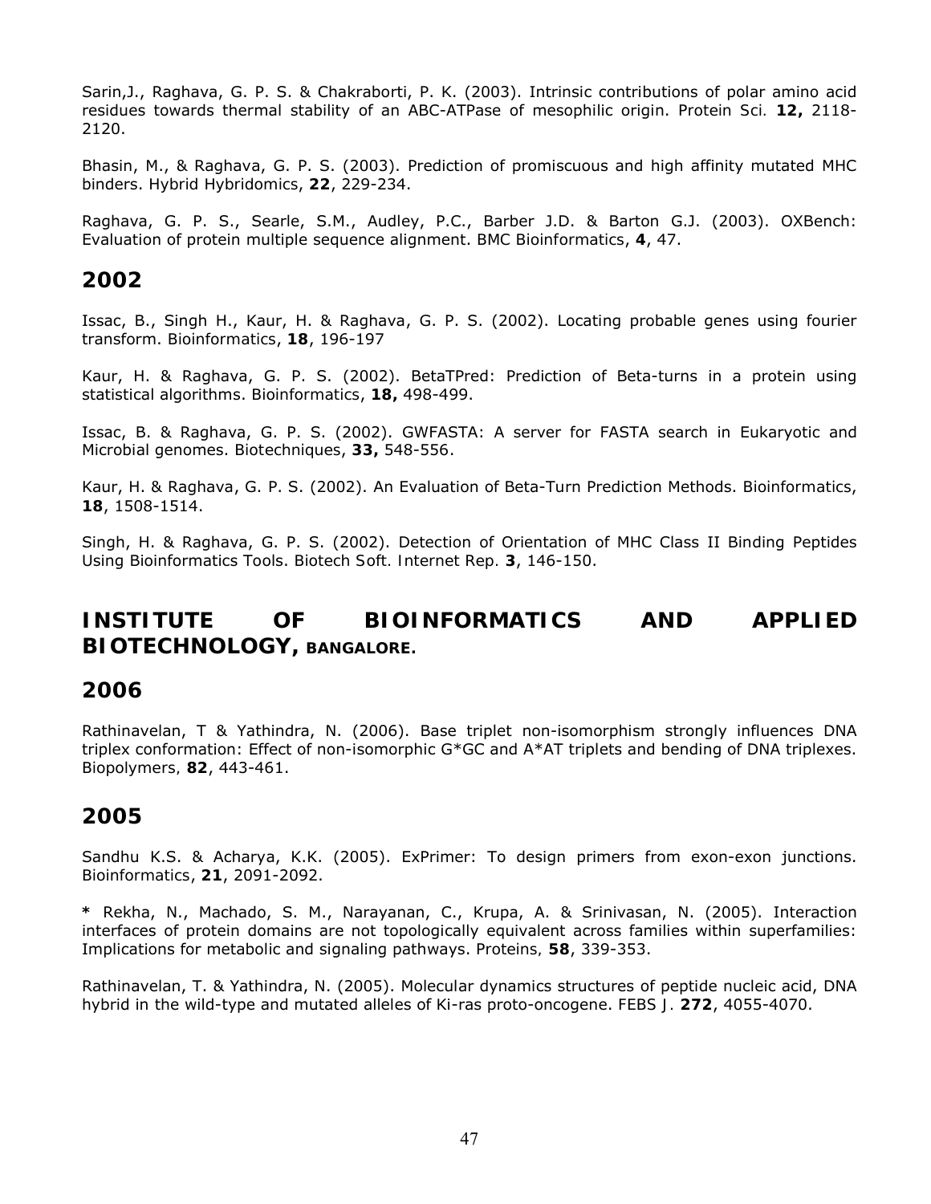Sarin,J., Raghava, G. P. S. & Chakraborti, P. K. (2003). Intrinsic contributions of polar amino acid residues towards thermal stability of an ABC-ATPase of mesophilic origin. Protein Sci. **12,** 2118-2120.

Bhasin, M., & Raghava, G. P. S. (2003). Prediction of promiscuous and high affinity mutated MHC binders. Hybrid Hybridomics, **22**, 229-234.

Raghava, G. P. S., Searle, S.M., Audley, P.C., Barber J.D. & Barton G.J. (2003). OXBench: Evaluation of protein multiple sequence alignment. BMC Bioinformatics, **4**, 47.

## 2002

Issac, B., Singh H., Kaur, H. & Raghava, G. P. S. (2002). Locating probable genes using fourier transform. Bioinformatics, **18**, 196-197

Kaur, H. & Raghava, G. P. S. (2002). BetaTPred: Prediction of Beta-turns in a protein using statistical algorithms. Bioinformatics, **18,** 498-499.

Issac, B. & Raghava, G. P. S. (2002). GWFASTA: A server for FASTA search in Eukaryotic and Microbial genomes. Biotechniques, **33,** 548-556.

Kaur, H. & Raghava, G. P. S. (2002). An Evaluation of Beta-Turn Prediction Methods. Bioinformatics, **18**, 1508-1514.

Singh, H. & Raghava, G. P. S. (2002). Detection of Orientation of MHC Class II Binding Peptides Using Bioinformatics Tools. Biotech Soft. Internet Rep. **3**, 146-150.

# INSTITUTE OF BIOINFORMATICS AND APPLIED BIOTECHNOLOGY, BANGALORE.

## 2006

Rathinavelan, T & Yathindra, N. (2006). Base triplet non-isomorphism strongly influences DNA triplex conformation: Effect of non-isomorphic G*GC and A*AT triplets and bending of DNA triplexes. Biopolymers, **82**, 443-461.

## 2005

Sandhu K.S. & Acharya, K.K. (2005). ExPrimer: To design primers from exon-exon junctions. Bioinformatics, **21**, 2091-2092.

**\*** Rekha, N., Machado, S. M., Narayanan, C., Krupa, A. & Srinivasan, N. (2005). Interaction interfaces of protein domains are not topologically equivalent across families within superfamilies: Implications for metabolic and signaling pathways. Proteins, **58**, 339-353.

Rathinavelan, T. & Yathindra, N. (2005). Molecular dynamics structures of peptide nucleic acid, DNA hybrid in the wild-type and mutated alleles of Ki-ras proto-oncogene. FEBS J. **272**, 4055-4070.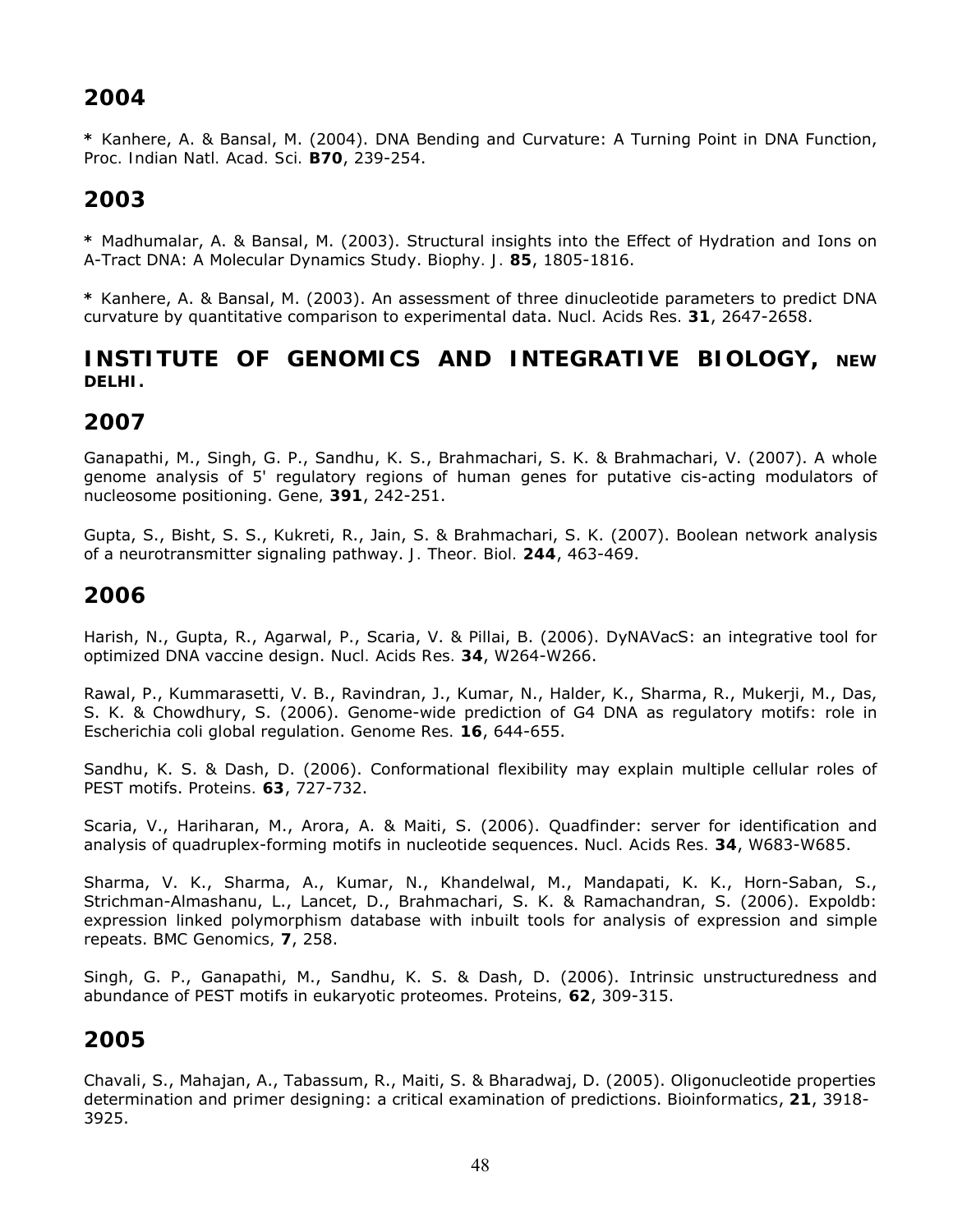## 2004

* Kanhere, A. & Bansal, M. (2004). DNA Bending and Curvature: A Turning Point in DNA Function, Proc. Indian Natl. Acad. Sci. **B70**, 239-254.

## 2003

* Madhumalar, A. & Bansal, M. (2003). Structural insights into the Effect of Hydration and Ions on A-Tract DNA: A Molecular Dynamics Study. Biophy. J. **85**, 1805-1816.

* Kanhere, A. & Bansal, M. (2003). An assessment of three dinucleotide parameters to predict DNA curvature by quantitative comparison to experimental data. Nucl. Acids Res. **31**, 2647-2658.

# INSTITUTE OF GENOMICS AND INTEGRATIVE BIOLOGY, NEW DELHI.

## 2007

Ganapathi, M., Singh, G. P., Sandhu, K. S., Brahmachari, S. K. & Brahmachari, V. (2007). A whole genome analysis of 5' regulatory regions of human genes for putative cis-acting modulators of nucleosome positioning. Gene, **391**, 242-251.

Gupta, S., Bisht, S. S., Kukreti, R., Jain, S. & Brahmachari, S. K. (2007). Boolean network analysis of a neurotransmitter signaling pathway. J. Theor. Biol. **244**, 463-469.

## 2006

Harish, N., Gupta, R., Agarwal, P., Scaria, V. & Pillai, B. (2006). DyNAVacS: an integrative tool for optimized DNA vaccine design. Nucl. Acids Res. **34**, W264-W266.

Rawal, P., Kummarasetti, V. B., Ravindran, J., Kumar, N., Halder, K., Sharma, R., Mukerji, M., Das, S. K. & Chowdhury, S. (2006). Genome-wide prediction of G4 DNA as regulatory motifs: role in Escherichia coli global regulation. Genome Res. **16**, 644-655.

Sandhu, K. S. & Dash, D. (2006). Conformational flexibility may explain multiple cellular roles of PEST motifs. Proteins. **63**, 727-732.

Scaria, V., Hariharan, M., Arora, A. & Maiti, S. (2006). Quadfinder: server for identification and analysis of quadruplex-forming motifs in nucleotide sequences. Nucl. Acids Res. **34**, W683-W685.

Sharma, V. K., Sharma, A., Kumar, N., Khandelwal, M., Mandapati, K. K., Horn-Saban, S., Strichman-Almashanu, L., Lancet, D., Brahmachari, S. K. & Ramachandran, S. (2006). Expoldb: expression linked polymorphism database with inbuilt tools for analysis of expression and simple repeats. BMC Genomics, **7**, 258.

Singh, G. P., Ganapathi, M., Sandhu, K. S. & Dash, D. (2006). Intrinsic unstructuredness and abundance of PEST motifs in eukaryotic proteomes. Proteins, **62**, 309-315.

## 2005

Chavali, S., Mahajan, A., Tabassum, R., Maiti, S. & Bharadwaj, D. (2005). Oligonucleotide properties determination and primer designing: a critical examination of predictions. Bioinformatics, **21**, 3918-3925.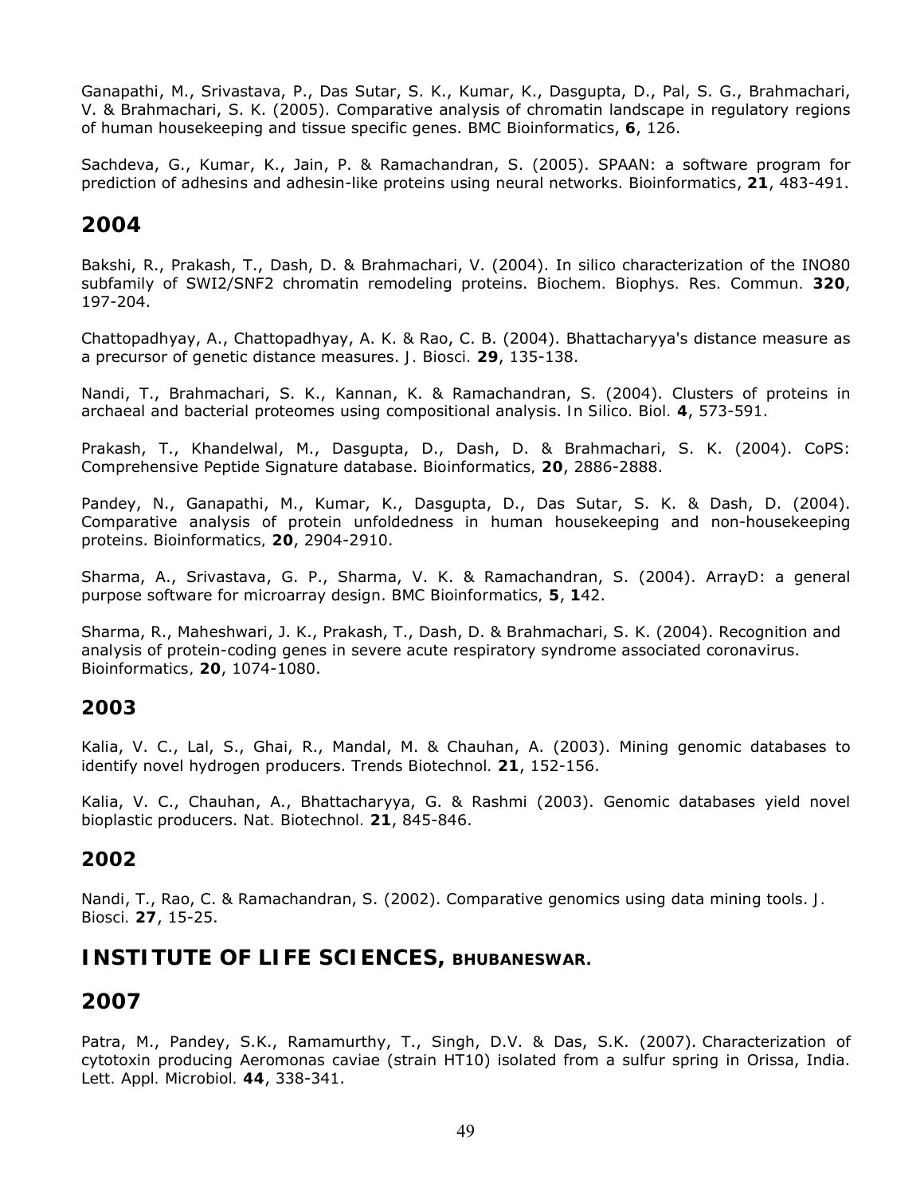Ganapathi, M., Srivastava, P., Das Sutar, S. K., Kumar, K., Dasgupta, D., Pal, S. G., Brahmachari, V. & Brahmachari, S. K. (2005). Comparative analysis of chromatin landscape in regulatory regions of human housekeeping and tissue specific genes. BMC Bioinformatics, **6**, 126.

Sachdeva, G., Kumar, K., Jain, P. & Ramachandran, S. (2005). SPAAN: a software program for prediction of adhesins and adhesin-like proteins using neural networks. Bioinformatics, **21**, 483-491.

## 2004

Bakshi, R., Prakash, T., Dash, D. & Brahmachari, V. (2004). In silico characterization of the INO80 subfamily of SWI2/SNF2 chromatin remodeling proteins. Biochem. Biophys. Res. Commun. **320**, 197-204.

Chattopadhyay, A., Chattopadhyay, A. K. & Rao, C. B. (2004). Bhattacharyya's distance measure as a precursor of genetic distance measures. J. Biosci. **29**, 135-138.

Nandi, T., Brahmachari, S. K., Kannan, K. & Ramachandran, S. (2004). Clusters of proteins in archaeal and bacterial proteomes using compositional analysis. In Silico. Biol. **4**, 573-591.

Prakash, T., Khandelwal, M., Dasgupta, D., Dash, D. & Brahmachari, S. K. (2004). CoPS: Comprehensive Peptide Signature database. Bioinformatics, **20**, 2886-2888.

Pandey, N., Ganapathi, M., Kumar, K., Dasgupta, D., Das Sutar, S. K. & Dash, D. (2004). Comparative analysis of protein unfoldedness in human housekeeping and non-housekeeping proteins. Bioinformatics, **20**, 2904-2910.

Sharma, A., Srivastava, G. P., Sharma, V. K. & Ramachandran, S. (2004). ArrayD: a general purpose software for microarray design. BMC Bioinformatics, **5**, **1**42.

Sharma, R., Maheshwari, J. K., Prakash, T., Dash, D. & Brahmachari, S. K. (2004). Recognition and analysis of protein-coding genes in severe acute respiratory syndrome associated coronavirus. Bioinformatics, **20**, 1074-1080.

## 2003

Kalia, V. C., Lal, S., Ghai, R., Mandal, M. & Chauhan, A. (2003). Mining genomic databases to identify novel hydrogen producers. Trends Biotechnol. **21**, 152-156.

Kalia, V. C., Chauhan, A., Bhattacharyya, G. & Rashmi (2003). Genomic databases yield novel bioplastic producers. Nat. Biotechnol. **21**, 845-846.

## 2002

Nandi, T., Rao, C. & Ramachandran, S. (2002). Comparative genomics using data mining tools. J. Biosci. **27**, 15-25.

# INSTITUTE OF LIFE SCIENCES, BHUBANESWAR.

## 2007

Patra, M., Pandey, S.K., Ramamurthy, T., Singh, D.V. & Das, S.K. (2007). Characterization of cytotoxin producing Aeromonas caviae (strain HT10) isolated from a sulfur spring in Orissa, India. Lett. Appl. Microbiol. **44**, 338-341.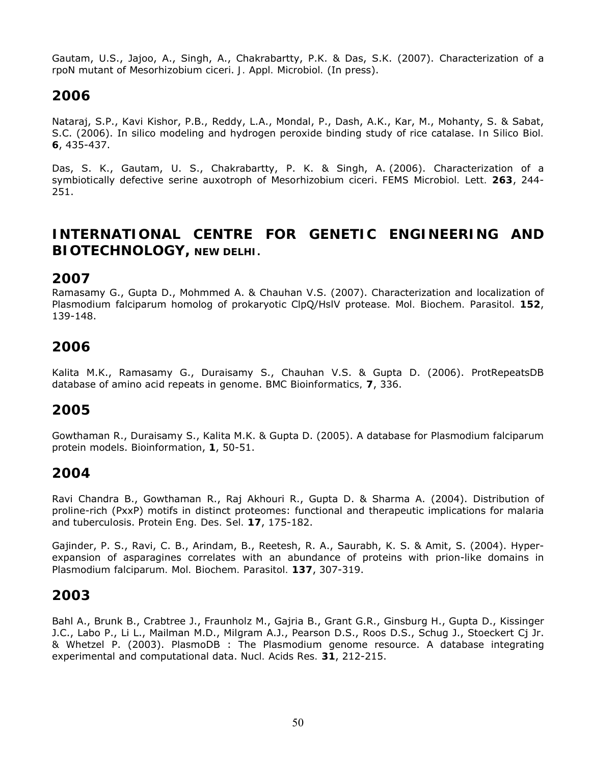Gautam, U.S., Jajoo, A., Singh, A., Chakrabartty, P.K. & Das, S.K. (2007). Characterization of a rpoN mutant of Mesorhizobium ciceri. J. Appl. Microbiol. (In press).

## 2006

Nataraj, S.P., Kavi Kishor, P.B., Reddy, L.A., Mondal, P., Dash, A.K., Kar, M., Mohanty, S. & Sabat, S.C. (2006). In silico modeling and hydrogen peroxide binding study of rice catalase. In Silico Biol. **6**, 435-437.

Das, S. K., Gautam, U. S., Chakrabartty, P. K. & Singh, A. (2006). Characterization of a symbiotically defective serine auxotroph of Mesorhizobium ciceri. FEMS Microbiol. Lett. **263**, 244-251.

# INTERNATIONAL CENTRE FOR GENETIC ENGINEERING AND BIOTECHNOLOGY, NEW DELHI.

## 2007

Ramasamy G., Gupta D., Mohmmed A. & Chauhan V.S. (2007). Characterization and localization of Plasmodium falciparum homolog of prokaryotic ClpQ/HslV protease. Mol. Biochem. Parasitol. **152**, 139-148.

## 2006

Kalita M.K., Ramasamy G., Duraisamy S., Chauhan V.S. & Gupta D. (2006). ProtRepeatsDB database of amino acid repeats in genome. BMC Bioinformatics, **7**, 336.

## 2005

Gowthaman R., Duraisamy S., Kalita M.K. & Gupta D. (2005). A database for Plasmodium falciparum protein models. Bioinformation, **1**, 50-51.

## 2004

Ravi Chandra B., Gowthaman R., Raj Akhouri R., Gupta D. & Sharma A. (2004). Distribution of proline-rich (PxxP) motifs in distinct proteomes: functional and therapeutic implications for malaria and tuberculosis. Protein Eng. Des. Sel. **17**, 175-182.

Gajinder, P. S., Ravi, C. B., Arindam, B., Reetesh, R. A., Saurabh, K. S. & Amit, S. (2004). Hyper-expansion of asparagines correlates with an abundance of proteins with prion-like domains in Plasmodium falciparum. Mol. Biochem. Parasitol. **137**, 307-319.

## 2003

Bahl A., Brunk B., Crabtree J., Fraunholz M., Gajria B., Grant G.R., Ginsburg H., Gupta D., Kissinger J.C., Labo P., Li L., Mailman M.D., Milgram A.J., Pearson D.S., Roos D.S., Schug J., Stoeckert Cj Jr. & Whetzel P. (2003). PlasmoDB : The Plasmodium genome resource. A database integrating experimental and computational data. Nucl. Acids Res. **31**, 212-215.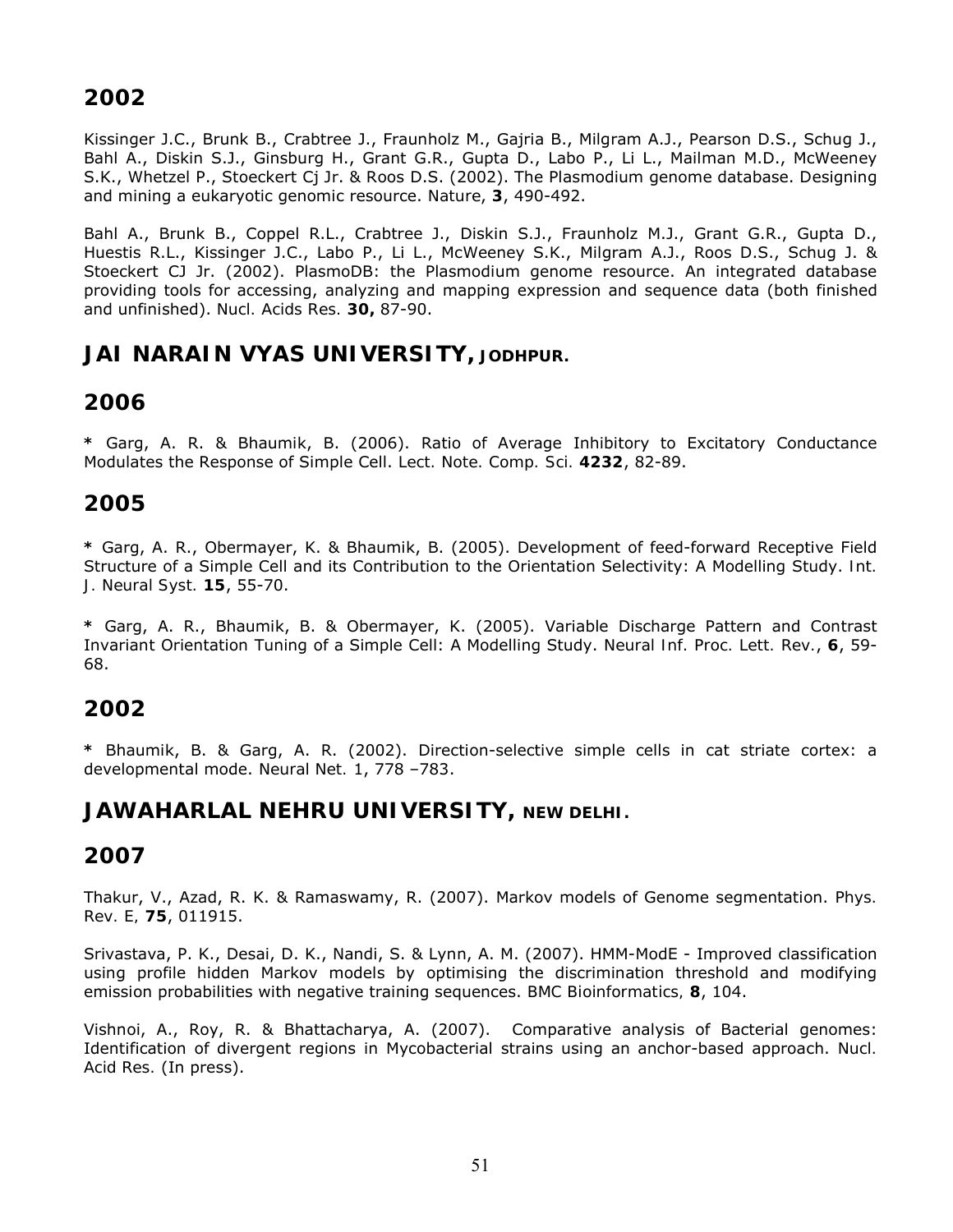## 2002

Kissinger J.C., Brunk B., Crabtree J., Fraunholz M., Gajria B., Milgram A.J., Pearson D.S., Schug J., Bahl A., Diskin S.J., Ginsburg H., Grant G.R., Gupta D., Labo P., Li L., Mailman M.D., McWeeney S.K., Whetzel P., Stoeckert Cj Jr. & Roos D.S. (2002). The Plasmodium genome database. Designing and mining a eukaryotic genomic resource. *Nature*, **3**, 490-492.

Bahl A., Brunk B., Coppel R.L., Crabtree J., Diskin S.J., Fraunholz M.J., Grant G.R., Gupta D., Huestis R.L., Kissinger J.C., Labo P., Li L., McWeeney S.K., Milgram A.J., Roos D.S., Schug J. & Stoeckert CJ Jr. (2002). PlasmoDB: the Plasmodium genome resource. An integrated database providing tools for accessing, analyzing and mapping expression and sequence data (both finished and unfinished). *Nucl. Acids Res.* **30,** 87-90.

# JAI NARAIN VYAS UNIVERSITY, JODHPUR.

## 2006

**\*** Garg, A. R. & Bhaumik, B. (2006). Ratio of Average Inhibitory to Excitatory Conductance Modulates the Response of Simple Cell. *Lect. Note. Comp. Sci.* **4232**, 82-89.

## 2005

**\*** Garg, A. R., Obermayer, K. & Bhaumik, B. (2005). Development of feed-forward Receptive Field Structure of a Simple Cell and its Contribution to the Orientation Selectivity: A Modelling Study. *Int. J. Neural Syst.* **15**, 55-70.

**\*** Garg, A. R., Bhaumik, B. & Obermayer, K. (2005). Variable Discharge Pattern and Contrast Invariant Orientation Tuning of a Simple Cell: A Modelling Study. *Neural Inf. Proc. Lett. Rev.*, **6**, 59-68.

## 2002

**\*** Bhaumik, B. & Garg, A. R. (2002). Direction-selective simple cells in cat striate cortex: a developmental mode. *Neural Net.* 1, 778 –783.

# JAWAHARLAL NEHRU UNIVERSITY, NEW DELHI.

## 2007

Thakur, V., Azad, R. K. & Ramaswamy, R. (2007). Markov models of Genome segmentation. *Phys. Rev. E*, **75**, 011915.

Srivastava, P. K., Desai, D. K., Nandi, S. & Lynn, A. M. (2007). HMM-ModE - Improved classification using profile hidden Markov models by optimising the discrimination threshold and modifying emission probabilities with negative training sequences. *BMC Bioinformatics*, **8**, 104.

Vishnoi, A., Roy, R. & Bhattacharya, A. (2007). Comparative analysis of Bacterial genomes: Identification of divergent regions in Mycobacterial strains using an anchor-based approach. *Nucl. Acid Res.* (In press).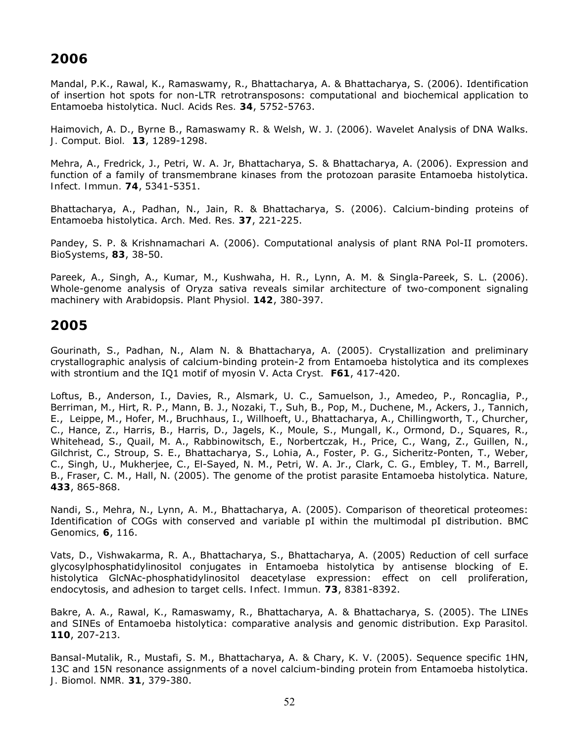## 2006

Mandal, P.K., Rawal, K., Ramaswamy, R., Bhattacharya, A. & Bhattacharya, S. (2006). Identification of insertion hot spots for non-LTR retrotransposons: computational and biochemical application to Entamoeba histolytica. Nucl. Acids Res. **34**, 5752-5763.

Haimovich, A. D., Byrne B., Ramaswamy R. & Welsh, W. J. (2006). Wavelet Analysis of DNA Walks. J. Comput. Biol. **13**, 1289-1298.

Mehra, A., Fredrick, J., Petri, W. A. Jr, Bhattacharya, S. & Bhattacharya, A. (2006). Expression and function of a family of transmembrane kinases from the protozoan parasite Entamoeba histolytica. Infect. Immun. **74**, 5341-5351.

Bhattacharya, A., Padhan, N., Jain, R. & Bhattacharya, S. (2006). Calcium-binding proteins of Entamoeba histolytica. Arch. Med. Res. **37**, 221-225.

Pandey, S. P. & Krishnamachari A. (2006). Computational analysis of plant RNA Pol-II promoters. BioSystems, **83**, 38-50.

Pareek, A., Singh, A., Kumar, M., Kushwaha, H. R., Lynn, A. M. & Singla-Pareek, S. L. (2006). Whole-genome analysis of Oryza sativa reveals similar architecture of two-component signaling machinery with Arabidopsis. Plant Physiol. **142**, 380-397.

## 2005

Gourinath, S., Padhan, N., Alam N. & Bhattacharya, A. (2005). Crystallization and preliminary crystallographic analysis of calcium-binding protein-2 from Entamoeba histolytica and its complexes with strontium and the IQ1 motif of myosin V. Acta Cryst. **F61**, 417-420.

Loftus, B., Anderson, I., Davies, R., Alsmark, U. C., Samuelson, J., Amedeo, P., Roncaglia, P., Berriman, M., Hirt, R. P., Mann, B. J., Nozaki, T., Suh, B., Pop, M., Duchene, M., Ackers, J., Tannich, E., Leippe, M., Hofer, M., Bruchhaus, I., Willhoeft, U., Bhattacharya, A., Chillingworth, T., Churcher, C., Hance, Z., Harris, B., Harris, D., Jagels, K., Moule, S., Mungall, K., Ormond, D., Squares, R., Whitehead, S., Quail, M. A., Rabbinowitsch, E., Norbertczak, H., Price, C., Wang, Z., Guillen, N., Gilchrist, C., Stroup, S. E., Bhattacharya, S., Lohia, A., Foster, P. G., Sicheritz-Ponten, T., Weber, C., Singh, U., Mukherjee, C., El-Sayed, N. M., Petri, W. A. Jr., Clark, C. G., Embley, T. M., Barrell, B., Fraser, C. M., Hall, N. (2005). The genome of the protist parasite Entamoeba histolytica. Nature, **433**, 865-868.

Nandi, S., Mehra, N., Lynn, A. M., Bhattacharya, A. (2005). Comparison of theoretical proteomes: Identification of COGs with conserved and variable pI within the multimodal pI distribution. BMC Genomics, **6**, 116.

Vats, D., Vishwakarma, R. A., Bhattacharya, S., Bhattacharya, A. (2005) Reduction of cell surface glycosylphosphatidylinositol conjugates in Entamoeba histolytica by antisense blocking of E. histolytica GlcNAc-phosphatidylinositol deacetylase expression: effect on cell proliferation, endocytosis, and adhesion to target cells. Infect. Immun. **73**, 8381-8392.

Bakre, A. A., Rawal, K., Ramaswamy, R., Bhattacharya, A. & Bhattacharya, S. (2005). The LINEs and SINEs of Entamoeba histolytica: comparative analysis and genomic distribution. Exp Parasitol. **110**, 207-213.

Bansal-Mutalik, R., Mustafi, S. M., Bhattacharya, A. & Chary, K. V. (2005). Sequence specific 1HN, 13C and 15N resonance assignments of a novel calcium-binding protein from Entamoeba histolytica. J. Biomol. NMR. **31**, 379-380.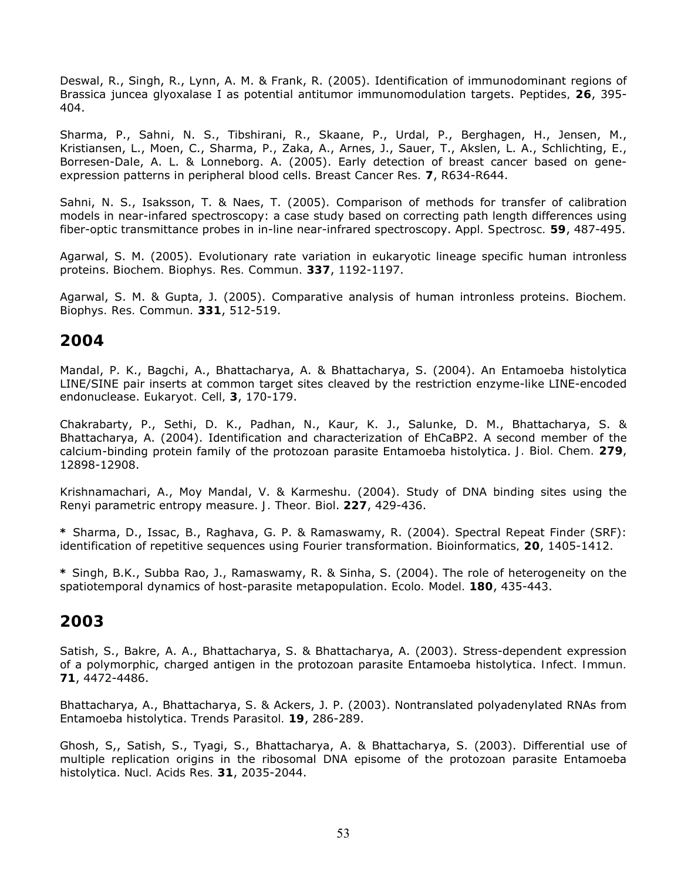Deswal, R., Singh, R., Lynn, A. M. & Frank, R. (2005). Identification of immunodominant regions of Brassica juncea glyoxalase I as potential antitumor immunomodulation targets. Peptides, **26**, 395-404.

Sharma, P., Sahni, N. S., Tibshirani, R., Skaane, P., Urdal, P., Berghagen, H., Jensen, M., Kristiansen, L., Moen, C., Sharma, P., Zaka, A., Arnes, J., Sauer, T., Akslen, L. A., Schlichting, E., Borresen-Dale, A. L. & Lonneborg. A. (2005). Early detection of breast cancer based on gene-expression patterns in peripheral blood cells. Breast Cancer Res. **7**, R634-R644.

Sahni, N. S., Isaksson, T. & Naes, T. (2005). Comparison of methods for transfer of calibration models in near-infared spectroscopy: a case study based on correcting path length differences using fiber-optic transmittance probes in in-line near-infrared spectroscopy. Appl. Spectrosc. **59**, 487-495.

Agarwal, S. M. (2005). Evolutionary rate variation in eukaryotic lineage specific human intronless proteins. Biochem. Biophys. Res. Commun. **337**, 1192-1197.

Agarwal, S. M. & Gupta, J. (2005). Comparative analysis of human intronless proteins. Biochem. Biophys. Res. Commun. **331**, 512-519.

## 2004

Mandal, P. K., Bagchi, A., Bhattacharya, A. & Bhattacharya, S. (2004). An Entamoeba histolytica LINE/SINE pair inserts at common target sites cleaved by the restriction enzyme-like LINE-encoded endonuclease. Eukaryot. Cell, **3**, 170-179.

Chakrabarty, P., Sethi, D. K., Padhan, N., Kaur, K. J., Salunke, D. M., Bhattacharya, S. & Bhattacharya, A. (2004). Identification and characterization of EhCaBP2. A second member of the calcium-binding protein family of the protozoan parasite Entamoeba histolytica. J. Biol. Chem. **279**, 12898-12908.

Krishnamachari, A., Moy Mandal, V. & Karmeshu. (2004). Study of DNA binding sites using the Renyi parametric entropy measure. J. Theor. Biol. **227**, 429-436.

**\*** Sharma, D., Issac, B., Raghava, G. P. & Ramaswamy, R. (2004). Spectral Repeat Finder (SRF): identification of repetitive sequences using Fourier transformation. Bioinformatics, **20**, 1405-1412.

**\*** Singh, B.K., Subba Rao, J., Ramaswamy, R. & Sinha, S. (2004). The role of heterogeneity on the spatiotemporal dynamics of host-parasite metapopulation. Ecolo. Model. **180**, 435-443.

## 2003

Satish, S., Bakre, A. A., Bhattacharya, S. & Bhattacharya, A. (2003). Stress-dependent expression of a polymorphic, charged antigen in the protozoan parasite Entamoeba histolytica. Infect. Immun. **71**, 4472-4486.

Bhattacharya, A., Bhattacharya, S. & Ackers, J. P. (2003). Nontranslated polyadenylated RNAs from Entamoeba histolytica. Trends Parasitol. **19**, 286-289.

Ghosh, S,, Satish, S., Tyagi, S., Bhattacharya, A. & Bhattacharya, S. (2003). Differential use of multiple replication origins in the ribosomal DNA episome of the protozoan parasite Entamoeba histolytica. Nucl. Acids Res. **31**, 2035-2044.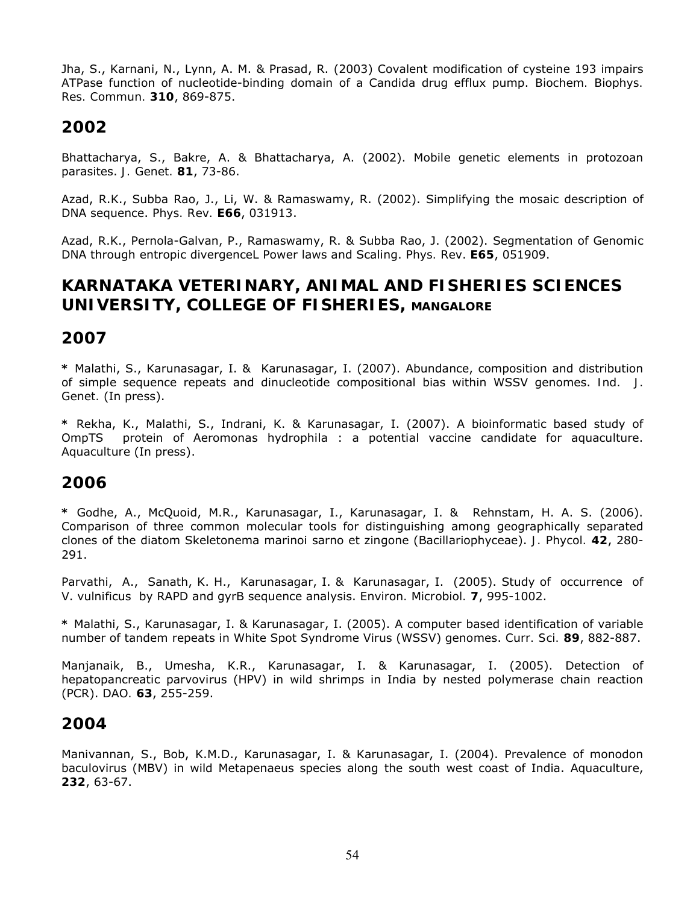Jha, S., Karnani, N., Lynn, A. M. & Prasad, R. (2003) Covalent modification of cysteine 193 impairs ATPase function of nucleotide-binding domain of a Candida drug efflux pump. Biochem. Biophys. Res. Commun. **310**, 869-875.

## 2002

Bhattacharya, S., Bakre, A. & Bhattacharya, A. (2002). Mobile genetic elements in protozoan parasites. J. Genet. **81**, 73-86.

Azad, R.K., Subba Rao, J., Li, W. & Ramaswamy, R. (2002). Simplifying the mosaic description of DNA sequence. Phys. Rev. **E66**, 031913.

Azad, R.K., Pernola-Galvan, P., Ramaswamy, R. & Subba Rao, J. (2002). Segmentation of Genomic DNA through entropic divergenceL Power laws and Scaling. Phys. Rev. **E65**, 051909.

# KARNATAKA VETERINARY, ANIMAL AND FISHERIES SCIENCES UNIVERSITY, COLLEGE OF FISHERIES, MANGALORE

## 2007

* Malathi, S., Karunasagar, I. & Karunasagar, I. (2007). Abundance, composition and distribution of simple sequence repeats and dinucleotide compositional bias within WSSV genomes. Ind. J. Genet. (In press).

* Rekha, K., Malathi, S., Indrani, K. & Karunasagar, I. (2007). A bioinformatic based study of OmpTS protein of Aeromonas hydrophila : a potential vaccine candidate for aquaculture. Aquaculture (In press).

## 2006

* Godhe, A., McQuoid, M.R., Karunasagar, I., Karunasagar, I. & Rehnstam, H. A. S. (2006). Comparison of three common molecular tools for distinguishing among geographically separated clones of the diatom Skeletonema marinoi sarno et zingone (Bacillariophyceae). J. Phycol. **42**, 280-291.

Parvathi, A., Sanath, K. H., Karunasagar, I. & Karunasagar, I. (2005). Study of occurrence of V. vulnificus by RAPD and gyrB sequence analysis. Environ. Microbiol. **7**, 995-1002.

* Malathi, S., Karunasagar, I. & Karunasagar, I. (2005). A computer based identification of variable number of tandem repeats in White Spot Syndrome Virus (WSSV) genomes. Curr. Sci. **89**, 882-887.

Manjanaik, B., Umesha, K.R., Karunasagar, I. & Karunasagar, I. (2005). Detection of hepatopancreatic parvovirus (HPV) in wild shrimps in India by nested polymerase chain reaction (PCR). DAO. **63**, 255-259.

## 2004

Manivannan, S., Bob, K.M.D., Karunasagar, I. & Karunasagar, I. (2004). Prevalence of monodon baculovirus (MBV) in wild Metapenaeus species along the south west coast of India. Aquaculture, **232**, 63-67.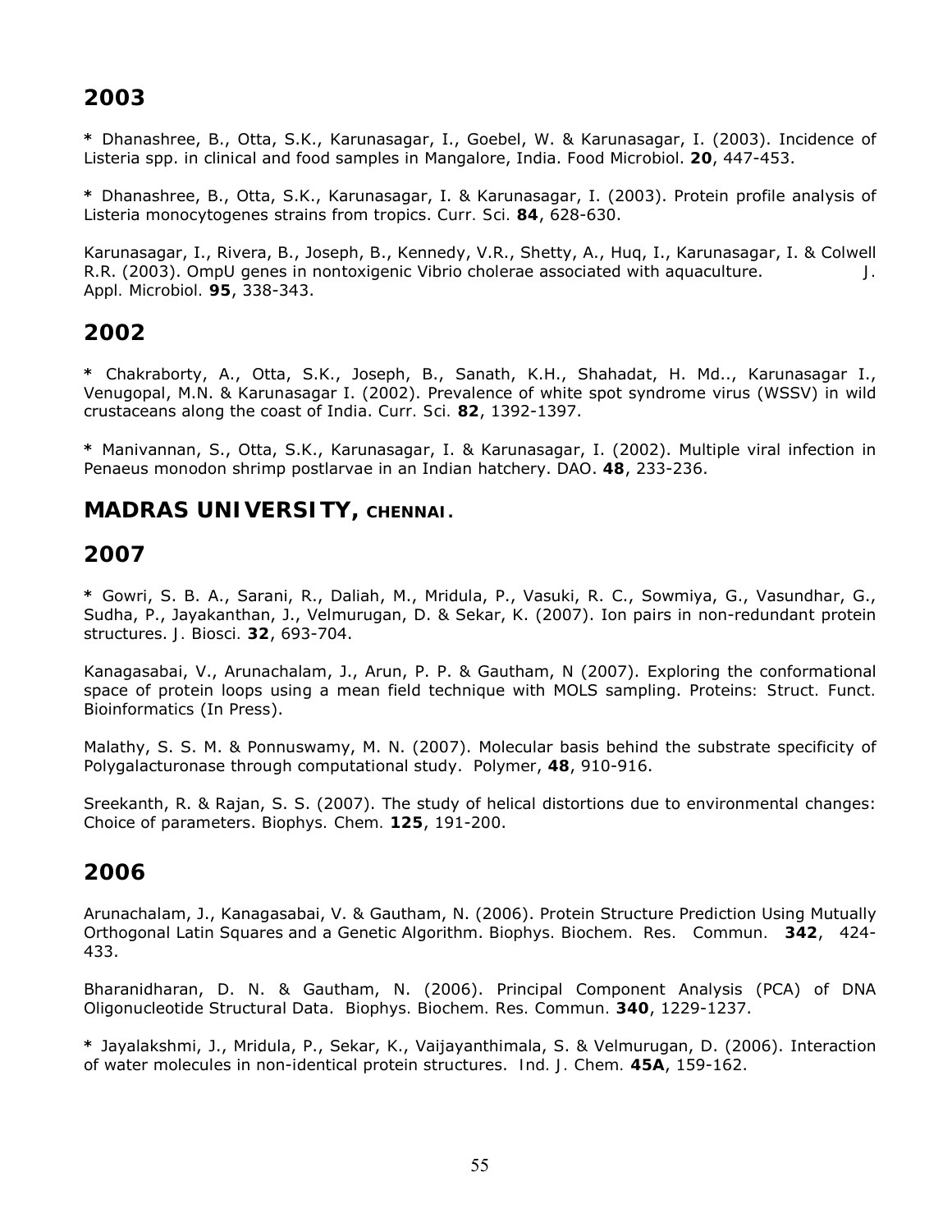## 2003

* Dhanashree, B., Otta, S.K., Karunasagar, I., Goebel, W. & Karunasagar, I. (2003). Incidence of Listeria spp. in clinical and food samples in Mangalore, India. Food Microbiol. **20**, 447-453.

* Dhanashree, B., Otta, S.K., Karunasagar, I. & Karunasagar, I. (2003). Protein profile analysis of Listeria monocytogenes strains from tropics. Curr. Sci. **84**, 628-630.

Karunasagar, I., Rivera, B., Joseph, B., Kennedy, V.R., Shetty, A., Huq, I., Karunasagar, I. & Colwell R.R. (2003). OmpU genes in nontoxigenic Vibrio cholerae associated with aquaculture. J. Appl. Microbiol. **95**, 338-343.

## 2002

* Chakraborty, A., Otta, S.K., Joseph, B., Sanath, K.H., Shahadat, H. Md.., Karunasagar I., Venugopal, M.N. & Karunasagar I. (2002). Prevalence of white spot syndrome virus (WSSV) in wild crustaceans along the coast of India. Curr. Sci. **82**, 1392-1397.

* Manivannan, S., Otta, S.K., Karunasagar, I. & Karunasagar, I. (2002). Multiple viral infection in Penaeus monodon shrimp postlarvae in an Indian hatchery. DAO. **48**, 233-236.

# MADRAS UNIVERSITY, CHENNAI.

## 2007

* Gowri, S. B. A., Sarani, R., Daliah, M., Mridula, P., Vasuki, R. C., Sowmiya, G., Vasundhar, G., Sudha, P., Jayakanthan, J., Velmurugan, D. & Sekar, K. (2007). Ion pairs in non-redundant protein structures. J. Biosci. **32**, 693-704.

Kanagasabai, V., Arunachalam, J., Arun, P. P. & Gautham, N (2007). Exploring the conformational space of protein loops using a mean field technique with MOLS sampling. Proteins: Struct. Funct. Bioinformatics (In Press).

Malathy, S. S. M. & Ponnuswamy, M. N. (2007). Molecular basis behind the substrate specificity of Polygalacturonase through computational study. Polymer, **48**, 910-916.

Sreekanth, R. & Rajan, S. S. (2007). The study of helical distortions due to environmental changes: Choice of parameters. Biophys. Chem. **125**, 191-200.

## 2006

Arunachalam, J., Kanagasabai, V. & Gautham, N. (2006). Protein Structure Prediction Using Mutually Orthogonal Latin Squares and a Genetic Algorithm. Biophys. Biochem. Res. Commun. **342**, 424-433.

Bharanidharan, D. N. & Gautham, N. (2006). Principal Component Analysis (PCA) of DNA Oligonucleotide Structural Data. Biophys. Biochem. Res. Commun. **340**, 1229-1237.

* Jayalakshmi, J., Mridula, P., Sekar, K., Vaijayanthimala, S. & Velmurugan, D. (2006). Interaction of water molecules in non-identical protein structures. Ind. J. Chem. **45A**, 159-162.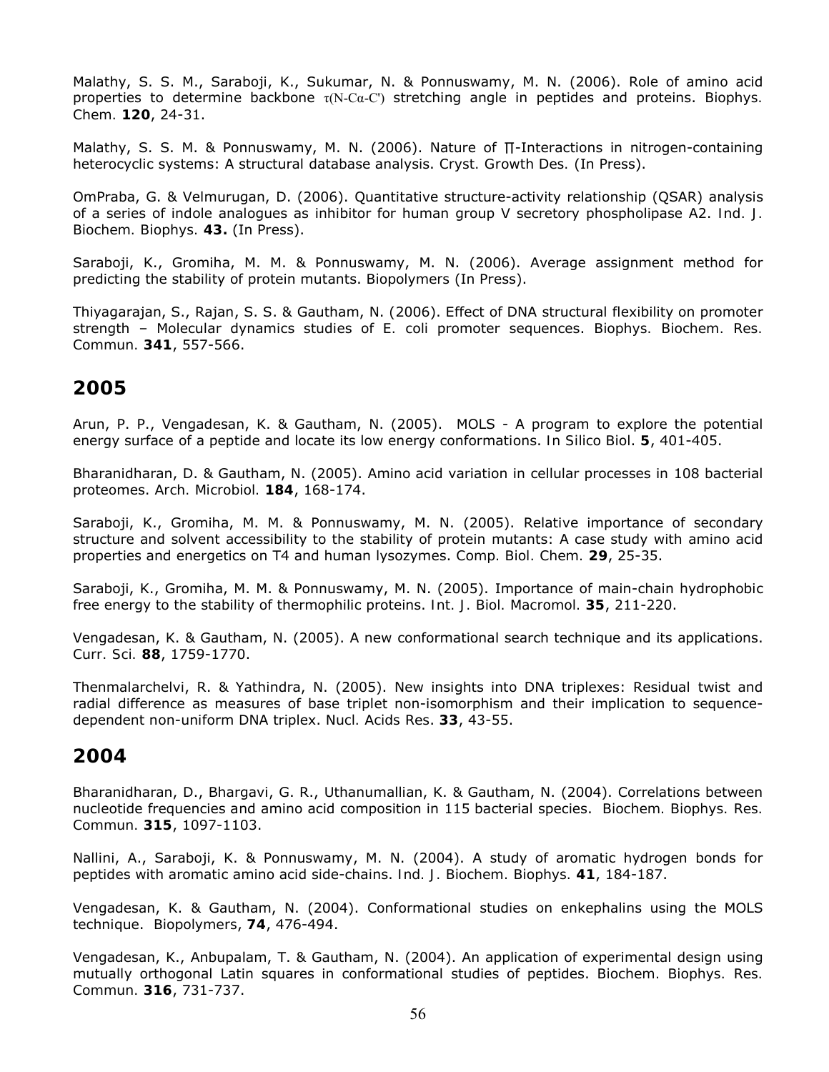Malathy, S. S. M., Saraboji, K., Sukumar, N. & Ponnuswamy, M. N. (2006). Role of amino acid properties to determine backbone $\tau$(N-C$\alpha$-C') stretching angle in peptides and proteins. Biophys. Chem. **120**, 24-31.

Malathy, S. S. M. & Ponnuswamy, M. N. (2006). Nature of $\Pi$-Interactions in nitrogen-containing heterocyclic systems: A structural database analysis. Cryst. Growth Des. (In Press).

OmPraba, G. & Velmurugan, D. (2006). Quantitative structure-activity relationship (QSAR) analysis of a series of indole analogues as inhibitor for human group V secretory phospholipase A2. Ind. J. Biochem. Biophys. **43.** (In Press).

Saraboji, K., Gromiha, M. M. & Ponnuswamy, M. N. (2006). Average assignment method for predicting the stability of protein mutants. Biopolymers (In Press).

Thiyagarajan, S., Rajan, S. S. & Gautham, N. (2006). Effect of DNA structural flexibility on promoter strength – Molecular dynamics studies of E. coli promoter sequences. Biophys. Biochem. Res. Commun. **341**, 557-566.

## 2005

Arun, P. P., Vengadesan, K. & Gautham, N. (2005). MOLS - A program to explore the potential energy surface of a peptide and locate its low energy conformations. In Silico Biol. **5**, 401-405.

Bharanidharan, D. & Gautham, N. (2005). Amino acid variation in cellular processes in 108 bacterial proteomes. Arch. Microbiol. **184**, 168-174.

Saraboji, K., Gromiha, M. M. & Ponnuswamy, M. N. (2005). Relative importance of secondary structure and solvent accessibility to the stability of protein mutants: A case study with amino acid properties and energetics on T4 and human lysozymes. Comp. Biol. Chem. **29**, 25-35.

Saraboji, K., Gromiha, M. M. & Ponnuswamy, M. N. (2005). Importance of main-chain hydrophobic free energy to the stability of thermophilic proteins. Int. J. Biol. Macromol. **35**, 211-220.

Vengadesan, K. & Gautham, N. (2005). A new conformational search technique and its applications. Curr. Sci. **88**, 1759-1770.

Thenmalarchelvi, R. & Yathindra, N. (2005). New insights into DNA triplexes: Residual twist and radial difference as measures of base triplet non-isomorphism and their implication to sequence-dependent non-uniform DNA triplex. Nucl. Acids Res. **33**, 43-55.

## 2004

Bharanidharan, D., Bhargavi, G. R., Uthanumallian, K. & Gautham, N. (2004). Correlations between nucleotide frequencies and amino acid composition in 115 bacterial species. Biochem. Biophys. Res. Commun. **315**, 1097-1103.

Nallini, A., Saraboji, K. & Ponnuswamy, M. N. (2004). A study of aromatic hydrogen bonds for peptides with aromatic amino acid side-chains. Ind. J. Biochem. Biophys. **41**, 184-187.

Vengadesan, K. & Gautham, N. (2004). Conformational studies on enkephalins using the MOLS technique. Biopolymers, **74**, 476-494.

Vengadesan, K., Anbupalam, T. & Gautham, N. (2004). An application of experimental design using mutually orthogonal Latin squares in conformational studies of peptides. Biochem. Biophys. Res. Commun. **316**, 731-737.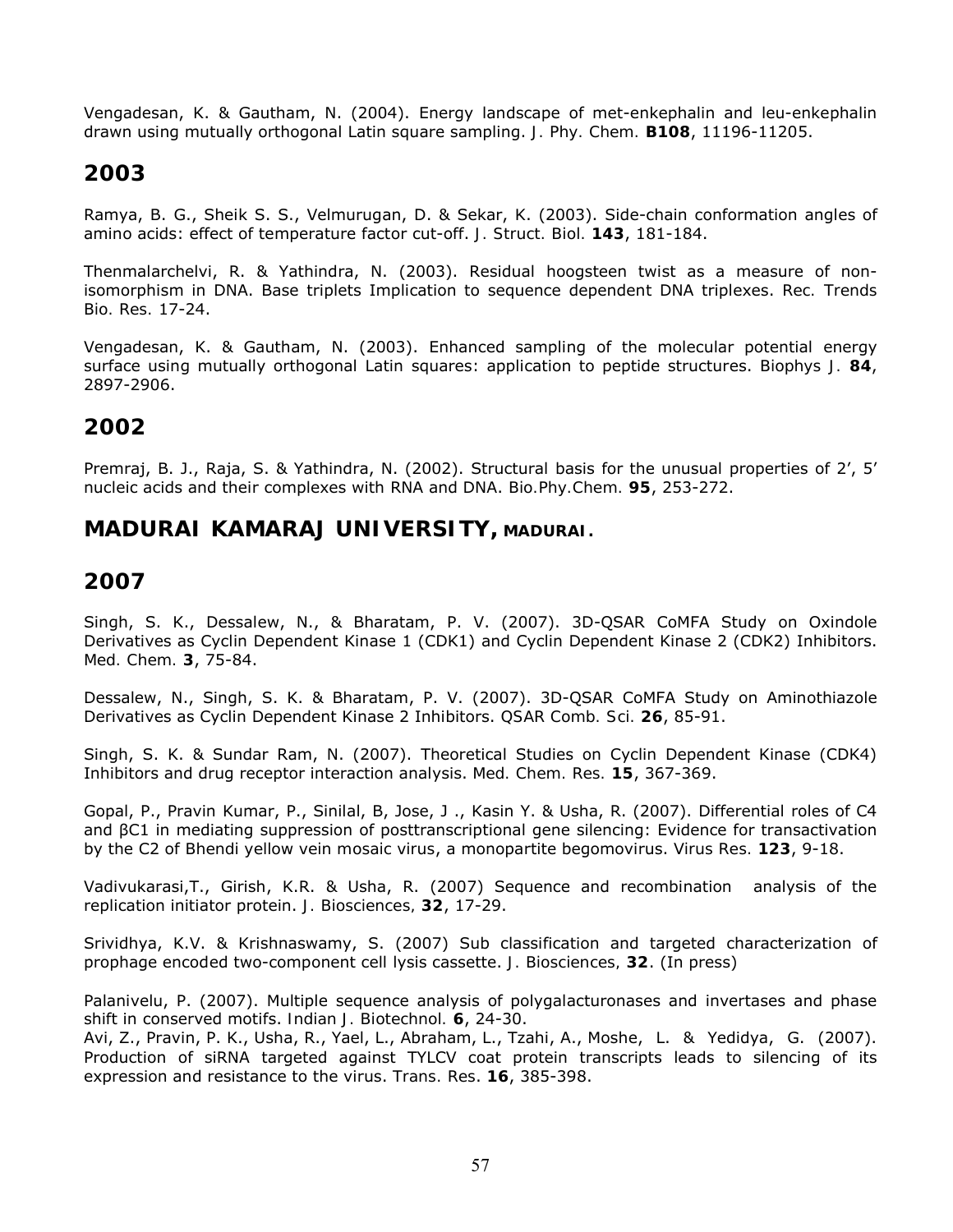Vengadesan, K. & Gautham, N. (2004). Energy landscape of met-enkephalin and leu-enkephalin drawn using mutually orthogonal Latin square sampling. J. Phy. Chem. **B108**, 11196-11205.

## 2003

Ramya, B. G., Sheik S. S., Velmurugan, D. & Sekar, K. (2003). Side-chain conformation angles of amino acids: effect of temperature factor cut-off. J. Struct. Biol. **143**, 181-184.

Thenmalarchelvi, R. & Yathindra, N. (2003). Residual hoogsteen twist as a measure of non-isomorphism in DNA. Base triplets Implication to sequence dependent DNA triplexes. Rec. Trends Bio. Res. 17-24.

Vengadesan, K. & Gautham, N. (2003). Enhanced sampling of the molecular potential energy surface using mutually orthogonal Latin squares: application to peptide structures. Biophys J. **84**, 2897-2906.

## 2002

Premraj, B. J., Raja, S. & Yathindra, N. (2002). Structural basis for the unusual properties of 2', 5' nucleic acids and their complexes with RNA and DNA. Bio.Phy.Chem. **95**, 253-272.

# MADURAI KAMARAJ UNIVERSITY, MADURAI.

## 2007

Singh, S. K., Dessalew, N., & Bharatam, P. V. (2007). 3D-QSAR CoMFA Study on Oxindole Derivatives as Cyclin Dependent Kinase 1 (CDK1) and Cyclin Dependent Kinase 2 (CDK2) Inhibitors. Med. Chem. **3**, 75-84.

Dessalew, N., Singh, S. K. & Bharatam, P. V. (2007). 3D-QSAR CoMFA Study on Aminothiazole Derivatives as Cyclin Dependent Kinase 2 Inhibitors. QSAR Comb. Sci. **26**, 85-91.

Singh, S. K. & Sundar Ram, N. (2007). Theoretical Studies on Cyclin Dependent Kinase (CDK4) Inhibitors and drug receptor interaction analysis. Med. Chem. Res. **15**, 367-369.

Gopal, P., Pravin Kumar, P., Sinilal, B, Jose, J ., Kasin Y. & Usha, R. (2007). Differential roles of C4 and βC1 in mediating suppression of posttranscriptional gene silencing: Evidence for transactivation by the C2 of Bhendi yellow vein mosaic virus, a monopartite begomovirus. Virus Res. **123**, 9-18.

Vadivukarasi,T., Girish, K.R. & Usha, R. (2007) Sequence and recombination analysis of the replication initiator protein. J. Biosciences, **32**, 17-29.

Srividhya, K.V. & Krishnaswamy, S. (2007) Sub classification and targeted characterization of prophage encoded two-component cell lysis cassette. J. Biosciences, **32**. (In press)

Palanivelu, P. (2007). Multiple sequence analysis of polygalacturonases and invertases and phase shift in conserved motifs. Indian J. Biotechnol. **6**, 24-30.

Avi, Z., Pravin, P. K., Usha, R., Yael, L., Abraham, L., Tzahi, A., Moshe, L. & Yedidya, G. (2007). Production of siRNA targeted against TYLCV coat protein transcripts leads to silencing of its expression and resistance to the virus. Trans. Res. **16**, 385-398.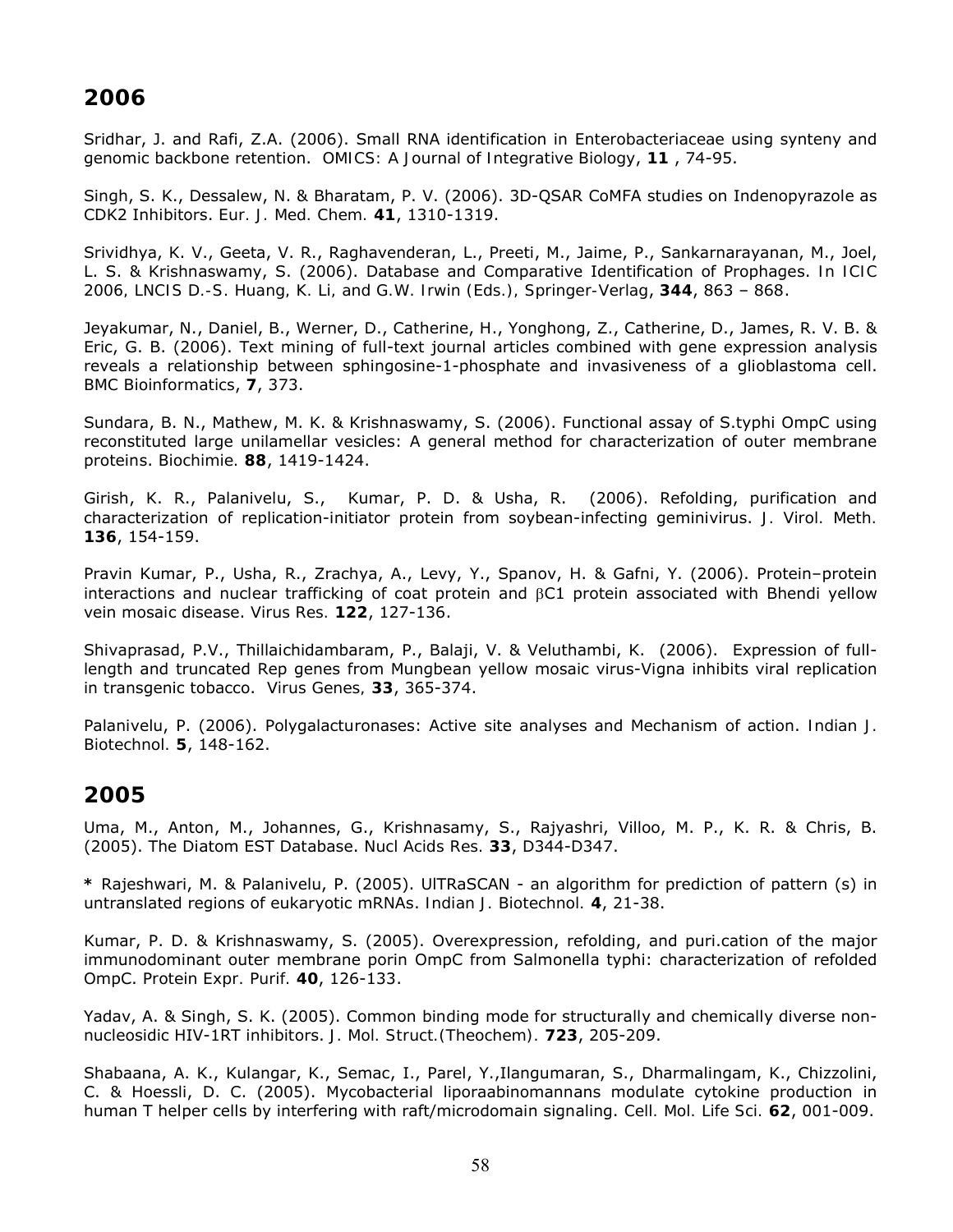## 2006

Sridhar, J. and Rafi, Z.A. (2006). Small RNA identification in Enterobacteriaceae using synteny and genomic backbone retention. OMICS: A Journal of Integrative Biology, **11** , 74-95.

Singh, S. K., Dessalew, N. & Bharatam, P. V. (2006). 3D-QSAR CoMFA studies on Indenopyrazole as CDK2 Inhibitors. Eur. J. Med. Chem. **41**, 1310-1319.

Srividhya, K. V., Geeta, V. R., Raghavenderan, L., Preeti, M., Jaime, P., Sankarnarayanan, M., Joel, L. S. & Krishnaswamy, S. (2006). Database and Comparative Identification of Prophages. In ICIC 2006, LNCIS D.-S. Huang, K. Li, and G.W. Irwin (Eds.), Springer-Verlag, **344**, 863 – 868.

Jeyakumar, N., Daniel, B., Werner, D., Catherine, H., Yonghong, Z., Catherine, D., James, R. V. B. & Eric, G. B. (2006). Text mining of full-text journal articles combined with gene expression analysis reveals a relationship between sphingosine-1-phosphate and invasiveness of a glioblastoma cell. BMC Bioinformatics, **7**, 373.

Sundara, B. N., Mathew, M. K. & Krishnaswamy, S. (2006). Functional assay of S.typhi OmpC using reconstituted large unilamellar vesicles: A general method for characterization of outer membrane proteins. Biochimie. **88**, 1419-1424.

Girish, K. R., Palanivelu, S., Kumar, P. D. & Usha, R. (2006). Refolding, purification and characterization of replication-initiator protein from soybean-infecting geminivirus. J. Virol. Meth. **136**, 154-159.

Pravin Kumar, P., Usha, R., Zrachya, A., Levy, Y., Spanov, H. & Gafni, Y. (2006). Protein–protein interactions and nuclear trafficking of coat protein and βC1 protein associated with Bhendi yellow vein mosaic disease. Virus Res. **122**, 127-136.

Shivaprasad, P.V., Thillaichidambaram, P., Balaji, V. & Veluthambi, K. (2006). Expression of full-length and truncated Rep genes from Mungbean yellow mosaic virus-Vigna inhibits viral replication in transgenic tobacco. Virus Genes, **33**, 365-374.

Palanivelu, P. (2006). Polygalacturonases: Active site analyses and Mechanism of action. Indian J. Biotechnol. **5**, 148-162.

## 2005

Uma, M., Anton, M., Johannes, G., Krishnasamy, S., Rajyashri, Villoo, M. P., K. R. & Chris, B. (2005). The Diatom EST Database. Nucl Acids Res. **33**, D344-D347.

\* Rajeshwari, M. & Palanivelu, P. (2005). UlTRaSCAN - an algorithm for prediction of pattern (s) in untranslated regions of eukaryotic mRNAs. Indian J. Biotechnol. **4**, 21-38.

Kumar, P. D. & Krishnaswamy, S. (2005). Overexpression, refolding, and puri.cation of the major immunodominant outer membrane porin OmpC from Salmonella typhi: characterization of refolded OmpC. Protein Expr. Purif. **40**, 126-133.

Yadav, A. & Singh, S. K. (2005). Common binding mode for structurally and chemically diverse non-nucleosidic HIV-1RT inhibitors. J. Mol. Struct.(Theochem). **723**, 205-209.

Shabaana, A. K., Kulangar, K., Semac, I., Parel, Y.,Ilangumaran, S., Dharmalingam, K., Chizzolini, C. & Hoessli, D. C. (2005). Mycobacterial liporaabinomannans modulate cytokine production in human T helper cells by interfering with raft/microdomain signaling. Cell. Mol. Life Sci. **62**, 001-009.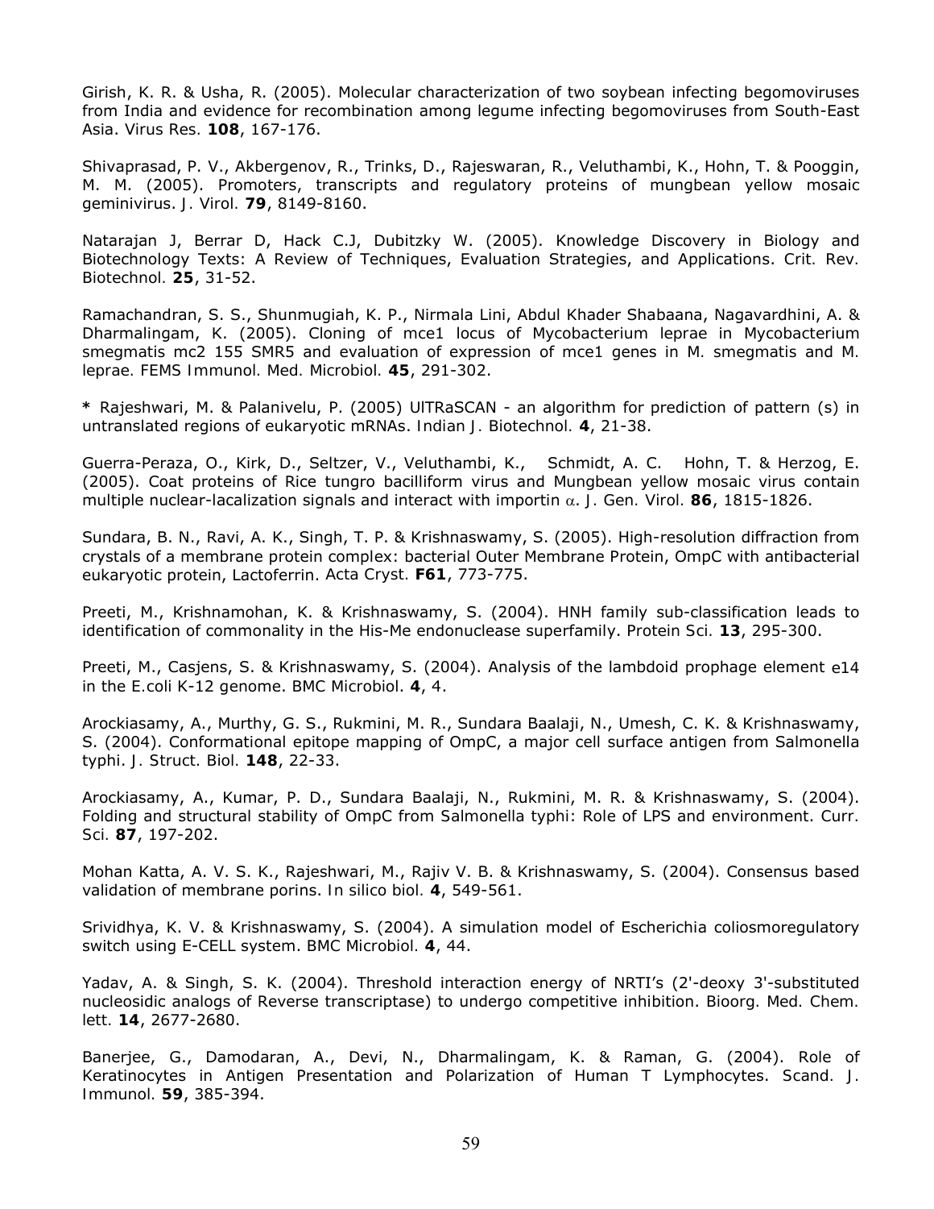Girish, K. R. & Usha, R. (2005). Molecular characterization of two soybean infecting begomoviruses from India and evidence for recombination among legume infecting begomoviruses from South-East Asia. Virus Res. **108**, 167-176.

Shivaprasad, P. V., Akbergenov, R., Trinks, D., Rajeswaran, R., Veluthambi, K., Hohn, T. & Pooggin, M. M. (2005). Promoters, transcripts and regulatory proteins of mungbean yellow mosaic geminivirus. J. Virol. **79**, 8149-8160.

Natarajan J, Berrar D, Hack C.J, Dubitzky W. (2005). Knowledge Discovery in Biology and Biotechnology Texts: A Review of Techniques, Evaluation Strategies, and Applications. Crit. Rev. Biotechnol. **25**, 31-52.

Ramachandran, S. S., Shunmugiah, K. P., Nirmala Lini, Abdul Khader Shabaana, Nagavardhini, A. & Dharmalingam, K. (2005). Cloning of mce1 locus of Mycobacterium leprae in Mycobacterium smegmatis mc2 155 SMR5 and evaluation of expression of mce1 genes in M. smegmatis and M. leprae. FEMS Immunol. Med. Microbiol. **45**, 291-302.

* Rajeshwari, M. & Palanivelu, P. (2005) UlTRaSCAN - an algorithm for prediction of pattern (s) in untranslated regions of eukaryotic mRNAs. Indian J. Biotechnol. **4**, 21-38.

Guerra-Peraza, O., Kirk, D., Seltzer, V., Veluthambi, K., Schmidt, A. C. Hohn, T. & Herzog, E. (2005). Coat proteins of Rice tungro bacilliform virus and Mungbean yellow mosaic virus contain multiple nuclear-lacalization signals and interact with importin $\alpha$. J. Gen. Virol. **86**, 1815-1826.

Sundara, B. N., Ravi, A. K., Singh, T. P. & Krishnaswamy, S. (2005). High-resolution diffraction from crystals of a membrane protein complex: bacterial Outer Membrane Protein, OmpC with antibacterial eukaryotic protein, Lactoferrin. Acta Cryst. **F61**, 773-775.

Preeti, M., Krishnamohan, K. & Krishnaswamy, S. (2004). HNH family sub-classification leads to identification of commonality in the His-Me endonuclease superfamily. Protein Sci. **13**, 295-300.

Preeti, M., Casjens, S. & Krishnaswamy, S. (2004). Analysis of the lambdoid prophage element e14 in the E.coli K-12 genome. BMC Microbiol. **4**, 4.

Arockiasamy, A., Murthy, G. S., Rukmini, M. R., Sundara Baalaji, N., Umesh, C. K. & Krishnaswamy, S. (2004). Conformational epitope mapping of OmpC, a major cell surface antigen from Salmonella typhi. J. Struct. Biol. **148**, 22-33.

Arockiasamy, A., Kumar, P. D., Sundara Baalaji, N., Rukmini, M. R. & Krishnaswamy, S. (2004). Folding and structural stability of OmpC from Salmonella typhi: Role of LPS and environment. Curr. Sci. **87**, 197-202.

Mohan Katta, A. V. S. K., Rajeshwari, M., Rajiv V. B. & Krishnaswamy, S. (2004). Consensus based validation of membrane porins. In silico biol. **4**, 549-561.

Srividhya, K. V. & Krishnaswamy, S. (2004). A simulation model of Escherichia coliosmoregulatory switch using E-CELL system. BMC Microbiol. **4**, 44.

Yadav, A. & Singh, S. K. (2004). Threshold interaction energy of NRTI's (2'-deoxy 3'-substituted nucleosidic analogs of Reverse transcriptase) to undergo competitive inhibition. Bioorg. Med. Chem. lett. **14**, 2677-2680.

Banerjee, G., Damodaran, A., Devi, N., Dharmalingam, K. & Raman, G. (2004). Role of Keratinocytes in Antigen Presentation and Polarization of Human T Lymphocytes. Scand. J. Immunol. **59**, 385-394.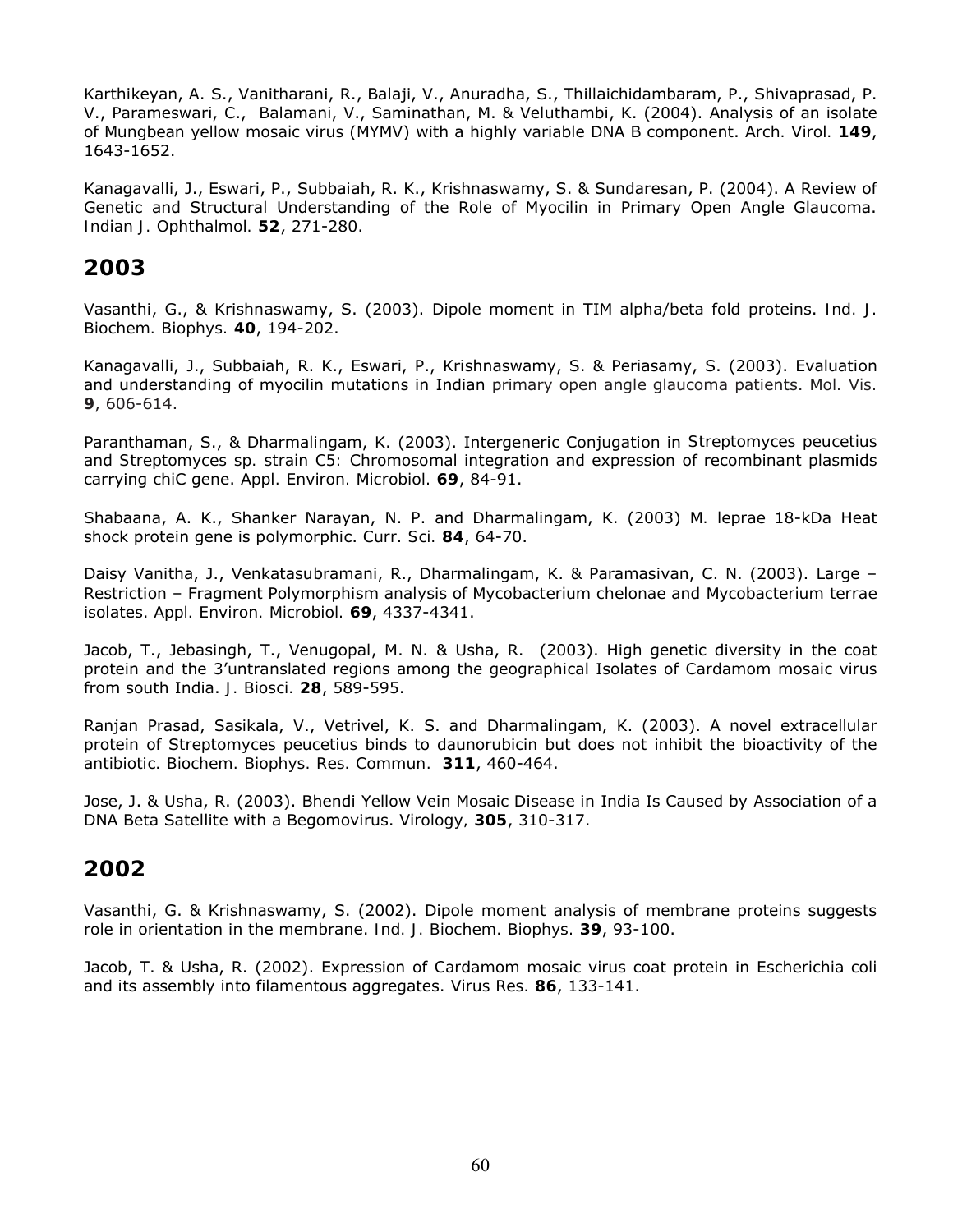Karthikeyan, A. S., Vanitharani, R., Balaji, V., Anuradha, S., Thillaichidambaram, P., Shivaprasad, P. V., Parameswari, C., Balamani, V., Saminathan, M. & Veluthambi, K. (2004). Analysis of an isolate of Mungbean yellow mosaic virus (MYMV) with a highly variable DNA B component. Arch. Virol. **149**, 1643-1652.

Kanagavalli, J., Eswari, P., Subbaiah, R. K., Krishnaswamy, S. & Sundaresan, P. (2004). A Review of Genetic and Structural Understanding of the Role of Myocilin in Primary Open Angle Glaucoma. Indian J. Ophthalmol. **52**, 271-280.

## 2003

Vasanthi, G., & Krishnaswamy, S. (2003). Dipole moment in TIM alpha/beta fold proteins. Ind. J. Biochem. Biophys. **40**, 194-202.

Kanagavalli, J., Subbaiah, R. K., Eswari, P., Krishnaswamy, S. & Periasamy, S. (2003). Evaluation and understanding of myocilin mutations in Indian primary open angle glaucoma patients. Mol. Vis. **9**, 606-614.

Paranthaman, S., & Dharmalingam, K. (2003). Intergeneric Conjugation in Streptomyces peucetius and Streptomyces sp. strain C5: Chromosomal integration and expression of recombinant plasmids carrying chiC gene. Appl. Environ. Microbiol. **69**, 84-91.

Shabaana, A. K., Shanker Narayan, N. P. and Dharmalingam, K. (2003) M. leprae 18-kDa Heat shock protein gene is polymorphic. Curr. Sci. **84**, 64-70.

Daisy Vanitha, J., Venkatasubramani, R., Dharmalingam, K. & Paramasivan, C. N. (2003). Large – Restriction – Fragment Polymorphism analysis of Mycobacterium chelonae and Mycobacterium terrae isolates. Appl. Environ. Microbiol. **69**, 4337-4341.

Jacob, T., Jebasingh, T., Venugopal, M. N. & Usha, R. (2003). High genetic diversity in the coat protein and the 3'untranslated regions among the geographical Isolates of Cardamom mosaic virus from south India. J. Biosci. **28**, 589-595.

Ranjan Prasad, Sasikala, V., Vetrivel, K. S. and Dharmalingam, K. (2003). A novel extracellular protein of Streptomyces peucetius binds to daunorubicin but does not inhibit the bioactivity of the antibiotic. Biochem. Biophys. Res. Commun. **311**, 460-464.

Jose, J. & Usha, R. (2003). Bhendi Yellow Vein Mosaic Disease in India Is Caused by Association of a DNA Beta Satellite with a Begomovirus. Virology, **305**, 310-317.

## 2002

Vasanthi, G. & Krishnaswamy, S. (2002). Dipole moment analysis of membrane proteins suggests role in orientation in the membrane. Ind. J. Biochem. Biophys. **39**, 93-100.

Jacob, T. & Usha, R. (2002). Expression of Cardamom mosaic virus coat protein in Escherichia coli and its assembly into filamentous aggregates. Virus Res. **86**, 133-141.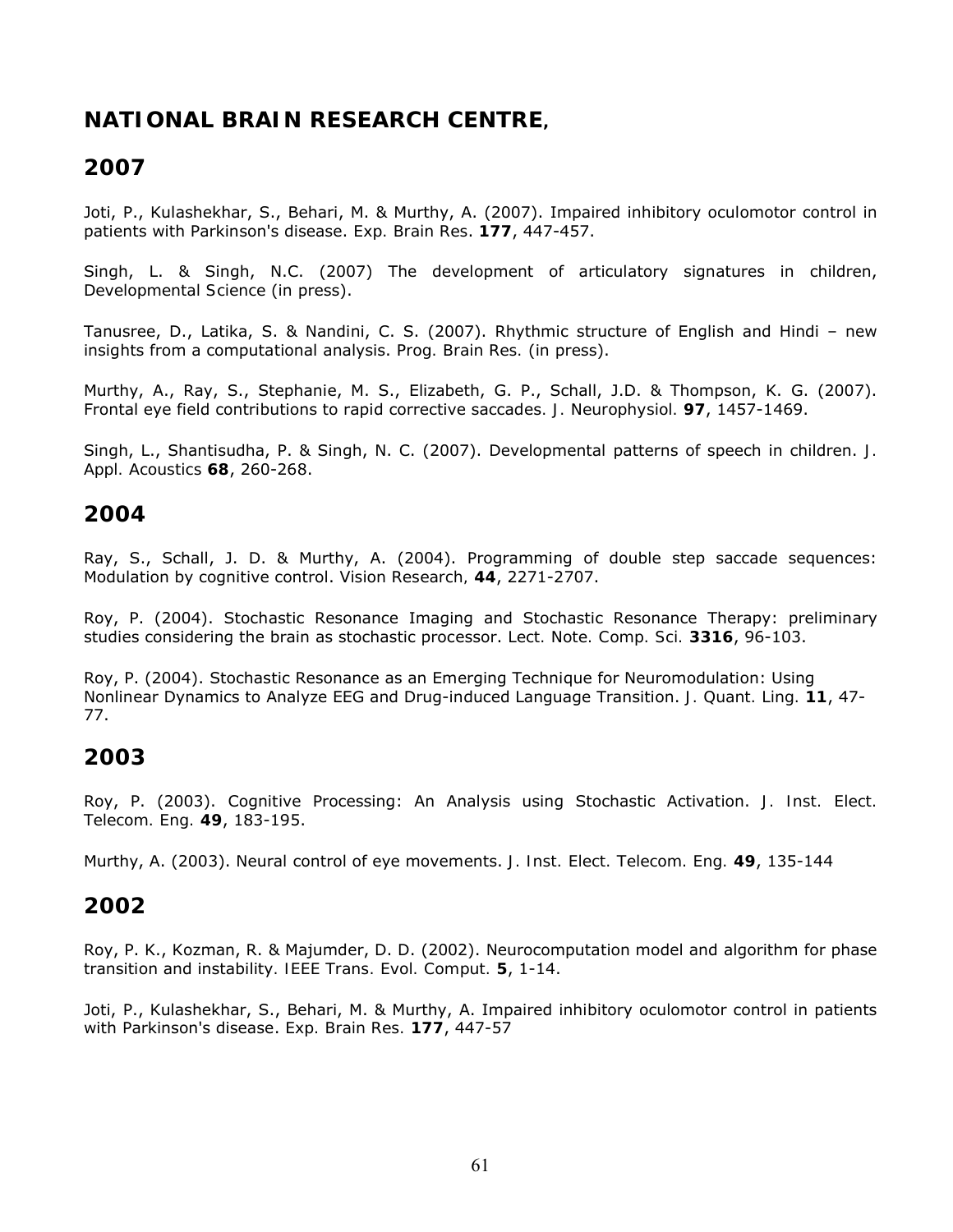## NATIONAL BRAIN RESEARCH CENTRE,

## 2007

Joti, P., Kulashekhar, S., Behari, M. & Murthy, A. (2007). Impaired inhibitory oculomotor control in patients with Parkinson's disease. Exp. Brain Res. **177**, 447-457.

Singh, L. & Singh, N.C. (2007) The development of articulatory signatures in children, Developmental Science (in press).

Tanusree, D., Latika, S. & Nandini, C. S. (2007). Rhythmic structure of English and Hindi – new insights from a computational analysis. Prog. Brain Res. (in press).

Murthy, A., Ray, S., Stephanie, M. S., Elizabeth, G. P., Schall, J.D. & Thompson, K. G. (2007). Frontal eye field contributions to rapid corrective saccades. J. Neurophysiol. **97**, 1457-1469.

Singh, L., Shantisudha, P. & Singh, N. C. (2007). Developmental patterns of speech in children. J. Appl. Acoustics **68**, 260-268.

## 2004

Ray, S., Schall, J. D. & Murthy, A. (2004). Programming of double step saccade sequences: Modulation by cognitive control. Vision Research, **44**, 2271-2707.

Roy, P. (2004). Stochastic Resonance Imaging and Stochastic Resonance Therapy: preliminary studies considering the brain as stochastic processor. Lect. Note. Comp. Sci. **3316**, 96-103.

Roy, P. (2004). Stochastic Resonance as an Emerging Technique for Neuromodulation: Using Nonlinear Dynamics to Analyze EEG and Drug-induced Language Transition. J. Quant. Ling. **11**, 47-77.

## 2003

Roy, P. (2003). Cognitive Processing: An Analysis using Stochastic Activation. J. Inst. Elect. Telecom. Eng. **49**, 183-195.

Murthy, A. (2003). Neural control of eye movements. J. Inst. Elect. Telecom. Eng. **49**, 135-144

## 2002

Roy, P. K., Kozman, R. & Majumder, D. D. (2002). Neurocomputation model and algorithm for phase transition and instability. IEEE Trans. Evol. Comput. **5**, 1-14.

Joti, P., Kulashekhar, S., Behari, M. & Murthy, A. Impaired inhibitory oculomotor control in patients with Parkinson's disease. Exp. Brain Res. **177**, 447-57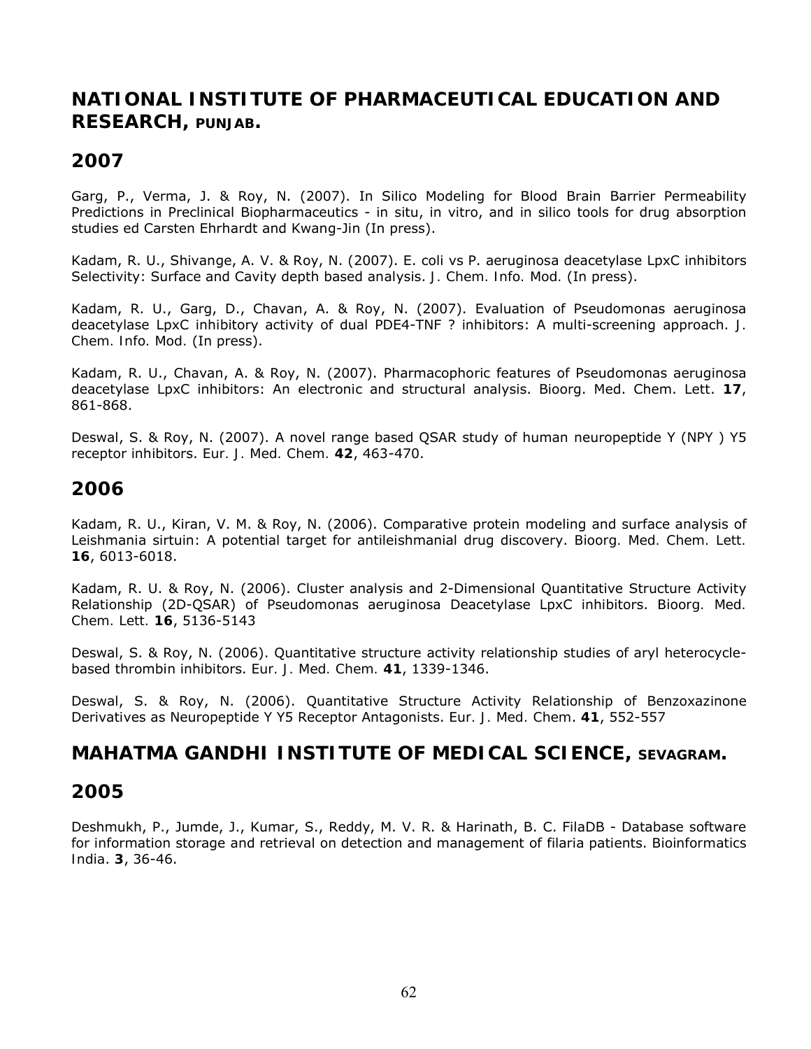## NATIONAL INSTITUTE OF PHARMACEUTICAL EDUCATION AND RESEARCH, PUNJAB.

## 2007

Garg, P., Verma, J. & Roy, N. (2007). In Silico Modeling for Blood Brain Barrier Permeability Predictions in Preclinical Biopharmaceutics - in situ, in vitro, and in silico tools for drug absorption studies ed Carsten Ehrhardt and Kwang-Jin (In press).

Kadam, R. U., Shivange, A. V. & Roy, N. (2007). E. coli vs P. aeruginosa deacetylase LpxC inhibitors Selectivity: Surface and Cavity depth based analysis. *J. Chem. Info. Mod.* (In press).

Kadam, R. U., Garg, D., Chavan, A. & Roy, N. (2007). Evaluation of Pseudomonas aeruginosa deacetylase LpxC inhibitory activity of dual PDE4-TNF ? inhibitors: A multi-screening approach. *J. Chem. Info. Mod.* (In press).

Kadam, R. U., Chavan, A. & Roy, N. (2007). Pharmacophoric features of Pseudomonas aeruginosa deacetylase LpxC inhibitors: An electronic and structural analysis. *Bioorg. Med. Chem. Lett.* **17**, 861-868.

Deswal, S. & Roy, N. (2007). A novel range based QSAR study of human neuropeptide Y (NPY ) Y5 receptor inhibitors. *Eur. J. Med. Chem.* **42**, 463-470.

## 2006

Kadam, R. U., Kiran, V. M. & Roy, N. (2006). Comparative protein modeling and surface analysis of Leishmania sirtuin: A potential target for antileishmanial drug discovery. *Bioorg. Med. Chem. Lett.* **16**, 6013-6018.

Kadam, R. U. & Roy, N. (2006). Cluster analysis and 2-Dimensional Quantitative Structure Activity Relationship (2D-QSAR) of Pseudomonas aeruginosa Deacetylase LpxC inhibitors. *Bioorg. Med. Chem. Lett.* **16**, 5136-5143

Deswal, S. & Roy, N. (2006). Quantitative structure activity relationship studies of aryl heterocycle-based thrombin inhibitors. *Eur. J. Med. Chem.* **41**, 1339-1346.

Deswal, S. & Roy, N. (2006). Quantitative Structure Activity Relationship of Benzoxazinone Derivatives as Neuropeptide Y Y5 Receptor Antagonists. *Eur. J. Med. Chem.* **41**, 552-557

## MAHATMA GANDHI INSTITUTE OF MEDICAL SCIENCE, SEVAGRAM.

## 2005

Deshmukh, P., Jumde, J., Kumar, S., Reddy, M. V. R. & Harinath, B. C. FilaDB - Database software for information storage and retrieval on detection and management of filaria patients. Bioinformatics India. **3**, 36-46.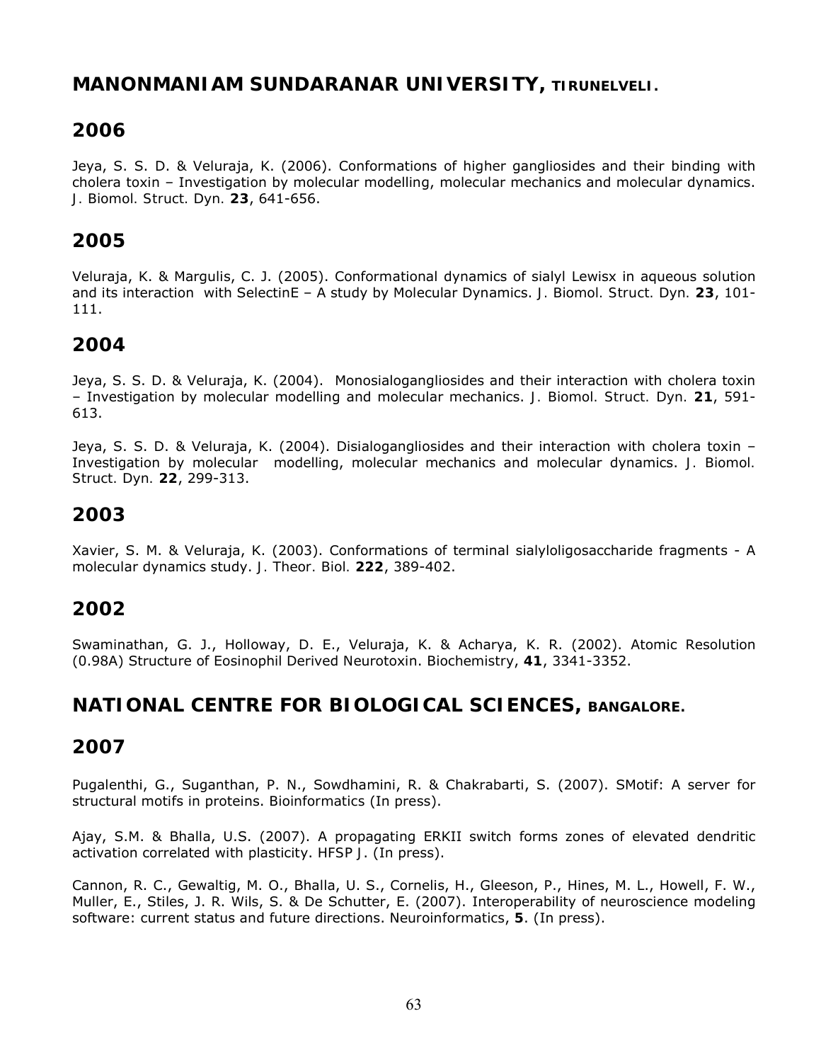## MANONMANIAM SUNDARANAR UNIVERSITY, TIRUNELVELI.

## 2006

Jeya, S. S. D. & Veluraja, K. (2006). Conformations of higher gangliosides and their binding with cholera toxin – Investigation by molecular modelling, molecular mechanics and molecular dynamics. J. Biomol. Struct. Dyn. **23**, 641-656.

## 2005

Veluraja, K. & Margulis, C. J. (2005). Conformational dynamics of sialyl Lewisx in aqueous solution and its interaction with SelectinE – A study by Molecular Dynamics. J. Biomol. Struct. Dyn. **23**, 101-111.

## 2004

Jeya, S. S. D. & Veluraja, K. (2004). Monosialogangliosides and their interaction with cholera toxin – Investigation by molecular modelling and molecular mechanics. J. Biomol. Struct. Dyn. **21**, 591-613.

Jeya, S. S. D. & Veluraja, K. (2004). Disialogangliosides and their interaction with cholera toxin – Investigation by molecular modelling, molecular mechanics and molecular dynamics. J. Biomol. Struct. Dyn. **22**, 299-313.

## 2003

Xavier, S. M. & Veluraja, K. (2003). Conformations of terminal sialyloligosaccharide fragments - A molecular dynamics study. J. Theor. Biol. **222**, 389-402.

## 2002

Swaminathan, G. J., Holloway, D. E., Veluraja, K. & Acharya, K. R. (2002). Atomic Resolution (0.98A) Structure of Eosinophil Derived Neurotoxin. Biochemistry, **41**, 3341-3352.

## NATIONAL CENTRE FOR BIOLOGICAL SCIENCES, BANGALORE.

## 2007

Pugalenthi, G., Suganthan, P. N., Sowdhamini, R. & Chakrabarti, S. (2007). SMotif: A server for structural motifs in proteins. Bioinformatics (In press).

Ajay, S.M. & Bhalla, U.S. (2007). A propagating ERKII switch forms zones of elevated dendritic activation correlated with plasticity. HFSP J. (In press).

Cannon, R. C., Gewaltig, M. O., Bhalla, U. S., Cornelis, H., Gleeson, P., Hines, M. L., Howell, F. W., Muller, E., Stiles, J. R. Wils, S. & De Schutter, E. (2007). Interoperability of neuroscience modeling software: current status and future directions. Neuroinformatics, **5**. (In press).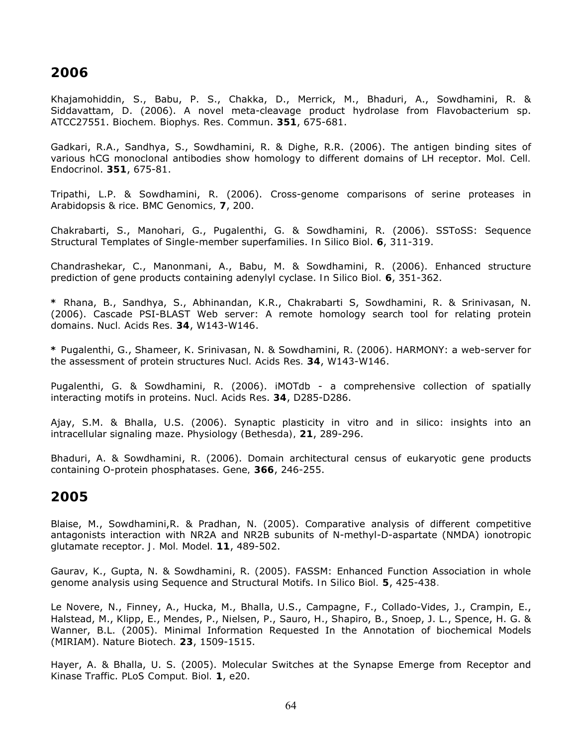## 2006

Khajamohiddin, S., Babu, P. S., Chakka, D., Merrick, M., Bhaduri, A., Sowdhamini, R. & Siddavattam, D. (2006). A novel meta-cleavage product hydrolase from Flavobacterium sp. ATCC27551. Biochem. Biophys. Res. Commun. **351**, 675-681.

Gadkari, R.A., Sandhya, S., Sowdhamini, R. & Dighe, R.R. (2006). The antigen binding sites of various hCG monoclonal antibodies show homology to different domains of LH receptor. Mol. Cell. Endocrinol. **351**, 675-81.

Tripathi, L.P. & Sowdhamini, R. (2006). Cross-genome comparisons of serine proteases in Arabidopsis & rice. BMC Genomics, **7**, 200.

Chakrabarti, S., Manohari, G., Pugalenthi, G. & Sowdhamini, R. (2006). SSToSS: Sequence Structural Templates of Single-member superfamilies. In Silico Biol. **6**, 311-319.

Chandrashekar, C., Manonmani, A., Babu, M. & Sowdhamini, R. (2006). Enhanced structure prediction of gene products containing adenylyl cyclase. In Silico Biol. **6**, 351-362.

**\*** Rhana, B., Sandhya, S., Abhinandan, K.R., Chakrabarti S, Sowdhamini, R. & Srinivasan, N. (2006). Cascade PSI-BLAST Web server: A remote homology search tool for relating protein domains. Nucl. Acids Res. **34**, W143-W146.

**\*** Pugalenthi, G., Shameer, K. Srinivasan, N. & Sowdhamini, R. (2006). HARMONY: a web-server for the assessment of protein structures Nucl. Acids Res. **34**, W143-W146.

Pugalenthi, G. & Sowdhamini, R. (2006). iMOTdb - a comprehensive collection of spatially interacting motifs in proteins. Nucl. Acids Res. **34**, D285-D286.

Ajay, S.M. & Bhalla, U.S. (2006). Synaptic plasticity in vitro and in silico: insights into an intracellular signaling maze. Physiology (Bethesda), **21**, 289-296.

Bhaduri, A. & Sowdhamini, R. (2006). Domain architectural census of eukaryotic gene products containing O-protein phosphatases. Gene, **366**, 246-255.

## 2005

Blaise, M., Sowdhamini,R. & Pradhan, N. (2005). Comparative analysis of different competitive antagonists interaction with NR2A and NR2B subunits of N-methyl-D-aspartate (NMDA) ionotropic glutamate receptor. J. Mol. Model. **11**, 489-502.

Gaurav, K., Gupta, N. & Sowdhamini, R. (2005). FASSM: Enhanced Function Association in whole genome analysis using Sequence and Structural Motifs. In Silico Biol. **5**, 425-438.

Le Novere, N., Finney, A., Hucka, M., Bhalla, U.S., Campagne, F., Collado-Vides, J., Crampin, E., Halstead, M., Klipp, E., Mendes, P., Nielsen, P., Sauro, H., Shapiro, B., Snoep, J. L., Spence, H. G. & Wanner, B.L. (2005). Minimal Information Requested In the Annotation of biochemical Models (MIRIAM). Nature Biotech. **23**, 1509-1515.

Hayer, A. & Bhalla, U. S. (2005). Molecular Switches at the Synapse Emerge from Receptor and Kinase Traffic. PLoS Comput. Biol. **1**, e20.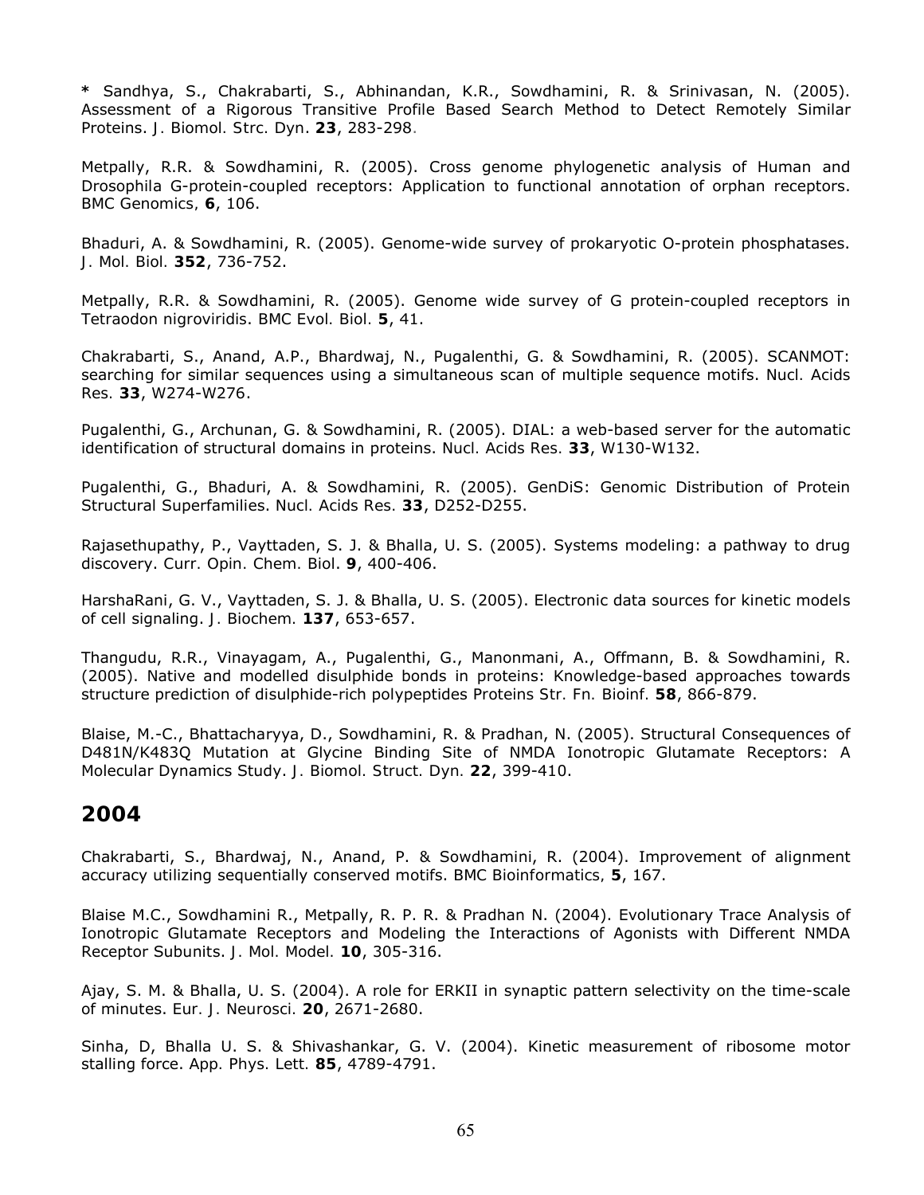* Sandhya, S., Chakrabarti, S., Abhinandan, K.R., Sowdhamini, R. & Srinivasan, N. (2005). Assessment of a Rigorous Transitive Profile Based Search Method to Detect Remotely Similar Proteins. J. Biomol. Strc. Dyn. **23**, 283-298.

Metpally, R.R. & Sowdhamini, R. (2005). Cross genome phylogenetic analysis of Human and Drosophila G-protein-coupled receptors: Application to functional annotation of orphan receptors. BMC Genomics, **6**, 106.

Bhaduri, A. & Sowdhamini, R. (2005). Genome-wide survey of prokaryotic O-protein phosphatases. J. Mol. Biol. **352**, 736-752.

Metpally, R.R. & Sowdhamini, R. (2005). Genome wide survey of G protein-coupled receptors in Tetraodon nigroviridis. BMC Evol. Biol. **5**, 41.

Chakrabarti, S., Anand, A.P., Bhardwaj, N., Pugalenthi, G. & Sowdhamini, R. (2005). SCANMOT: searching for similar sequences using a simultaneous scan of multiple sequence motifs. Nucl. Acids Res. **33**, W274-W276.

Pugalenthi, G., Archunan, G. & Sowdhamini, R. (2005). DIAL: a web-based server for the automatic identification of structural domains in proteins. Nucl. Acids Res. **33**, W130-W132.

Pugalenthi, G., Bhaduri, A. & Sowdhamini, R. (2005). GenDiS: Genomic Distribution of Protein Structural Superfamilies. Nucl. Acids Res. **33**, D252-D255.

Rajasethupathy, P., Vayttaden, S. J. & Bhalla, U. S. (2005). Systems modeling: a pathway to drug discovery. Curr. Opin. Chem. Biol. **9**, 400-406.

HarshaRani, G. V., Vayttaden, S. J. & Bhalla, U. S. (2005). Electronic data sources for kinetic models of cell signaling. J. Biochem. **137**, 653-657.

Thangudu, R.R., Vinayagam, A., Pugalenthi, G., Manonmani, A., Offmann, B. & Sowdhamini, R. (2005). Native and modelled disulphide bonds in proteins: Knowledge-based approaches towards structure prediction of disulphide-rich polypeptides Proteins Str. Fn. Bioinf. **58**, 866-879.

Blaise, M.-C., Bhattacharyya, D., Sowdhamini, R. & Pradhan, N. (2005). Structural Consequences of D481N/K483Q Mutation at Glycine Binding Site of NMDA Ionotropic Glutamate Receptors: A Molecular Dynamics Study. J. Biomol. Struct. Dyn. **22**, 399-410.

## 2004

Chakrabarti, S., Bhardwaj, N., Anand, P. & Sowdhamini, R. (2004). Improvement of alignment accuracy utilizing sequentially conserved motifs. BMC Bioinformatics, **5**, 167.

Blaise M.C., Sowdhamini R., Metpally, R. P. R. & Pradhan N. (2004). Evolutionary Trace Analysis of Ionotropic Glutamate Receptors and Modeling the Interactions of Agonists with Different NMDA Receptor Subunits. J. Mol. Model. **10**, 305-316.

Ajay, S. M. & Bhalla, U. S. (2004). A role for ERKII in synaptic pattern selectivity on the time-scale of minutes. Eur. J. Neurosci. **20**, 2671-2680.

Sinha, D, Bhalla U. S. & Shivashankar, G. V. (2004). Kinetic measurement of ribosome motor stalling force. App. Phys. Lett. **85**, 4789-4791.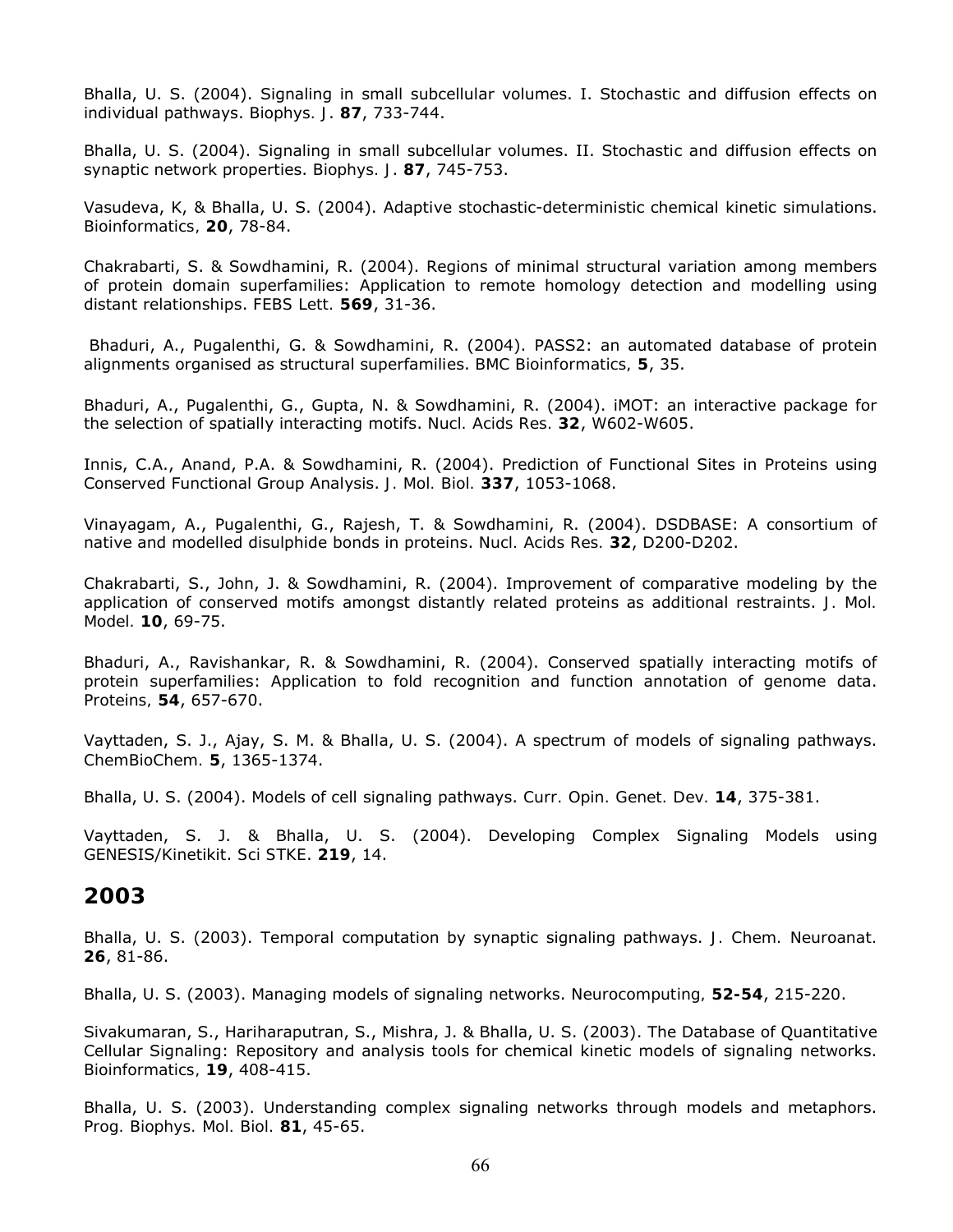Bhalla, U. S. (2004). Signaling in small subcellular volumes. I. Stochastic and diffusion effects on individual pathways. Biophys. J. **87**, 733-744.

Bhalla, U. S. (2004). Signaling in small subcellular volumes. II. Stochastic and diffusion effects on synaptic network properties. Biophys. J. **87**, 745-753.

Vasudeva, K, & Bhalla, U. S. (2004). Adaptive stochastic-deterministic chemical kinetic simulations. Bioinformatics, **20**, 78-84.

Chakrabarti, S. & Sowdhamini, R. (2004). Regions of minimal structural variation among members of protein domain superfamilies: Application to remote homology detection and modelling using distant relationships. FEBS Lett. **569**, 31-36.

Bhaduri, A., Pugalenthi, G. & Sowdhamini, R. (2004). PASS2: an automated database of protein alignments organised as structural superfamilies. BMC Bioinformatics, **5**, 35.

Bhaduri, A., Pugalenthi, G., Gupta, N. & Sowdhamini, R. (2004). iMOT: an interactive package for the selection of spatially interacting motifs. Nucl. Acids Res. **32**, W602-W605.

Innis, C.A., Anand, P.A. & Sowdhamini, R. (2004). Prediction of Functional Sites in Proteins using Conserved Functional Group Analysis. J. Mol. Biol. **337**, 1053-1068.

Vinayagam, A., Pugalenthi, G., Rajesh, T. & Sowdhamini, R. (2004). DSDBASE: A consortium of native and modelled disulphide bonds in proteins. Nucl. Acids Res. **32**, D200-D202.

Chakrabarti, S., John, J. & Sowdhamini, R. (2004). Improvement of comparative modeling by the application of conserved motifs amongst distantly related proteins as additional restraints. J. Mol. Model. **10**, 69-75.

Bhaduri, A., Ravishankar, R. & Sowdhamini, R. (2004). Conserved spatially interacting motifs of protein superfamilies: Application to fold recognition and function annotation of genome data. Proteins, **54**, 657-670.

Vayttaden, S. J., Ajay, S. M. & Bhalla, U. S. (2004). A spectrum of models of signaling pathways. ChemBioChem. **5**, 1365-1374.

Bhalla, U. S. (2004). Models of cell signaling pathways. Curr. Opin. Genet. Dev. **14**, 375-381.

Vayttaden, S. J. & Bhalla, U. S. (2004). Developing Complex Signaling Models using GENESIS/Kinetikit. Sci STKE. **219**, 14.

## 2003

Bhalla, U. S. (2003). Temporal computation by synaptic signaling pathways. J. Chem. Neuroanat. **26**, 81-86.

Bhalla, U. S. (2003). Managing models of signaling networks. Neurocomputing, **52-54**, 215-220.

Sivakumaran, S., Hariharaputran, S., Mishra, J. & Bhalla, U. S. (2003). The Database of Quantitative Cellular Signaling: Repository and analysis tools for chemical kinetic models of signaling networks. Bioinformatics, **19**, 408-415.

Bhalla, U. S. (2003). Understanding complex signaling networks through models and metaphors. Prog. Biophys. Mol. Biol. **81**, 45-65.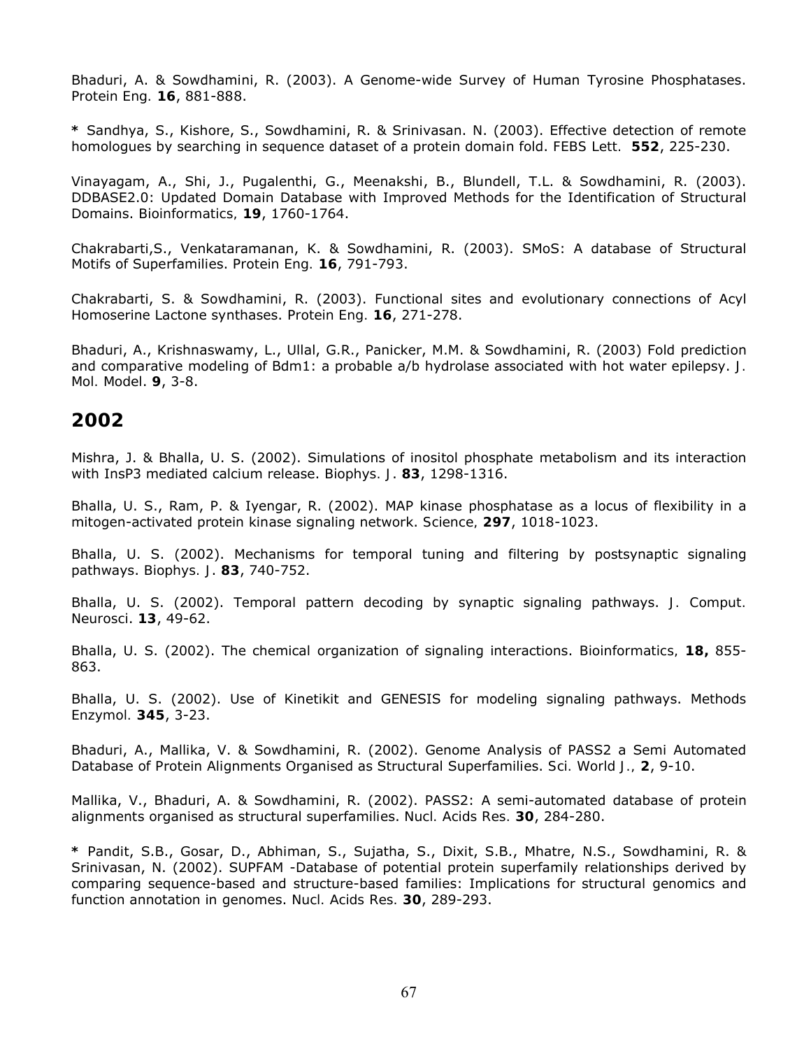Bhaduri, A. & Sowdhamini, R. (2003). A Genome-wide Survey of Human Tyrosine Phosphatases. Protein Eng. **16**, 881-888.

**\*** Sandhya, S., Kishore, S., Sowdhamini, R. & Srinivasan. N. (2003). Effective detection of remote homologues by searching in sequence dataset of a protein domain fold. FEBS Lett. **552**, 225-230.

Vinayagam, A., Shi, J., Pugalenthi, G., Meenakshi, B., Blundell, T.L. & Sowdhamini, R. (2003). DDBASE2.0: Updated Domain Database with Improved Methods for the Identification of Structural Domains. Bioinformatics, **19**, 1760-1764.

Chakrabarti,S., Venkataramanan, K. & Sowdhamini, R. (2003). SMoS: A database of Structural Motifs of Superfamilies. Protein Eng. **16**, 791-793.

Chakrabarti, S. & Sowdhamini, R. (2003). Functional sites and evolutionary connections of Acyl Homoserine Lactone synthases. Protein Eng. **16**, 271-278.

Bhaduri, A., Krishnaswamy, L., Ullal, G.R., Panicker, M.M. & Sowdhamini, R. (2003) Fold prediction and comparative modeling of Bdm1: a probable a/b hydrolase associated with hot water epilepsy. J. Mol. Model. **9**, 3-8.

## 2002

Mishra, J. & Bhalla, U. S. (2002). Simulations of inositol phosphate metabolism and its interaction with InsP3 mediated calcium release. Biophys. J. **83**, 1298-1316.

Bhalla, U. S., Ram, P. & Iyengar, R. (2002). MAP kinase phosphatase as a locus of flexibility in a mitogen-activated protein kinase signaling network. Science, **297**, 1018-1023.

Bhalla, U. S. (2002). Mechanisms for temporal tuning and filtering by postsynaptic signaling pathways. Biophys. J. **83**, 740-752.

Bhalla, U. S. (2002). Temporal pattern decoding by synaptic signaling pathways. J. Comput. Neurosci. **13**, 49-62.

Bhalla, U. S. (2002). The chemical organization of signaling interactions. Bioinformatics, **18,** 855-863.

Bhalla, U. S. (2002). Use of Kinetikit and GENESIS for modeling signaling pathways. Methods Enzymol. **345**, 3-23.

Bhaduri, A., Mallika, V. & Sowdhamini, R. (2002). Genome Analysis of PASS2 a Semi Automated Database of Protein Alignments Organised as Structural Superfamilies. Sci. World J., **2**, 9-10.

Mallika, V., Bhaduri, A. & Sowdhamini, R. (2002). PASS2: A semi-automated database of protein alignments organised as structural superfamilies. Nucl. Acids Res. **30**, 284-280.

**\*** Pandit, S.B., Gosar, D., Abhiman, S., Sujatha, S., Dixit, S.B., Mhatre, N.S., Sowdhamini, R. & Srinivasan, N. (2002). SUPFAM -Database of potential protein superfamily relationships derived by comparing sequence-based and structure-based families: Implications for structural genomics and function annotation in genomes. Nucl. Acids Res. **30**, 289-293.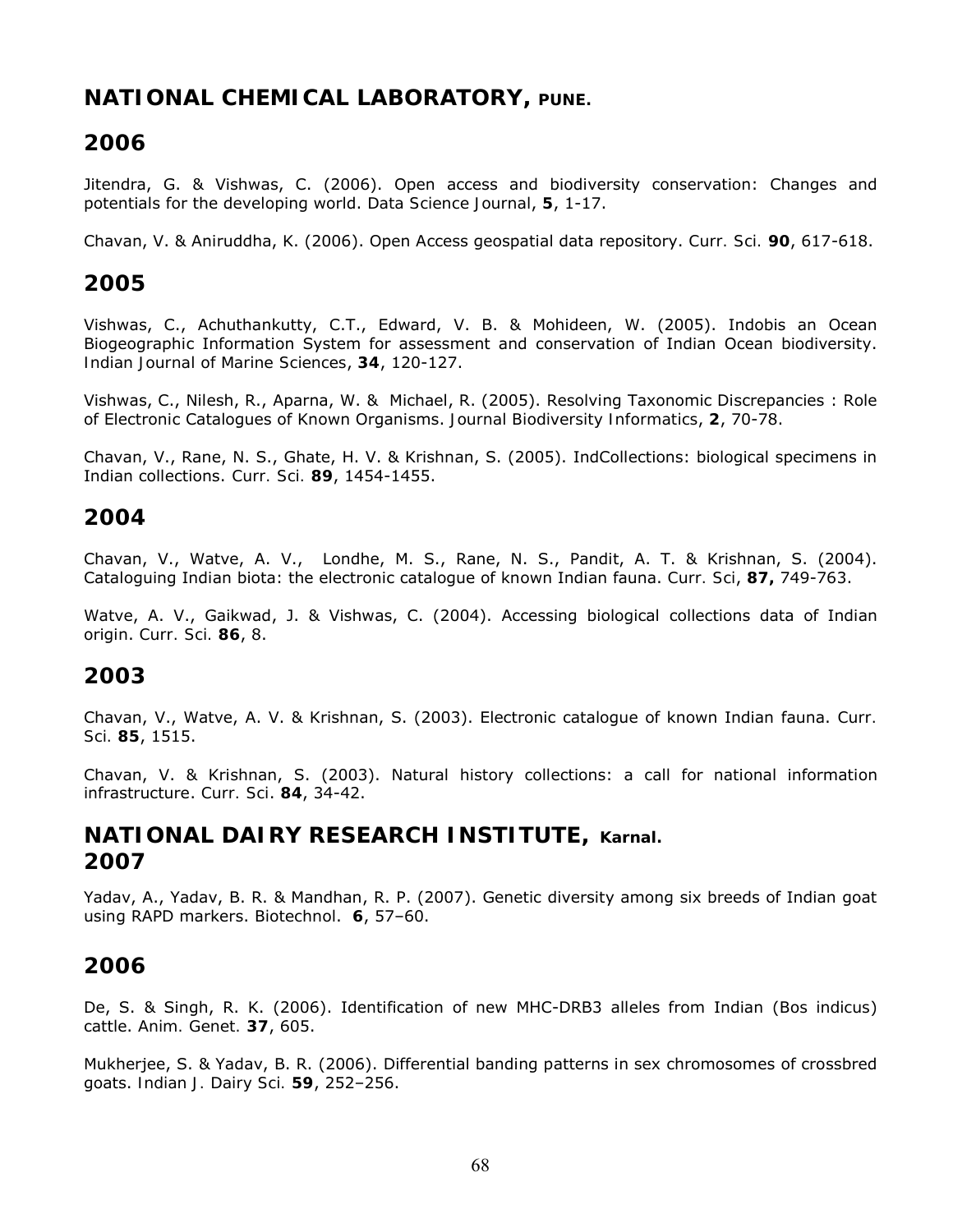## NATIONAL CHEMICAL LABORATORY, PUNE.

### 2006

Jitendra, G. & Vishwas, C. (2006). Open access and biodiversity conservation: Changes and potentials for the developing world. Data Science Journal, **5**, 1-17.

Chavan, V. & Aniruddha, K. (2006). Open Access geospatial data repository. Curr. Sci. **90**, 617-618.

### 2005

Vishwas, C., Achuthankutty, C.T., Edward, V. B. & Mohideen, W. (2005). Indobis an Ocean Biogeographic Information System for assessment and conservation of Indian Ocean biodiversity. Indian Journal of Marine Sciences, **34**, 120-127.

Vishwas, C., Nilesh, R., Aparna, W. & Michael, R. (2005). Resolving Taxonomic Discrepancies : Role of Electronic Catalogues of Known Organisms. Journal Biodiversity Informatics, **2**, 70-78.

Chavan, V., Rane, N. S., Ghate, H. V. & Krishnan, S. (2005). IndCollections: biological specimens in Indian collections. Curr. Sci. **89**, 1454-1455.

### 2004

Chavan, V., Watve, A. V., Londhe, M. S., Rane, N. S., Pandit, A. T. & Krishnan, S. (2004). Cataloguing Indian biota: the electronic catalogue of known Indian fauna. Curr. Sci, **87,** 749-763.

Watve, A. V., Gaikwad, J. & Vishwas, C. (2004). Accessing biological collections data of Indian origin. Curr. Sci. **86**, 8.

### 2003

Chavan, V., Watve, A. V. & Krishnan, S. (2003). Electronic catalogue of known Indian fauna. Curr. Sci. **85**, 1515.

Chavan, V. & Krishnan, S. (2003). Natural history collections: a call for national information infrastructure. Curr. Sci. **84**, 34-42.

## NATIONAL DAIRY RESEARCH INSTITUTE, Karnal.

### 2007

Yadav, A., Yadav, B. R. & Mandhan, R. P. (2007). Genetic diversity among six breeds of Indian goat using RAPD markers. Biotechnol. **6**, 57–60.

### 2006

De, S. & Singh, R. K. (2006). Identification of new MHC-DRB3 alleles from Indian (Bos indicus) cattle. Anim. Genet. **37**, 605.

Mukherjee, S. & Yadav, B. R. (2006). Differential banding patterns in sex chromosomes of crossbred goats. Indian J. Dairy Sci. **59**, 252–256.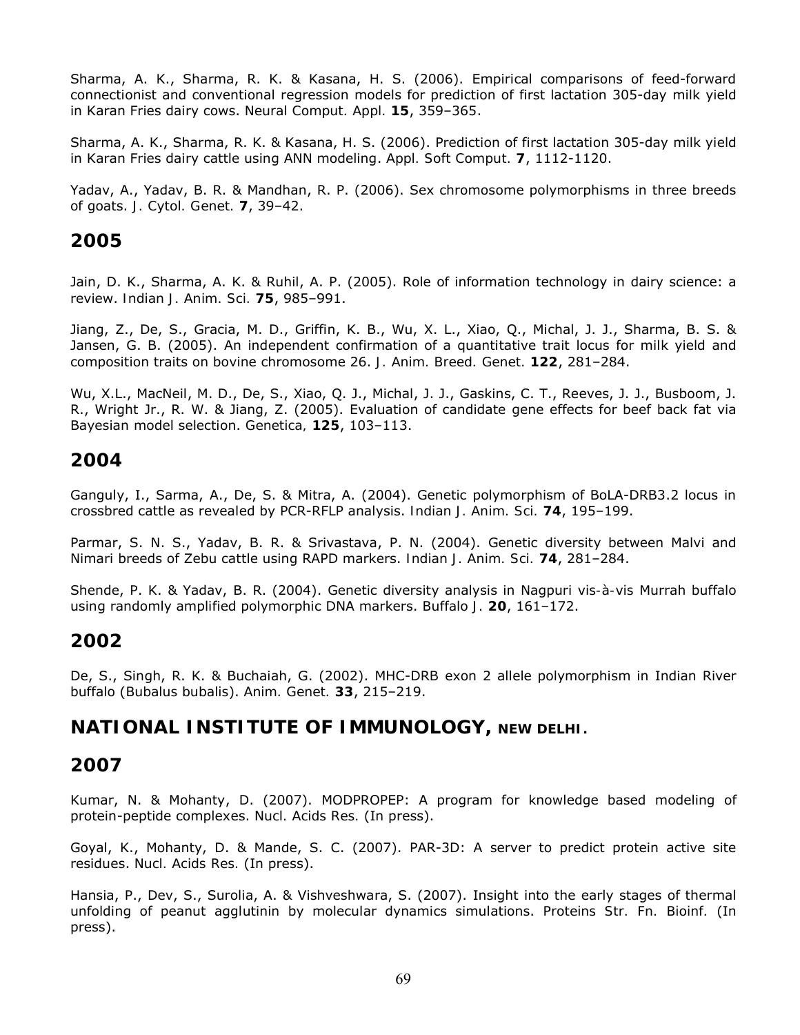Sharma, A. K., Sharma, R. K. & Kasana, H. S. (2006). Empirical comparisons of feed-forward connectionist and conventional regression models for prediction of first lactation 305-day milk yield in Karan Fries dairy cows. *Neural Comput. Appl.* **15**, 359–365.

Sharma, A. K., Sharma, R. K. & Kasana, H. S. (2006). Prediction of first lactation 305-day milk yield in Karan Fries dairy cattle using ANN modeling. *Appl. Soft Comput.* **7**, 1112-1120.

Yadav, A., Yadav, B. R. & Mandhan, R. P. (2006). Sex chromosome polymorphisms in three breeds of goats. *J. Cytol. Genet.* **7**, 39–42.

## 2005

Jain, D. K., Sharma, A. K. & Ruhil, A. P. (2005). Role of information technology in dairy science: a review. *Indian J. Anim. Sci.* **75**, 985–991.

Jiang, Z., De, S., Gracia, M. D., Griffin, K. B., Wu, X. L., Xiao, Q., Michal, J. J., Sharma, B. S. & Jansen, G. B. (2005). An independent confirmation of a quantitative trait locus for milk yield and composition traits on bovine chromosome 26. *J. Anim. Breed. Genet.* **122**, 281–284.

Wu, X.L., MacNeil, M. D., De, S., Xiao, Q. J., Michal, J. J., Gaskins, C. T., Reeves, J. J., Busboom, J. R., Wright Jr., R. W. & Jiang, Z. (2005). Evaluation of candidate gene effects for beef back fat via Bayesian model selection. *Genetica*, **125**, 103–113.

## 2004

Ganguly, I., Sarma, A., De, S. & Mitra, A. (2004). Genetic polymorphism of BoLA-DRB3.2 locus in crossbred cattle as revealed by PCR-RFLP analysis. *Indian J. Anim. Sci.* **74**, 195–199.

Parmar, S. N. S., Yadav, B. R. & Srivastava, P. N. (2004). Genetic diversity between Malvi and Nimari breeds of Zebu cattle using RAPD markers. *Indian J. Anim. Sci.* **74**, 281–284.

Shende, P. K. & Yadav, B. R. (2004). Genetic diversity analysis in Nagpuri vis-à-vis Murrah buffalo using randomly amplified polymorphic DNA markers. *Buffalo J.* **20**, 161–172.

## 2002

De, S., Singh, R. K. & Buchaiah, G. (2002). MHC-DRB exon 2 allele polymorphism in Indian River buffalo (Bubalus bubalis). *Anim. Genet.* **33**, 215–219.

## NATIONAL INSTITUTE OF IMMUNOLOGY, NEW DELHI.

## 2007

Kumar, N. & Mohanty, D. (2007). MODPROPEP: A program for knowledge based modeling of protein-peptide complexes. *Nucl. Acids Res.* (In press).

Goyal, K., Mohanty, D. & Mande, S. C. (2007). PAR-3D: A server to predict protein active site residues. *Nucl. Acids Res.* (In press).

Hansia, P., Dev, S., Surolia, A. & Vishveshwara, S. (2007). Insight into the early stages of thermal unfolding of peanut agglutinin by molecular dynamics simulations. *Proteins Str. Fn. Bioinf.* (In press).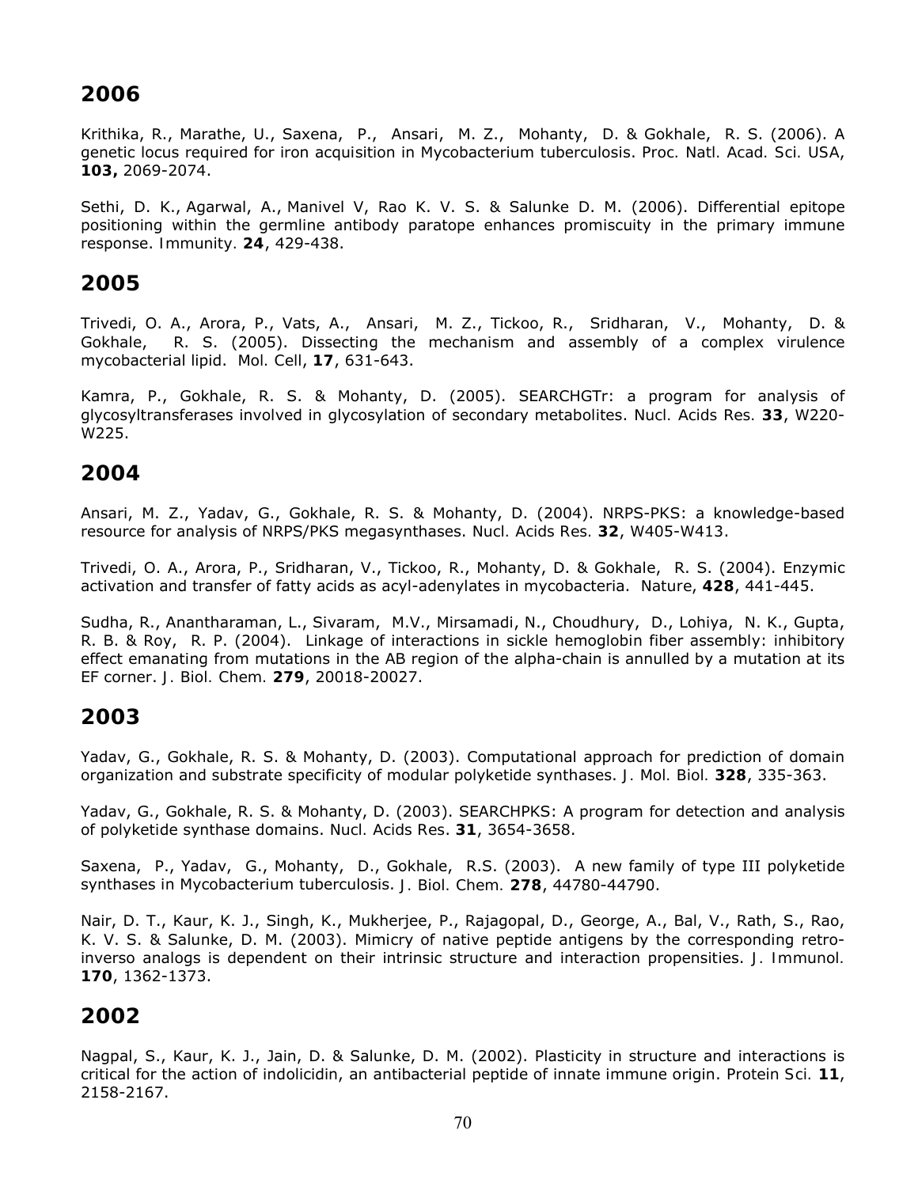## 2006

Krithika, R., Marathe, U., Saxena, P., Ansari, M. Z., Mohanty, D. & Gokhale, R. S. (2006). A genetic locus required for iron acquisition in Mycobacterium tuberculosis. Proc. Natl. Acad. Sci. USA, **103,** 2069-2074.

Sethi, D. K., Agarwal, A., Manivel V, Rao K. V. S. & Salunke D. M. (2006). Differential epitope positioning within the germline antibody paratope enhances promiscuity in the primary immune response. Immunity. **24**, 429-438.

## 2005

Trivedi, O. A., Arora, P., Vats, A., Ansari, M. Z., Tickoo, R., Sridharan, V., Mohanty, D. & Gokhale, R. S. (2005). Dissecting the mechanism and assembly of a complex virulence mycobacterial lipid. Mol. Cell, **17**, 631-643.

Kamra, P., Gokhale, R. S. & Mohanty, D. (2005). SEARCHGTr: a program for analysis of glycosyltransferases involved in glycosylation of secondary metabolites. Nucl. Acids Res. **33**, W220-W225.

## 2004

Ansari, M. Z., Yadav, G., Gokhale, R. S. & Mohanty, D. (2004). NRPS-PKS: a knowledge-based resource for analysis of NRPS/PKS megasynthases. Nucl. Acids Res. **32**, W405-W413.

Trivedi, O. A., Arora, P., Sridharan, V., Tickoo, R., Mohanty, D. & Gokhale, R. S. (2004). Enzymic activation and transfer of fatty acids as acyl-adenylates in mycobacteria. Nature, **428**, 441-445.

Sudha, R., Anantharaman, L., Sivaram, M.V., Mirsamadi, N., Choudhury, D., Lohiya, N. K., Gupta, R. B. & Roy, R. P. (2004). Linkage of interactions in sickle hemoglobin fiber assembly: inhibitory effect emanating from mutations in the AB region of the alpha-chain is annulled by a mutation at its EF corner. J. Biol. Chem. **279**, 20018-20027.

## 2003

Yadav, G., Gokhale, R. S. & Mohanty, D. (2003). Computational approach for prediction of domain organization and substrate specificity of modular polyketide synthases. J. Mol. Biol. **328**, 335-363.

Yadav, G., Gokhale, R. S. & Mohanty, D. (2003). SEARCHPKS: A program for detection and analysis of polyketide synthase domains. Nucl. Acids Res. **31**, 3654-3658.

Saxena, P., Yadav, G., Mohanty, D., Gokhale, R.S. (2003). A new family of type III polyketide synthases in Mycobacterium tuberculosis. J. Biol. Chem. **278**, 44780-44790.

Nair, D. T., Kaur, K. J., Singh, K., Mukherjee, P., Rajagopal, D., George, A., Bal, V., Rath, S., Rao, K. V. S. & Salunke, D. M. (2003). Mimicry of native peptide antigens by the corresponding retro-inverso analogs is dependent on their intrinsic structure and interaction propensities. J. Immunol. **170**, 1362-1373.

## 2002

Nagpal, S., Kaur, K. J., Jain, D. & Salunke, D. M. (2002). Plasticity in structure and interactions is critical for the action of indolicidin, an antibacterial peptide of innate immune origin. Protein Sci. **11**, 2158-2167.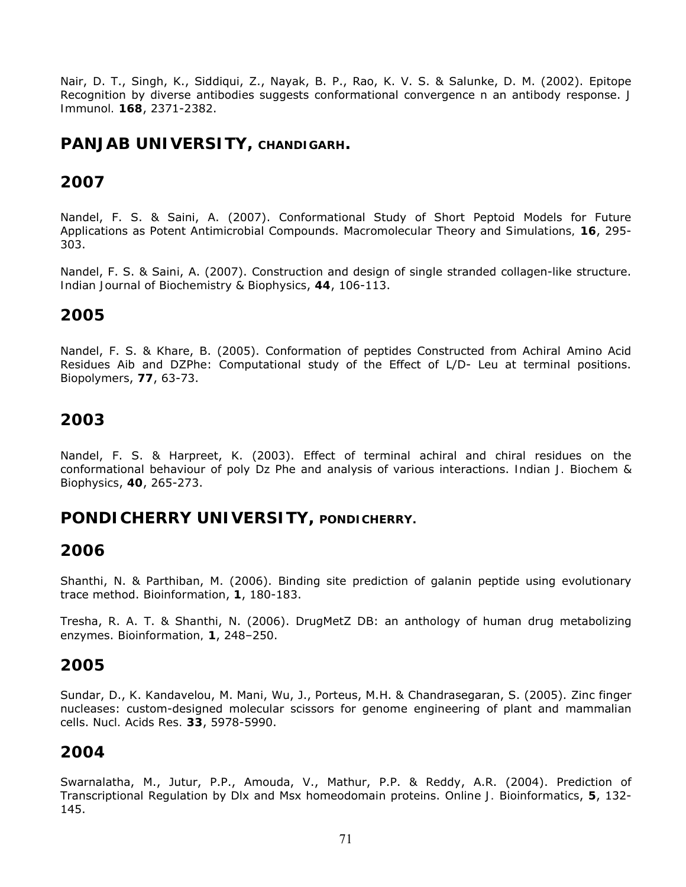Nair, D. T., Singh, K., Siddiqui, Z., Nayak, B. P., Rao, K. V. S. & Salunke, D. M. (2002). Epitope Recognition by diverse antibodies suggests conformational convergence n an antibody response. J Immunol. **168**, 2371-2382.

## PANJAB UNIVERSITY, CHANDIGARH.

## 2007

Nandel, F. S. & Saini, A. (2007). Conformational Study of Short Peptoid Models for Future Applications as Potent Antimicrobial Compounds. Macromolecular Theory and Simulations, **16**, 295-303.

Nandel, F. S. & Saini, A. (2007). Construction and design of single stranded collagen-like structure. Indian Journal of Biochemistry & Biophysics, **44**, 106-113.

## 2005

Nandel, F. S. & Khare, B. (2005). Conformation of peptides Constructed from Achiral Amino Acid Residues Aib and DZPhe: Computational study of the Effect of L/D- Leu at terminal positions. Biopolymers, **77**, 63-73.

## 2003

Nandel, F. S. & Harpreet, K. (2003). Effect of terminal achiral and chiral residues on the conformational behaviour of poly Dz Phe and analysis of various interactions. Indian J. Biochem & Biophysics, **40**, 265-273.

## PONDICHERRY UNIVERSITY, PONDICHERRY.

## 2006

Shanthi, N. & Parthiban, M. (2006). Binding site prediction of galanin peptide using evolutionary trace method. Bioinformation, **1**, 180-183.

Tresha, R. A. T. & Shanthi, N. (2006). DrugMetZ DB: an anthology of human drug metabolizing enzymes. Bioinformation, **1**, 248–250.

## 2005

Sundar, D., K. Kandavelou, M. Mani, Wu, J., Porteus, M.H. & Chandrasegaran, S. (2005). Zinc finger nucleases: custom-designed molecular scissors for genome engineering of plant and mammalian cells. Nucl. Acids Res. **33**, 5978-5990.

## 2004

Swarnalatha, M., Jutur, P.P., Amouda, V., Mathur, P.P. & Reddy, A.R. (2004). Prediction of Transcriptional Regulation by Dlx and Msx homeodomain proteins. Online J. Bioinformatics, **5**, 132-145.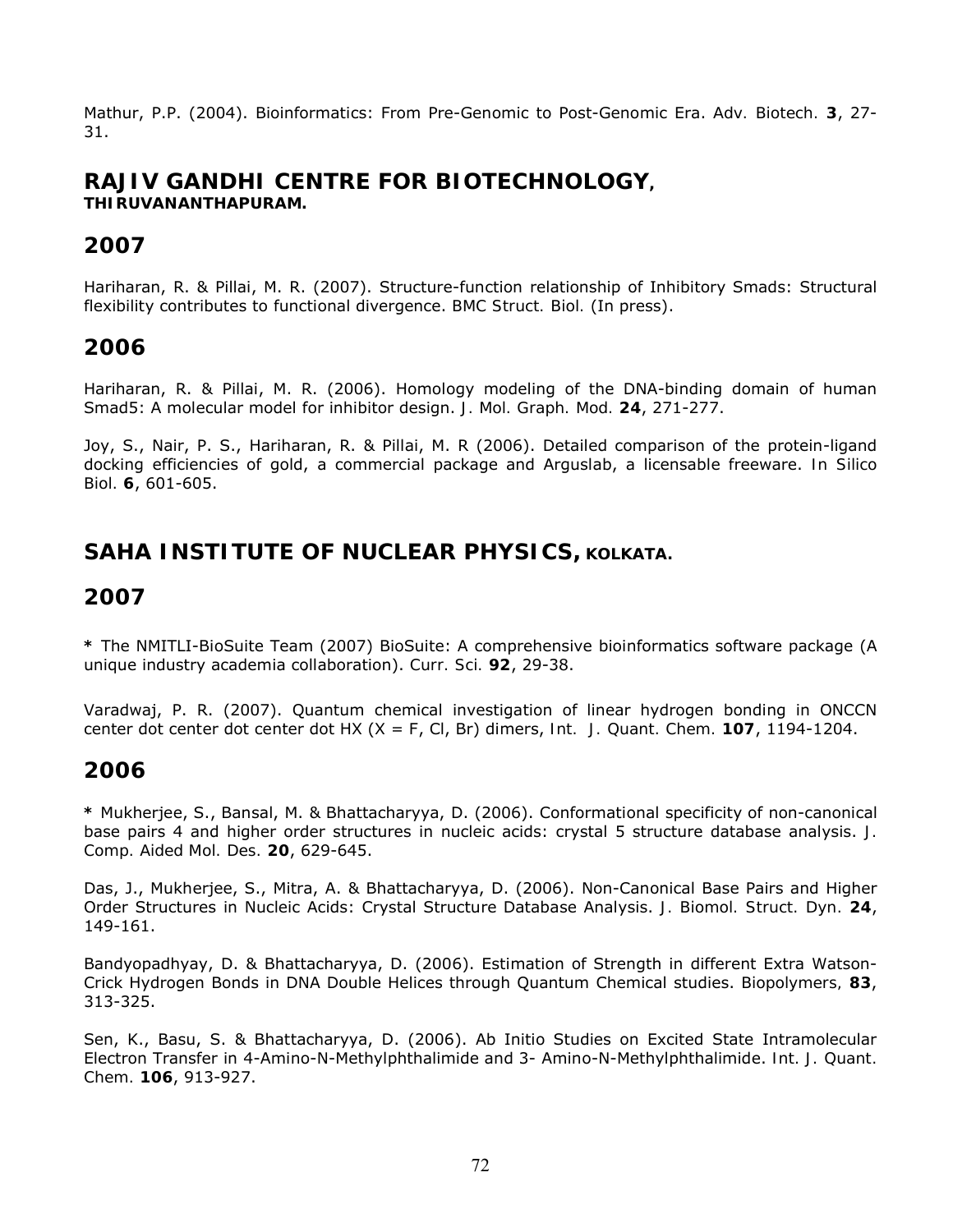Mathur, P.P. (2004). Bioinformatics: From Pre-Genomic to Post-Genomic Era. Adv. Biotech. **3**, 27-31.

## RAJIV GANDHI CENTRE FOR BIOTECHNOLOGY, THIRUVANANTHAPURAM.

## 2007

Hariharan, R. & Pillai, M. R. (2007). Structure-function relationship of Inhibitory Smads: Structural flexibility contributes to functional divergence. BMC Struct. Biol. (In press).

## 2006

Hariharan, R. & Pillai, M. R. (2006). Homology modeling of the DNA-binding domain of human Smad5: A molecular model for inhibitor design. J. Mol. Graph. Mod. **24**, 271-277.

Joy, S., Nair, P. S., Hariharan, R. & Pillai, M. R (2006). Detailed comparison of the protein-ligand docking efficiencies of gold, a commercial package and Arguslab, a licensable freeware. In Silico Biol. **6**, 601-605.

## SAHA INSTITUTE OF NUCLEAR PHYSICS, KOLKATA.

## 2007

**\*** The NMITLI-BioSuite Team (2007) BioSuite: A comprehensive bioinformatics software package (A unique industry academia collaboration). Curr. Sci. **92**, 29-38.

Varadwaj, P. R. (2007). Quantum chemical investigation of linear hydrogen bonding in ONCCN center dot center dot center dot HX (X = F, Cl, Br) dimers, Int. J. Quant. Chem. **107**, 1194-1204.

## 2006

**\*** Mukherjee, S., Bansal, M. & Bhattacharyya, D. (2006). Conformational specificity of non-canonical base pairs 4 and higher order structures in nucleic acids: crystal 5 structure database analysis. J. Comp. Aided Mol. Des. **20**, 629-645.

Das, J., Mukherjee, S., Mitra, A. & Bhattacharyya, D. (2006). Non-Canonical Base Pairs and Higher Order Structures in Nucleic Acids: Crystal Structure Database Analysis. J. Biomol. Struct. Dyn. **24**, 149-161.

Bandyopadhyay, D. & Bhattacharyya, D. (2006). Estimation of Strength in different Extra Watson-Crick Hydrogen Bonds in DNA Double Helices through Quantum Chemical studies. Biopolymers, **83**, 313-325.

Sen, K., Basu, S. & Bhattacharyya, D. (2006). Ab Initio Studies on Excited State Intramolecular Electron Transfer in 4-Amino-N-Methylphthalimide and 3- Amino-N-Methylphthalimide. Int. J. Quant. Chem. **106**, 913-927.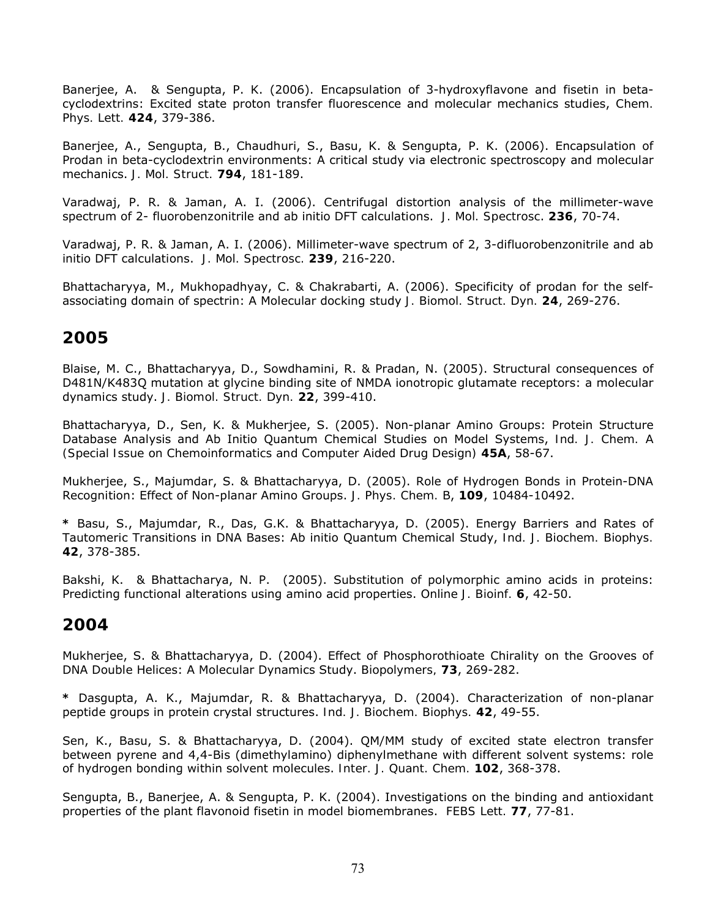Banerjee, A. & Sengupta, P. K. (2006). Encapsulation of 3-hydroxyflavone and fisetin in beta-cyclodextrins: Excited state proton transfer fluorescence and molecular mechanics studies, Chem. Phys. Lett. **424**, 379-386.

Banerjee, A., Sengupta, B., Chaudhuri, S., Basu, K. & Sengupta, P. K. (2006). Encapsulation of Prodan in beta-cyclodextrin environments: A critical study via electronic spectroscopy and molecular mechanics. J. Mol. Struct. **794**, 181-189.

Varadwaj, P. R. & Jaman, A. I. (2006). Centrifugal distortion analysis of the millimeter-wave spectrum of 2- fluorobenzonitrile and ab initio DFT calculations. J. Mol. Spectrosc. **236**, 70-74.

Varadwaj, P. R. & Jaman, A. I. (2006). Millimeter-wave spectrum of 2, 3-difluorobenzonitrile and ab initio DFT calculations. J. Mol. Spectrosc. **239**, 216-220.

Bhattacharyya, M., Mukhopadhyay, C. & Chakrabarti, A. (2006). Specificity of prodan for the self-associating domain of spectrin: A Molecular docking study J. Biomol. Struct. Dyn. **24**, 269-276.

## 2005

Blaise, M. C., Bhattacharyya, D., Sowdhamini, R. & Pradan, N. (2005). Structural consequences of D481N/K483Q mutation at glycine binding site of NMDA ionotropic glutamate receptors: a molecular dynamics study. J. Biomol. Struct. Dyn. **22**, 399-410.

Bhattacharyya, D., Sen, K. & Mukherjee, S. (2005). Non-planar Amino Groups: Protein Structure Database Analysis and Ab Initio Quantum Chemical Studies on Model Systems, Ind. J. Chem. A (Special Issue on Chemoinformatics and Computer Aided Drug Design) **45A**, 58-67.

Mukherjee, S., Majumdar, S. & Bhattacharyya, D. (2005). Role of Hydrogen Bonds in Protein-DNA Recognition: Effect of Non-planar Amino Groups. J. Phys. Chem. B, **109**, 10484-10492.

**\*** Basu, S., Majumdar, R., Das, G.K. & Bhattacharyya, D. (2005). Energy Barriers and Rates of Tautomeric Transitions in DNA Bases: Ab initio Quantum Chemical Study, Ind. J. Biochem. Biophys. **42**, 378-385.

Bakshi, K. & Bhattacharya, N. P. (2005). Substitution of polymorphic amino acids in proteins: Predicting functional alterations using amino acid properties. Online J. Bioinf. **6**, 42-50.

## 2004

Mukherjee, S. & Bhattacharyya, D. (2004). Effect of Phosphorothioate Chirality on the Grooves of DNA Double Helices: A Molecular Dynamics Study. Biopolymers, **73**, 269-282.

**\*** Dasgupta, A. K., Majumdar, R. & Bhattacharyya, D. (2004). Characterization of non-planar peptide groups in protein crystal structures. Ind. J. Biochem. Biophys. **42**, 49-55.

Sen, K., Basu, S. & Bhattacharyya, D. (2004). QM/MM study of excited state electron transfer between pyrene and 4,4-Bis (dimethylamino) diphenylmethane with different solvent systems: role of hydrogen bonding within solvent molecules. Inter. J. Quant. Chem. **102**, 368-378.

Sengupta, B., Banerjee, A. & Sengupta, P. K. (2004). Investigations on the binding and antioxidant properties of the plant flavonoid fisetin in model biomembranes. FEBS Lett. **77**, 77-81.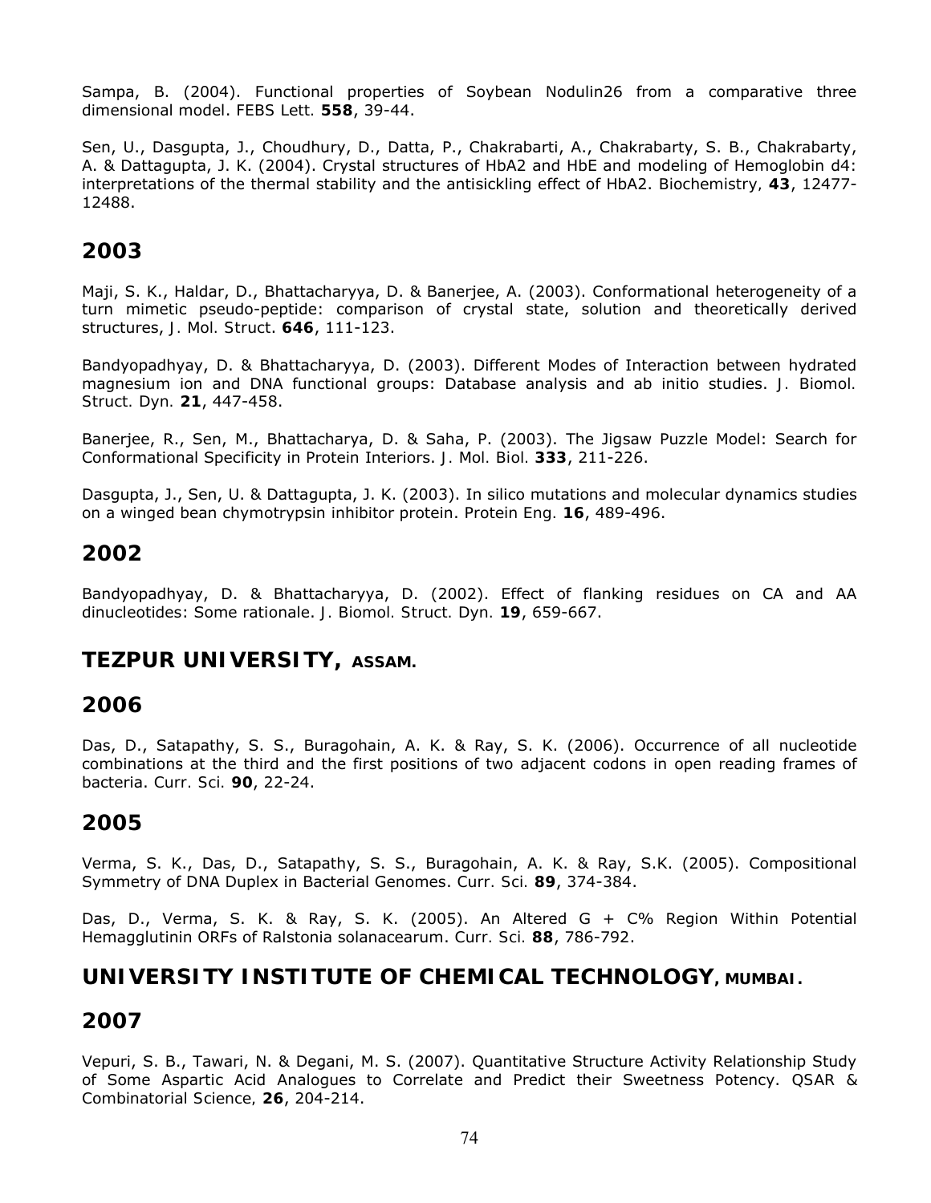Sampa, B. (2004). Functional properties of Soybean Nodulin26 from a comparative three dimensional model. FEBS Lett. **558**, 39-44.

Sen, U., Dasgupta, J., Choudhury, D., Datta, P., Chakrabarti, A., Chakrabarty, S. B., Chakrabarty, A. & Dattagupta, J. K. (2004). Crystal structures of HbA2 and HbE and modeling of Hemoglobin d4: interpretations of the thermal stability and the antisickling effect of HbA2. Biochemistry, **43**, 12477-12488.

## 2003

Maji, S. K., Haldar, D., Bhattacharyya, D. & Banerjee, A. (2003). Conformational heterogeneity of a turn mimetic pseudo-peptide: comparison of crystal state, solution and theoretically derived structures, J. Mol. Struct. **646**, 111-123.

Bandyopadhyay, D. & Bhattacharyya, D. (2003). Different Modes of Interaction between hydrated magnesium ion and DNA functional groups: Database analysis and ab initio studies. J. Biomol. Struct. Dyn. **21**, 447-458.

Banerjee, R., Sen, M., Bhattacharya, D. & Saha, P. (2003). The Jigsaw Puzzle Model: Search for Conformational Specificity in Protein Interiors. J. Mol. Biol. **333**, 211-226.

Dasgupta, J., Sen, U. & Dattagupta, J. K. (2003). In silico mutations and molecular dynamics studies on a winged bean chymotrypsin inhibitor protein. Protein Eng. **16**, 489-496.

## 2002

Bandyopadhyay, D. & Bhattacharyya, D. (2002). Effect of flanking residues on CA and AA dinucleotides: Some rationale. J. Biomol. Struct. Dyn. **19**, 659-667.

# TEZPUR UNIVERSITY, ASSAM.

## 2006

Das, D., Satapathy, S. S., Buragohain, A. K. & Ray, S. K. (2006). Occurrence of all nucleotide combinations at the third and the first positions of two adjacent codons in open reading frames of bacteria. Curr. Sci. **90**, 22-24.

## 2005

Verma, S. K., Das, D., Satapathy, S. S., Buragohain, A. K. & Ray, S.K. (2005). Compositional Symmetry of DNA Duplex in Bacterial Genomes. Curr. Sci. **89**, 374-384.

Das, D., Verma, S. K. & Ray, S. K. (2005). An Altered G + C% Region Within Potential Hemagglutinin ORFs of Ralstonia solanacearum. Curr. Sci. **88**, 786-792.

# UNIVERSITY INSTITUTE OF CHEMICAL TECHNOLOGY, MUMBAI.

## 2007

Vepuri, S. B., Tawari, N. & Degani, M. S. (2007). Quantitative Structure Activity Relationship Study of Some Aspartic Acid Analogues to Correlate and Predict their Sweetness Potency. QSAR & Combinatorial Science, **26**, 204-214.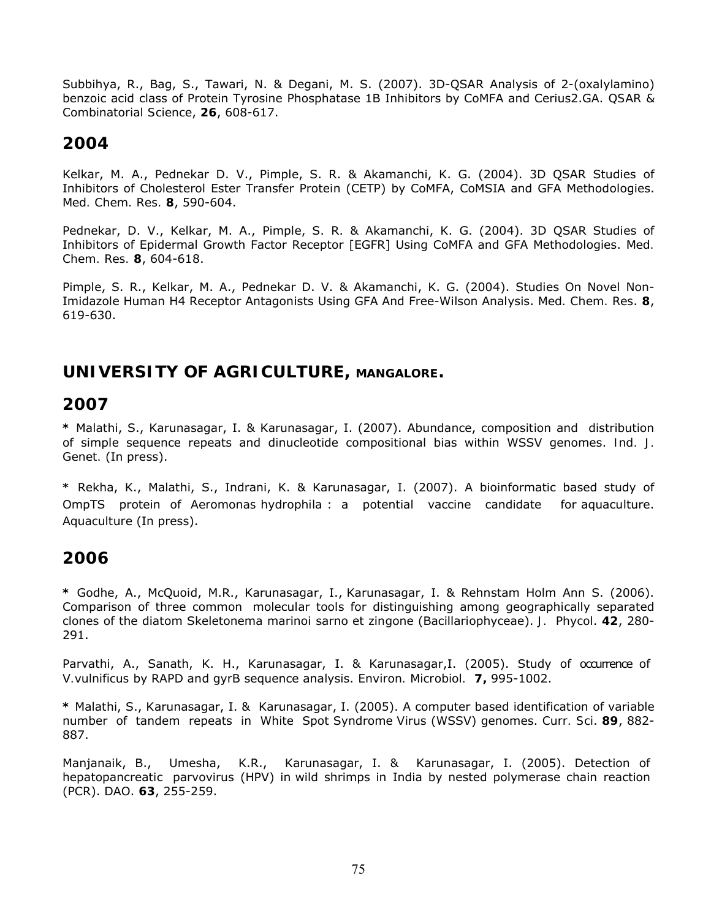Subbihya, R., Bag, S., Tawari, N. & Degani, M. S. (2007). 3D-QSAR Analysis of 2-(oxalylamino) benzoic acid class of Protein Tyrosine Phosphatase 1B Inhibitors by CoMFA and Cerius2.GA. QSAR & Combinatorial Science, **26**, 608-617.

## 2004

Kelkar, M. A., Pednekar D. V., Pimple, S. R. & Akamanchi, K. G. (2004). 3D QSAR Studies of Inhibitors of Cholesterol Ester Transfer Protein (CETP) by CoMFA, CoMSIA and GFA Methodologies. Med. Chem. Res. **8**, 590-604.

Pednekar, D. V., Kelkar, M. A., Pimple, S. R. & Akamanchi, K. G. (2004). 3D QSAR Studies of Inhibitors of Epidermal Growth Factor Receptor [EGFR] Using CoMFA and GFA Methodologies. Med. Chem. Res. **8**, 604-618.

Pimple, S. R., Kelkar, M. A., Pednekar D. V. & Akamanchi, K. G. (2004). Studies On Novel Non-Imidazole Human H4 Receptor Antagonists Using GFA And Free-Wilson Analysis. Med. Chem. Res. **8**, 619-630.

# UNIVERSITY OF AGRICULTURE, MANGALORE.

## 2007

* Malathi, S., Karunasagar, I. & Karunasagar, I. (2007). Abundance, composition and distribution of simple sequence repeats and dinucleotide compositional bias within WSSV genomes. Ind. J. Genet. (In press).

* Rekha, K., Malathi, S., Indrani, K. & Karunasagar, I. (2007). A bioinformatic based study of OmpTS protein of Aeromonas hydrophila : a potential vaccine candidate for aquaculture. Aquaculture (In press).

## 2006

* Godhe, A., McQuoid, M.R., Karunasagar, I., Karunasagar, I. & Rehnstam Holm Ann S. (2006). Comparison of three common molecular tools for distinguishing among geographically separated clones of the diatom Skeletonema marinoi sarno et zingone (Bacillariophyceae). J. Phycol. **42**, 280-291.

Parvathi, A., Sanath, K. H., Karunasagar, I. & Karunasagar,I. (2005). Study of occurrence of V.vulnificus by RAPD and gyrB sequence analysis. Environ. Microbiol. **7,** 995-1002.

* Malathi, S., Karunasagar, I. & Karunasagar, I. (2005). A computer based identification of variable number of tandem repeats in White Spot Syndrome Virus (WSSV) genomes. Curr. Sci. **89**, 882-887.

Manjanaik, B., Umesha, K.R., Karunasagar, I. & Karunasagar, I. (2005). Detection of hepatopancreatic parvovirus (HPV) in wild shrimps in India by nested polymerase chain reaction (PCR). DAO. **63**, 255-259.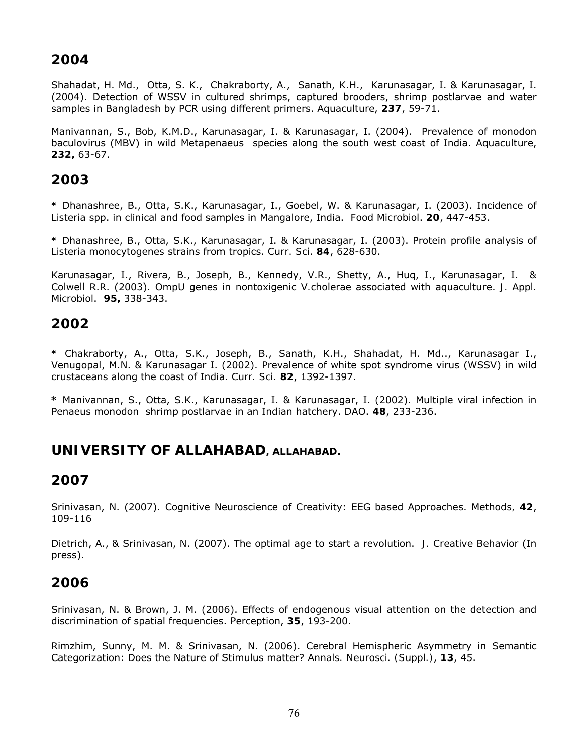## 2004

Shahadat, H. Md., Otta, S. K., Chakraborty, A., Sanath, K.H., Karunasagar, I. & Karunasagar, I. (2004). Detection of WSSV in cultured shrimps, captured brooders, shrimp postlarvae and water samples in Bangladesh by PCR using different primers. Aquaculture, **237**, 59-71.

Manivannan, S., Bob, K.M.D., Karunasagar, I. & Karunasagar, I. (2004). Prevalence of monodon baculovirus (MBV) in wild Metapenaeus species along the south west coast of India. Aquaculture, **232,** 63-67.

## 2003

**\*** Dhanashree, B., Otta, S.K., Karunasagar, I., Goebel, W. & Karunasagar, I. (2003). Incidence of Listeria spp. in clinical and food samples in Mangalore, India. Food Microbiol. **20**, 447-453.

**\*** Dhanashree, B., Otta, S.K., Karunasagar, I. & Karunasagar, I. (2003). Protein profile analysis of Listeria monocytogenes strains from tropics. Curr. Sci. **84**, 628-630.

Karunasagar, I., Rivera, B., Joseph, B., Kennedy, V.R., Shetty, A., Huq, I., Karunasagar, I. & Colwell R.R. (2003). OmpU genes in nontoxigenic V.cholerae associated with aquaculture. J. Appl. Microbiol. **95,** 338-343.

## 2002

**\*** Chakraborty, A., Otta, S.K., Joseph, B., Sanath, K.H., Shahadat, H. Md.., Karunasagar I., Venugopal, M.N. & Karunasagar I. (2002). Prevalence of white spot syndrome virus (WSSV) in wild crustaceans along the coast of India. Curr. Sci. **82**, 1392-1397.

**\*** Manivannan, S., Otta, S.K., Karunasagar, I. & Karunasagar, I. (2002). Multiple viral infection in Penaeus monodon shrimp postlarvae in an Indian hatchery. DAO. **48**, 233-236.

# UNIVERSITY OF ALLAHABAD, ALLAHABAD.

## 2007

Srinivasan, N. (2007). Cognitive Neuroscience of Creativity: EEG based Approaches. Methods, **42**, 109-116

Dietrich, A., & Srinivasan, N. (2007). The optimal age to start a revolution. J. Creative Behavior (In press).

## 2006

Srinivasan, N. & Brown, J. M. (2006). Effects of endogenous visual attention on the detection and discrimination of spatial frequencies. Perception, **35**, 193-200.

Rimzhim, Sunny, M. M. & Srinivasan, N. (2006). Cerebral Hemispheric Asymmetry in Semantic Categorization: Does the Nature of Stimulus matter? Annals. Neurosci. (Suppl.), **13**, 45.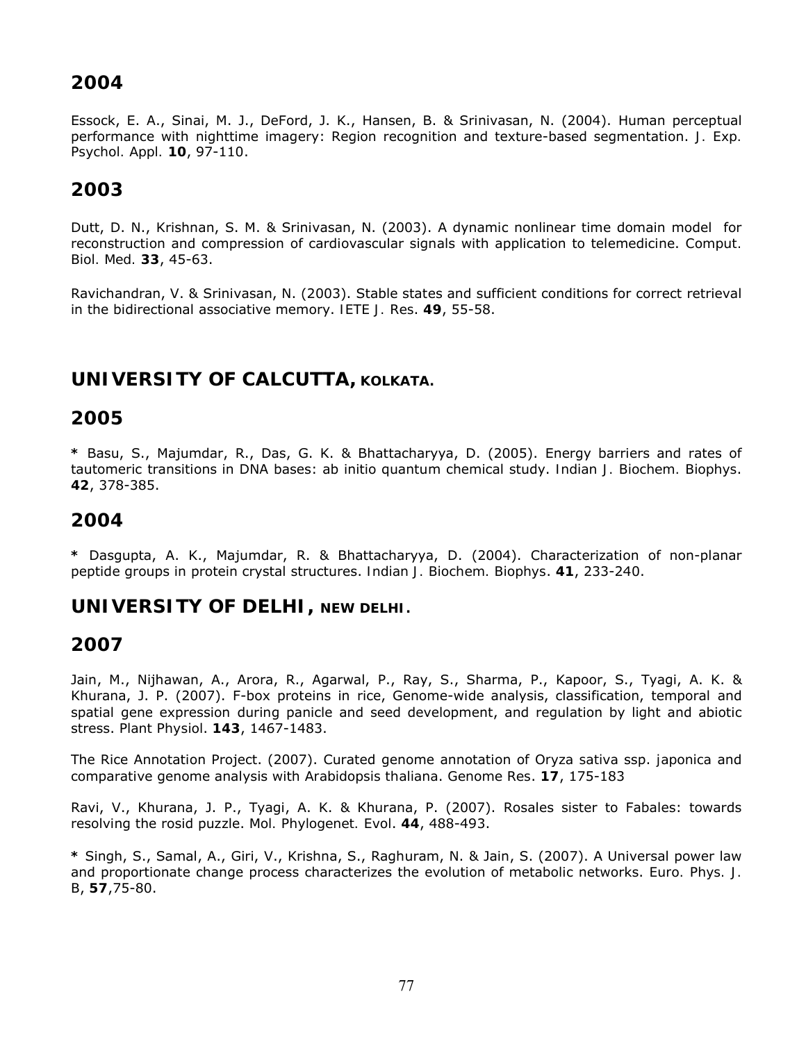## 2004

Essock, E. A., Sinai, M. J., DeFord, J. K., Hansen, B. & Srinivasan, N. (2004). Human perceptual performance with nighttime imagery: Region recognition and texture-based segmentation. J. Exp. Psychol. Appl. **10**, 97-110.

## 2003

Dutt, D. N., Krishnan, S. M. & Srinivasan, N. (2003). A dynamic nonlinear time domain model for reconstruction and compression of cardiovascular signals with application to telemedicine. Comput. Biol. Med. **33**, 45-63.

Ravichandran, V. & Srinivasan, N. (2003). Stable states and sufficient conditions for correct retrieval in the bidirectional associative memory. IETE J. Res. **49**, 55-58.

# UNIVERSITY OF CALCUTTA, KOLKATA.

## 2005

* Basu, S., Majumdar, R., Das, G. K. & Bhattacharyya, D. (2005). Energy barriers and rates of tautomeric transitions in DNA bases: ab initio quantum chemical study. Indian J. Biochem. Biophys. **42**, 378-385.

## 2004

* Dasgupta, A. K., Majumdar, R. & Bhattacharyya, D. (2004). Characterization of non-planar peptide groups in protein crystal structures. Indian J. Biochem. Biophys. **41**, 233-240.

# UNIVERSITY OF DELHI, NEW DELHI.

## 2007

Jain, M., Nijhawan, A., Arora, R., Agarwal, P., Ray, S., Sharma, P., Kapoor, S., Tyagi, A. K. & Khurana, J. P. (2007). F-box proteins in rice, Genome-wide analysis, classification, temporal and spatial gene expression during panicle and seed development, and regulation by light and abiotic stress. Plant Physiol. **143**, 1467-1483.

The Rice Annotation Project. (2007). Curated genome annotation of Oryza sativa ssp. japonica and comparative genome analysis with Arabidopsis thaliana. Genome Res. **17**, 175-183

Ravi, V., Khurana, J. P., Tyagi, A. K. & Khurana, P. (2007). Rosales sister to Fabales: towards resolving the rosid puzzle. Mol. Phylogenet. Evol. **44**, 488-493.

* Singh, S., Samal, A., Giri, V., Krishna, S., Raghuram, N. & Jain, S. (2007). A Universal power law and proportionate change process characterizes the evolution of metabolic networks. Euro. Phys. J. B, **57**,75-80.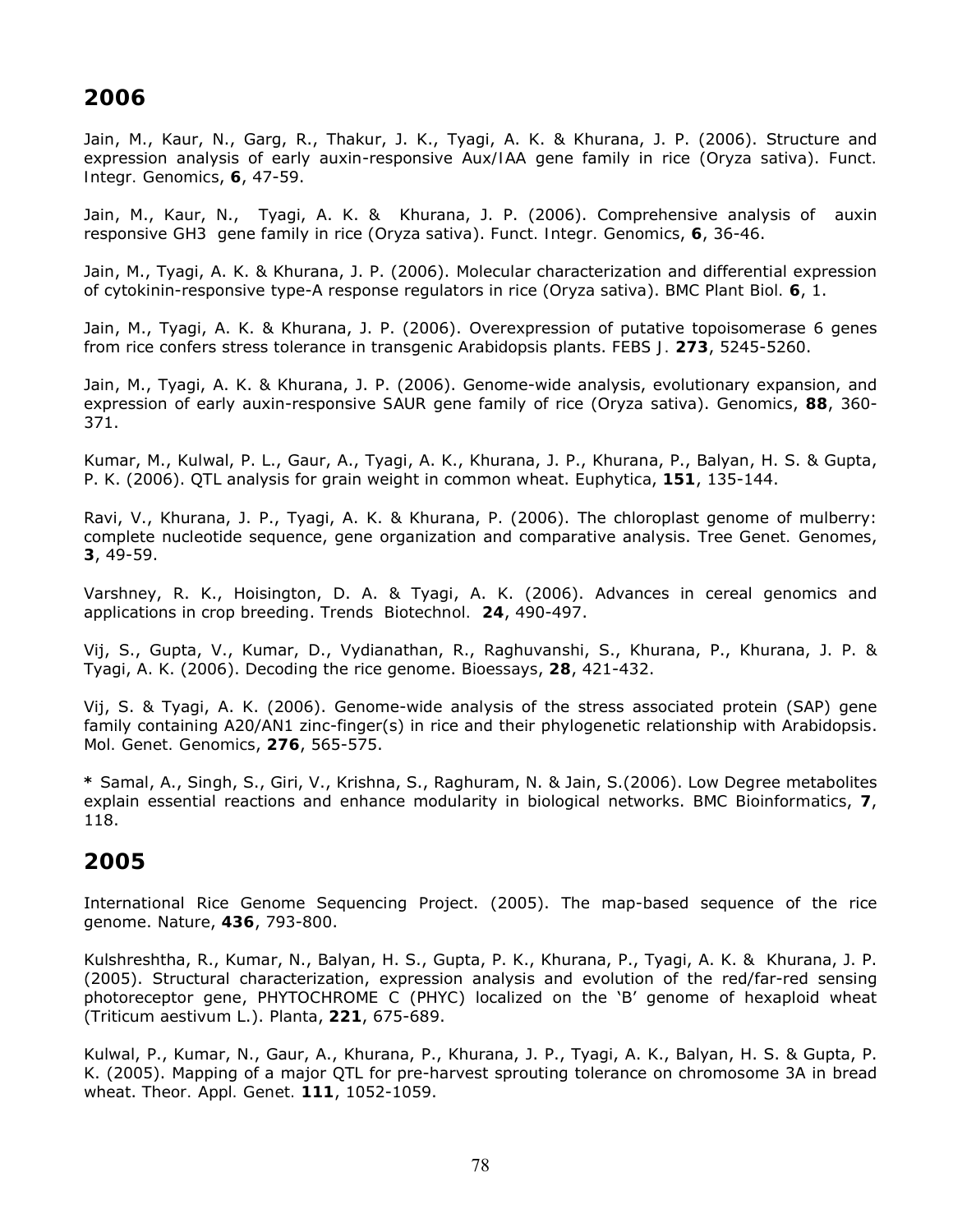## 2006

Jain, M., Kaur, N., Garg, R., Thakur, J. K., Tyagi, A. K. & Khurana, J. P. (2006). Structure and expression analysis of early auxin-responsive Aux/IAA gene family in rice (Oryza sativa). Funct. Integr. Genomics, **6**, 47-59.

Jain, M., Kaur, N., Tyagi, A. K. & Khurana, J. P. (2006). Comprehensive analysis of auxin responsive GH3 gene family in rice (Oryza sativa). Funct. Integr. Genomics, **6**, 36-46.

Jain, M., Tyagi, A. K. & Khurana, J. P. (2006). Molecular characterization and differential expression of cytokinin-responsive type-A response regulators in rice (Oryza sativa). BMC Plant Biol. **6**, 1.

Jain, M., Tyagi, A. K. & Khurana, J. P. (2006). Overexpression of putative topoisomerase 6 genes from rice confers stress tolerance in transgenic Arabidopsis plants. FEBS J. **273**, 5245-5260.

Jain, M., Tyagi, A. K. & Khurana, J. P. (2006). Genome-wide analysis, evolutionary expansion, and expression of early auxin-responsive SAUR gene family of rice (Oryza sativa). Genomics, **88**, 360-371.

Kumar, M., Kulwal, P. L., Gaur, A., Tyagi, A. K., Khurana, J. P., Khurana, P., Balyan, H. S. & Gupta, P. K. (2006). QTL analysis for grain weight in common wheat. Euphytica, **151**, 135-144.

Ravi, V., Khurana, J. P., Tyagi, A. K. & Khurana, P. (2006). The chloroplast genome of mulberry: complete nucleotide sequence, gene organization and comparative analysis. Tree Genet. Genomes, **3**, 49-59.

Varshney, R. K., Hoisington, D. A. & Tyagi, A. K. (2006). Advances in cereal genomics and applications in crop breeding. Trends Biotechnol. **24**, 490-497.

Vij, S., Gupta, V., Kumar, D., Vydianathan, R., Raghuvanshi, S., Khurana, P., Khurana, J. P. & Tyagi, A. K. (2006). Decoding the rice genome. Bioessays, **28**, 421-432.

Vij, S. & Tyagi, A. K. (2006). Genome-wide analysis of the stress associated protein (SAP) gene family containing A20/AN1 zinc-finger(s) in rice and their phylogenetic relationship with Arabidopsis. Mol. Genet. Genomics, **276**, 565-575.

**\*** Samal, A., Singh, S., Giri, V., Krishna, S., Raghuram, N. & Jain, S.(2006). Low Degree metabolites explain essential reactions and enhance modularity in biological networks. BMC Bioinformatics, **7**, 118.

## 2005

International Rice Genome Sequencing Project. (2005). The map-based sequence of the rice genome. Nature, **436**, 793-800.

Kulshreshtha, R., Kumar, N., Balyan, H. S., Gupta, P. K., Khurana, P., Tyagi, A. K. & Khurana, J. P. (2005). Structural characterization, expression analysis and evolution of the red/far-red sensing photoreceptor gene, PHYTOCHROME C (PHYC) localized on the 'B' genome of hexaploid wheat (Triticum aestivum L.). Planta, **221**, 675-689.

Kulwal, P., Kumar, N., Gaur, A., Khurana, P., Khurana, J. P., Tyagi, A. K., Balyan, H. S. & Gupta, P. K. (2005). Mapping of a major QTL for pre-harvest sprouting tolerance on chromosome 3A in bread wheat. Theor. Appl. Genet. **111**, 1052-1059.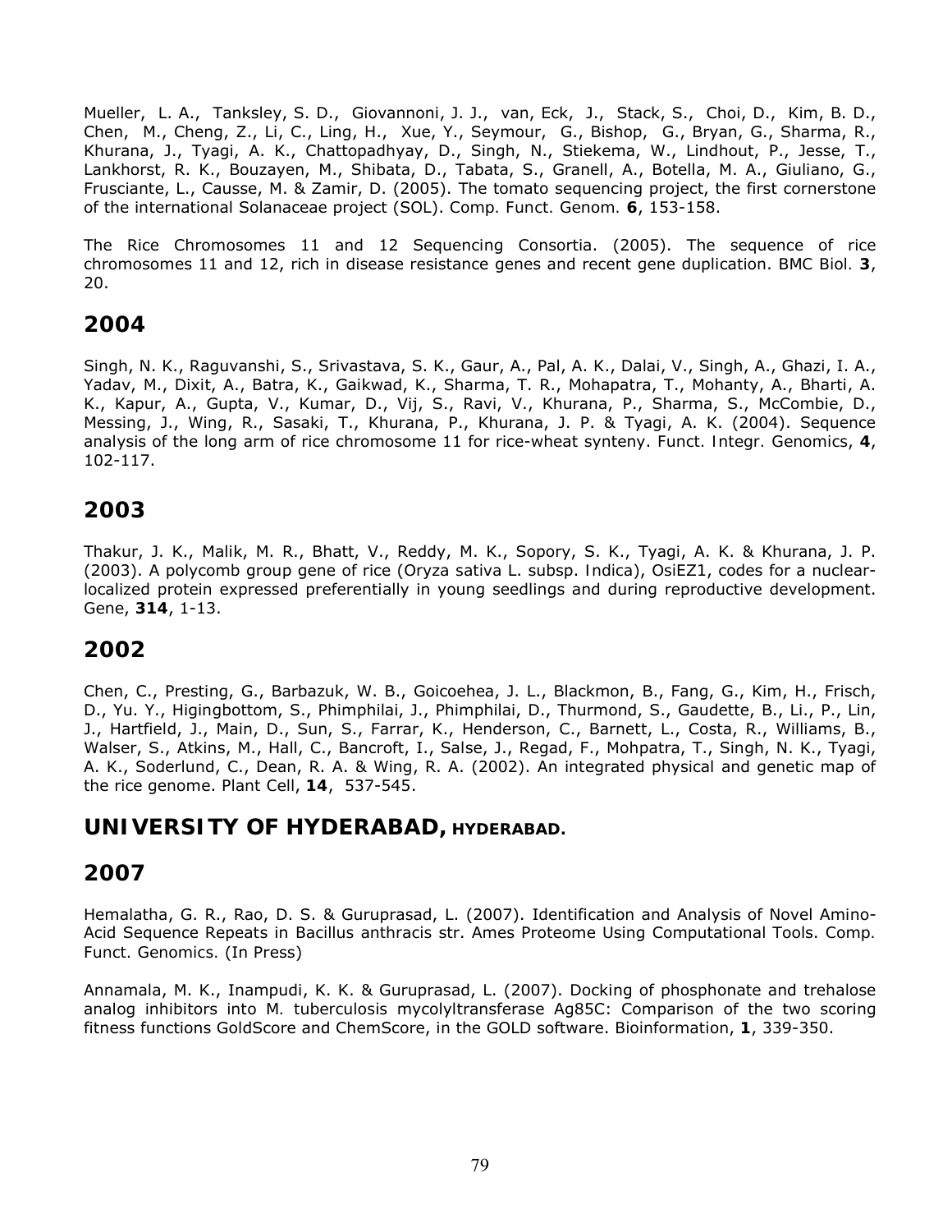Mueller, L. A., Tanksley, S. D., Giovannoni, J. J., van, Eck, J., Stack, S., Choi, D., Kim, B. D., Chen, M., Cheng, Z., Li, C., Ling, H., Xue, Y., Seymour, G., Bishop, G., Bryan, G., Sharma, R., Khurana, J., Tyagi, A. K., Chattopadhyay, D., Singh, N., Stiekema, W., Lindhout, P., Jesse, T., Lankhorst, R. K., Bouzayen, M., Shibata, D., Tabata, S., Granell, A., Botella, M. A., Giuliano, G., Frusciante, L., Causse, M. & Zamir, D. (2005). The tomato sequencing project, the first cornerstone of the international Solanaceae project (SOL). Comp. Funct. Genom. **6**, 153-158.

The Rice Chromosomes 11 and 12 Sequencing Consortia. (2005). The sequence of rice chromosomes 11 and 12, rich in disease resistance genes and recent gene duplication. BMC Biol. **3**, 20.

## 2004

Singh, N. K., Raguvanshi, S., Srivastava, S. K., Gaur, A., Pal, A. K., Dalai, V., Singh, A., Ghazi, I. A., Yadav, M., Dixit, A., Batra, K., Gaikwad, K., Sharma, T. R., Mohapatra, T., Mohanty, A., Bharti, A. K., Kapur, A., Gupta, V., Kumar, D., Vij, S., Ravi, V., Khurana, P., Sharma, S., McCombie, D., Messing, J., Wing, R., Sasaki, T., Khurana, P., Khurana, J. P. & Tyagi, A. K. (2004). Sequence analysis of the long arm of rice chromosome 11 for rice-wheat synteny. Funct. Integr. Genomics, **4**, 102-117.

## 2003

Thakur, J. K., Malik, M. R., Bhatt, V., Reddy, M. K., Sopory, S. K., Tyagi, A. K. & Khurana, J. P. (2003). A polycomb group gene of rice (Oryza sativa L. subsp. Indica), OsiEZ1, codes for a nuclear-localized protein expressed preferentially in young seedlings and during reproductive development. Gene, **314**, 1-13.

## 2002

Chen, C., Presting, G., Barbazuk, W. B., Goicoehea, J. L., Blackmon, B., Fang, G., Kim, H., Frisch, D., Yu. Y., Higingbottom, S., Phimphilai, J., Phimphilai, D., Thurmond, S., Gaudette, B., Li., P., Lin, J., Hartfield, J., Main, D., Sun, S., Farrar, K., Henderson, C., Barnett, L., Costa, R., Williams, B., Walser, S., Atkins, M., Hall, C., Bancroft, I., Salse, J., Regad, F., Mohpatra, T., Singh, N. K., Tyagi, A. K., Soderlund, C., Dean, R. A. & Wing, R. A. (2002). An integrated physical and genetic map of the rice genome. Plant Cell, **14**, 537-545.

# UNIVERSITY OF HYDERABAD, HYDERABAD.

## 2007

Hemalatha, G. R., Rao, D. S. & Guruprasad, L. (2007). Identification and Analysis of Novel Amino-Acid Sequence Repeats in Bacillus anthracis str. Ames Proteome Using Computational Tools. Comp. Funct. Genomics. (In Press)

Annamala, M. K., Inampudi, K. K. & Guruprasad, L. (2007). Docking of phosphonate and trehalose analog inhibitors into M. tuberculosis mycolyltransferase Ag85C: Comparison of the two scoring fitness functions GoldScore and ChemScore, in the GOLD software. Bioinformation, **1**, 339-350.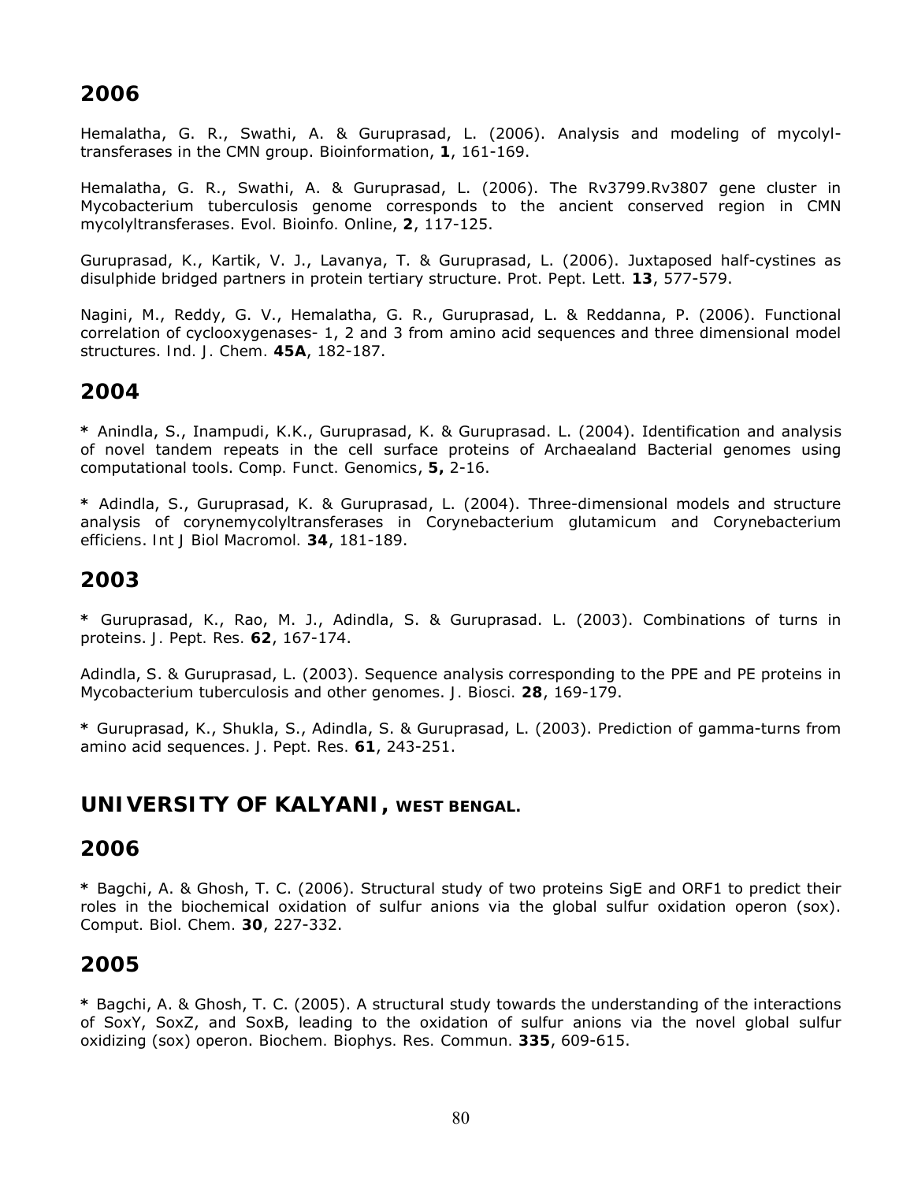## 2006

Hemalatha, G. R., Swathi, A. & Guruprasad, L. (2006). Analysis and modeling of mycolyl-transferases in the CMN group. Bioinformation, **1**, 161-169.

Hemalatha, G. R., Swathi, A. & Guruprasad, L. (2006). The Rv3799.Rv3807 gene cluster in Mycobacterium tuberculosis genome corresponds to the ancient conserved region in CMN mycolyltransferases. Evol. Bioinfo. Online, **2**, 117-125.

Guruprasad, K., Kartik, V. J., Lavanya, T. & Guruprasad, L. (2006). Juxtaposed half-cystines as disulphide bridged partners in protein tertiary structure. Prot. Pept. Lett. **13**, 577-579.

Nagini, M., Reddy, G. V., Hemalatha, G. R., Guruprasad, L. & Reddanna, P. (2006). Functional correlation of cyclooxygenases- 1, 2 and 3 from amino acid sequences and three dimensional model structures. Ind. J. Chem. **45A**, 182-187.

## 2004

**\*** Anindla, S., Inampudi, K.K., Guruprasad, K. & Guruprasad. L. (2004). Identification and analysis of novel tandem repeats in the cell surface proteins of Archaealand Bacterial genomes using computational tools. Comp. Funct. Genomics, **5,** 2-16.

**\*** Adindla, S., Guruprasad, K. & Guruprasad, L. (2004). Three-dimensional models and structure analysis of corynemycolyltransferases in Corynebacterium glutamicum and Corynebacterium efficiens. Int J Biol Macromol. **34**, 181-189.

## 2003

**\*** Guruprasad, K., Rao, M. J., Adindla, S. & Guruprasad. L. (2003). Combinations of turns in proteins. J. Pept. Res. **62**, 167-174.

Adindla, S. & Guruprasad, L. (2003). Sequence analysis corresponding to the PPE and PE proteins in Mycobacterium tuberculosis and other genomes. J. Biosci. **28**, 169-179.

**\*** Guruprasad, K., Shukla, S., Adindla, S. & Guruprasad, L. (2003). Prediction of gamma-turns from amino acid sequences. J. Pept. Res. **61**, 243-251.

# UNIVERSITY OF KALYANI, WEST BENGAL.

## 2006

**\*** Bagchi, A. & Ghosh, T. C. (2006). Structural study of two proteins SigE and ORF1 to predict their roles in the biochemical oxidation of sulfur anions via the global sulfur oxidation operon (sox). Comput. Biol. Chem. **30**, 227-332.

## 2005

**\*** Bagchi, A. & Ghosh, T. C. (2005). A structural study towards the understanding of the interactions of SoxY, SoxZ, and SoxB, leading to the oxidation of sulfur anions via the novel global sulfur oxidizing (sox) operon. Biochem. Biophys. Res. Commun. **335**, 609-615.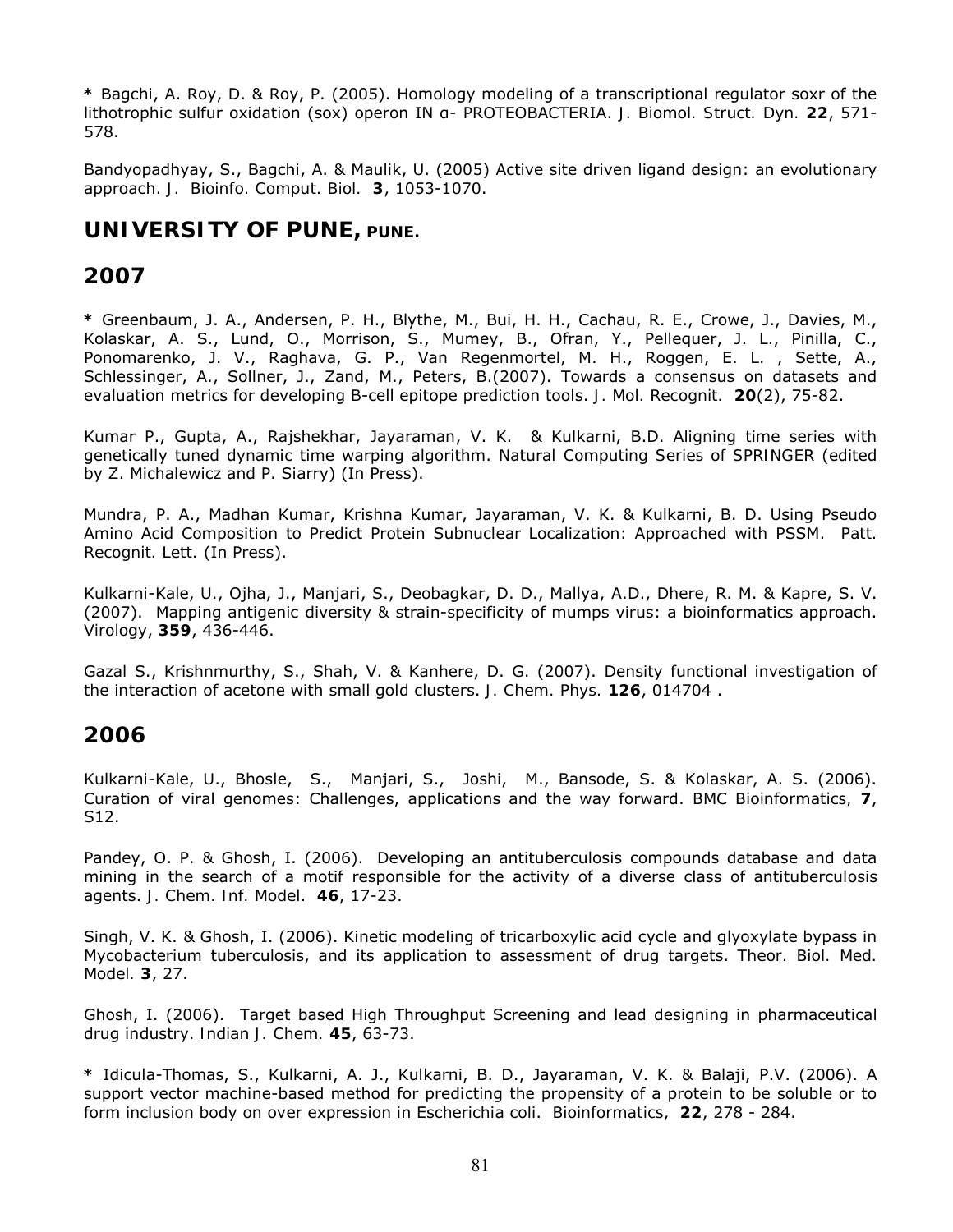* Bagchi, A. Roy, D. & Roy, P. (2005). Homology modeling of a transcriptional regulator soxr of the lithotrophic sulfur oxidation (sox) operon IN α- PROTEOBACTERIA. J. Biomol. Struct. Dyn. **22**, 571-578.

Bandyopadhyay, S., Bagchi, A. & Maulik, U. (2005) Active site driven ligand design: an evolutionary approach. J. Bioinfo. Comput. Biol. **3**, 1053-1070.

## UNIVERSITY OF PUNE, PUNE.

## 2007

* Greenbaum, J. A., Andersen, P. H., Blythe, M., Bui, H. H., Cachau, R. E., Crowe, J., Davies, M., Kolaskar, A. S., Lund, O., Morrison, S., Mumey, B., Ofran, Y., Pellequer, J. L., Pinilla, C., Ponomarenko, J. V., Raghava, G. P., Van Regenmortel, M. H., Roggen, E. L. , Sette, A., Schlessinger, A., Sollner, J., Zand, M., Peters, B.(2007). Towards a consensus on datasets and evaluation metrics for developing B-cell epitope prediction tools. J. Mol. Recognit. **20**(2), 75-82.

Kumar P., Gupta, A., Rajshekhar, Jayaraman, V. K. & Kulkarni, B.D. Aligning time series with genetically tuned dynamic time warping algorithm. Natural Computing Series of SPRINGER (edited by Z. Michalewicz and P. Siarry) (In Press).

Mundra, P. A., Madhan Kumar, Krishna Kumar, Jayaraman, V. K. & Kulkarni, B. D. Using Pseudo Amino Acid Composition to Predict Protein Subnuclear Localization: Approached with PSSM. Patt. Recognit. Lett. (In Press).

Kulkarni-Kale, U., Ojha, J., Manjari, S., Deobagkar, D. D., Mallya, A.D., Dhere, R. M. & Kapre, S. V. (2007). Mapping antigenic diversity & strain-specificity of mumps virus: a bioinformatics approach. Virology, **359**, 436-446.

Gazal S., Krishnmurthy, S., Shah, V. & Kanhere, D. G. (2007). Density functional investigation of the interaction of acetone with small gold clusters. J. Chem. Phys. **126**, 014704 .

## 2006

Kulkarni-Kale, U., Bhosle, S., Manjari, S., Joshi, M., Bansode, S. & Kolaskar, A. S. (2006). Curation of viral genomes: Challenges, applications and the way forward. BMC Bioinformatics, **7**, S12.

Pandey, O. P. & Ghosh, I. (2006). Developing an antituberculosis compounds database and data mining in the search of a motif responsible for the activity of a diverse class of antituberculosis agents. J. Chem. Inf. Model. **46**, 17-23.

Singh, V. K. & Ghosh, I. (2006). Kinetic modeling of tricarboxylic acid cycle and glyoxylate bypass in Mycobacterium tuberculosis, and its application to assessment of drug targets. Theor. Biol. Med. Model. **3**, 27.

Ghosh, I. (2006). Target based High Throughput Screening and lead designing in pharmaceutical drug industry. Indian J. Chem. **45**, 63-73.

* Idicula-Thomas, S., Kulkarni, A. J., Kulkarni, B. D., Jayaraman, V. K. & Balaji, P.V. (2006). A support vector machine-based method for predicting the propensity of a protein to be soluble or to form inclusion body on over expression in Escherichia coli. Bioinformatics, **22**, 278 - 284.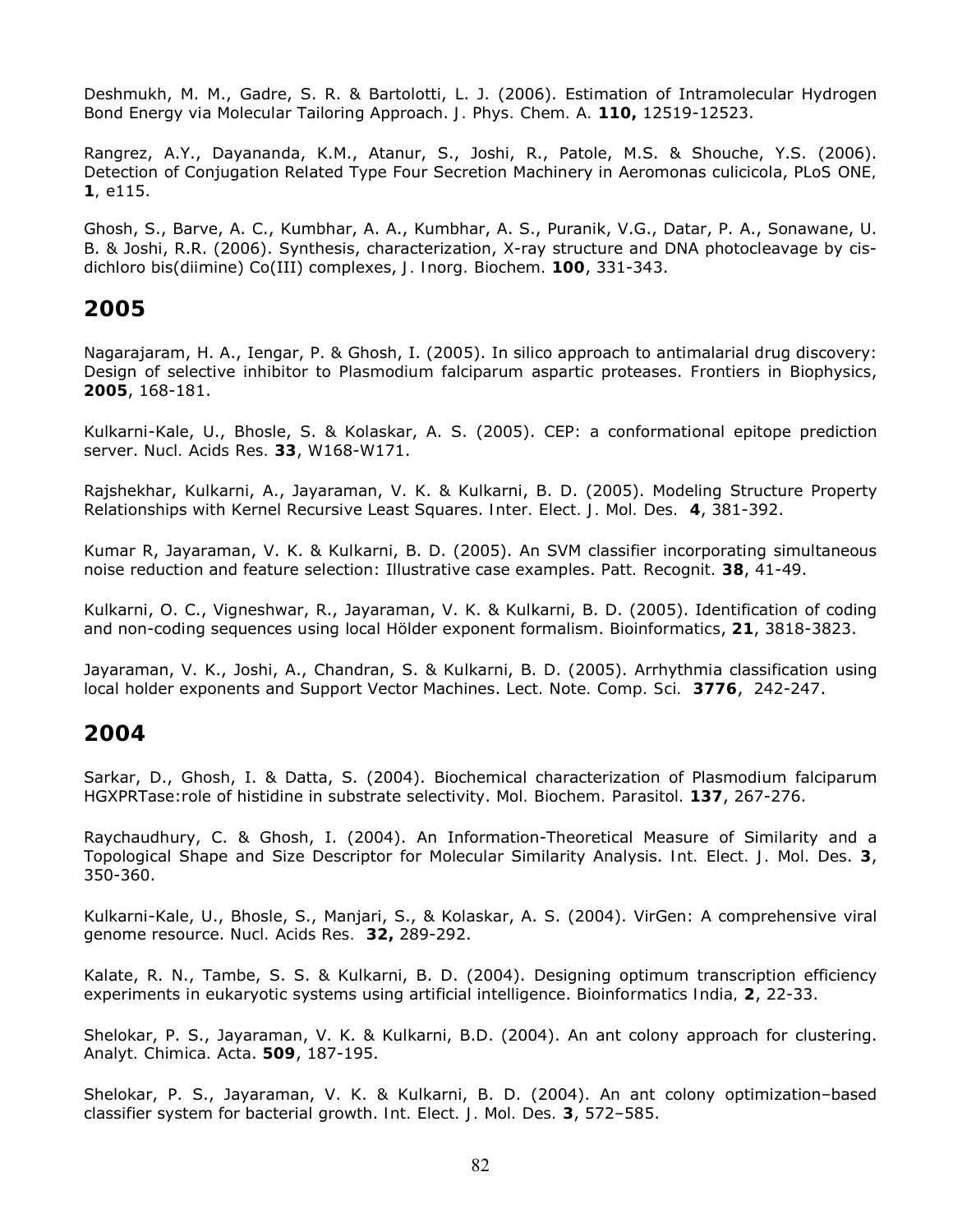Deshmukh, M. M., Gadre, S. R. & Bartolotti, L. J. (2006). Estimation of Intramolecular Hydrogen Bond Energy via Molecular Tailoring Approach. J. Phys. Chem. A. **110,** 12519-12523.

Rangrez, A.Y., Dayananda, K.M., Atanur, S., Joshi, R., Patole, M.S. & Shouche, Y.S. (2006). Detection of Conjugation Related Type Four Secretion Machinery in Aeromonas culicicola, PLoS ONE, **1**, e115.

Ghosh, S., Barve, A. C., Kumbhar, A. A., Kumbhar, A. S., Puranik, V.G., Datar, P. A., Sonawane, U. B. & Joshi, R.R. (2006). Synthesis, characterization, X-ray structure and DNA photocleavage by cis-dichloro bis(diimine) Co(III) complexes, J. Inorg. Biochem. **100**, 331-343.

## 2005

Nagarajaram, H. A., Iengar, P. & Ghosh, I. (2005). In silico approach to antimalarial drug discovery: Design of selective inhibitor to Plasmodium falciparum aspartic proteases. Frontiers in Biophysics, **2005**, 168-181.

Kulkarni-Kale, U., Bhosle, S. & Kolaskar, A. S. (2005). CEP: a conformational epitope prediction server. Nucl. Acids Res. **33**, W168-W171.

Rajshekhar, Kulkarni, A., Jayaraman, V. K. & Kulkarni, B. D. (2005). Modeling Structure Property Relationships with Kernel Recursive Least Squares. Inter. Elect. J. Mol. Des. **4**, 381-392.

Kumar R, Jayaraman, V. K. & Kulkarni, B. D. (2005). An SVM classifier incorporating simultaneous noise reduction and feature selection: Illustrative case examples. Patt. Recognit. **38**, 41-49.

Kulkarni, O. C., Vigneshwar, R., Jayaraman, V. K. & Kulkarni, B. D. (2005). Identification of coding and non-coding sequences using local Hölder exponent formalism. Bioinformatics, **21**, 3818-3823.

Jayaraman, V. K., Joshi, A., Chandran, S. & Kulkarni, B. D. (2005). Arrhythmia classification using local holder exponents and Support Vector Machines. Lect. Note. Comp. Sci. **3776**, 242-247.

## 2004

Sarkar, D., Ghosh, I. & Datta, S. (2004). Biochemical characterization of Plasmodium falciparum HGXPRTase:role of histidine in substrate selectivity. Mol. Biochem. Parasitol. **137**, 267-276.

Raychaudhury, C. & Ghosh, I. (2004). An Information-Theoretical Measure of Similarity and a Topological Shape and Size Descriptor for Molecular Similarity Analysis. Int. Elect. J. Mol. Des. **3**, 350-360.

Kulkarni-Kale, U., Bhosle, S., Manjari, S., & Kolaskar, A. S. (2004). VirGen: A comprehensive viral genome resource. Nucl. Acids Res. **32,** 289-292.

Kalate, R. N., Tambe, S. S. & Kulkarni, B. D. (2004). Designing optimum transcription efficiency experiments in eukaryotic systems using artificial intelligence. Bioinformatics India, **2**, 22-33.

Shelokar, P. S., Jayaraman, V. K. & Kulkarni, B.D. (2004). An ant colony approach for clustering. Analyt. Chimica. Acta. **509**, 187-195.

Shelokar, P. S., Jayaraman, V. K. & Kulkarni, B. D. (2004). An ant colony optimization–based classifier system for bacterial growth. Int. Elect. J. Mol. Des. **3**, 572–585.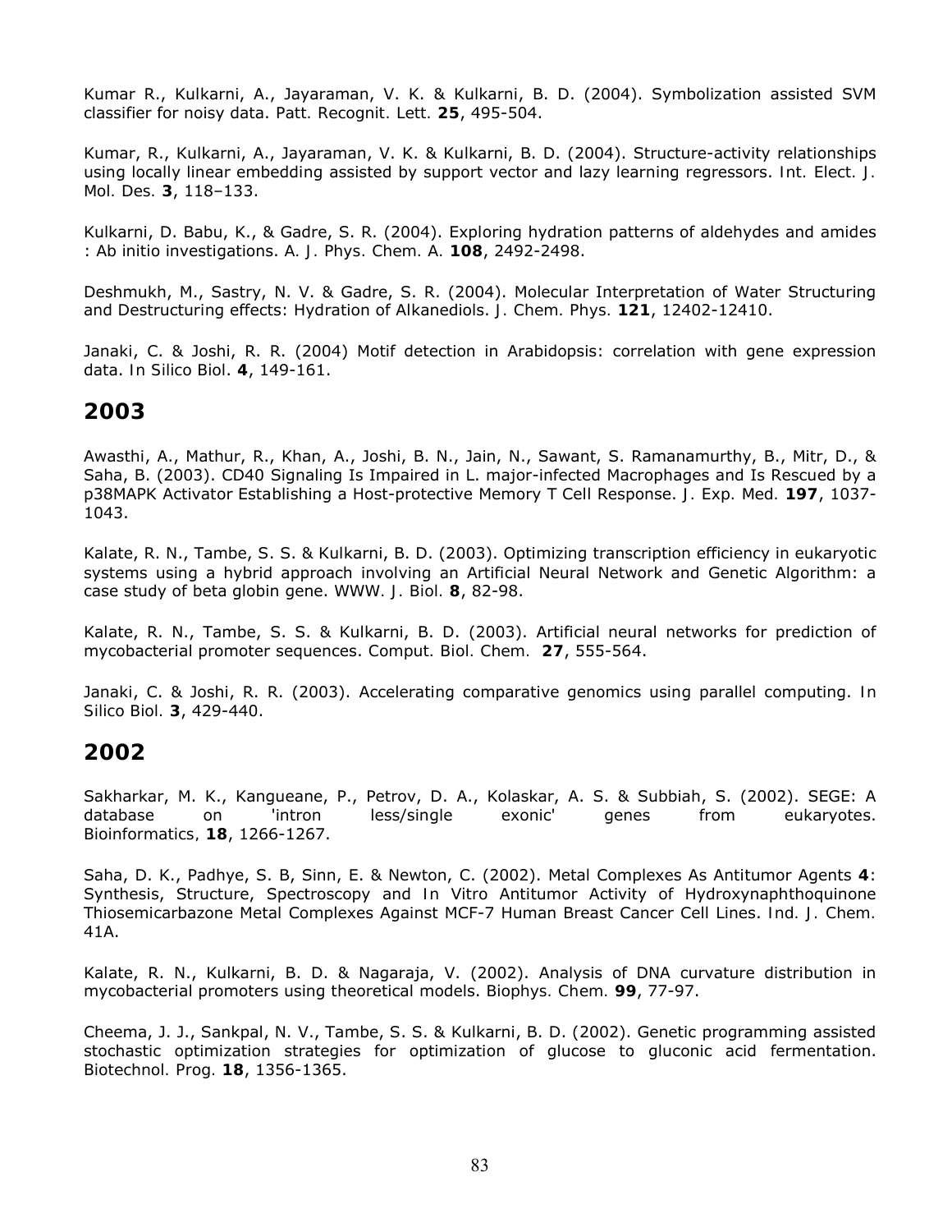Kumar R., Kulkarni, A., Jayaraman, V. K. & Kulkarni, B. D. (2004). Symbolization assisted SVM classifier for noisy data. Patt. Recognit. Lett. **25**, 495-504.

Kumar, R., Kulkarni, A., Jayaraman, V. K. & Kulkarni, B. D. (2004). Structure-activity relationships using locally linear embedding assisted by support vector and lazy learning regressors. Int. Elect. J. Mol. Des. **3**, 118–133.

Kulkarni, D. Babu, K., & Gadre, S. R. (2004). Exploring hydration patterns of aldehydes and amides : Ab initio investigations. A. J. Phys. Chem. A. **108**, 2492-2498.

Deshmukh, M., Sastry, N. V. & Gadre, S. R. (2004). Molecular Interpretation of Water Structuring and Destructuring effects: Hydration of Alkanediols. J. Chem. Phys. **121**, 12402-12410.

Janaki, C. & Joshi, R. R. (2004) Motif detection in Arabidopsis: correlation with gene expression data. In Silico Biol. **4**, 149-161.

## 2003

Awasthi, A., Mathur, R., Khan, A., Joshi, B. N., Jain, N., Sawant, S. Ramanamurthy, B., Mitr, D., & Saha, B. (2003). CD40 Signaling Is Impaired in L. major-infected Macrophages and Is Rescued by a p38MAPK Activator Establishing a Host-protective Memory T Cell Response. J. Exp. Med. **197**, 1037-1043.

Kalate, R. N., Tambe, S. S. & Kulkarni, B. D. (2003). Optimizing transcription efficiency in eukaryotic systems using a hybrid approach involving an Artificial Neural Network and Genetic Algorithm: a case study of beta globin gene. WWW. J. Biol. **8**, 82-98.

Kalate, R. N., Tambe, S. S. & Kulkarni, B. D. (2003). Artificial neural networks for prediction of mycobacterial promoter sequences. Comput. Biol. Chem. **27**, 555-564.

Janaki, C. & Joshi, R. R. (2003). Accelerating comparative genomics using parallel computing. In Silico Biol. **3**, 429-440.

## 2002

Sakharkar, M. K., Kangueane, P., Petrov, D. A., Kolaskar, A. S. & Subbiah, S. (2002). SEGE: A database on 'intron less/single exonic' genes from eukaryotes. Bioinformatics, **18**, 1266-1267.

Saha, D. K., Padhye, S. B, Sinn, E. & Newton, C. (2002). Metal Complexes As Antitumor Agents **4**: Synthesis, Structure, Spectroscopy and In Vitro Antitumor Activity of Hydroxynaphthoquinone Thiosemicarbazone Metal Complexes Against MCF-7 Human Breast Cancer Cell Lines. Ind. J. Chem. 41A.

Kalate, R. N., Kulkarni, B. D. & Nagaraja, V. (2002). Analysis of DNA curvature distribution in mycobacterial promoters using theoretical models. Biophys. Chem. **99**, 77-97.

Cheema, J. J., Sankpal, N. V., Tambe, S. S. & Kulkarni, B. D. (2002). Genetic programming assisted stochastic optimization strategies for optimization of glucose to gluconic acid fermentation. Biotechnol. Prog. **18**, 1356-1365.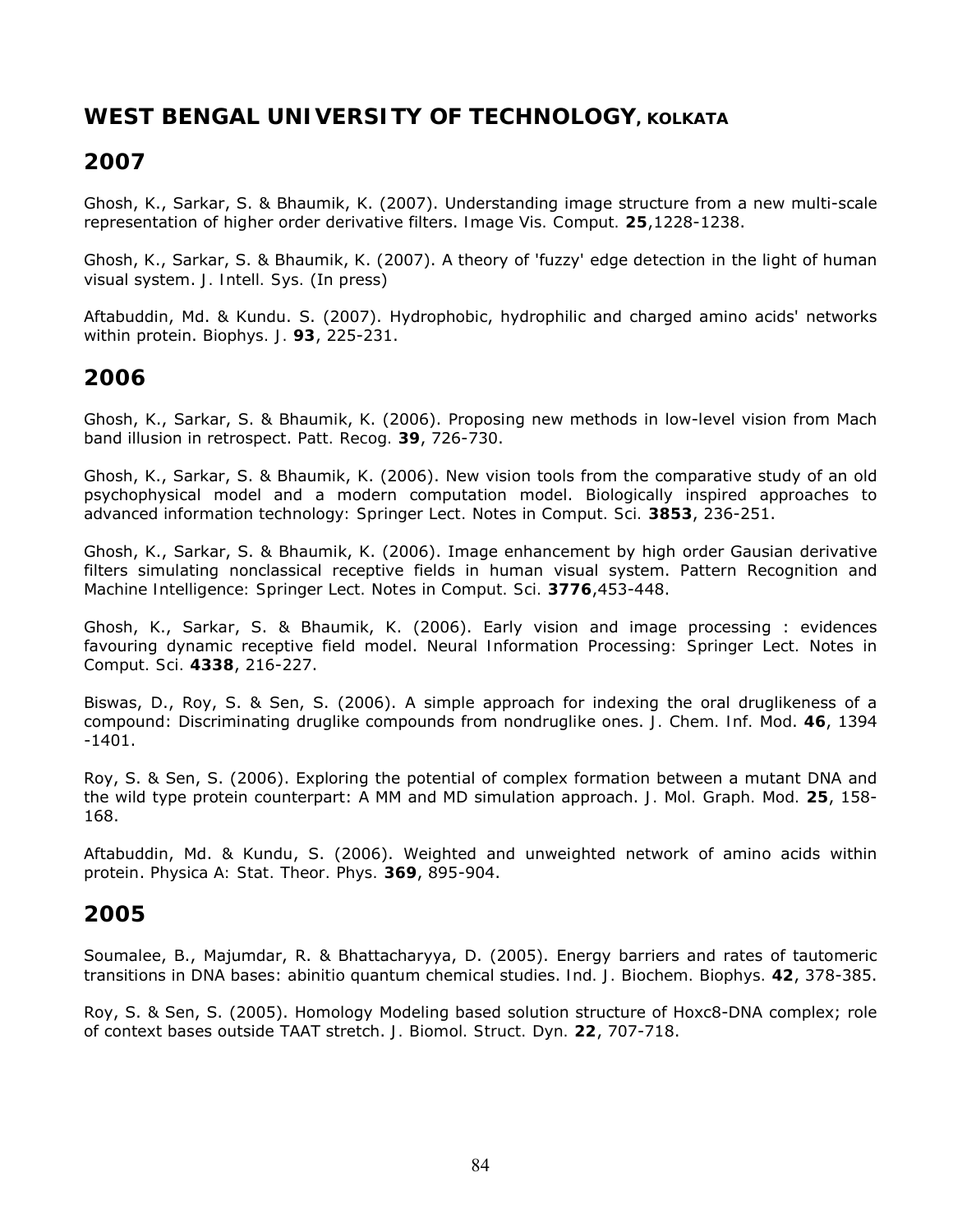## WEST BENGAL UNIVERSITY OF TECHNOLOGY, KOLKATA

## 2007

Ghosh, K., Sarkar, S. & Bhaumik, K. (2007). Understanding image structure from a new multi-scale representation of higher order derivative filters. *Image Vis. Comput.* **25**,1228-1238.

Ghosh, K., Sarkar, S. & Bhaumik, K. (2007). A theory of 'fuzzy' edge detection in the light of human visual system. *J. Intell. Sys.* (In press)

Aftabuddin, Md. & Kundu. S. (2007). Hydrophobic, hydrophilic and charged amino acids' networks within protein. *Biophys. J.* **93**, 225-231.

## 2006

Ghosh, K., Sarkar, S. & Bhaumik, K. (2006). Proposing new methods in low-level vision from Mach band illusion in retrospect. *Patt. Recog.* **39**, 726-730.

Ghosh, K., Sarkar, S. & Bhaumik, K. (2006). New vision tools from the comparative study of an old psychophysical model and a modern computation model. Biologically inspired approaches to advanced information technology: *Springer Lect. Notes in Comput. Sci.* **3853**, 236-251.

Ghosh, K., Sarkar, S. & Bhaumik, K. (2006). Image enhancement by high order Gausian derivative filters simulating nonclassical receptive fields in human visual system. Pattern Recognition and Machine Intelligence: *Springer Lect. Notes in Comput. Sci.* **3776**,453-448.

Ghosh, K., Sarkar, S. & Bhaumik, K. (2006). Early vision and image processing : evidences favouring dynamic receptive field model. Neural Information Processing: *Springer Lect. Notes in Comput. Sci.* **4338**, 216-227.

Biswas, D., Roy, S. & Sen, S. (2006). A simple approach for indexing the oral druglikeness of a compound: Discriminating druglike compounds from nondruglike ones. *J. Chem. Inf. Mod.* **46**, 1394 -1401.

Roy, S. & Sen, S. (2006). Exploring the potential of complex formation between a mutant DNA and the wild type protein counterpart: A MM and MD simulation approach. *J. Mol. Graph. Mod.* **25**, 158-168.

Aftabuddin, Md. & Kundu, S. (2006). Weighted and unweighted network of amino acids within protein. *Physica A: Stat. Theor. Phys.* **369**, 895-904.

## 2005

Soumalee, B., Majumdar, R. & Bhattacharyya, D. (2005). Energy barriers and rates of tautomeric transitions in DNA bases: abinitio quantum chemical studies. *Ind. J. Biochem. Biophys.* **42**, 378-385.

Roy, S. & Sen, S. (2005). Homology Modeling based solution structure of Hoxc8-DNA complex; role of context bases outside TAAT stretch. *J. Biomol. Struct. Dyn.* **22**, 707-718.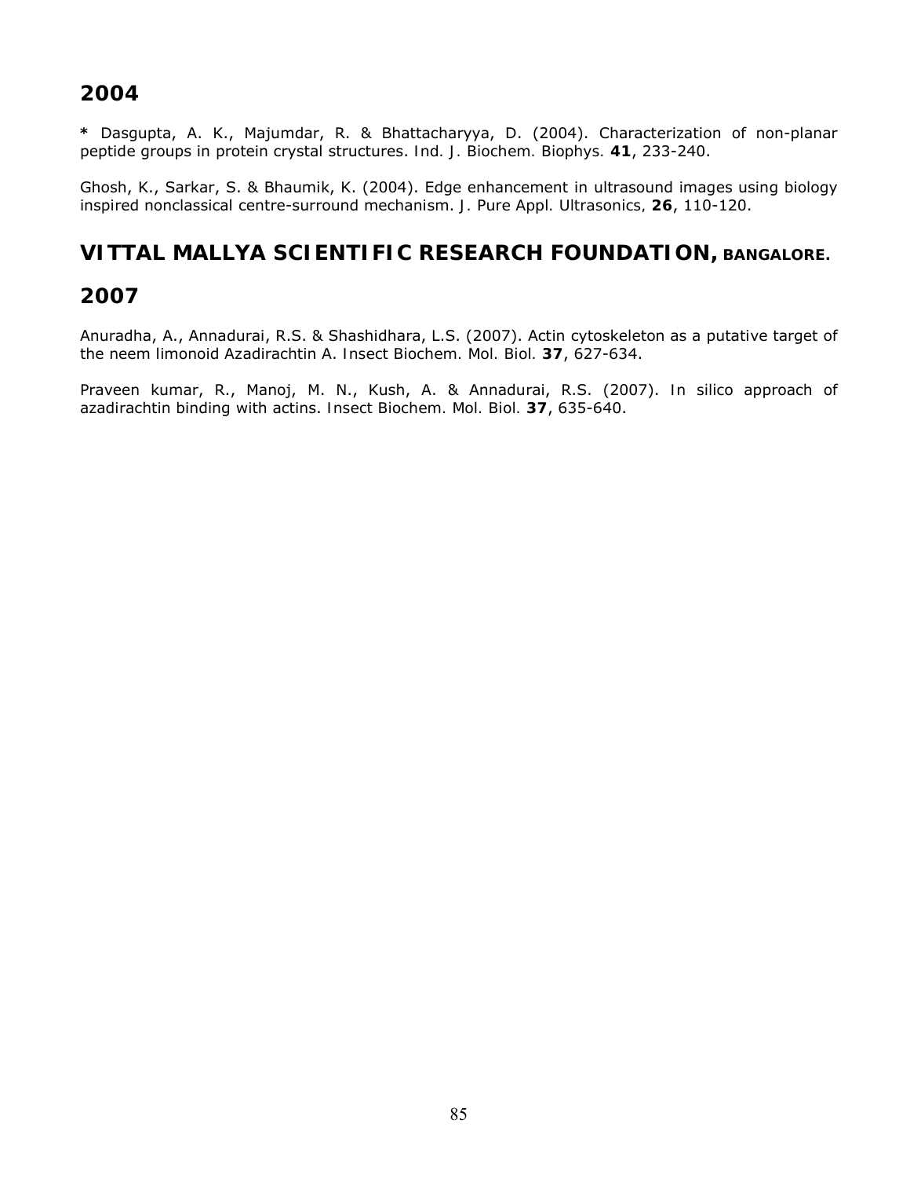## 2004

**\*** Dasgupta, A. K., Majumdar, R. & Bhattacharyya, D. (2004). Characterization of non-planar peptide groups in protein crystal structures. Ind. J. Biochem. Biophys. **41**, 233-240.

Ghosh, K., Sarkar, S. & Bhaumik, K. (2004). Edge enhancement in ultrasound images using biology inspired nonclassical centre-surround mechanism. J. Pure Appl. Ultrasonics, **26**, 110-120.

# VITTAL MALLYA SCIENTIFIC RESEARCH FOUNDATION, BANGALORE.

## 2007

Anuradha, A., Annadurai, R.S. & Shashidhara, L.S. (2007). Actin cytoskeleton as a putative target of the neem limonoid Azadirachtin A. Insect Biochem. Mol. Biol. **37**, 627-634.

Praveen kumar, R., Manoj, M. N., Kush, A. & Annadurai, R.S. (2007). In silico approach of azadirachtin binding with actins. Insect Biochem. Mol. Biol. **37**, 635-640.